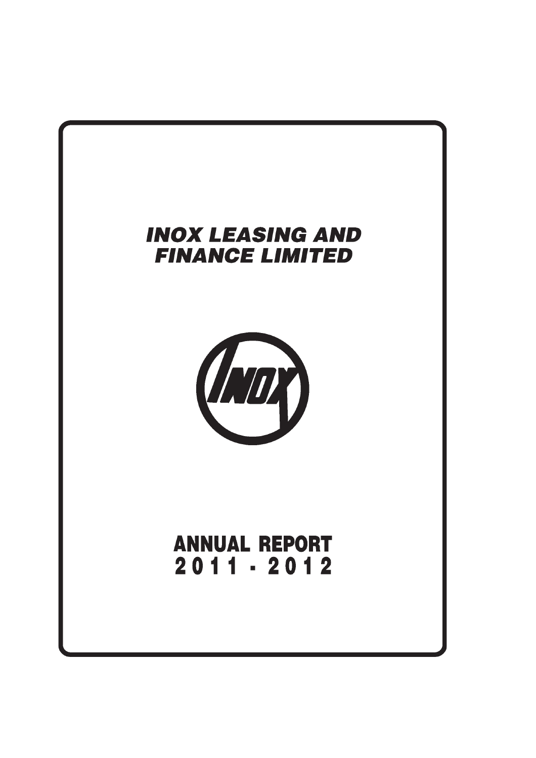# INOX LEASING AND FINANCE LIMITED

INOX

# ANNUAL REPORT
# 2011 - 2012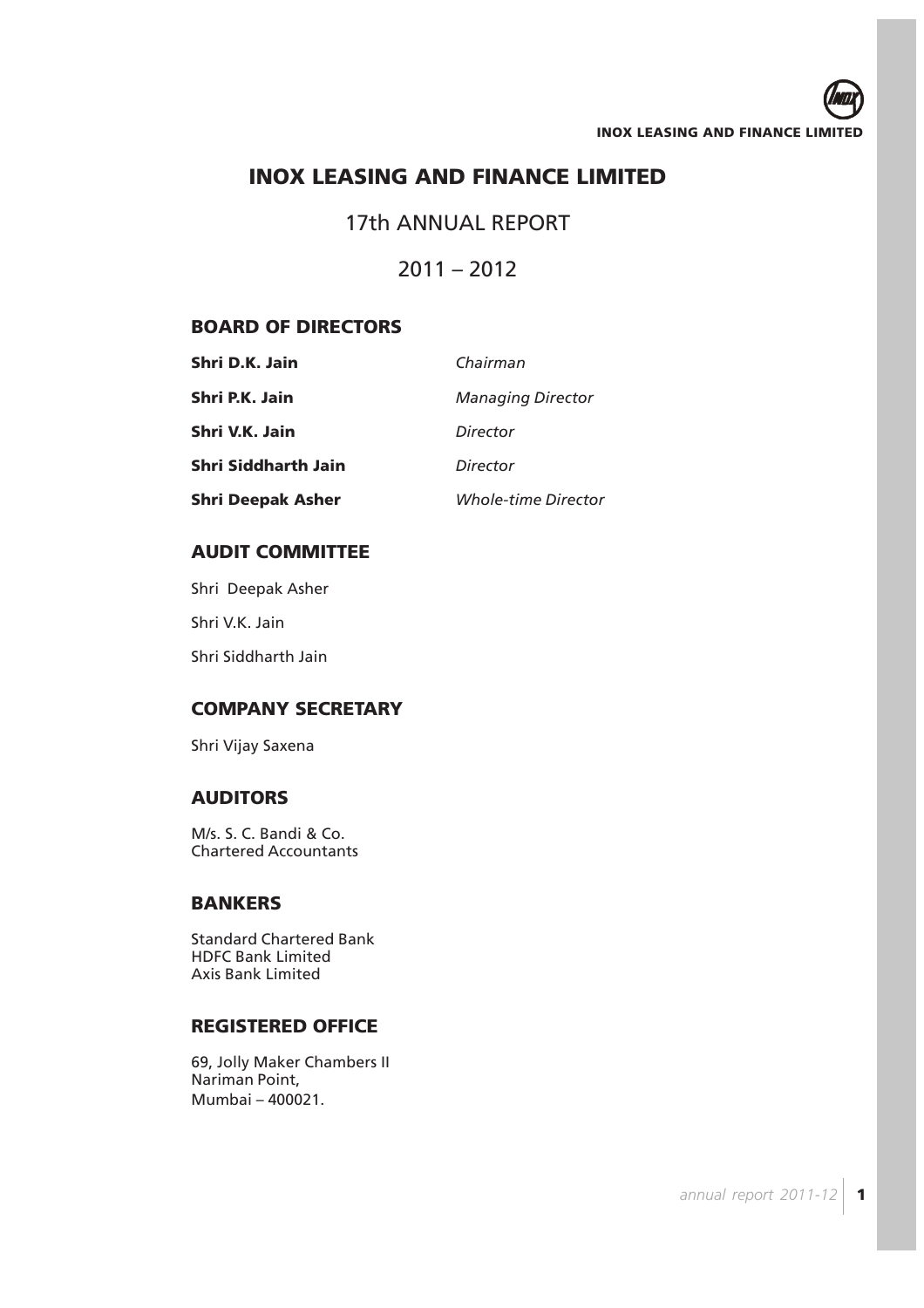# INOX LEASING AND FINANCE LIMITED

17th ANNUAL REPORT

2011 – 2012

## BOARD OF DIRECTORS

| | |
|---|---|
| **Shri D.K. Jain** | *Chairman* |
| **Shri P.K. Jain** | *Managing Director* |
| **Shri V.K. Jain** | *Director* |
| **Shri Siddharth Jain** | *Director* |
| **Shri Deepak Asher** | *Whole-time Director* |

## AUDIT COMMITTEE

Shri Deepak Asher

Shri V.K. Jain

Shri Siddharth Jain

## COMPANY SECRETARY

Shri Vijay Saxena

## AUDITORS

M/s. S. C. Bandi & Co.
Chartered Accountants

## BANKERS

Standard Chartered Bank
HDFC Bank Limited
Axis Bank Limited

## REGISTERED OFFICE

69, Jolly Maker Chambers II
Nariman Point,
Mumbai – 400021.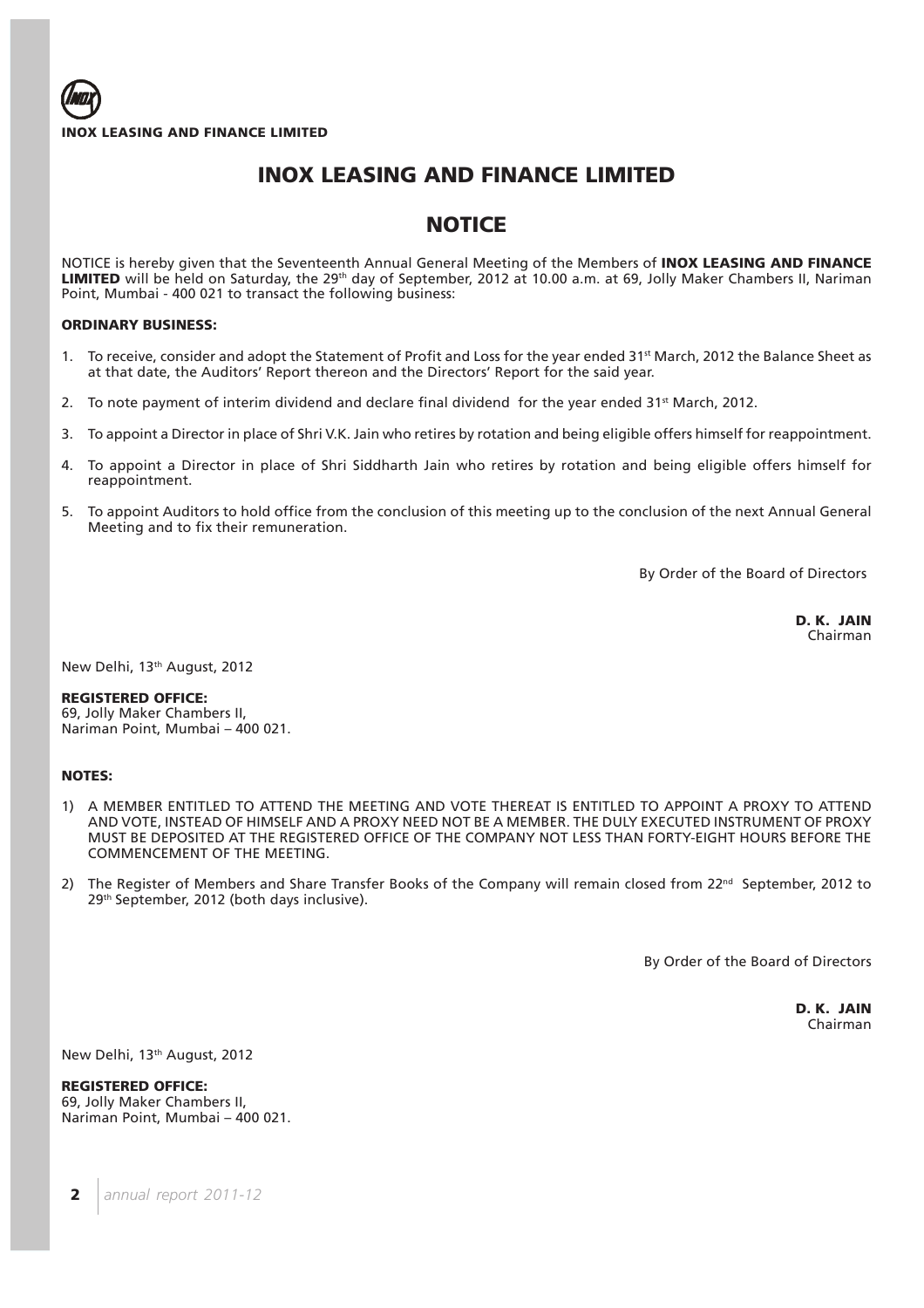# INOX LEASING AND FINANCE LIMITED

## NOTICE

NOTICE is hereby given that the Seventeenth Annual General Meeting of the Members of **INOX LEASING AND FINANCE LIMITED** will be held on Saturday, the 29th day of September, 2012 at 10.00 a.m. at 69, Jolly Maker Chambers II, Nariman Point, Mumbai - 400 021 to transact the following business:

### ORDINARY BUSINESS:

1. To receive, consider and adopt the Statement of Profit and Loss for the year ended 31st March, 2012 the Balance Sheet as at that date, the Auditors' Report thereon and the Directors' Report for the said year.
2. To note payment of interim dividend and declare final dividend for the year ended 31st March, 2012.
3. To appoint a Director in place of Shri V.K. Jain who retires by rotation and being eligible offers himself for reappointment.
4. To appoint a Director in place of Shri Siddharth Jain who retires by rotation and being eligible offers himself for reappointment.
5. To appoint Auditors to hold office from the conclusion of this meeting up to the conclusion of the next Annual General Meeting and to fix their remuneration.

By Order of the Board of Directors

**D. K. JAIN**
Chairman

New Delhi, 13th August, 2012

**REGISTERED OFFICE:**
69, Jolly Maker Chambers II,
Nariman Point, Mumbai – 400 021.

### NOTES:

1) A MEMBER ENTITLED TO ATTEND THE MEETING AND VOTE THEREAT IS ENTITLED TO APPOINT A PROXY TO ATTEND AND VOTE, INSTEAD OF HIMSELF AND A PROXY NEED NOT BE A MEMBER. THE DULY EXECUTED INSTRUMENT OF PROXY MUST BE DEPOSITED AT THE REGISTERED OFFICE OF THE COMPANY NOT LESS THAN FORTY-EIGHT HOURS BEFORE THE COMMENCEMENT OF THE MEETING.
2) The Register of Members and Share Transfer Books of the Company will remain closed from 22nd September, 2012 to 29th September, 2012 (both days inclusive).

By Order of the Board of Directors

**D. K. JAIN**
Chairman

New Delhi, 13th August, 2012

**REGISTERED OFFICE:**
69, Jolly Maker Chambers II,
Nariman Point, Mumbai – 400 021.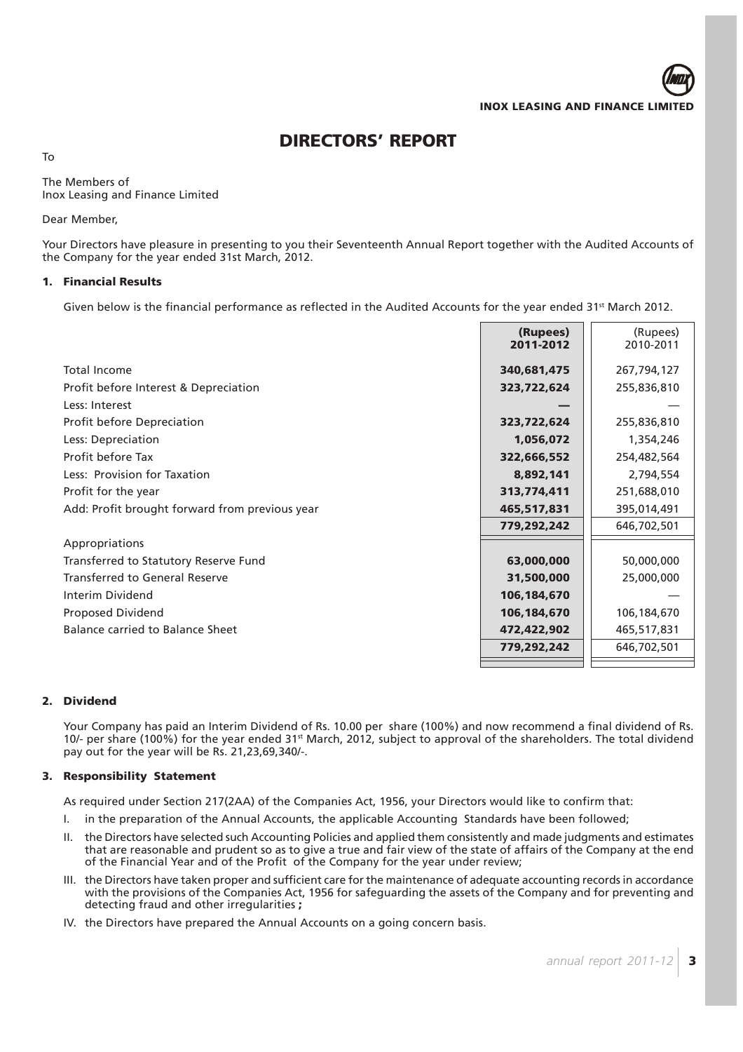# DIRECTORS' REPORT

To

The Members of
Inox Leasing and Finance Limited

Dear Member,

Your Directors have pleasure in presenting to you their Seventeenth Annual Report together with the Audited Accounts of the Company for the year ended 31st March, 2012.

## 1. Financial Results

Given below is the financial performance as reflected in the Audited Accounts for the year ended 31st March 2012.

| | **(Rupees) 2011-2012** | (Rupees) 2010-2011 |
|---|---|---|
| Total Income | **340,681,475** | 267,794,127 |
| Profit before Interest & Depreciation | **323,722,624** | 255,836,810 |
| Less: Interest | **—** | — |
| Profit before Depreciation | **323,722,624** | 255,836,810 |
| Less: Depreciation | **1,056,072** | 1,354,246 |
| Profit before Tax | **322,666,552** | 254,482,564 |
| Less: Provision for Taxation | **8,892,141** | 2,794,554 |
| Profit for the year | **313,774,411** | 251,688,010 |
| Add: Profit brought forward from previous year | **465,517,831** | 395,014,491 |
| | **779,292,242** | 646,702,501 |
| Appropriations | | |
| Transferred to Statutory Reserve Fund | **63,000,000** | 50,000,000 |
| Transferred to General Reserve | **31,500,000** | 25,000,000 |
| Interim Dividend | **106,184,670** | — |
| Proposed Dividend | **106,184,670** | 106,184,670 |
| Balance carried to Balance Sheet | **472,422,902** | 465,517,831 |
| | **779,292,242** | 646,702,501 |

## 2. Dividend

Your Company has paid an Interim Dividend of Rs. 10.00 per share (100%) and now recommend a final dividend of Rs. 10/- per share (100%) for the year ended 31st March, 2012, subject to approval of the shareholders. The total dividend pay out for the year will be Rs. 21,23,69,340/-.

## 3. Responsibility Statement

As required under Section 217(2AA) of the Companies Act, 1956, your Directors would like to confirm that:

I. in the preparation of the Annual Accounts, the applicable Accounting Standards have been followed;

II. the Directors have selected such Accounting Policies and applied them consistently and made judgments and estimates that are reasonable and prudent so as to give a true and fair view of the state of affairs of the Company at the end of the Financial Year and of the Profit of the Company for the year under review;

III. the Directors have taken proper and sufficient care for the maintenance of adequate accounting records in accordance with the provisions of the Companies Act, 1956 for safeguarding the assets of the Company and for preventing and detecting fraud and other irregularities **;**

IV. the Directors have prepared the Annual Accounts on a going concern basis.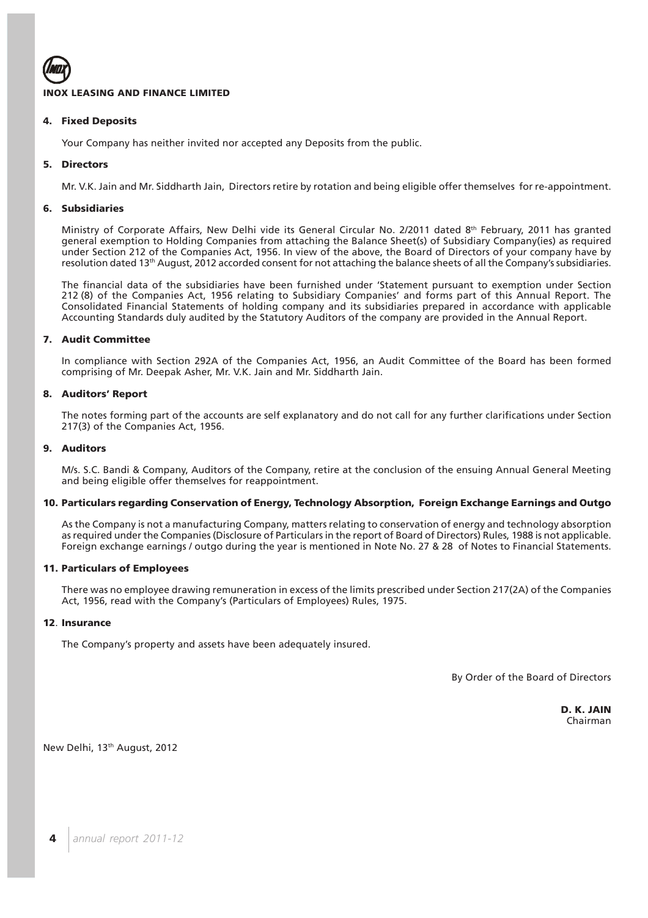### 4. Fixed Deposits

Your Company has neither invited nor accepted any Deposits from the public.

### 5. Directors

Mr. V.K. Jain and Mr. Siddharth Jain, Directors retire by rotation and being eligible offer themselves for re-appointment.

### 6. Subsidiaries

Ministry of Corporate Affairs, New Delhi vide its General Circular No. 2/2011 dated 8th February, 2011 has granted general exemption to Holding Companies from attaching the Balance Sheet(s) of Subsidiary Company(ies) as required under Section 212 of the Companies Act, 1956. In view of the above, the Board of Directors of your company have by resolution dated 13th August, 2012 accorded consent for not attaching the balance sheets of all the Company's subsidiaries.

The financial data of the subsidiaries have been furnished under 'Statement pursuant to exemption under Section 212 (8) of the Companies Act, 1956 relating to Subsidiary Companies' and forms part of this Annual Report. The Consolidated Financial Statements of holding company and its subsidiaries prepared in accordance with applicable Accounting Standards duly audited by the Statutory Auditors of the company are provided in the Annual Report.

### 7. Audit Committee

In compliance with Section 292A of the Companies Act, 1956, an Audit Committee of the Board has been formed comprising of Mr. Deepak Asher, Mr. V.K. Jain and Mr. Siddharth Jain.

### 8. Auditors' Report

The notes forming part of the accounts are self explanatory and do not call for any further clarifications under Section 217(3) of the Companies Act, 1956.

### 9. Auditors

M/s. S.C. Bandi & Company, Auditors of the Company, retire at the conclusion of the ensuing Annual General Meeting and being eligible offer themselves for reappointment.

### 10. Particulars regarding Conservation of Energy, Technology Absorption, Foreign Exchange Earnings and Outgo

As the Company is not a manufacturing Company, matters relating to conservation of energy and technology absorption as required under the Companies (Disclosure of Particulars in the report of Board of Directors) Rules, 1988 is not applicable. Foreign exchange earnings / outgo during the year is mentioned in Note No. 27 & 28 of Notes to Financial Statements.

### 11. Particulars of Employees

There was no employee drawing remuneration in excess of the limits prescribed under Section 217(2A) of the Companies Act, 1956, read with the Company's (Particulars of Employees) Rules, 1975.

### 12. Insurance

The Company's property and assets have been adequately insured.

By Order of the Board of Directors

**D. K. JAIN**
Chairman

New Delhi, 13th August, 2012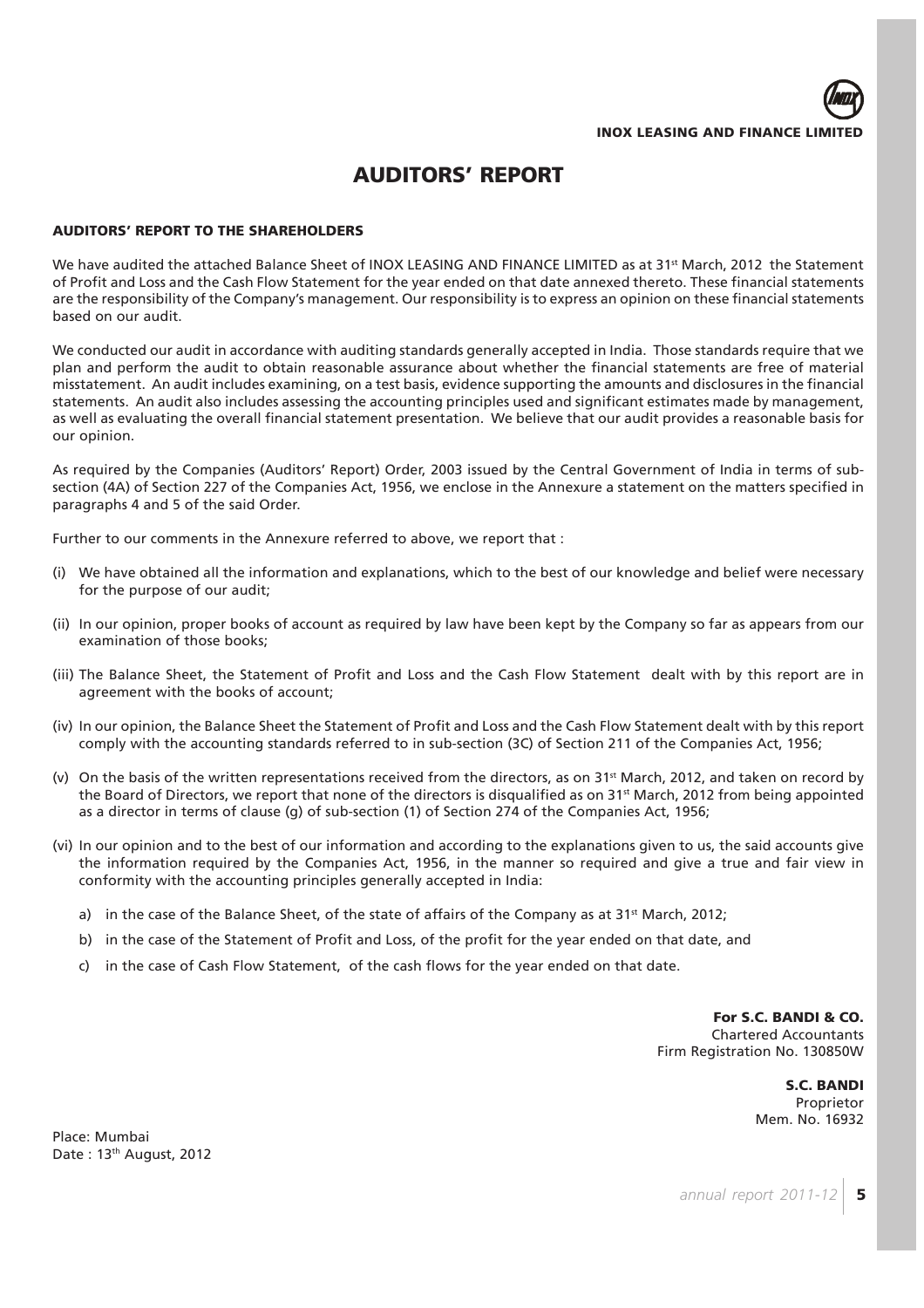# AUDITORS' REPORT

### AUDITORS' REPORT TO THE SHAREHOLDERS

We have audited the attached Balance Sheet of INOX LEASING AND FINANCE LIMITED as at 31st March, 2012 the Statement of Profit and Loss and the Cash Flow Statement for the year ended on that date annexed thereto. These financial statements are the responsibility of the Company's management. Our responsibility is to express an opinion on these financial statements based on our audit.

We conducted our audit in accordance with auditing standards generally accepted in India. Those standards require that we plan and perform the audit to obtain reasonable assurance about whether the financial statements are free of material misstatement. An audit includes examining, on a test basis, evidence supporting the amounts and disclosures in the financial statements. An audit also includes assessing the accounting principles used and significant estimates made by management, as well as evaluating the overall financial statement presentation. We believe that our audit provides a reasonable basis for our opinion.

As required by the Companies (Auditors' Report) Order, 2003 issued by the Central Government of India in terms of sub-section (4A) of Section 227 of the Companies Act, 1956, we enclose in the Annexure a statement on the matters specified in paragraphs 4 and 5 of the said Order.

Further to our comments in the Annexure referred to above, we report that :

(i) We have obtained all the information and explanations, which to the best of our knowledge and belief were necessary for the purpose of our audit;

(ii) In our opinion, proper books of account as required by law have been kept by the Company so far as appears from our examination of those books;

(iii) The Balance Sheet, the Statement of Profit and Loss and the Cash Flow Statement dealt with by this report are in agreement with the books of account;

(iv) In our opinion, the Balance Sheet the Statement of Profit and Loss and the Cash Flow Statement dealt with by this report comply with the accounting standards referred to in sub-section (3C) of Section 211 of the Companies Act, 1956;

(v) On the basis of the written representations received from the directors, as on 31st March, 2012, and taken on record by the Board of Directors, we report that none of the directors is disqualified as on 31st March, 2012 from being appointed as a director in terms of clause (g) of sub-section (1) of Section 274 of the Companies Act, 1956;

(vi) In our opinion and to the best of our information and according to the explanations given to us, the said accounts give the information required by the Companies Act, 1956, in the manner so required and give a true and fair view in conformity with the accounting principles generally accepted in India:

   a) in the case of the Balance Sheet, of the state of affairs of the Company as at 31st March, 2012;

   b) in the case of the Statement of Profit and Loss, of the profit for the year ended on that date, and

   c) in the case of Cash Flow Statement, of the cash flows for the year ended on that date.

**For S.C. BANDI & CO.**
Chartered Accountants
Firm Registration No. 130850W

**S.C. BANDI**
Proprietor
Mem. No. 16932

Place: Mumbai
Date : 13th August, 2012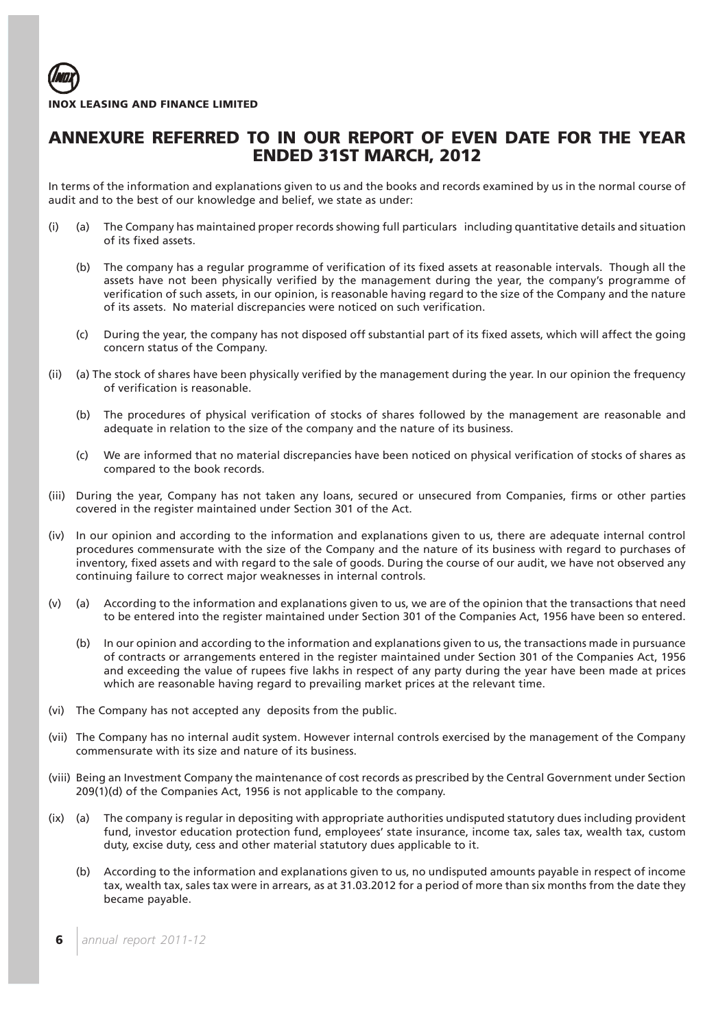# ANNEXURE REFERRED TO IN OUR REPORT OF EVEN DATE FOR THE YEAR ENDED 31ST MARCH, 2012

In terms of the information and explanations given to us and the books and records examined by us in the normal course of audit and to the best of our knowledge and belief, we state as under:

(i) (a) The Company has maintained proper records showing full particulars including quantitative details and situation of its fixed assets.

(b) The company has a regular programme of verification of its fixed assets at reasonable intervals. Though all the assets have not been physically verified by the management during the year, the company's programme of verification of such assets, in our opinion, is reasonable having regard to the size of the Company and the nature of its assets. No material discrepancies were noticed on such verification.

(c) During the year, the company has not disposed off substantial part of its fixed assets, which will affect the going concern status of the Company.

(ii) (a) The stock of shares have been physically verified by the management during the year. In our opinion the frequency of verification is reasonable.

(b) The procedures of physical verification of stocks of shares followed by the management are reasonable and adequate in relation to the size of the company and the nature of its business.

(c) We are informed that no material discrepancies have been noticed on physical verification of stocks of shares as compared to the book records.

(iii) During the year, Company has not taken any loans, secured or unsecured from Companies, firms or other parties covered in the register maintained under Section 301 of the Act.

(iv) In our opinion and according to the information and explanations given to us, there are adequate internal control procedures commensurate with the size of the Company and the nature of its business with regard to purchases of inventory, fixed assets and with regard to the sale of goods. During the course of our audit, we have not observed any continuing failure to correct major weaknesses in internal controls.

(v) (a) According to the information and explanations given to us, we are of the opinion that the transactions that need to be entered into the register maintained under Section 301 of the Companies Act, 1956 have been so entered.

(b) In our opinion and according to the information and explanations given to us, the transactions made in pursuance of contracts or arrangements entered in the register maintained under Section 301 of the Companies Act, 1956 and exceeding the value of rupees five lakhs in respect of any party during the year have been made at prices which are reasonable having regard to prevailing market prices at the relevant time.

(vi) The Company has not accepted any deposits from the public.

(vii) The Company has no internal audit system. However internal controls exercised by the management of the Company commensurate with its size and nature of its business.

(viii) Being an Investment Company the maintenance of cost records as prescribed by the Central Government under Section 209(1)(d) of the Companies Act, 1956 is not applicable to the company.

(ix) (a) The company is regular in depositing with appropriate authorities undisputed statutory dues including provident fund, investor education protection fund, employees' state insurance, income tax, sales tax, wealth tax, custom duty, excise duty, cess and other material statutory dues applicable to it.

(b) According to the information and explanations given to us, no undisputed amounts payable in respect of income tax, wealth tax, sales tax were in arrears, as at 31.03.2012 for a period of more than six months from the date they became payable.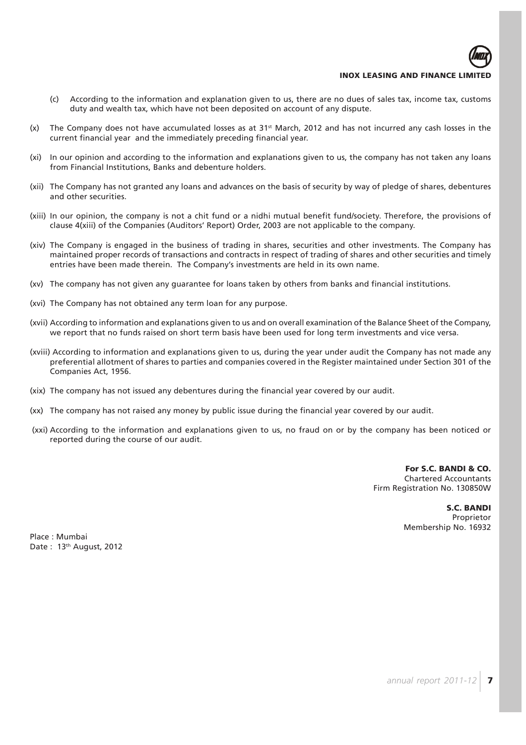(c) According to the information and explanation given to us, there are no dues of sales tax, income tax, customs duty and wealth tax, which have not been deposited on account of any dispute.

(x) The Company does not have accumulated losses as at 31st March, 2012 and has not incurred any cash losses in the current financial year and the immediately preceding financial year.

(xi) In our opinion and according to the information and explanations given to us, the company has not taken any loans from Financial Institutions, Banks and debenture holders.

(xii) The Company has not granted any loans and advances on the basis of security by way of pledge of shares, debentures and other securities.

(xiii) In our opinion, the company is not a chit fund or a nidhi mutual benefit fund/society. Therefore, the provisions of clause 4(xiii) of the Companies (Auditors' Report) Order, 2003 are not applicable to the company.

(xiv) The Company is engaged in the business of trading in shares, securities and other investments. The Company has maintained proper records of transactions and contracts in respect of trading of shares and other securities and timely entries have been made therein. The Company's investments are held in its own name.

(xv) The company has not given any guarantee for loans taken by others from banks and financial institutions.

(xvi) The Company has not obtained any term loan for any purpose.

(xvii) According to information and explanations given to us and on overall examination of the Balance Sheet of the Company, we report that no funds raised on short term basis have been used for long term investments and vice versa.

(xviii) According to information and explanations given to us, during the year under audit the Company has not made any preferential allotment of shares to parties and companies covered in the Register maintained under Section 301 of the Companies Act, 1956.

(xix) The company has not issued any debentures during the financial year covered by our audit.

(xx) The company has not raised any money by public issue during the financial year covered by our audit.

(xxi) According to the information and explanations given to us, no fraud on or by the company has been noticed or reported during the course of our audit.

**For S.C. BANDI & CO.**
Chartered Accountants
Firm Registration No. 130850W

**S.C. BANDI**
Proprietor
Membership No. 16932

Place : Mumbai
Date : 13th August, 2012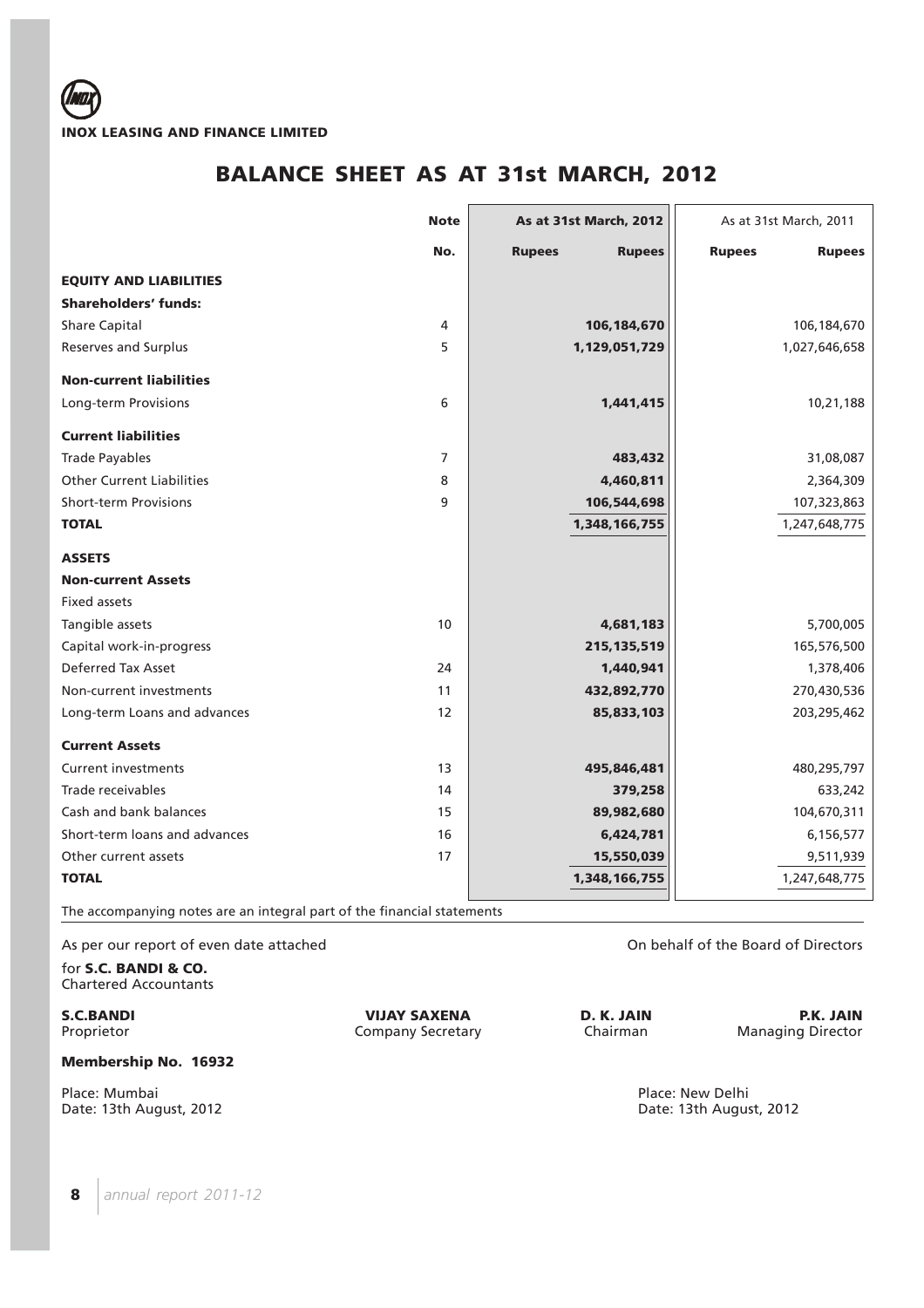**INOX LEASING AND FINANCE LIMITED**

# BALANCE SHEET AS AT 31st MARCH, 2012

| | Note | As at 31st March, 2012 | | As at 31st March, 2011 | |
|---|---|---|---|---|---|
| | No. | Rupees | Rupees | Rupees | Rupees |
| **EQUITY AND LIABILITIES** | | | | | |
| **Shareholders' funds:** | | | | | |
| Share Capital | 4 | | **106,184,670** | | 106,184,670 |
| Reserves and Surplus | 5 | | **1,129,051,729** | | 1,027,646,658 |
| **Non-current liabilities** | | | | | |
| Long-term Provisions | 6 | | **1,441,415** | | 10,21,188 |
| **Current liabilities** | | | | | |
| Trade Payables | 7 | | **483,432** | | 31,08,087 |
| Other Current Liabilities | 8 | | **4,460,811** | | 2,364,309 |
| Short-term Provisions | 9 | | **106,544,698** | | 107,323,863 |
| **TOTAL** | | | **1,348,166,755** | | 1,247,648,775 |
| **ASSETS** | | | | | |
| **Non-current Assets** | | | | | |
| Fixed assets | | | | | |
| Tangible assets | 10 | | **4,681,183** | | 5,700,005 |
| Capital work-in-progress | | | **215,135,519** | | 165,576,500 |
| Deferred Tax Asset | 24 | | **1,440,941** | | 1,378,406 |
| Non-current investments | 11 | | **432,892,770** | | 270,430,536 |
| Long-term Loans and advances | 12 | | **85,833,103** | | 203,295,462 |
| **Current Assets** | | | | | |
| Current investments | 13 | | **495,846,481** | | 480,295,797 |
| Trade receivables | 14 | | **379,258** | | 633,242 |
| Cash and bank balances | 15 | | **89,982,680** | | 104,670,311 |
| Short-term loans and advances | 16 | | **6,424,781** | | 6,156,577 |
| Other current assets | 17 | | **15,550,039** | | 9,511,939 |
| **TOTAL** | | | **1,348,166,755** | | 1,247,648,775 |

The accompanying notes are an integral part of the financial statements

As per our report of even date attached

for **S.C. BANDI & CO.**
Chartered Accountants

**S.C.BANDI**
Proprietor

**Membership No. 16932**

Place: Mumbai
Date: 13th August, 2012

On behalf of the Board of Directors

**VIJAY SAXENA**
Company Secretary

**D. K. JAIN**
Chairman

**P.K. JAIN**
Managing Director

Place: New Delhi
Date: 13th August, 2012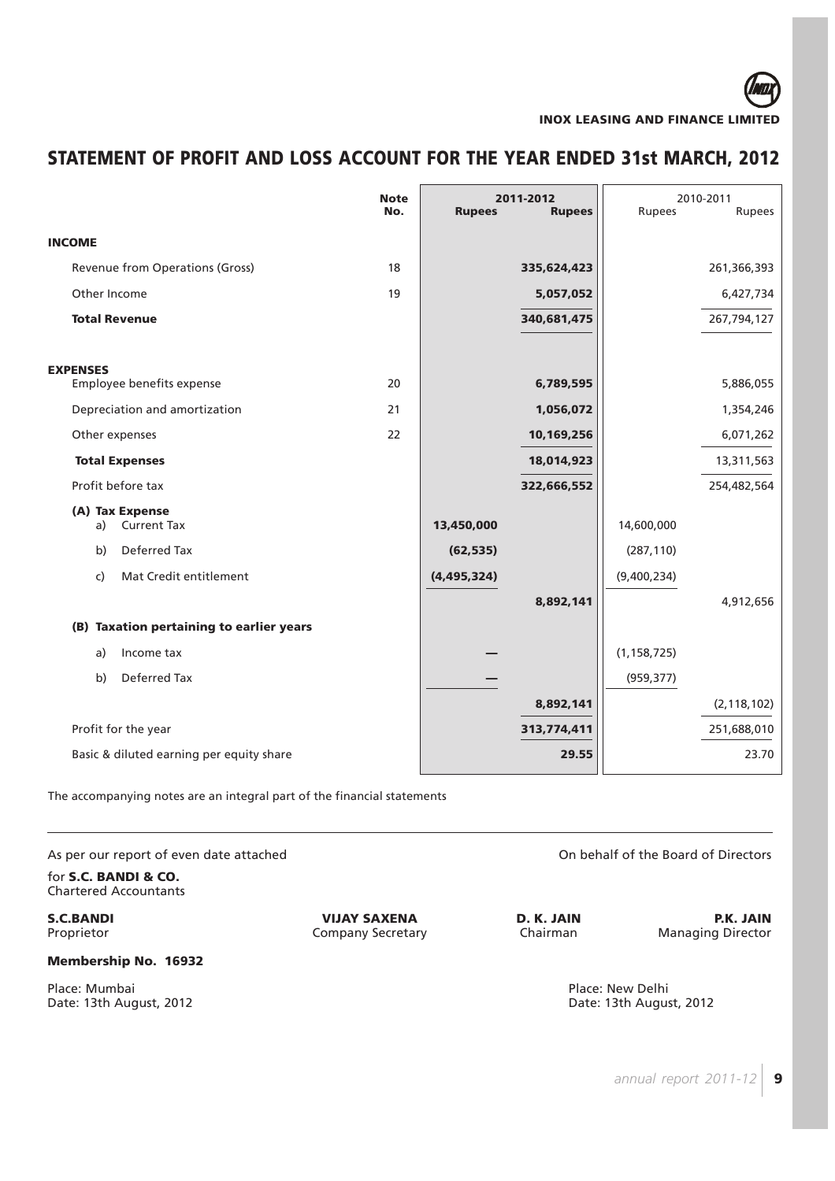**INOX LEASING AND FINANCE LIMITED**

# STATEMENT OF PROFIT AND LOSS ACCOUNT FOR THE YEAR ENDED 31st MARCH, 2012

| | Note No. | 2011-2012 Rupees | 2011-2012 Rupees | 2010-2011 Rupees | 2010-2011 Rupees |
|---|---|---|---|---|---|
| **INCOME** | | | | | |
| Revenue from Operations (Gross) | 18 | | **335,624,423** | | 261,366,393 |
| Other Income | 19 | | **5,057,052** | | 6,427,734 |
| **Total Revenue** | | | **340,681,475** | | 267,794,127 |
| **EXPENSES** | | | | | |
| Employee benefits expense | 20 | | **6,789,595** | | 5,886,055 |
| Depreciation and amortization | 21 | | **1,056,072** | | 1,354,246 |
| Other expenses | 22 | | **10,169,256** | | 6,071,262 |
| **Total Expenses** | | | **18,014,923** | | 13,311,563 |
| Profit before tax | | | **322,666,552** | | 254,482,564 |
| **(A) Tax Expense** | | | | | |
| a) Current Tax | | **13,450,000** | | 14,600,000 | |
| b) Deferred Tax | | **(62,535)** | | (287,110) | |
| c) Mat Credit entitlement | | **(4,495,324)** | | (9,400,234) | |
| | | | **8,892,141** | | 4,912,656 |
| **(B) Taxation pertaining to earlier years** | | | | | |
| a) Income tax | | **—** | | (1,158,725) | |
| b) Deferred Tax | | **—** | | (959,377) | |
| | | | **8,892,141** | | (2,118,102) |
| Profit for the year | | | **313,774,411** | | 251,688,010 |
| Basic & diluted earning per equity share | | | **29.55** | | 23.70 |

The accompanying notes are an integral part of the financial statements

As per our report of even date attached

for **S.C. BANDI & CO.**
Chartered Accountants

**S.C.BANDI**
Proprietor

**Membership No. 16932**

Place: Mumbai
Date: 13th August, 2012

On behalf of the Board of Directors

**VIJAY SAXENA**
Company Secretary

**D. K. JAIN**
Chairman

**P.K. JAIN**
Managing Director

Place: New Delhi
Date: 13th August, 2012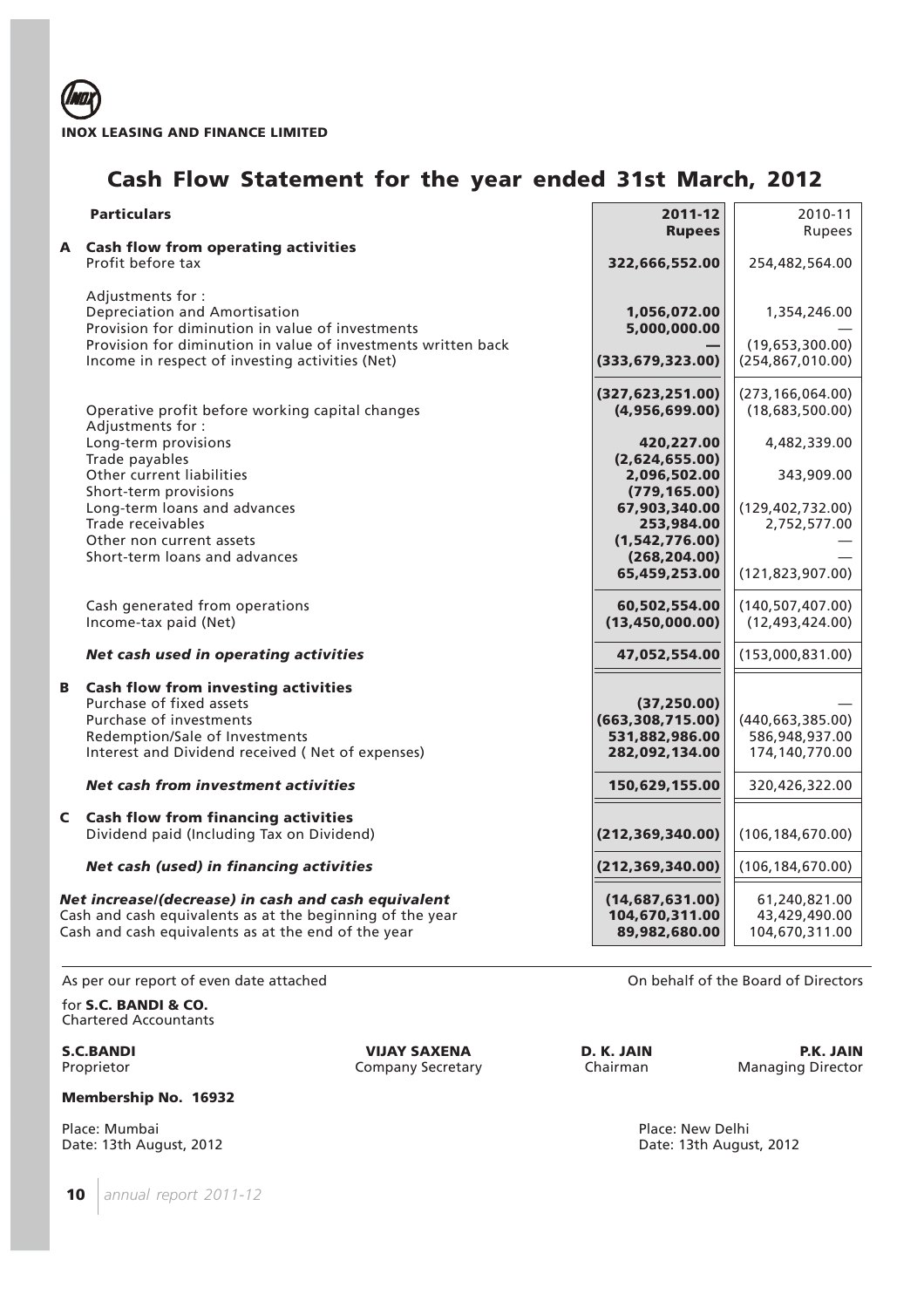INOX LEASING AND FINANCE LIMITED

# Cash Flow Statement for the year ended 31st March, 2012

| | Particulars | 2011-12 Rupees | 2010-11 Rupees |
|---|---|---|---|
| **A** | **Cash flow from operating activities** | | |
| | Profit before tax | **322,666,552.00** | 254,482,564.00 |
| | Adjustments for : | | |
| | Depreciation and Amortisation | **1,056,072.00** | 1,354,246.00 |
| | Provision for diminution in value of investments | **5,000,000.00** | — |
| | Provision for diminution in value of investments written back | **—** | (19,653,300.00) |
| | Income in respect of investing activities (Net) | **(333,679,323.00)** | (254,867,010.00) |
| | | **(327,623,251.00)** | (273,166,064.00) |
| | Operative profit before working capital changes | **(4,956,699.00)** | (18,683,500.00) |
| | Adjustments for : | | |
| | Long-term provisions | **420,227.00** | 4,482,339.00 |
| | Trade payables | **(2,624,655.00)** | |
| | Other current liabilities | **2,096,502.00** | 343,909.00 |
| | Short-term provisions | **(779,165.00)** | |
| | Long-term loans and advances | **67,903,340.00** | (129,402,732.00) |
| | Trade receivables | **253,984.00** | 2,752,577.00 |
| | Other non current assets | **(1,542,776.00)** | — |
| | Short-term loans and advances | **(268,204.00)** | — |
| | | **65,459,253.00** | (121,823,907.00) |
| | Cash generated from operations | **60,502,554.00** | (140,507,407.00) |
| | Income-tax paid (Net) | **(13,450,000.00)** | (12,493,424.00) |
| | ***Net cash used in operating activities*** | **47,052,554.00** | (153,000,831.00) |
| **B** | **Cash flow from investing activities** | | |
| | Purchase of fixed assets | **(37,250.00)** | — |
| | Purchase of investments | **(663,308,715.00)** | (440,663,385.00) |
| | Redemption/Sale of Investments | **531,882,986.00** | 586,948,937.00 |
| | Interest and Dividend received ( Net of expenses) | **282,092,134.00** | 174,140,770.00 |
| | ***Net cash from investment activities*** | **150,629,155.00** | 320,426,322.00 |
| **C** | **Cash flow from financing activities** | | |
| | Dividend paid (Including Tax on Dividend) | **(212,369,340.00)** | (106,184,670.00) |
| | ***Net cash (used) in financing activities*** | **(212,369,340.00)** | (106,184,670.00) |
| | ***Net increase/(decrease) in cash and cash equivalent*** | **(14,687,631.00)** | 61,240,821.00 |
| | Cash and cash equivalents as at the beginning of the year | **104,670,311.00** | 43,429,490.00 |
| | Cash and cash equivalents as at the end of the year | **89,982,680.00** | 104,670,311.00 |

As per our report of even date attached

for **S.C. BANDI & CO.**
Chartered Accountants

On behalf of the Board of Directors

**S.C.BANDI**
Proprietor

**Membership No. 16932**

**VIJAY SAXENA**
Company Secretary

**D. K. JAIN**
Chairman

**P.K. JAIN**
Managing Director

Place: Mumbai
Date: 13th August, 2012

Place: New Delhi
Date: 13th August, 2012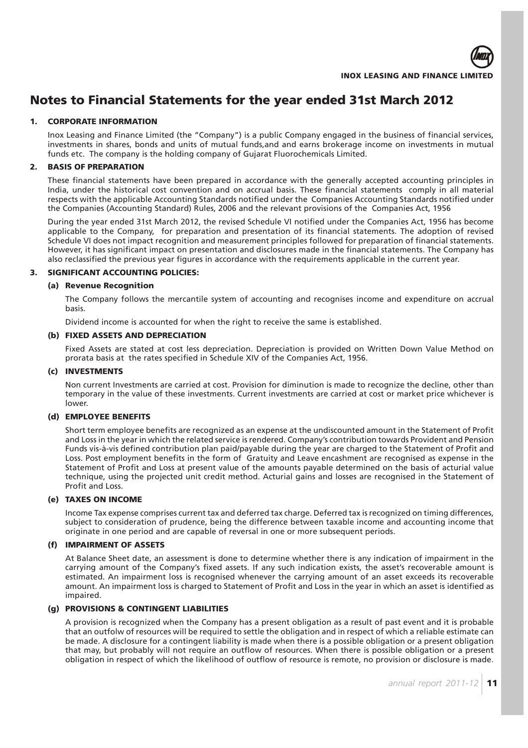# Notes to Financial Statements for the year ended 31st March 2012

## 1. CORPORATE INFORMATION

Inox Leasing and Finance Limited (the "Company") is a public Company engaged in the business of financial services, investments in shares, bonds and units of mutual funds,and and earns brokerage income on investments in mutual funds etc. The company is the holding company of Gujarat Fluorochemicals Limited.

## 2. BASIS OF PREPARATION

These financial statements have been prepared in accordance with the generally accepted accounting principles in India, under the historical cost convention and on accrual basis. These financial statements comply in all material respects with the applicable Accounting Standards notified under the Companies Accounting Standards notified under the Companies (Accounting Standard) Rules, 2006 and the relevant provisions of the Companies Act, 1956

During the year ended 31st March 2012, the revised Schedule VI notified under the Companies Act, 1956 has become applicable to the Company, for preparation and presentation of its financial statements. The adoption of revised Schedule VI does not impact recognition and measurement principles followed for preparation of financial statements. However, it has significant impact on presentation and disclosures made in the financial statements. The Company has also reclassified the previous year figures in accordance with the requirements applicable in the current year.

## 3. SIGNIFICANT ACCOUNTING POLICIES:

### (a) Revenue Recognition

The Company follows the mercantile system of accounting and recognises income and expenditure on accrual basis.

Dividend income is accounted for when the right to receive the same is established.

### (b) FIXED ASSETS AND DEPRECIATION

Fixed Assets are stated at cost less depreciation. Depreciation is provided on Written Down Value Method on prorata basis at the rates specified in Schedule XIV of the Companies Act, 1956.

### (c) INVESTMENTS

Non current Investments are carried at cost. Provision for diminution is made to recognize the decline, other than temporary in the value of these investments. Current investments are carried at cost or market price whichever is lower.

### (d) EMPLOYEE BENEFITS

Short term employee benefits are recognized as an expense at the undiscounted amount in the Statement of Profit and Loss in the year in which the related service is rendered. Company's contribution towards Provident and Pension Funds vis-à-vis defined contribution plan paid/payable during the year are charged to the Statement of Profit and Loss. Post employment benefits in the form of Gratuity and Leave encashment are recognised as expense in the Statement of Profit and Loss at present value of the amounts payable determined on the basis of acturial value technique, using the projected unit credit method. Acturial gains and losses are recognised in the Statement of Profit and Loss.

### (e) TAXES ON INCOME

Income Tax expense comprises current tax and deferred tax charge. Deferred tax is recognized on timing differences, subject to consideration of prudence, being the difference between taxable income and accounting income that originate in one period and are capable of reversal in one or more subsequent periods.

### (f) IMPAIRMENT OF ASSETS

At Balance Sheet date, an assessment is done to determine whether there is any indication of impairment in the carrying amount of the Company's fixed assets. If any such indication exists, the asset's recoverable amount is estimated. An impairment loss is recognised whenever the carrying amount of an asset exceeds its recoverable amount. An impairment loss is charged to Statement of Profit and Loss in the year in which an asset is identified as impaired.

### (g) PROVISIONS & CONTINGENT LIABILITIES

A provision is recognized when the Company has a present obligation as a result of past event and it is probable that an outfolw of resources will be required to settle the obligation and in respect of which a reliable estimate can be made. A disclosure for a contingent liability is made when there is a possible obligation or a present obligation that may, but probably will not require an outflow of resources. When there is possible obligation or a present obligation in respect of which the likelihood of outflow of resource is remote, no provision or disclosure is made.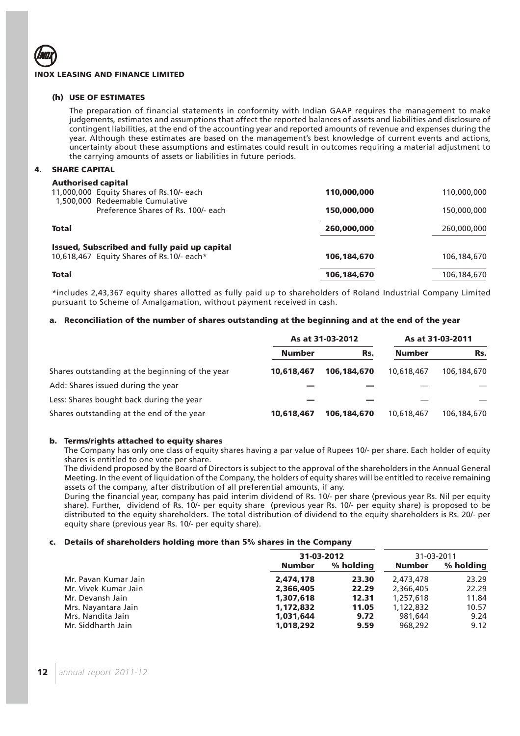### (h) USE OF ESTIMATES

The preparation of financial statements in conformity with Indian GAAP requires the management to make judgements, estimates and assumptions that affect the reported balances of assets and liabilities and disclosure of contingent liabilities, at the end of the accounting year and reported amounts of revenue and expenses during the year. Although these estimates are based on the management's best knowledge of current events and actions, uncertainty about these assumptions and estimates could result in outcomes requiring a material adjustment to the carrying amounts of assets or liabilities in future periods.

## 4. SHARE CAPITAL

| | | |
|---|---|---|
| **Authorised capital** | | |
| 11,000,000 Equity Shares of Rs.10/- each | **110,000,000** | 110,000,000 |
| 1,500,000 Redeemable Cumulative Preference Shares of Rs. 100/- each | **150,000,000** | 150,000,000 |
| **Total** | **260,000,000** | 260,000,000 |
| **Issued, Subscribed and fully paid up capital** | | |
| 10,618,467 Equity Shares of Rs.10/- each* | **106,184,670** | 106,184,670 |
| **Total** | **106,184,670** | 106,184,670 |

*includes 2,43,367 equity shares allotted as fully paid up to shareholders of Roland Industrial Company Limited pursuant to Scheme of Amalgamation, without payment received in cash.

### a. Reconciliation of the number of shares outstanding at the beginning and at the end of the year

| | As at 31-03-2012 | | As at 31-03-2011 | |
|---|---|---|---|---|
| | **Number** | **Rs.** | **Number** | **Rs.** |
| Shares outstanding at the beginning of the year | **10,618,467** | **106,184,670** | 10,618,467 | 106,184,670 |
| Add: Shares issued during the year | — | — | — | — |
| Less: Shares bought back during the year | — | — | — | — |
| Shares outstanding at the end of the year | **10,618,467** | **106,184,670** | 10,618,467 | 106,184,670 |

### b. Terms/rights attached to equity shares

The Company has only one class of equity shares having a par value of Rupees 10/- per share. Each holder of equity shares is entitled to one vote per share.

The dividend proposed by the Board of Directors is subject to the approval of the shareholders in the Annual General Meeting. In the event of liquidation of the Company, the holders of equity shares will be entitled to receive remaining assets of the company, after distribution of all preferential amounts, if any.

During the financial year, company has paid interim dividend of Rs. 10/- per share (previous year Rs. Nil per equity share). Further, dividend of Rs. 10/- per equity share (previous year Rs. 10/- per equity share) is proposed to be distributed to the equity shareholders. The total distribution of dividend to the equity shareholders is Rs. 20/- per equity share (previous year Rs. 10/- per equity share).

### c. Details of shareholders holding more than 5% shares in the Company

| | 31-03-2012 | | 31-03-2011 | |
|---|---|---|---|---|
| | **Number** | **% holding** | **Number** | **% holding** |
| Mr. Pavan Kumar Jain | **2,474,178** | **23.30** | 2,473,478 | 23.29 |
| Mr. Vivek Kumar Jain | **2,366,405** | **22.29** | 2,366,405 | 22.29 |
| Mr. Devansh Jain | **1,307,618** | **12.31** | 1,257,618 | 11.84 |
| Mrs. Nayantara Jain | **1,172,832** | **11.05** | 1,122,832 | 10.57 |
| Mrs. Nandita Jain | **1,031,644** | **9.72** | 981,644 | 9.24 |
| Mr. Siddharth Jain | **1,018,292** | **9.59** | 968,292 | 9.12 |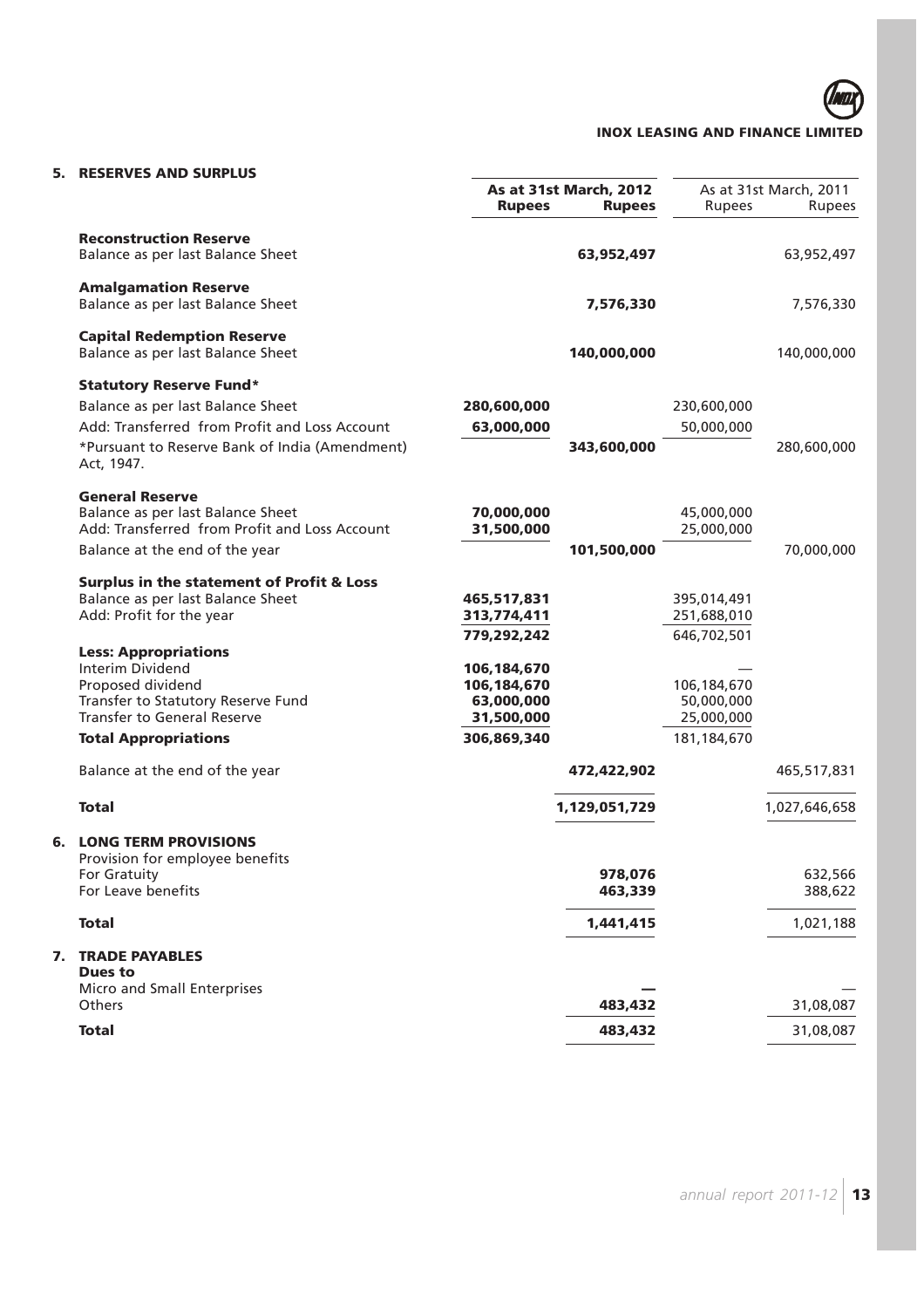## 5. RESERVES AND SURPLUS

| | As at 31st March, 2012 | | As at 31st March, 2011 | |
|---|---|---|---|---|
| | **Rupees** | **Rupees** | Rupees | Rupees |
| **Reconstruction Reserve** | | | | |
| Balance as per last Balance Sheet | | **63,952,497** | | 63,952,497 |
| **Amalgamation Reserve** | | | | |
| Balance as per last Balance Sheet | | **7,576,330** | | 7,576,330 |
| **Capital Redemption Reserve** | | | | |
| Balance as per last Balance Sheet | | **140,000,000** | | 140,000,000 |
| **Statutory Reserve Fund*** | | | | |
| Balance as per last Balance Sheet | **280,600,000** | | 230,600,000 | |
| Add: Transferred from Profit and Loss Account | **63,000,000** | | 50,000,000 | |
| *Pursuant to Reserve Bank of India (Amendment) Act, 1947. | | **343,600,000** | | 280,600,000 |
| **General Reserve** | | | | |
| Balance as per last Balance Sheet | **70,000,000** | | 45,000,000 | |
| Add: Transferred from Profit and Loss Account | **31,500,000** | | 25,000,000 | |
| Balance at the end of the year | | **101,500,000** | | 70,000,000 |
| **Surplus in the statement of Profit & Loss** | | | | |
| Balance as per last Balance Sheet | **465,517,831** | | 395,014,491 | |
| Add: Profit for the year | **313,774,411** | | 251,688,010 | |
| | **779,292,242** | | 646,702,501 | |
| **Less: Appropriations** | | | | |
| Interim Dividend | **106,184,670** | | — | |
| Proposed dividend | **106,184,670** | | 106,184,670 | |
| Transfer to Statutory Reserve Fund | **63,000,000** | | 50,000,000 | |
| Transfer to General Reserve | **31,500,000** | | 25,000,000 | |
| **Total Appropriations** | **306,869,340** | | 181,184,670 | |
| Balance at the end of the year | | **472,422,902** | | 465,517,831 |
| **Total** | | **1,129,051,729** | | 1,027,646,658 |

## 6. LONG TERM PROVISIONS

| | As at 31st March, 2012 Rupees | As at 31st March, 2011 Rupees |
|---|---|---|
| Provision for employee benefits | | |
| For Gratuity | **978,076** | 632,566 |
| For Leave benefits | **463,339** | 388,622 |
| **Total** | **1,441,415** | 1,021,188 |

## 7. TRADE PAYABLES

| | As at 31st March, 2012 Rupees | As at 31st March, 2011 Rupees |
|---|---|---|
| **Dues to** | | |
| Micro and Small Enterprises | **—** | — |
| Others | **483,432** | 31,08,087 |
| **Total** | **483,432** | 31,08,087 |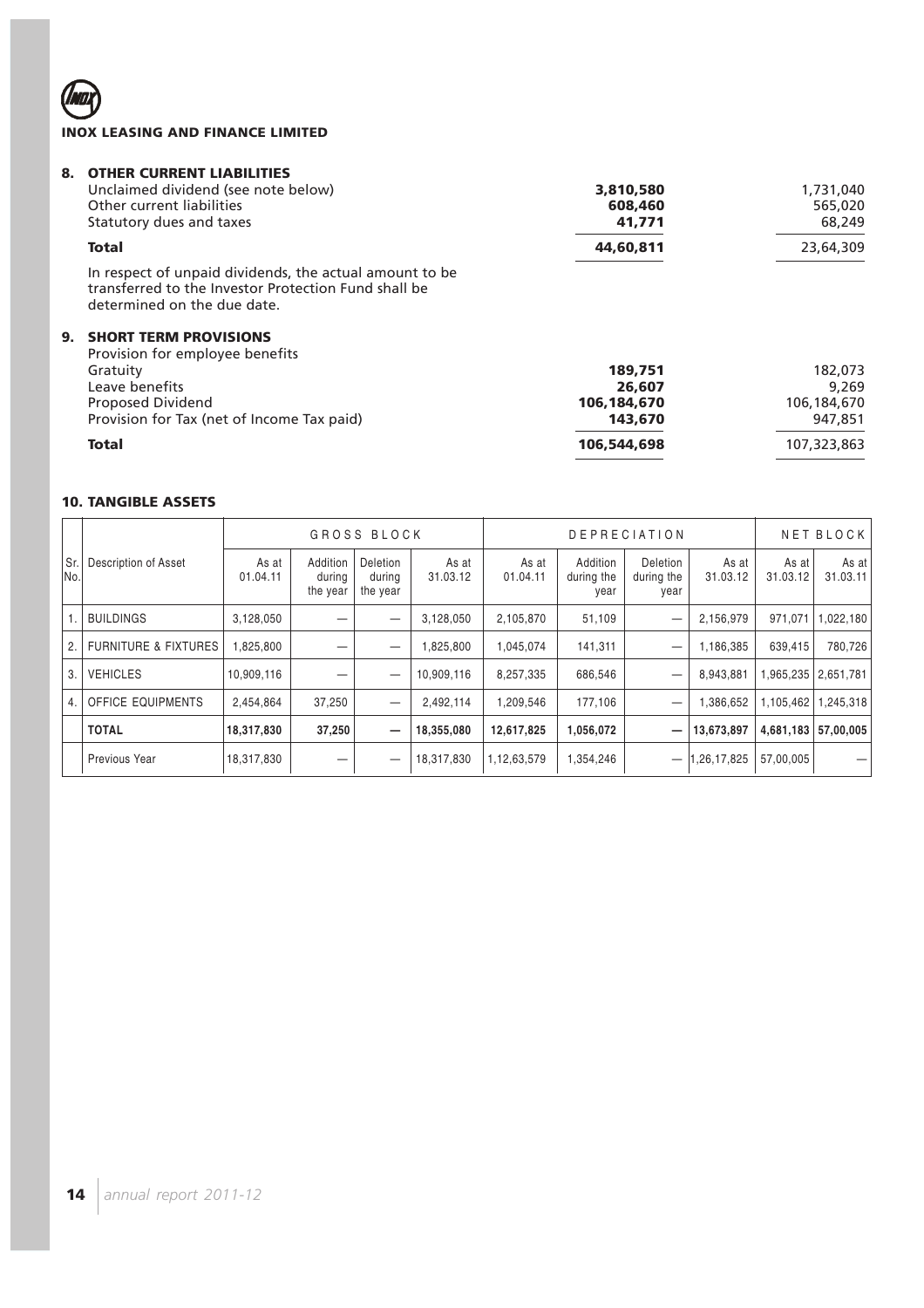**INOX LEASING AND FINANCE LIMITED**

## 8. OTHER CURRENT LIABILITIES

| | | |
|---|---|---|
| Unclaimed dividend (see note below) | **3,810,580** | 1,731,040 |
| Other current liabilities | **608,460** | 565,020 |
| Statutory dues and taxes | **41,771** | 68,249 |
| **Total** | **44,60,811** | 23,64,309 |

In respect of unpaid dividends, the actual amount to be transferred to the Investor Protection Fund shall be determined on the due date.

## 9. SHORT TERM PROVISIONS

| | | |
|---|---|---|
| Provision for employee benefits | | |
| Gratuity | **189,751** | 182,073 |
| Leave benefits | **26,607** | 9,269 |
| Proposed Dividend | **106,184,670** | 106,184,670 |
| Provision for Tax (net of Income Tax paid) | **143,670** | 947,851 |
| **Total** | **106,544,698** | 107,323,863 |

## 10. TANGIBLE ASSETS

| | | GROSS BLOCK | | | | DEPRECIATION | | | | NET BLOCK | |
|---|---|---|---|---|---|---|---|---|---|---|---|
| Sr. No. | Description of Asset | As at 01.04.11 | Addition during the year | Deletion during the year | As at 31.03.12 | As at 01.04.11 | Addition during the year | Deletion during the year | As at 31.03.12 | As at 31.03.12 | As at 31.03.11 |
| 1. | BUILDINGS | 3,128,050 | — | — | 3,128,050 | 2,105,870 | 51,109 | — | 2,156,979 | 971,071 | 1,022,180 |
| 2. | FURNITURE & FIXTURES | 1,825,800 | — | — | 1,825,800 | 1,045,074 | 141,311 | — | 1,186,385 | 639,415 | 780,726 |
| 3. | VEHICLES | 10,909,116 | — | — | 10,909,116 | 8,257,335 | 686,546 | — | 8,943,881 | 1,965,235 | 2,651,781 |
| 4. | OFFICE EQUIPMENTS | 2,454,864 | 37,250 | — | 2,492,114 | 1,209,546 | 177,106 | — | 1,386,652 | 1,105,462 | 1,245,318 |
| | **TOTAL** | **18,317,830** | **37,250** | **—** | **18,355,080** | **12,617,825** | **1,056,072** | **—** | **13,673,897** | **4,681,183** | **57,00,005** |
| | Previous Year | 18,317,830 | — | — | 18,317,830 | 1,12,63,579 | 1,354,246 | — | 1,26,17,825 | 57,00,005 | — |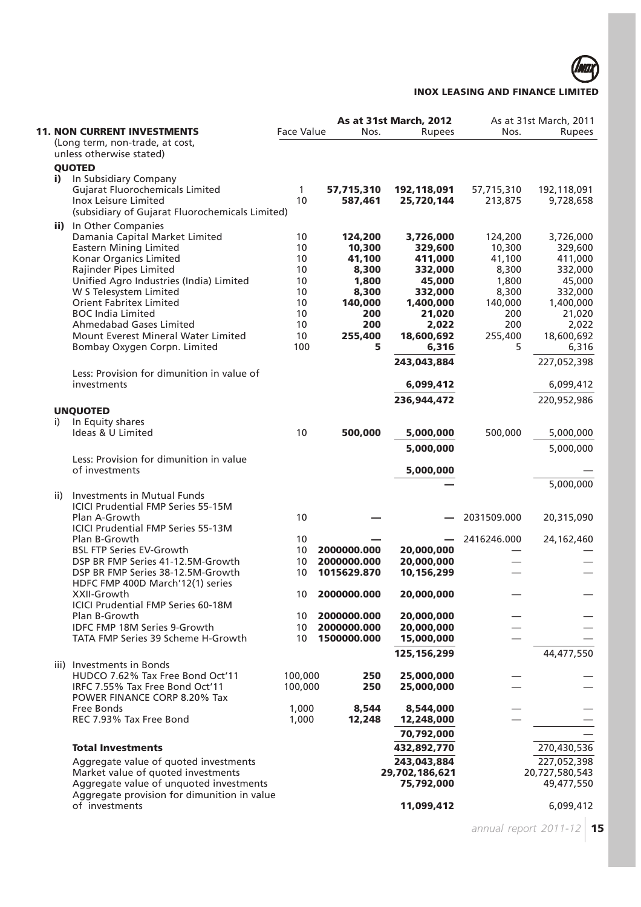| **11. NON CURRENT INVESTMENTS** (Long term, non-trade, at cost, unless otherwise stated) | Face Value | **As at 31st March, 2012** Nos. | **As at 31st March, 2012** Rupees | As at 31st March, 2011 Nos. | As at 31st March, 2011 Rupees |
|---|---|---|---|---|---|
| **QUOTED** | | | | | |
| **i)** In Subsidiary Company | | | | | |
| Gujarat Fluorochemicals Limited | 1 | **57,715,310** | **192,118,091** | 57,715,310 | 192,118,091 |
| Inox Leisure Limited (subsidiary of Gujarat Fluorochemicals Limited) | 10 | **587,461** | **25,720,144** | 213,875 | 9,728,658 |
| **ii)** In Other Companies | | | | | |
| Damania Capital Market Limited | 10 | **124,200** | **3,726,000** | 124,200 | 3,726,000 |
| Eastern Mining Limited | 10 | **10,300** | **329,600** | 10,300 | 329,600 |
| Konar Organics Limited | 10 | **41,100** | **411,000** | 41,100 | 411,000 |
| Rajinder Pipes Limited | 10 | **8,300** | **332,000** | 8,300 | 332,000 |
| Unified Agro Industries (India) Limited | 10 | **1,800** | **45,000** | 1,800 | 45,000 |
| W S Telesystem Limited | 10 | **8,300** | **332,000** | 8,300 | 332,000 |
| Orient Fabritex Limited | 10 | **140,000** | **1,400,000** | 140,000 | 1,400,000 |
| BOC India Limited | 10 | **200** | **21,020** | 200 | 21,020 |
| Ahmedabad Gases Limited | 10 | **200** | **2,022** | 200 | 2,022 |
| Mount Everest Mineral Water Limited | 10 | **255,400** | **18,600,692** | 255,400 | 18,600,692 |
| Bombay Oxygen Corpn. Limited | 100 | **5** | **6,316** | 5 | 6,316 |
| | | | **243,043,884** | | 227,052,398 |
| Less: Provision for dimunition in value of investments | | | **6,099,412** | | 6,099,412 |
| | | | **236,944,472** | | 220,952,986 |
| **UNQUOTED** | | | | | |
| i) In Equity shares | | | | | |
| Ideas & U Limited | 10 | **500,000** | **5,000,000** | 500,000 | 5,000,000 |
| | | | **5,000,000** | | 5,000,000 |
| Less: Provision for dimunition in value of investments | | | **5,000,000** | | — |
| | | | **—** | | 5,000,000 |
| ii) Investments in Mutual Funds | | | | | |
| ICICI Prudential FMP Series 55-15M Plan A-Growth | 10 | **—** | **—** | 2031509.000 | 20,315,090 |
| ICICI Prudential FMP Series 55-13M Plan B-Growth | 10 | **—** | **—** | 2416246.000 | 24,162,460 |
| BSL FTP Series EV-Growth | 10 | **2000000.000** | **20,000,000** | — | — |
| DSP BR FMP Series 41-12.5M-Growth | 10 | **2000000.000** | **20,000,000** | — | — |
| DSP BR FMP Series 38-12.5M-Growth | 10 | **1015629.870** | **10,156,299** | — | — |
| HDFC FMP 400D March'12(1) series XXII-Growth | 10 | **2000000.000** | **20,000,000** | — | — |
| ICICI Prudential FMP Series 60-18M Plan B-Growth | 10 | **2000000.000** | **20,000,000** | — | — |
| IDFC FMP 18M Series 9-Growth | 10 | **2000000.000** | **20,000,000** | — | — |
| TATA FMP Series 39 Scheme H-Growth | 10 | **1500000.000** | **15,000,000** | — | — |
| | | | **125,156,299** | | 44,477,550 |
| iii) Investments in Bonds | | | | | |
| HUDCO 7.62% Tax Free Bond Oct'11 | 100,000 | **250** | **25,000,000** | — | — |
| IRFC 7.55% Tax Free Bond Oct'11 | 100,000 | **250** | **25,000,000** | — | — |
| POWER FINANCE CORP 8.20% Tax Free Bonds | 1,000 | **8,544** | **8,544,000** | — | — |
| REC 7.93% Tax Free Bond | 1,000 | **12,248** | **12,248,000** | — | — |
| | | | **70,792,000** | | — |
| **Total Investments** | | | **432,892,770** | | 270,430,536 |
| Aggregate value of quoted investments | | | **243,043,884** | | 227,052,398 |
| Market value of quoted investments | | | **29,702,186,621** | | 20,727,580,543 |
| Aggregate value of unquoted investments | | | **75,792,000** | | 49,477,550 |
| Aggregate provision for dimunition in value of investments | | | **11,099,412** | | 6,099,412 |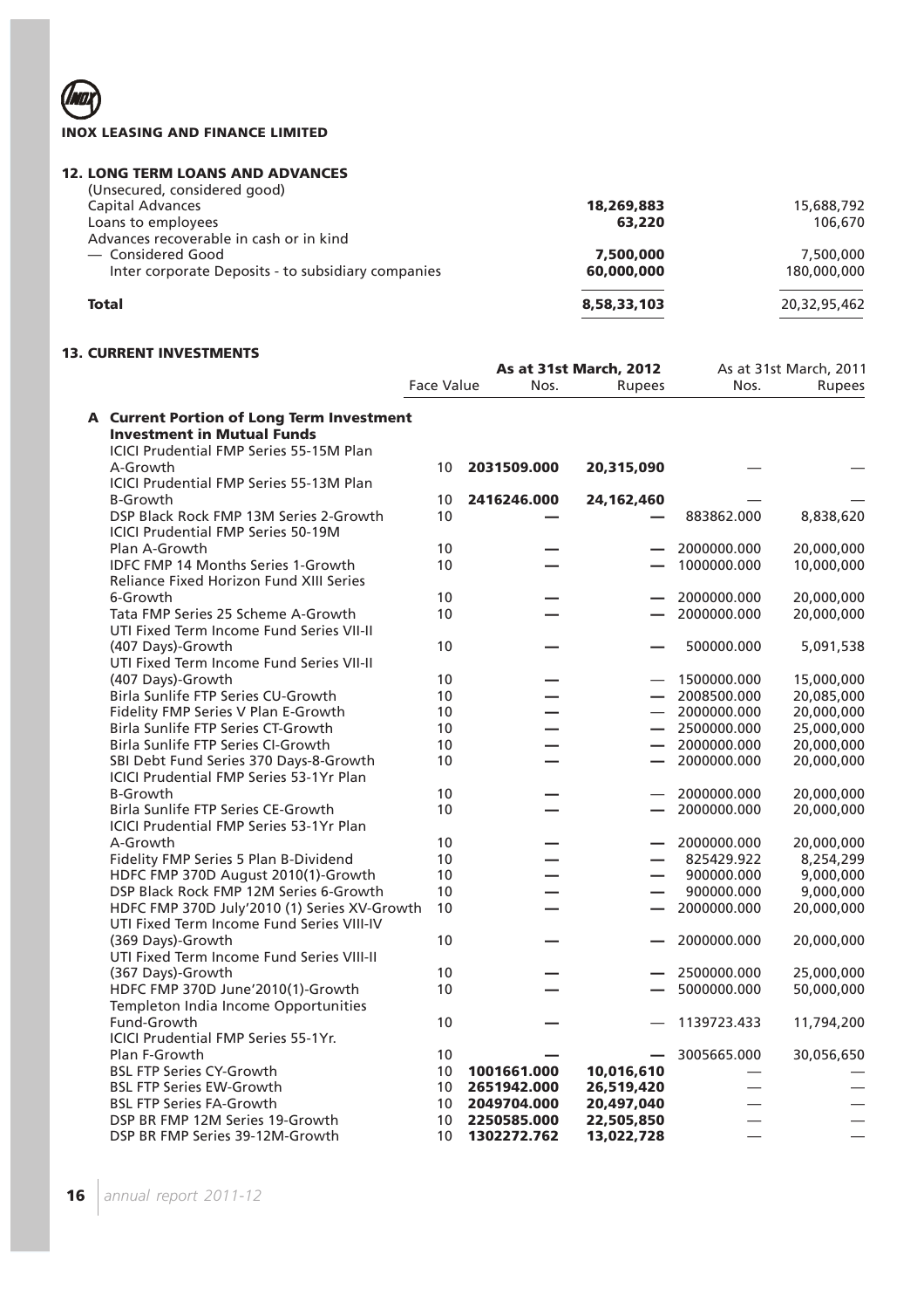**INOX LEASING AND FINANCE LIMITED**

## 12. LONG TERM LOANS AND ADVANCES

| | | |
|---|---|---|
| (Unsecured, considered good) | | |
| Capital Advances | **18,269,883** | 15,688,792 |
| Loans to employees | **63,220** | 106,670 |
| Advances recoverable in cash or in kind | | |
| — Considered Good | **7,500,000** | 7,500,000 |
| Inter corporate Deposits - to subsidiary companies | **60,000,000** | 180,000,000 |
| **Total** | **8,58,33,103** | 20,32,95,462 |

## 13. CURRENT INVESTMENTS

| | Face Value | **As at 31st March, 2012** Nos. | Rupees | As at 31st March, 2011 Nos. | Rupees |
|---|---|---|---|---|---|
| **A Current Portion of Long Term Investment** | | | | | |
| **Investment in Mutual Funds** | | | | | |
| ICICI Prudential FMP Series 55-15M Plan A-Growth | 10 | **2031509.000** | **20,315,090** | — | — |
| ICICI Prudential FMP Series 55-13M Plan B-Growth | 10 | **2416246.000** | **24,162,460** | — | — |
| DSP Black Rock FMP 13M Series 2-Growth | 10 | — | — | 883862.000 | 8,838,620 |
| ICICI Prudential FMP Series 50-19M Plan A-Growth | 10 | — | — | 2000000.000 | 20,000,000 |
| IDFC FMP 14 Months Series 1-Growth | 10 | — | — | 1000000.000 | 10,000,000 |
| Reliance Fixed Horizon Fund XIII Series 6-Growth | 10 | — | — | 2000000.000 | 20,000,000 |
| Tata FMP Series 25 Scheme A-Growth | 10 | — | — | 2000000.000 | 20,000,000 |
| UTI Fixed Term Income Fund Series VII-II (407 Days)-Growth | 10 | — | — | 500000.000 | 5,091,538 |
| UTI Fixed Term Income Fund Series VII-II (407 Days)-Growth | 10 | — | — | 1500000.000 | 15,000,000 |
| Birla Sunlife FTP Series CU-Growth | 10 | — | — | 2008500.000 | 20,085,000 |
| Fidelity FMP Series V Plan E-Growth | 10 | — | — | 2000000.000 | 20,000,000 |
| Birla Sunlife FTP Series CT-Growth | 10 | — | — | 2500000.000 | 25,000,000 |
| Birla Sunlife FTP Series CI-Growth | 10 | — | — | 2000000.000 | 20,000,000 |
| SBI Debt Fund Series 370 Days-8-Growth | 10 | — | — | 2000000.000 | 20,000,000 |
| ICICI Prudential FMP Series 53-1Yr Plan B-Growth | 10 | — | — | 2000000.000 | 20,000,000 |
| Birla Sunlife FTP Series CE-Growth | 10 | — | — | 2000000.000 | 20,000,000 |
| ICICI Prudential FMP Series 53-1Yr Plan A-Growth | 10 | — | — | 2000000.000 | 20,000,000 |
| Fidelity FMP Series 5 Plan B-Dividend | 10 | — | — | 825429.922 | 8,254,299 |
| HDFC FMP 370D August 2010(1)-Growth | 10 | — | — | 900000.000 | 9,000,000 |
| DSP Black Rock FMP 12M Series 6-Growth | 10 | — | — | 900000.000 | 9,000,000 |
| HDFC FMP 370D July'2010 (1) Series XV-Growth | 10 | — | — | 2000000.000 | 20,000,000 |
| UTI Fixed Term Income Fund Series VIII-IV (369 Days)-Growth | 10 | — | — | 2000000.000 | 20,000,000 |
| UTI Fixed Term Income Fund Series VIII-II (367 Days)-Growth | 10 | — | — | 2500000.000 | 25,000,000 |
| HDFC FMP 370D June'2010(1)-Growth | 10 | — | — | 5000000.000 | 50,000,000 |
| Templeton India Income Opportunities Fund-Growth | 10 | — | — | 1139723.433 | 11,794,200 |
| ICICI Prudential FMP Series 55-1Yr. Plan F-Growth | 10 | — | — | 3005665.000 | 30,056,650 |
| BSL FTP Series CY-Growth | 10 | **1001661.000** | **10,016,610** | — | — |
| BSL FTP Series EW-Growth | 10 | **2651942.000** | **26,519,420** | — | — |
| BSL FTP Series FA-Growth | 10 | **2049704.000** | **20,497,040** | — | — |
| DSP BR FMP 12M Series 19-Growth | 10 | **2250585.000** | **22,505,850** | — | — |
| DSP BR FMP Series 39-12M-Growth | 10 | **1302272.762** | **13,022,728** | — | — |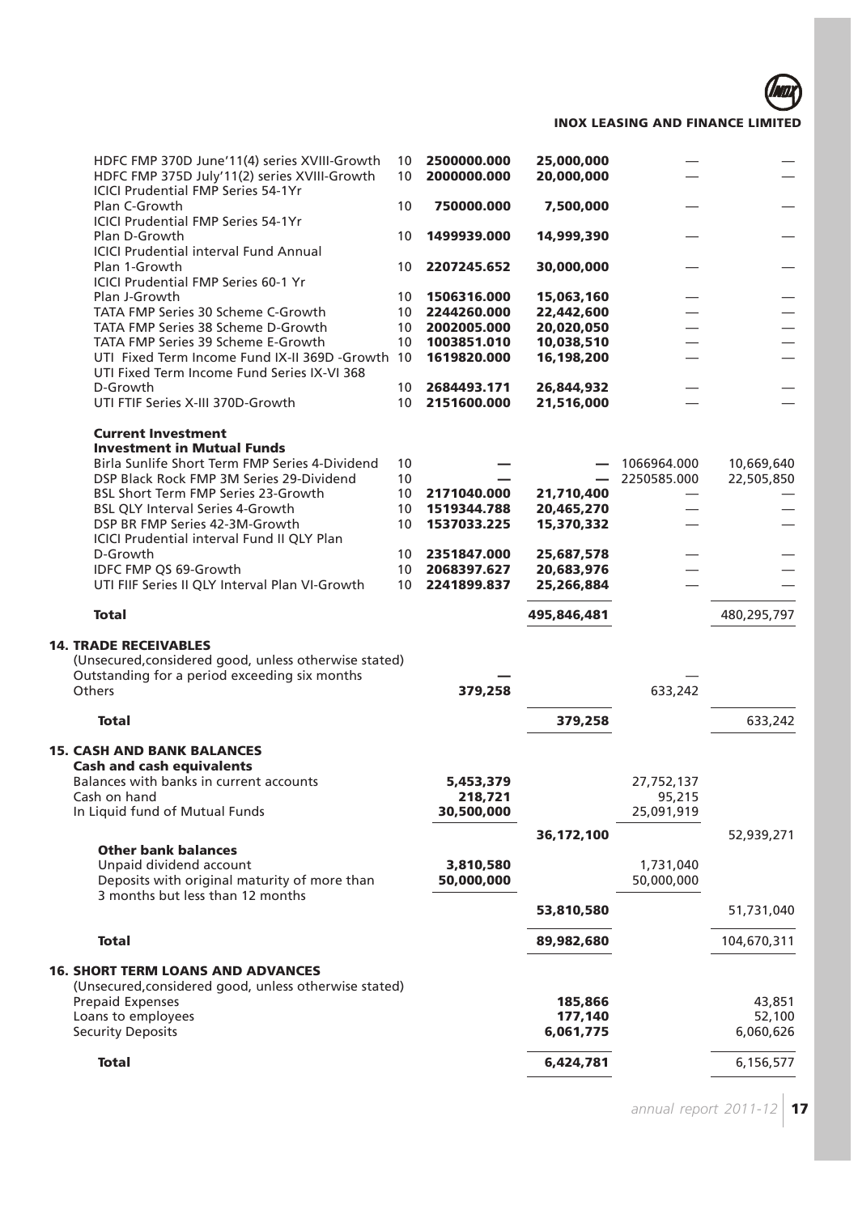| Particulars | Face Value | Units (Current Year) | Amount (Current Year) | Units (Previous Year) | Amount (Previous Year) |
|---|---|---|---|---|---|
| HDFC FMP 370D June'11(4) series XVIII-Growth | 10 | **2500000.000** | **25,000,000** | — | — |
| HDFC FMP 375D July'11(2) series XVIII-Growth | 10 | **2000000.000** | **20,000,000** | — | — |
| ICICI Prudential FMP Series 54-1Yr Plan C-Growth | 10 | **750000.000** | **7,500,000** | — | — |
| ICICI Prudential FMP Series 54-1Yr Plan D-Growth | 10 | **1499939.000** | **14,999,390** | — | — |
| ICICI Prudential interval Fund Annual Plan 1-Growth | 10 | **2207245.652** | **30,000,000** | — | — |
| ICICI Prudential FMP Series 60-1 Yr Plan J-Growth | 10 | **1506316.000** | **15,063,160** | — | — |
| TATA FMP Series 30 Scheme C-Growth | 10 | **2244260.000** | **22,442,600** | — | — |
| TATA FMP Series 38 Scheme D-Growth | 10 | **2002005.000** | **20,020,050** | — | — |
| TATA FMP Series 39 Scheme E-Growth | 10 | **1003851.010** | **10,038,510** | — | — |
| UTI Fixed Term Income Fund IX-II 369D -Growth | 10 | **1619820.000** | **16,198,200** | — | — |
| UTI Fixed Term Income Fund Series IX-VI 368 D-Growth | 10 | **2684493.171** | **26,844,932** | — | — |
| UTI FTIF Series X-III 370D-Growth | 10 | **2151600.000** | **21,516,000** | — | — |
| **Current Investment** | | | | | |
| **Investment in Mutual Funds** | | | | | |
| Birla Sunlife Short Term FMP Series 4-Dividend | 10 | **—** | **—** | 1066964.000 | 10,669,640 |
| DSP Black Rock FMP 3M Series 29-Dividend | 10 | **—** | **—** | 2250585.000 | 22,505,850 |
| BSL Short Term FMP Series 23-Growth | 10 | **2171040.000** | **21,710,400** | — | — |
| BSL QLY Interval Series 4-Growth | 10 | **1519344.788** | **20,465,270** | — | — |
| DSP BR FMP Series 42-3M-Growth | 10 | **1537033.225** | **15,370,332** | — | — |
| ICICI Prudential interval Fund II QLY Plan D-Growth | 10 | **2351847.000** | **25,687,578** | — | — |
| IDFC FMP QS 69-Growth | 10 | **2068397.627** | **20,683,976** | — | — |
| UTI FIIF Series II QLY Interval Plan VI-Growth | 10 | **2241899.837** | **25,266,884** | — | — |
| **Total** | | | **495,846,481** | | 480,295,797 |

## 14. TRADE RECEIVABLES

(Unsecured,considered good, unless otherwise stated)

| Particulars | | Current Year | | Previous Year |
|---|---|---|---|---|
| Outstanding for a period exceeding six months | **—** | | — | |
| Others | **379,258** | | 633,242 | |
| **Total** | | **379,258** | | 633,242 |

## 15. CASH AND BANK BALANCES

| Particulars | | Current Year | | Previous Year |
|---|---|---|---|---|
| **Cash and cash equivalents** | | | | |
| Balances with banks in current accounts | **5,453,379** | | 27,752,137 | |
| Cash on hand | **218,721** | | 95,215 | |
| In Liquid fund of Mutual Funds | **30,500,000** | | 25,091,919 | |
| | | **36,172,100** | | 52,939,271 |
| **Other bank balances** | | | | |
| Unpaid dividend account | **3,810,580** | | 1,731,040 | |
| Deposits with original maturity of more than 3 months but less than 12 months | **50,000,000** | | 50,000,000 | |
| | | **53,810,580** | | 51,731,040 |
| **Total** | | **89,982,680** | | 104,670,311 |

## 16. SHORT TERM LOANS AND ADVANCES

(Unsecured,considered good, unless otherwise stated)

| Particulars | Current Year | Previous Year |
|---|---|---|
| Prepaid Expenses | **185,866** | 43,851 |
| Loans to employees | **177,140** | 52,100 |
| Security Deposits | **6,061,775** | 6,060,626 |
| **Total** | **6,424,781** | 6,156,577 |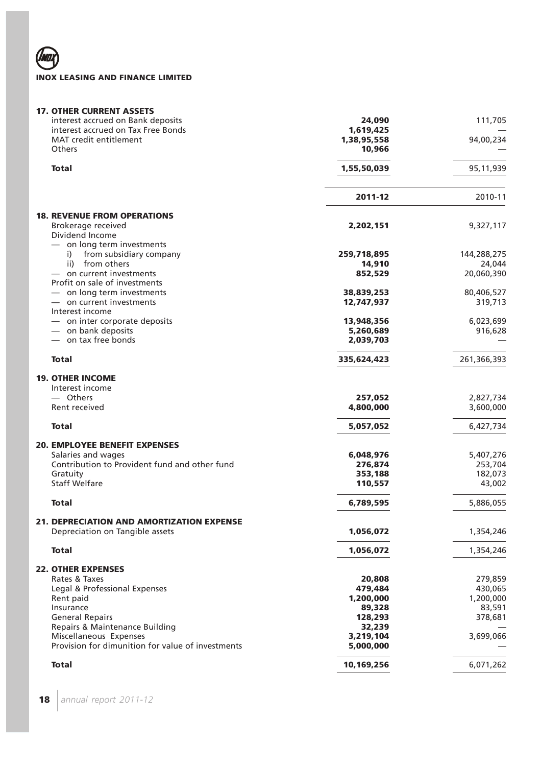**INOX LEASING AND FINANCE LIMITED**

| | | |
|---|---|---|
| **17. OTHER CURRENT ASSETS** | | |
| interest accrued on Bank deposits | **24,090** | 111,705 |
| interest accrued on Tax Free Bonds | **1,619,425** | — |
| MAT credit entitlement | **1,38,95,558** | 94,00,234 |
| Others | **10,966** | — |
| **Total** | **1,55,50,039** | 95,11,939 |

| | **2011-12** | 2010-11 |
|---|---|---|
| **18. REVENUE FROM OPERATIONS** | | |
| Brokerage received | **2,202,151** | 9,327,117 |
| Dividend Income | | |
| — on long term investments | | |
| i) from subsidiary company | **259,718,895** | 144,288,275 |
| ii) from others | **14,910** | 24,044 |
| — on current investments | **852,529** | 20,060,390 |
| Profit on sale of investments | | |
| — on long term investments | **38,839,253** | 80,406,527 |
| — on current investments | **12,747,937** | 319,713 |
| Interest income | | |
| — on inter corporate deposits | **13,948,356** | 6,023,699 |
| — on bank deposits | **5,260,689** | 916,628 |
| — on tax free bonds | **2,039,703** | — |
| **Total** | **335,624,423** | 261,366,393 |
| **19. OTHER INCOME** | | |
| Interest income | | |
| — Others | **257,052** | 2,827,734 |
| Rent received | **4,800,000** | 3,600,000 |
| **Total** | **5,057,052** | 6,427,734 |
| **20. EMPLOYEE BENEFIT EXPENSES** | | |
| Salaries and wages | **6,048,976** | 5,407,276 |
| Contribution to Provident fund and other fund | **276,874** | 253,704 |
| Gratuity | **353,188** | 182,073 |
| Staff Welfare | **110,557** | 43,002 |
| **Total** | **6,789,595** | 5,886,055 |
| **21. DEPRECIATION AND AMORTIZATION EXPENSE** | | |
| Depreciation on Tangible assets | **1,056,072** | 1,354,246 |
| **Total** | **1,056,072** | 1,354,246 |
| **22. OTHER EXPENSES** | | |
| Rates & Taxes | **20,808** | 279,859 |
| Legal & Professional Expenses | **479,484** | 430,065 |
| Rent paid | **1,200,000** | 1,200,000 |
| Insurance | **89,328** | 83,591 |
| General Repairs | **128,293** | 378,681 |
| Repairs & Maintenance Building | **32,239** | — |
| Miscellaneous Expenses | **3,219,104** | 3,699,066 |
| Provision for dimunition for value of investments | **5,000,000** | — |
| **Total** | **10,169,256** | 6,071,262 |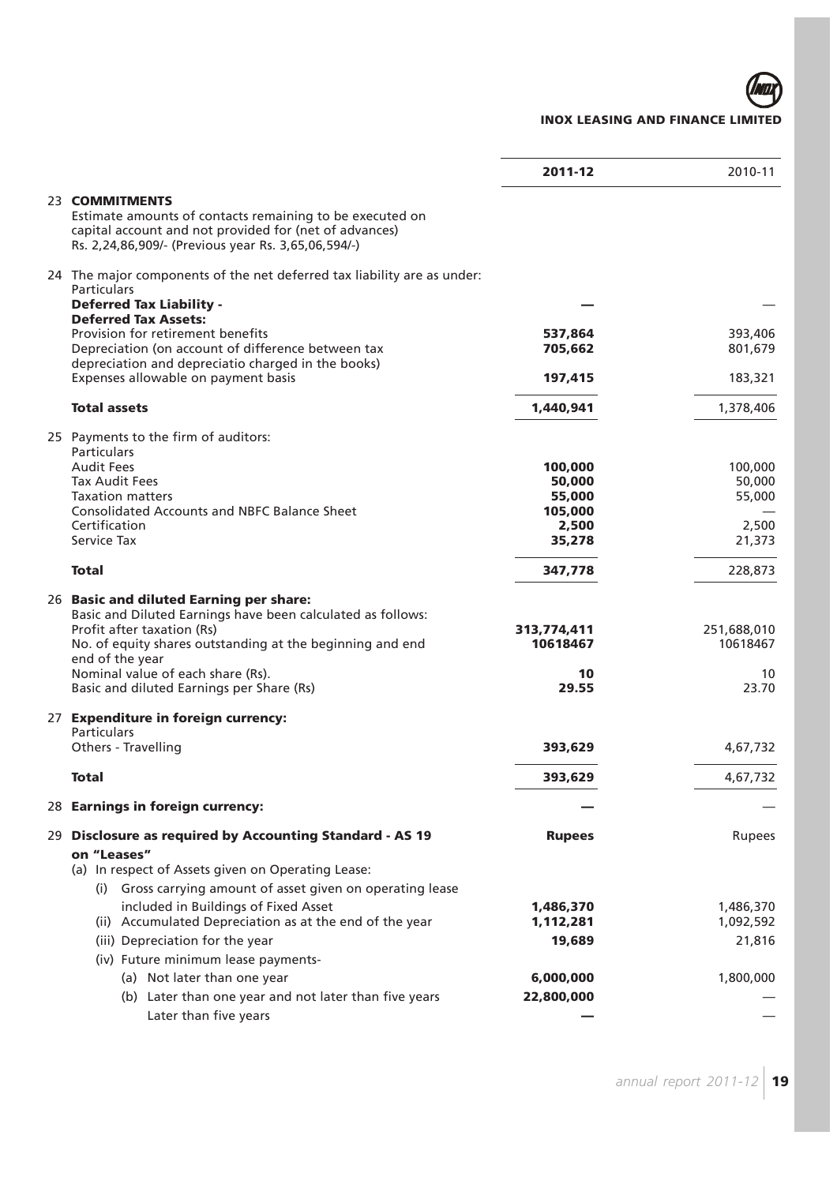| | 2011-12 | 2010-11 |
|---|---|---|
| **23 COMMITMENTS** | | |
| Estimate amounts of contacts remaining to be executed on capital account and not provided for (net of advances) Rs. 2,24,86,909/- (Previous year Rs. 3,65,06,594/-) | | |
| **24** The major components of the net deferred tax liability are as under: | | |
| Particulars | | |
| **Deferred Tax Liability -** | — | — |
| **Deferred Tax Assets:** | | |
| Provision for retirement benefits | **537,864** | 393,406 |
| Depreciation (on account of difference between tax depreciation and depreciatio charged in the books) | **705,662** | 801,679 |
| Expenses allowable on payment basis | **197,415** | 183,321 |
| **Total assets** | **1,440,941** | 1,378,406 |
| **25** Payments to the firm of auditors: | | |
| Particulars | | |
| Audit Fees | **100,000** | 100,000 |
| Tax Audit Fees | **50,000** | 50,000 |
| Taxation matters | **55,000** | 55,000 |
| Consolidated Accounts and NBFC Balance Sheet | **105,000** | — |
| Certification | **2,500** | 2,500 |
| Service Tax | **35,278** | 21,373 |
| **Total** | **347,778** | 228,873 |
| **26 Basic and diluted Earning per share:** | | |
| Basic and Diluted Earnings have been calculated as follows: | | |
| Profit after taxation (Rs) | **313,774,411** | 251,688,010 |
| No. of equity shares outstanding at the beginning and end end of the year | **10618467** | 10618467 |
| Nominal value of each share (Rs). | **10** | 10 |
| Basic and diluted Earnings per Share (Rs) | **29.55** | 23.70 |
| **27 Expenditure in foreign currency:** | | |
| Particulars | | |
| Others - Travelling | **393,629** | 4,67,732 |
| **Total** | **393,629** | 4,67,732 |
| **28 Earnings in foreign currency:** | — | — |
| **29 Disclosure as required by Accounting Standard - AS 19 on "Leases"** | **Rupees** | Rupees |
| (a) In respect of Assets given on Operating Lease: | | |
| (i) Gross carrying amount of asset given on operating lease included in Buildings of Fixed Asset | **1,486,370** | 1,486,370 |
| (ii) Accumulated Depreciation as at the end of the year | **1,112,281** | 1,092,592 |
| (iii) Depreciation for the year | **19,689** | 21,816 |
| (iv) Future minimum lease payments- | | |
| (a) Not later than one year | **6,000,000** | 1,800,000 |
| (b) Later than one year and not later than five years | **22,800,000** | — |
| Later than five years | — | — |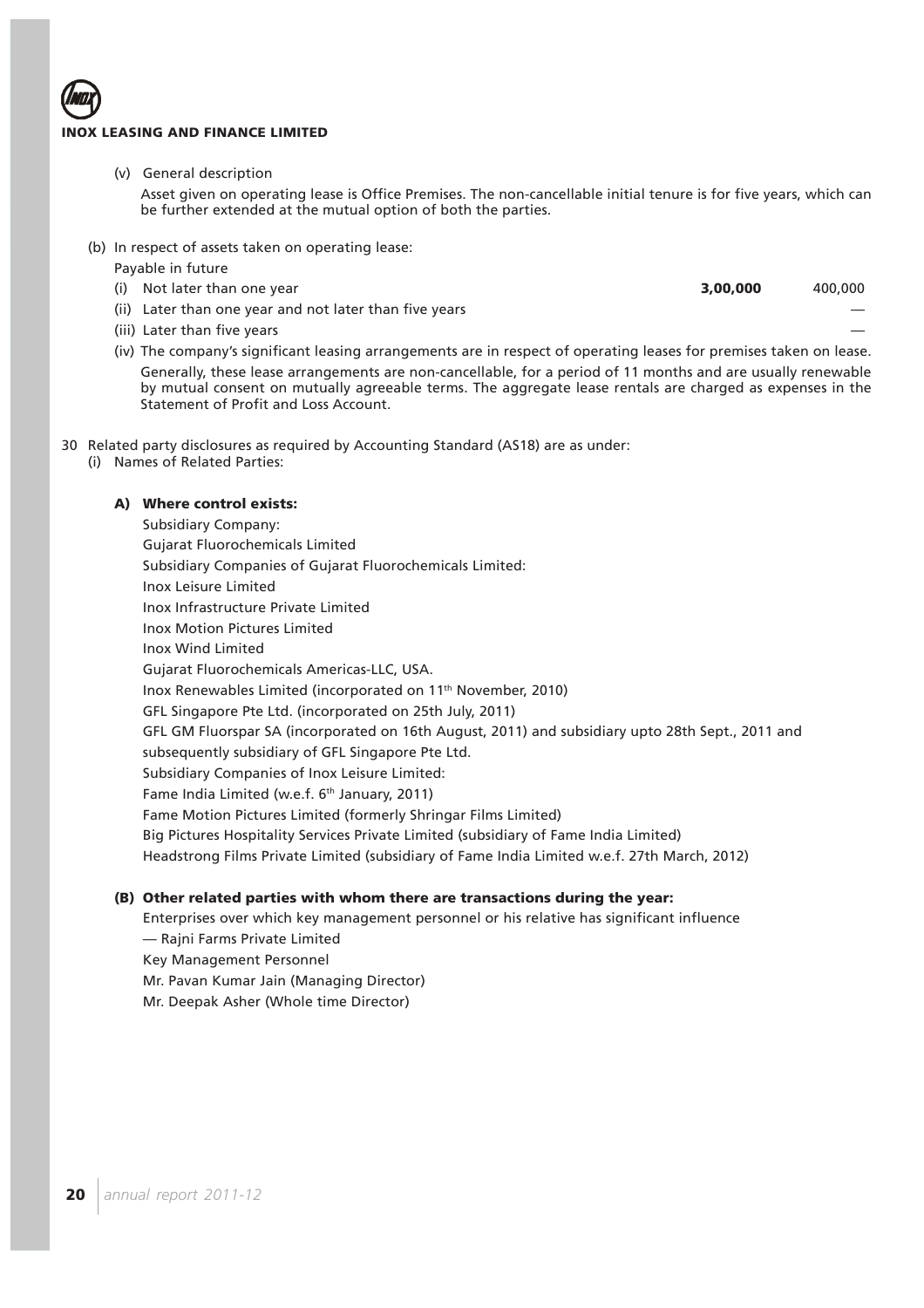(v) General description

Asset given on operating lease is Office Premises. The non-cancellable initial tenure is for five years, which can be further extended at the mutual option of both the parties.

(b) In respect of assets taken on operating lease:

Payable in future

| | | |
|---|---|---|
| (i) Not later than one year | **3,00,000** | 400,000 |
| (ii) Later than one year and not later than five years | | — |
| (iii) Later than five years | | — |

(iv) The company's significant leasing arrangements are in respect of operating leases for premises taken on lease. Generally, these lease arrangements are non-cancellable, for a period of 11 months and are usually renewable by mutual consent on mutually agreeable terms. The aggregate lease rentals are charged as expenses in the Statement of Profit and Loss Account.

30 Related party disclosures as required by Accounting Standard (AS18) are as under:

(i) Names of Related Parties:

**A) Where control exists:**

Subsidiary Company:

Gujarat Fluorochemicals Limited

Subsidiary Companies of Gujarat Fluorochemicals Limited:

Inox Leisure Limited

Inox Infrastructure Private Limited

Inox Motion Pictures Limited

Inox Wind Limited

Gujarat Fluorochemicals Americas-LLC, USA.

Inox Renewables Limited (incorporated on 11th November, 2010)

GFL Singapore Pte Ltd. (incorporated on 25th July, 2011)

GFL GM Fluorspar SA (incorporated on 16th August, 2011) and subsidiary upto 28th Sept., 2011 and subsequently subsidiary of GFL Singapore Pte Ltd.

Subsidiary Companies of Inox Leisure Limited:

Fame India Limited (w.e.f. 6th January, 2011)

Fame Motion Pictures Limited (formerly Shringar Films Limited)

Big Pictures Hospitality Services Private Limited (subsidiary of Fame India Limited)

Headstrong Films Private Limited (subsidiary of Fame India Limited w.e.f. 27th March, 2012)

**(B) Other related parties with whom there are transactions during the year:**

Enterprises over which key management personnel or his relative has significant influence

— Rajni Farms Private Limited

Key Management Personnel

Mr. Pavan Kumar Jain (Managing Director)

Mr. Deepak Asher (Whole time Director)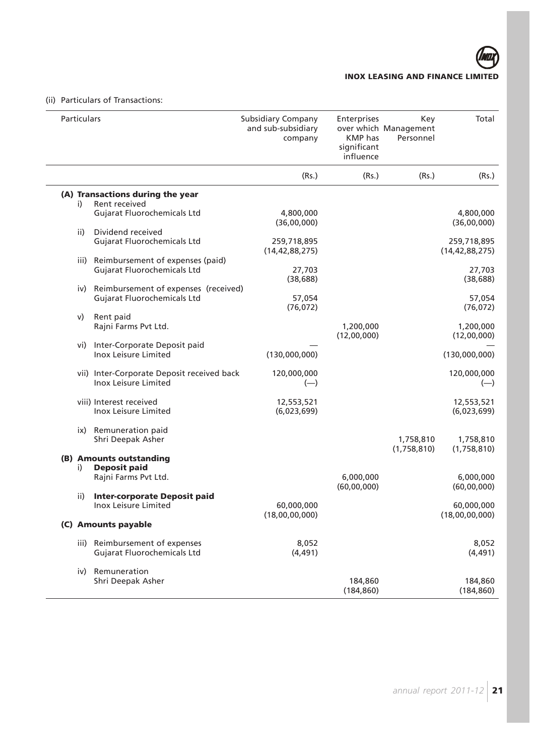(ii) Particulars of Transactions:

| Particulars | Subsidiary Company and sub-subsidiary company | Enterprises over which KMP has significant influence | Key Management Personnel | Total |
|---|---|---|---|---|
| | (Rs.) | (Rs.) | (Rs.) | (Rs.) |
| **(A) Transactions during the year** | | | | |
| i) Rent received | | | | |
| Gujarat Fluorochemicals Ltd | 4,800,000 | | | 4,800,000 |
| | (36,00,000) | | | (36,00,000) |
| ii) Dividend received | | | | |
| Gujarat Fluorochemicals Ltd | 259,718,895 | | | 259,718,895 |
| | (14,42,88,275) | | | (14,42,88,275) |
| iii) Reimbursement of expenses (paid) | | | | |
| Gujarat Fluorochemicals Ltd | 27,703 | | | 27,703 |
| | (38,688) | | | (38,688) |
| iv) Reimbursement of expenses (received) | | | | |
| Gujarat Fluorochemicals Ltd | 57,054 | | | 57,054 |
| | (76,072) | | | (76,072) |
| v) Rent paid | | | | |
| Rajni Farms Pvt Ltd. | | 1,200,000 | | 1,200,000 |
| | | (12,00,000) | | (12,00,000) |
| vi) Inter-Corporate Deposit paid | — | | | — |
| Inox Leisure Limited | (130,000,000) | | | (130,000,000) |
| vii) Inter-Corporate Deposit received back | 120,000,000 | | | 120,000,000 |
| Inox Leisure Limited | (—) | | | (—) |
| viii) Interest received | 12,553,521 | | | 12,553,521 |
| Inox Leisure Limited | (6,023,699) | | | (6,023,699) |
| ix) Remuneration paid | | | | |
| Shri Deepak Asher | | | 1,758,810 | 1,758,810 |
| | | | (1,758,810) | (1,758,810) |
| **(B) Amounts outstanding** | | | | |
| i) **Deposit paid** | | | | |
| Rajni Farms Pvt Ltd. | | 6,000,000 | | 6,000,000 |
| | | (60,00,000) | | (60,00,000) |
| ii) **Inter-corporate Deposit paid** | | | | |
| Inox Leisure Limited | 60,000,000 | | | 60,000,000 |
| | (18,00,00,000) | | | (18,00,00,000) |
| **(C) Amounts payable** | | | | |
| iii) Reimbursement of expenses | 8,052 | | | 8,052 |
| Gujarat Fluorochemicals Ltd | (4,491) | | | (4,491) |
| iv) Remuneration | | | | |
| Shri Deepak Asher | | 184,860 | | 184,860 |
| | | (184,860) | | (184,860) |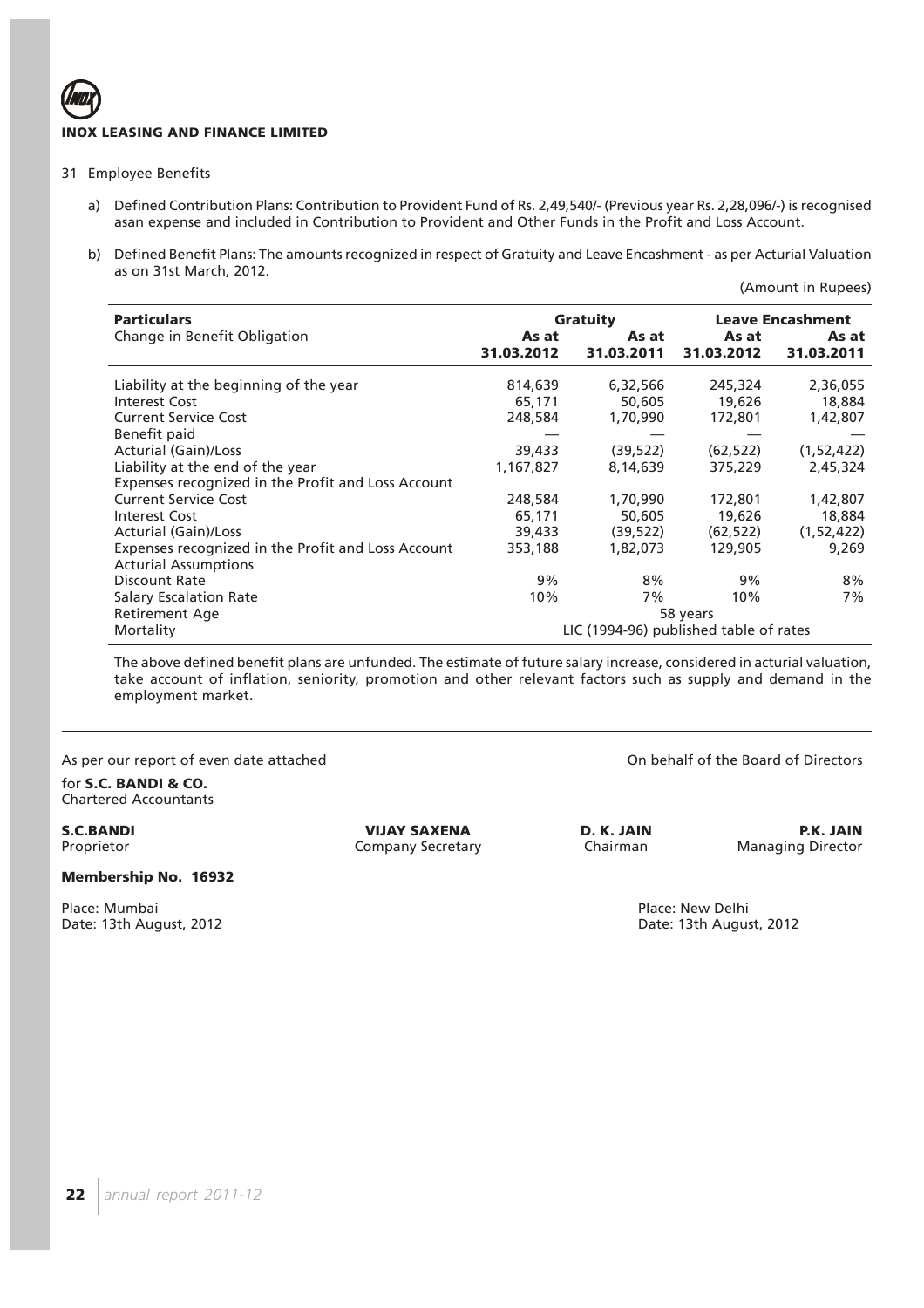**INOX LEASING AND FINANCE LIMITED**

31 Employee Benefits

a) Defined Contribution Plans: Contribution to Provident Fund of Rs. 2,49,540/- (Previous year Rs. 2,28,096/-) is recognised asan expense and included in Contribution to Provident and Other Funds in the Profit and Loss Account.

b) Defined Benefit Plans: The amounts recognized in respect of Gratuity and Leave Encashment - as per Acturial Valuation as on 31st March, 2012.

(Amount in Rupees)

| **Particulars** | **Gratuity** | | **Leave Encashment** | |
|---|---|---|---|---|
| Change in Benefit Obligation | **As at 31.03.2012** | **As at 31.03.2011** | **As at 31.03.2012** | **As at 31.03.2011** |
| Liability at the beginning of the year | 814,639 | 6,32,566 | 245,324 | 2,36,055 |
| Interest Cost | 65,171 | 50,605 | 19,626 | 18,884 |
| Current Service Cost | 248,584 | 1,70,990 | 172,801 | 1,42,807 |
| Benefit paid | — | — | — | — |
| Acturial (Gain)/Loss | 39,433 | (39,522) | (62,522) | (1,52,422) |
| Liability at the end of the year | 1,167,827 | 8,14,639 | 375,229 | 2,45,324 |
| Expenses recognized in the Profit and Loss Account | | | | |
| Current Service Cost | 248,584 | 1,70,990 | 172,801 | 1,42,807 |
| Interest Cost | 65,171 | 50,605 | 19,626 | 18,884 |
| Acturial (Gain)/Loss | 39,433 | (39,522) | (62,522) | (1,52,422) |
| Expenses recognized in the Profit and Loss Account | 353,188 | 1,82,073 | 129,905 | 9,269 |
| Acturial Assumptions | | | | |
| Discount Rate | 9% | 8% | 9% | 8% |
| Salary Escalation Rate | 10% | 7% | 10% | 7% |
| Retirement Age | 58 years | | | |
| Mortality | LIC (1994-96) published table of rates | | | |

The above defined benefit plans are unfunded. The estimate of future salary increase, considered in acturial valuation, take account of inflation, seniority, promotion and other relevant factors such as supply and demand in the employment market.

As per our report of even date attached

for **S.C. BANDI & CO.**
Chartered Accountants

**S.C.BANDI**
Proprietor

**Membership No. 16932**

Place: Mumbai
Date: 13th August, 2012

On behalf of the Board of Directors

**VIJAY SAXENA**
Company Secretary

**D. K. JAIN**
Chairman

**P.K. JAIN**
Managing Director

Place: New Delhi
Date: 13th August, 2012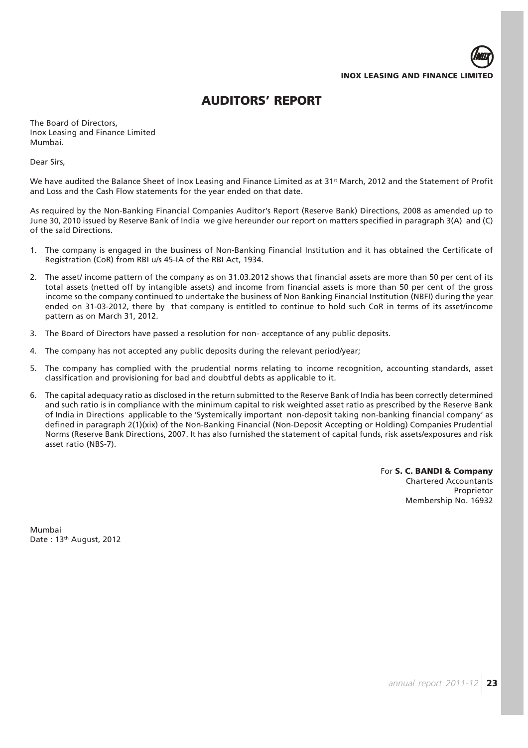# AUDITORS' REPORT

The Board of Directors,
Inox Leasing and Finance Limited
Mumbai.

Dear Sirs,

We have audited the Balance Sheet of Inox Leasing and Finance Limited as at 31st March, 2012 and the Statement of Profit and Loss and the Cash Flow statements for the year ended on that date.

As required by the Non-Banking Financial Companies Auditor's Report (Reserve Bank) Directions, 2008 as amended up to June 30, 2010 issued by Reserve Bank of India we give hereunder our report on matters specified in paragraph 3(A) and (C) of the said Directions.

1. The company is engaged in the business of Non-Banking Financial Institution and it has obtained the Certificate of Registration (CoR) from RBI u/s 45-IA of the RBI Act, 1934.
2. The asset/ income pattern of the company as on 31.03.2012 shows that financial assets are more than 50 per cent of its total assets (netted off by intangible assets) and income from financial assets is more than 50 per cent of the gross income so the company continued to undertake the business of Non Banking Financial Institution (NBFI) during the year ended on 31-03-2012, there by that company is entitled to continue to hold such CoR in terms of its asset/income pattern as on March 31, 2012.
3. The Board of Directors have passed a resolution for non- acceptance of any public deposits.
4. The company has not accepted any public deposits during the relevant period/year;
5. The company has complied with the prudential norms relating to income recognition, accounting standards, asset classification and provisioning for bad and doubtful debts as applicable to it.
6. The capital adequacy ratio as disclosed in the return submitted to the Reserve Bank of India has been correctly determined and such ratio is in compliance with the minimum capital to risk weighted asset ratio as prescribed by the Reserve Bank of India in Directions applicable to the 'Systemically important non-deposit taking non-banking financial company' as defined in paragraph 2(1)(xix) of the Non-Banking Financial (Non-Deposit Accepting or Holding) Companies Prudential Norms (Reserve Bank Directions, 2007. It has also furnished the statement of capital funds, risk assets/exposures and risk asset ratio (NBS-7).

For **S. C. BANDI & Company**
Chartered Accountants
Proprietor
Membership No. 16932

Mumbai
Date : 13th August, 2012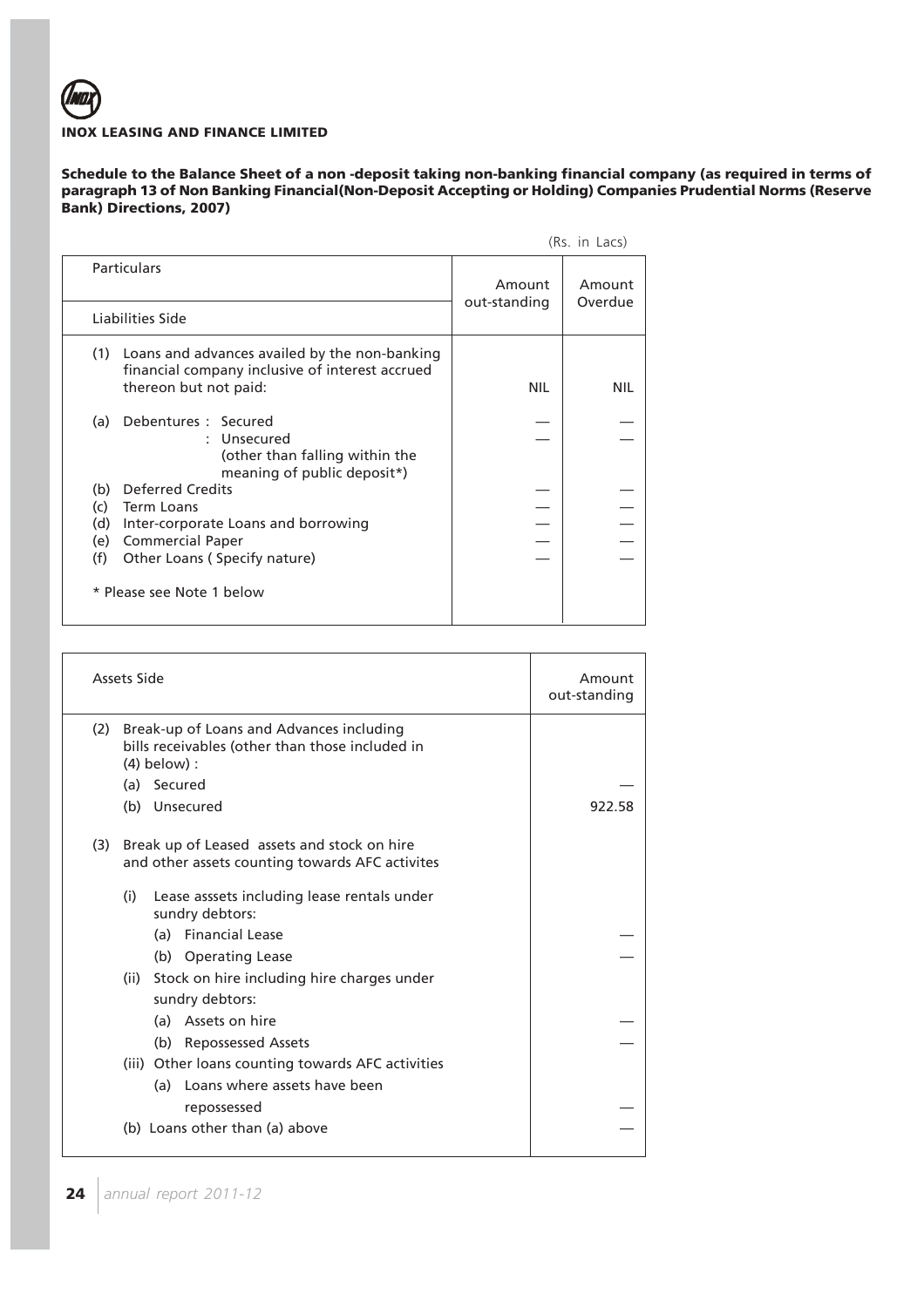**INOX LEASING AND FINANCE LIMITED**

**Schedule to the Balance Sheet of a non -deposit taking non-banking financial company (as required in terms of paragraph 13 of Non Banking Financial(Non-Deposit Accepting or Holding) Companies Prudential Norms (Reserve Bank) Directions, 2007)**

(Rs. in Lacs)

| Particulars | Amount out-standing | Amount Overdue |
|---|---|---|
| **Liabilities Side** | | |
| (1) Loans and advances availed by the non-banking financial company inclusive of interest accrued thereon but not paid: | NIL | NIL |
| (a) Debentures : Secured | — | — |
| : Unsecured (other than falling within the meaning of public deposit*) | — | — |
| (b) Deferred Credits | — | — |
| (c) Term Loans | — | — |
| (d) Inter-corporate Loans and borrowing | — | — |
| (e) Commercial Paper | — | — |
| (f) Other Loans ( Specify nature) | — | — |
| * Please see Note 1 below | | |

| Assets Side | Amount out-standing |
|---|---|
| (2) Break-up of Loans and Advances including bills receivables (other than those included in (4) below) : | |
| (a) Secured | — |
| (b) Unsecured | 922.58 |
| (3) Break up of Leased assets and stock on hire and other assets counting towards AFC activites | |
| (i) Lease asssets including lease rentals under sundry debtors: | |
| (a) Financial Lease | — |
| (b) Operating Lease | — |
| (ii) Stock on hire including hire charges under sundry debtors: | |
| (a) Assets on hire | — |
| (b) Repossessed Assets | — |
| (iii) Other loans counting towards AFC activities | |
| (a) Loans where assets have been repossessed | — |
| (b) Loans other than (a) above | — |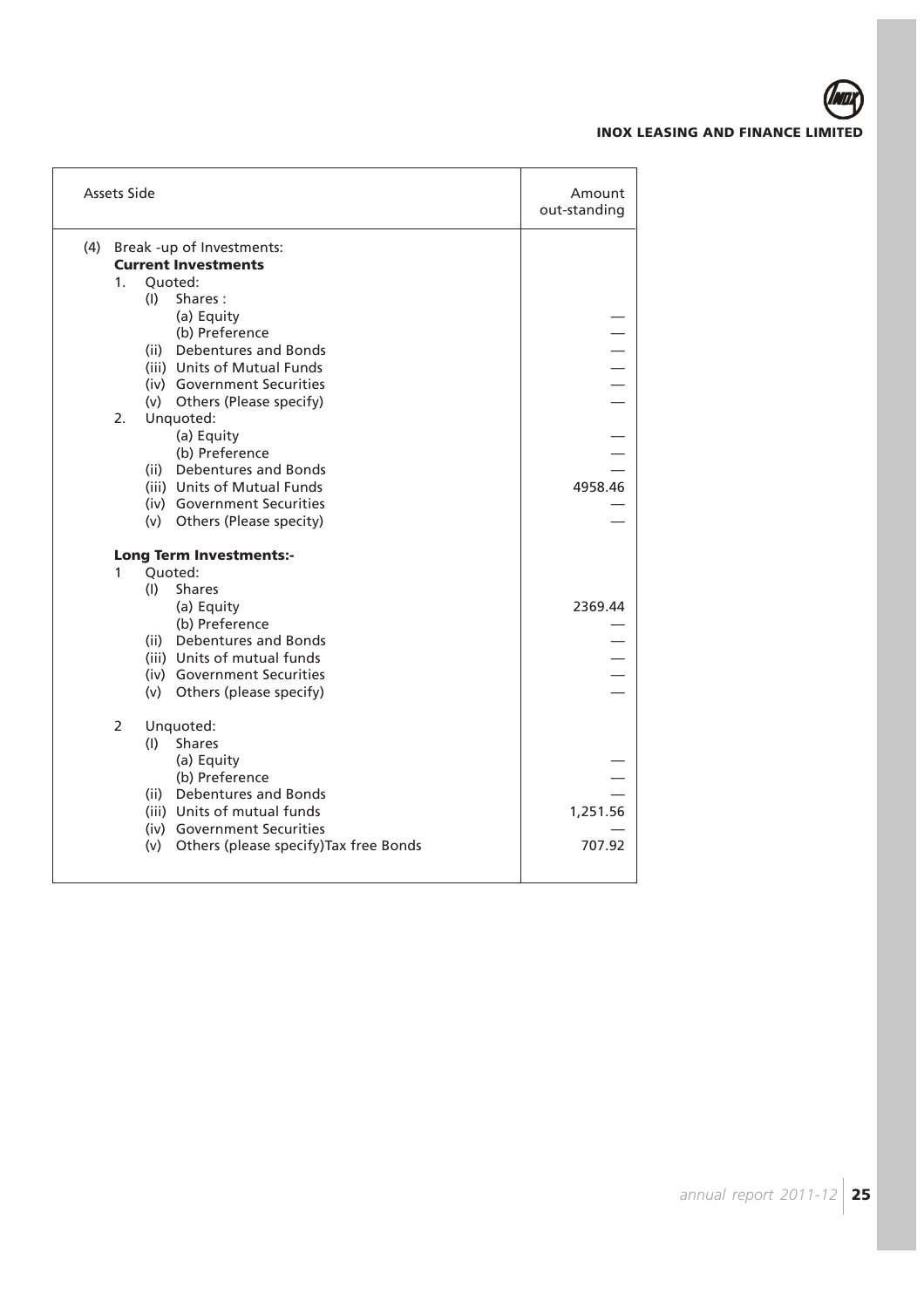| Assets Side | Amount out-standing |
|---|---|
| (4) Break -up of Investments: | |
| **Current Investments** | |
| 1. Quoted: | |
| (I) Shares : | |
| (a) Equity | — |
| (b) Preference | — |
| (ii) Debentures and Bonds | — |
| (iii) Units of Mutual Funds | — |
| (iv) Government Securities | — |
| (v) Others (Please specify) | — |
| 2. Unquoted: | |
| (a) Equity | — |
| (b) Preference | — |
| (ii) Debentures and Bonds | — |
| (iii) Units of Mutual Funds | 4958.46 |
| (iv) Government Securities | — |
| (v) Others (Please specity) | — |
| **Long Term Investments:-** | |
| 1 Quoted: | |
| (I) Shares | |
| (a) Equity | 2369.44 |
| (b) Preference | — |
| (ii) Debentures and Bonds | — |
| (iii) Units of mutual funds | — |
| (iv) Government Securities | — |
| (v) Others (please specify) | — |
| 2 Unquoted: | |
| (I) Shares | |
| (a) Equity | — |
| (b) Preference | — |
| (ii) Debentures and Bonds | — |
| (iii) Units of mutual funds | 1,251.56 |
| (iv) Government Securities | — |
| (v) Others (please specify)Tax free Bonds | 707.92 |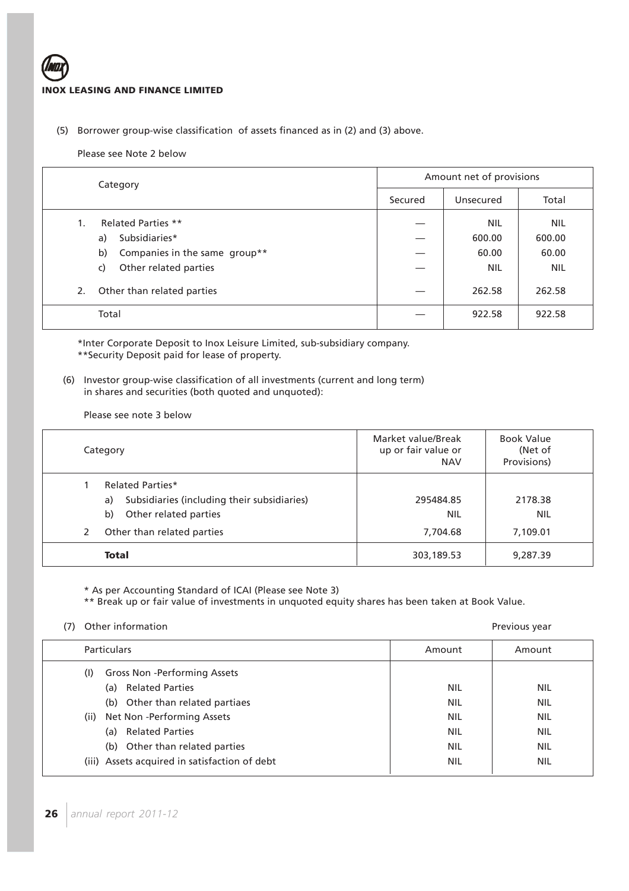(5) Borrower group-wise classification of assets financed as in (2) and (3) above.

Please see Note 2 below

| Category | Amount net of provisions | | |
|---|---|---|---|
| | Secured | Unsecured | Total |
| 1. Related Parties ** | — | NIL | NIL |
| a) Subsidiaries* | — | 600.00 | 600.00 |
| b) Companies in the same group** | — | 60.00 | 60.00 |
| c) Other related parties | — | NIL | NIL |
| 2. Other than related parties | — | 262.58 | 262.58 |
| Total | — | 922.58 | 922.58 |

*Inter Corporate Deposit to Inox Leisure Limited, sub-subsidiary company.
**Security Deposit paid for lease of property.

(6) Investor group-wise classification of all investments (current and long term) in shares and securities (both quoted and unquoted):

Please see note 3 below

| Category | Market value/Break up or fair value or NAV | Book Value (Net of Provisions) |
|---|---|---|
| 1 Related Parties* | | |
| a) Subsidiaries (including their subsidiaries) | 295484.85 | 2178.38 |
| b) Other related parties | NIL | NIL |
| 2 Other than related parties | 7,704.68 | 7,109.01 |
| **Total** | 303,189.53 | 9,287.39 |

\* As per Accounting Standard of ICAI (Please see Note 3)
** Break up or fair value of investments in unquoted equity shares has been taken at Book Value.

(7) Other information

| Particulars | Amount | Previous year Amount |
|---|---|---|
| (I) Gross Non -Performing Assets | | |
| (a) Related Parties | NIL | NIL |
| (b) Other than related partiaes | NIL | NIL |
| (ii) Net Non -Performing Assets | NIL | NIL |
| (a) Related Parties | NIL | NIL |
| (b) Other than related parties | NIL | NIL |
| (iii) Assets acquired in satisfaction of debt | NIL | NIL |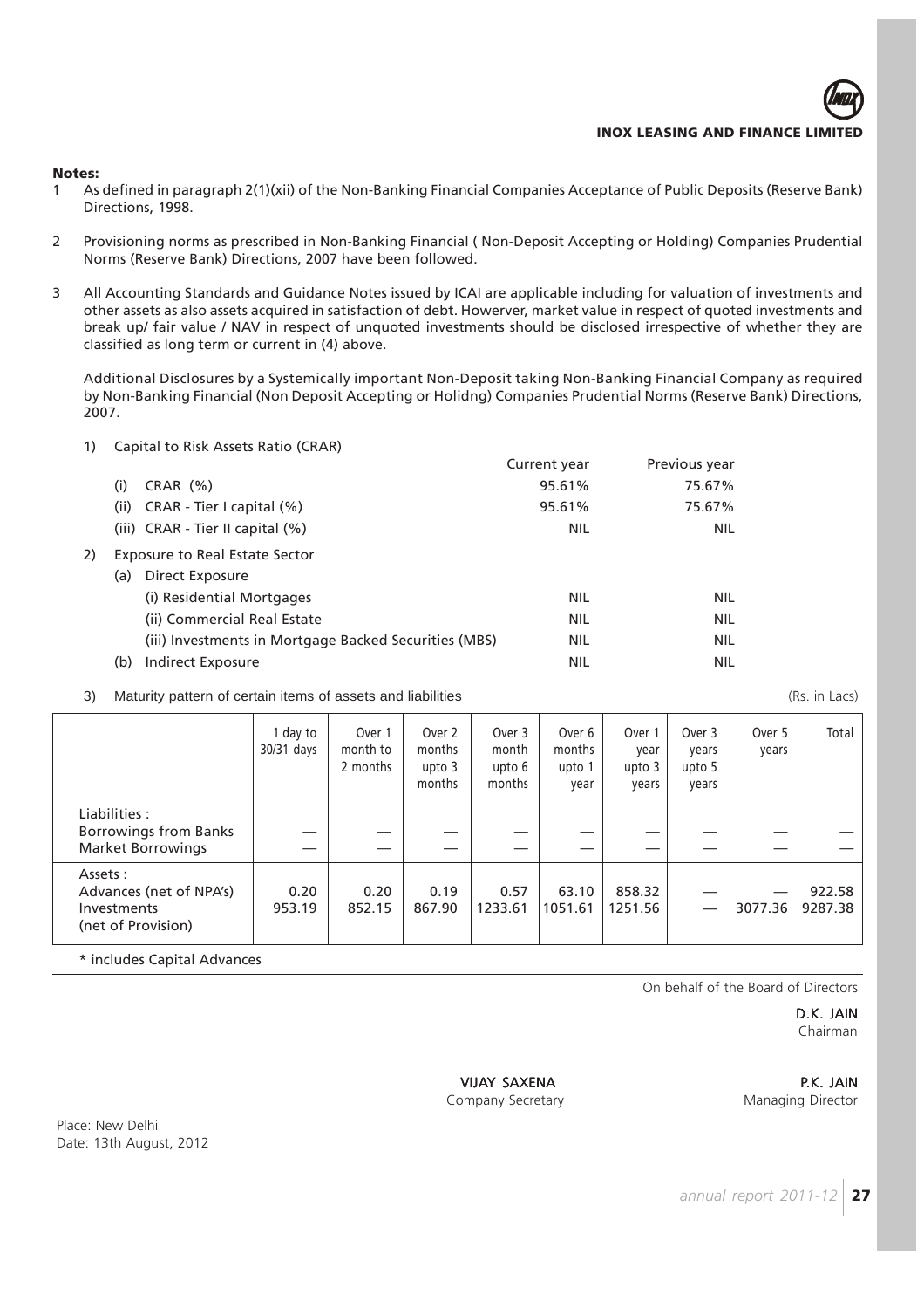**Notes:**

1 As defined in paragraph 2(1)(xii) of the Non-Banking Financial Companies Acceptance of Public Deposits (Reserve Bank) Directions, 1998.

2 Provisioning norms as prescribed in Non-Banking Financial ( Non-Deposit Accepting or Holding) Companies Prudential Norms (Reserve Bank) Directions, 2007 have been followed.

3 All Accounting Standards and Guidance Notes issued by ICAI are applicable including for valuation of investments and other assets as also assets acquired in satisfaction of debt. However, market value in respect of quoted investments and break up/ fair value / NAV in respect of unquoted investments should be disclosed irrespective of whether they are classified as long term or current in (4) above.

Additional Disclosures by a Systemically important Non-Deposit taking Non-Banking Financial Company as required by Non-Banking Financial (Non Deposit Accepting or Holidng) Companies Prudential Norms (Reserve Bank) Directions, 2007.

1) Capital to Risk Assets Ratio (CRAR)

| | Current year | Previous year |
|---|---|---|
| (i) CRAR (%) | 95.61% | 75.67% |
| (ii) CRAR - Tier I capital (%) | 95.61% | 75.67% |
| (iii) CRAR - Tier II capital (%) | NIL | NIL |

2) Exposure to Real Estate Sector

| | Current year | Previous year |
|---|---|---|
| (a) Direct Exposure | | |
| (i) Residential Mortgages | NIL | NIL |
| (ii) Commercial Real Estate | NIL | NIL |
| (iii) Investments in Mortgage Backed Securities (MBS) | NIL | NIL |
| (b) Indirect Exposure | NIL | NIL |

3) Maturity pattern of certain items of assets and liabilities (Rs. in Lacs)

| | 1 day to 30/31 days | Over 1 month to 2 months | Over 2 months upto 3 months | Over 3 month upto 6 months | Over 6 months upto 1 year | Over 1 year upto 3 years | Over 3 years upto 5 years | Over 5 years | Total |
|---|---|---|---|---|---|---|---|---|---|
| Liabilities :<br>Borrowings from Banks<br>Market Borrowings | —<br>— | —<br>— | —<br>— | —<br>— | —<br>— | —<br>— | —<br>— | —<br>— | —<br>— |
| Assets :<br>Advances (net of NPA's)<br>Investments<br>(net of Provision) | 0.20<br>953.19 | 0.20<br>852.15 | 0.19<br>867.90 | 0.57<br>1233.61 | 63.10<br>1051.61 | 858.32<br>1251.56 | —<br>— | —<br>3077.36 | 922.58<br>9287.38 |

\* includes Capital Advances

On behalf of the Board of Directors

**D.K. JAIN**
Chairman

**VIJAY SAXENA**
Company Secretary

**P.K. JAIN**
Managing Director

Place: New Delhi
Date: 13th August, 2012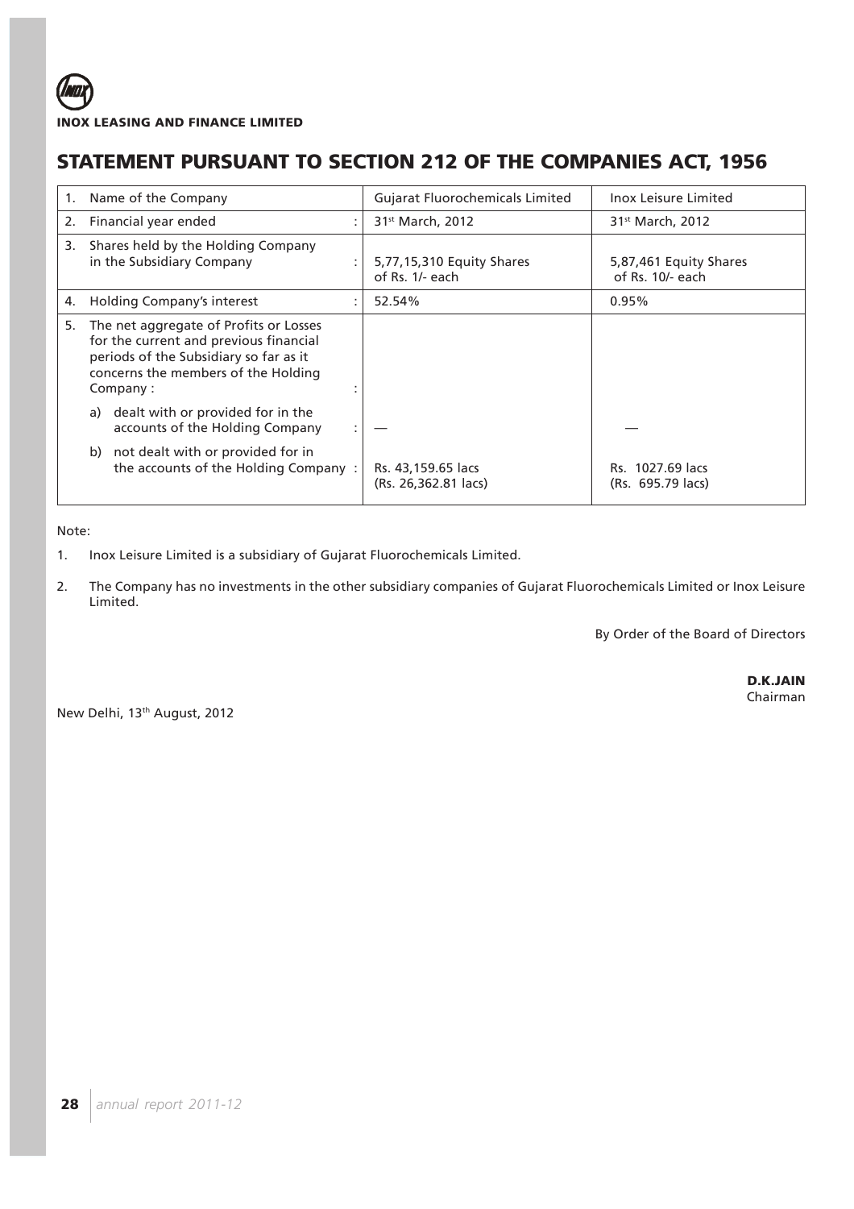**INOX LEASING AND FINANCE LIMITED**

# STATEMENT PURSUANT TO SECTION 212 OF THE COMPANIES ACT, 1956

| | | Gujarat Fluorochemicals Limited | Inox Leisure Limited |
|---|---|---|---|
| 1. | Name of the Company | Gujarat Fluorochemicals Limited | Inox Leisure Limited |
| 2. | Financial year ended : | 31st March, 2012 | 31st March, 2012 |
| 3. | Shares held by the Holding Company in the Subsidiary Company : | 5,77,15,310 Equity Shares of Rs. 1/- each | 5,87,461 Equity Shares of Rs. 10/- each |
| 4. | Holding Company's interest : | 52.54% | 0.95% |
| 5. | The net aggregate of Profits or Losses for the current and previous financial periods of the Subsidiary so far as it concerns the members of the Holding Company : | | |
| | a) dealt with or provided for in the accounts of the Holding Company : | — | — |
| | b) not dealt with or provided for in the accounts of the Holding Company : | Rs. 43,159.65 lacs (Rs. 26,362.81 lacs) | Rs. 1027.69 lacs (Rs. 695.79 lacs) |

Note:

1. Inox Leisure Limited is a subsidiary of Gujarat Fluorochemicals Limited.
2. The Company has no investments in the other subsidiary companies of Gujarat Fluorochemicals Limited or Inox Leisure Limited.

By Order of the Board of Directors

**D.K.JAIN**
Chairman

New Delhi, 13th August, 2012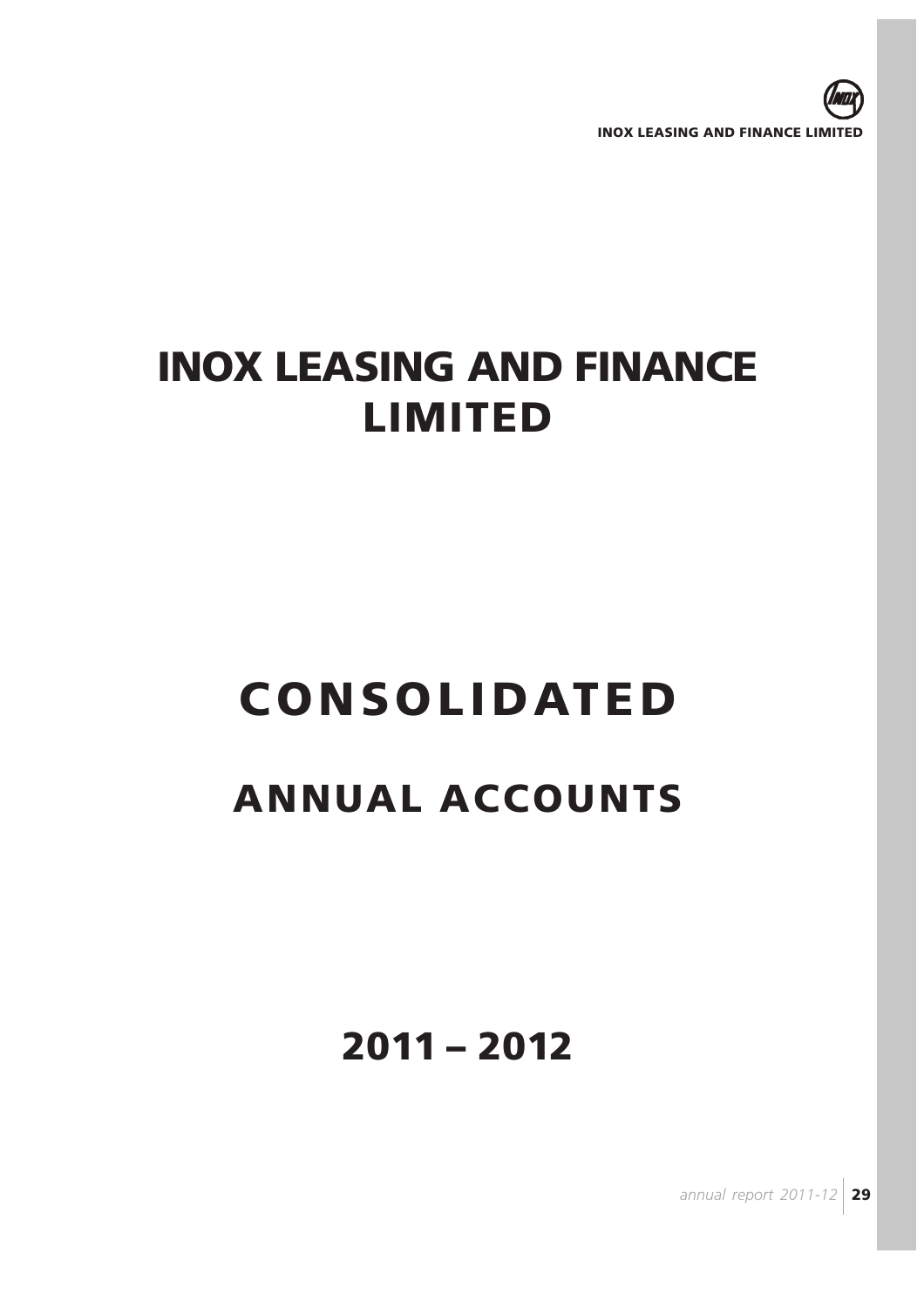# INOX LEASING AND FINANCE LIMITED

# CONSOLIDATED

# ANNUAL ACCOUNTS

# 2011 – 2012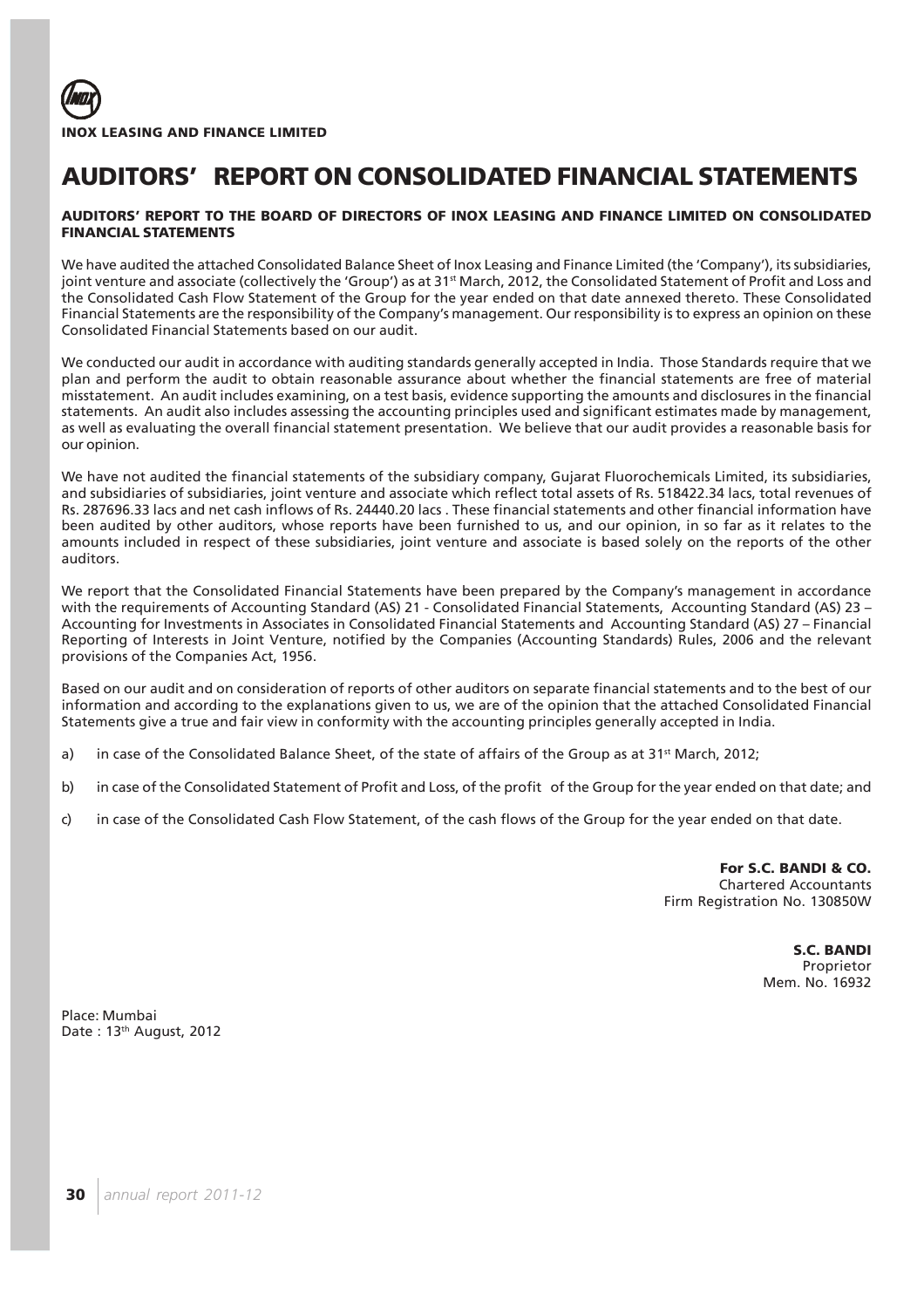# AUDITORS' REPORT ON CONSOLIDATED FINANCIAL STATEMENTS

**AUDITORS' REPORT TO THE BOARD OF DIRECTORS OF INOX LEASING AND FINANCE LIMITED ON CONSOLIDATED FINANCIAL STATEMENTS**

We have audited the attached Consolidated Balance Sheet of Inox Leasing and Finance Limited (the 'Company'), its subsidiaries, joint venture and associate (collectively the 'Group') as at 31st March, 2012, the Consolidated Statement of Profit and Loss and the Consolidated Cash Flow Statement of the Group for the year ended on that date annexed thereto. These Consolidated Financial Statements are the responsibility of the Company's management. Our responsibility is to express an opinion on these Consolidated Financial Statements based on our audit.

We conducted our audit in accordance with auditing standards generally accepted in India. Those Standards require that we plan and perform the audit to obtain reasonable assurance about whether the financial statements are free of material misstatement. An audit includes examining, on a test basis, evidence supporting the amounts and disclosures in the financial statements. An audit also includes assessing the accounting principles used and significant estimates made by management, as well as evaluating the overall financial statement presentation. We believe that our audit provides a reasonable basis for our opinion.

We have not audited the financial statements of the subsidiary company, Gujarat Fluorochemicals Limited, its subsidiaries, and subsidiaries of subsidiaries, joint venture and associate which reflect total assets of Rs. 518422.34 lacs, total revenues of Rs. 287696.33 lacs and net cash inflows of Rs. 24440.20 lacs . These financial statements and other financial information have been audited by other auditors, whose reports have been furnished to us, and our opinion, in so far as it relates to the amounts included in respect of these subsidiaries, joint venture and associate is based solely on the reports of the other auditors.

We report that the Consolidated Financial Statements have been prepared by the Company's management in accordance with the requirements of Accounting Standard (AS) 21 - Consolidated Financial Statements, Accounting Standard (AS) 23 – Accounting for Investments in Associates in Consolidated Financial Statements and Accounting Standard (AS) 27 – Financial Reporting of Interests in Joint Venture, notified by the Companies (Accounting Standards) Rules, 2006 and the relevant provisions of the Companies Act, 1956.

Based on our audit and on consideration of reports of other auditors on separate financial statements and to the best of our information and according to the explanations given to us, we are of the opinion that the attached Consolidated Financial Statements give a true and fair view in conformity with the accounting principles generally accepted in India.

a) in case of the Consolidated Balance Sheet, of the state of affairs of the Group as at 31st March, 2012;

b) in case of the Consolidated Statement of Profit and Loss, of the profit of the Group for the year ended on that date; and

c) in case of the Consolidated Cash Flow Statement, of the cash flows of the Group for the year ended on that date.

**For S.C. BANDI & CO.**
Chartered Accountants
Firm Registration No. 130850W

**S.C. BANDI**
Proprietor
Mem. No. 16932

Place: Mumbai
Date : 13th August, 2012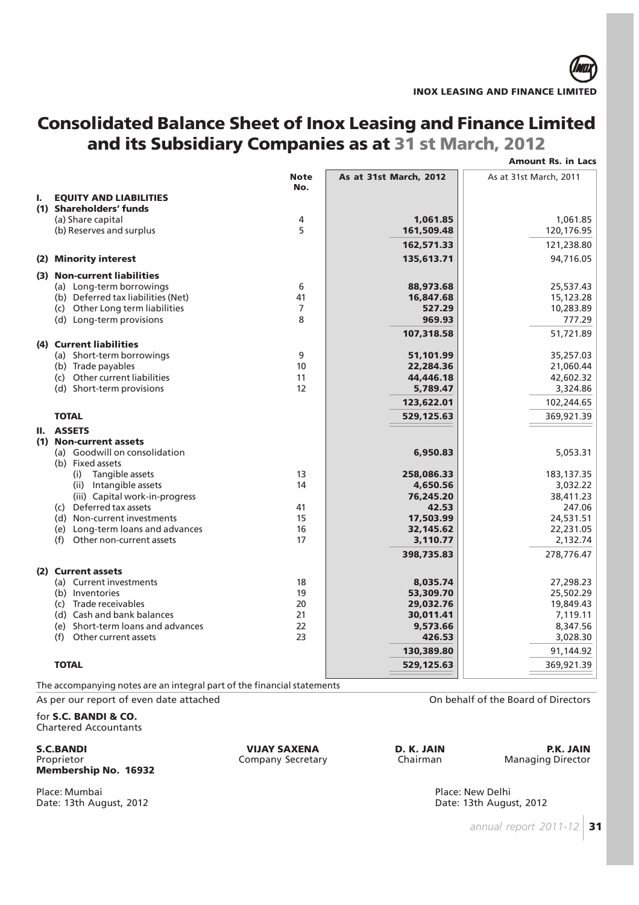# Consolidated Balance Sheet of Inox Leasing and Finance Limited and its Subsidiary Companies as at 31 st March, 2012

**Amount Rs. in Lacs**

| | Note No. | As at 31st March, 2012 | As at 31st March, 2011 |
|---|---|---|---|
| **I. EQUITY AND LIABILITIES** | | | |
| **(1) Shareholders' funds** | | | |
| (a) Share capital | 4 | **1,061.85** | 1,061.85 |
| (b) Reserves and surplus | 5 | **161,509.48** | 120,176.95 |
| | | **162,571.33** | 121,238.80 |
| **(2) Minority interest** | | **135,613.71** | 94,716.05 |
| **(3) Non-current liabilities** | | | |
| (a) Long-term borrowings | 6 | **88,973.68** | 25,537.43 |
| (b) Deferred tax liabilities (Net) | 41 | **16,847.68** | 15,123.28 |
| (c) Other Long term liabilities | 7 | **527.29** | 10,283.89 |
| (d) Long-term provisions | 8 | **969.93** | 777.29 |
| | | **107,318.58** | 51,721.89 |
| **(4) Current liabilities** | | | |
| (a) Short-term borrowings | 9 | **51,101.99** | 35,257.03 |
| (b) Trade payables | 10 | **22,284.36** | 21,060.44 |
| (c) Other current liabilities | 11 | **44,446.18** | 42,602.32 |
| (d) Short-term provisions | 12 | **5,789.47** | 3,324.86 |
| | | **123,622.01** | 102,244.65 |
| **TOTAL** | | **529,125.63** | 369,921.39 |
| **II. ASSETS** | | | |
| **(1) Non-current assets** | | | |
| (a) Goodwill on consolidation | | **6,950.83** | 5,053.31 |
| (b) Fixed assets | | | |
| (i) Tangible assets | 13 | **258,086.33** | 183,137.35 |
| (ii) Intangible assets | 14 | **4,650.56** | 3,032.22 |
| (iii) Capital work-in-progress | | **76,245.20** | 38,411.23 |
| (c) Deferred tax assets | 41 | **42.53** | 247.06 |
| (d) Non-current investments | 15 | **17,503.99** | 24,531.51 |
| (e) Long-term loans and advances | 16 | **32,145.62** | 22,231.05 |
| (f) Other non-current assets | 17 | **3,110.77** | 2,132.74 |
| | | **398,735.83** | 278,776.47 |
| **(2) Current assets** | | | |
| (a) Current investments | 18 | **8,035.74** | 27,298.23 |
| (b) Inventories | 19 | **53,309.70** | 25,502.29 |
| (c) Trade receivables | 20 | **29,032.76** | 19,849.43 |
| (d) Cash and bank balances | 21 | **30,011.41** | 7,119.11 |
| (e) Short-term loans and advances | 22 | **9,573.66** | 8,347.56 |
| (f) Other current assets | 23 | **426.53** | 3,028.30 |
| | | **130,389.80** | 91,144.92 |
| **TOTAL** | | **529,125.63** | 369,921.39 |

The accompanying notes are an integral part of the financial statements

As per our report of even date attached

On behalf of the Board of Directors

for **S.C. BANDI & CO.**
Chartered Accountants

**S.C.BANDI**
Proprietor
**Membership No. 16932**

**VIJAY SAXENA**
Company Secretary

**D. K. JAIN**
Chairman

**P.K. JAIN**
Managing Director

Place: Mumbai
Date: 13th August, 2012

Place: New Delhi
Date: 13th August, 2012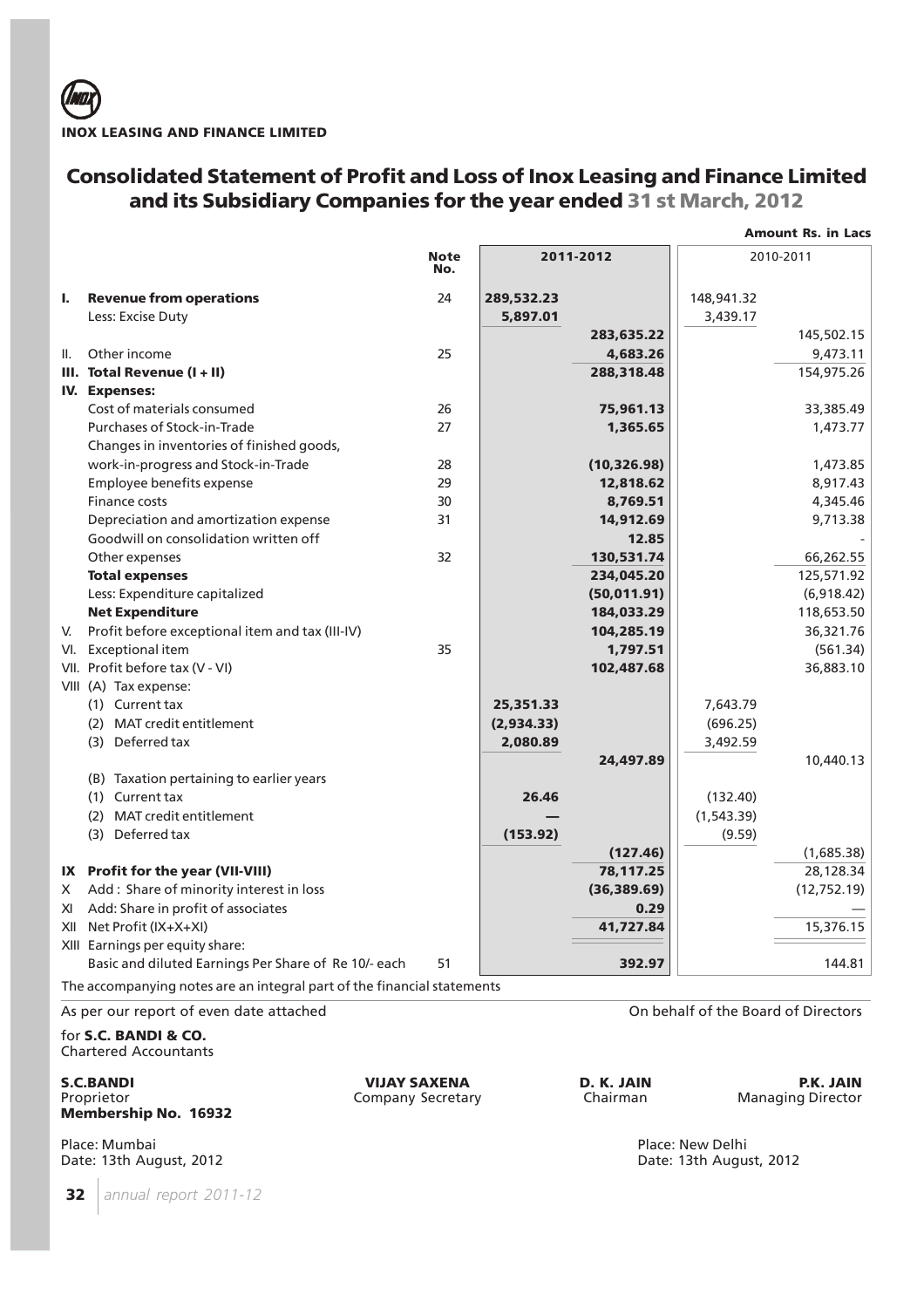**INOX LEASING AND FINANCE LIMITED**

# Consolidated Statement of Profit and Loss of Inox Leasing and Finance Limited and its Subsidiary Companies for the year ended 31 st March, 2012

**Amount Rs. in Lacs**

| | | Note No. | 2011-2012 | | 2010-2011 | |
|---|---|---|---|---|---|---|
| **I.** | **Revenue from operations** | 24 | **289,532.23** | | 148,941.32 | |
| | Less: Excise Duty | | **5,897.01** | | 3,439.17 | |
| | | | | **283,635.22** | | 145,502.15 |
| II. | Other income | 25 | | **4,683.26** | | 9,473.11 |
| **III.** | **Total Revenue (I + II)** | | | **288,318.48** | | 154,975.26 |
| **IV.** | **Expenses:** | | | | | |
| | Cost of materials consumed | 26 | | **75,961.13** | | 33,385.49 |
| | Purchases of Stock-in-Trade | 27 | | **1,365.65** | | 1,473.77 |
| | Changes in inventories of finished goods, work-in-progress and Stock-in-Trade | 28 | | **(10,326.98)** | | 1,473.85 |
| | Employee benefits expense | 29 | | **12,818.62** | | 8,917.43 |
| | Finance costs | 30 | | **8,769.51** | | 4,345.46 |
| | Depreciation and amortization expense | 31 | | **14,912.69** | | 9,713.38 |
| | Goodwill on consolidation written off | | | **12.85** | | - |
| | Other expenses | 32 | | **130,531.74** | | 66,262.55 |
| | **Total expenses** | | | **234,045.20** | | 125,571.92 |
| | Less: Expenditure capitalized | | | **(50,011.91)** | | (6,918.42) |
| | **Net Expenditure** | | | **184,033.29** | | 118,653.50 |
| V. | Profit before exceptional item and tax (III-IV) | | | **104,285.19** | | 36,321.76 |
| VI. | Exceptional item | 35 | | **1,797.51** | | (561.34) |
| VII. | Profit before tax (V - VI) | | | **102,487.68** | | 36,883.10 |
| VIII | (A) Tax expense: | | | | | |
| | (1) Current tax | | **25,351.33** | | 7,643.79 | |
| | (2) MAT credit entitlement | | **(2,934.33)** | | (696.25) | |
| | (3) Deferred tax | | **2,080.89** | | 3,492.59 | |
| | | | | **24,497.89** | | 10,440.13 |
| | (B) Taxation pertaining to earlier years | | | | | |
| | (1) Current tax | | **26.46** | | (132.40) | |
| | (2) MAT credit entitlement | | **—** | | (1,543.39) | |
| | (3) Deferred tax | | **(153.92)** | | (9.59) | |
| | | | | **(127.46)** | | (1,685.38) |
| **IX** | **Profit for the year (VII-VIII)** | | | **78,117.25** | | 28,128.34 |
| X | Add : Share of minority interest in loss | | | **(36,389.69)** | | (12,752.19) |
| XI | Add: Share in profit of associates | | | **0.29** | | — |
| XII | Net Profit (IX+X+XI) | | | **41,727.84** | | 15,376.15 |
| XIII | Earnings per equity share: | | | | | |
| | Basic and diluted Earnings Per Share of Re 10/- each | 51 | | **392.97** | | 144.81 |

The accompanying notes are an integral part of the financial statements

As per our report of even date attached

On behalf of the Board of Directors

for **S.C. BANDI & CO.**
Chartered Accountants

**S.C.BANDI**
Proprietor
**Membership No. 16932**

**VIJAY SAXENA**
Company Secretary

**D. K. JAIN**
Chairman

**P.K. JAIN**
Managing Director

Place: Mumbai
Date: 13th August, 2012

Place: New Delhi
Date: 13th August, 2012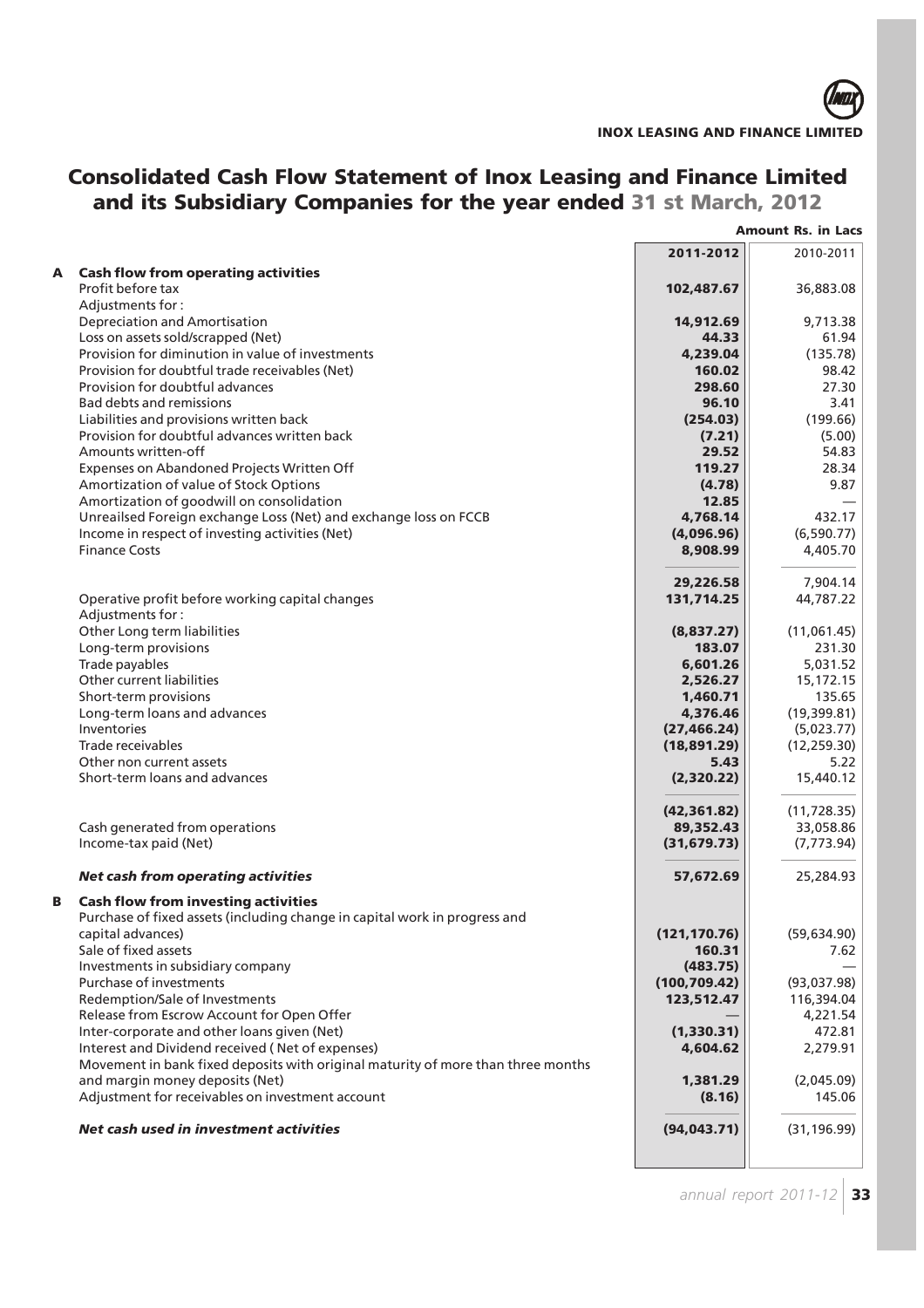# Consolidated Cash Flow Statement of Inox Leasing and Finance Limited and its Subsidiary Companies for the year ended 31 st March, 2012

**Amount Rs. in Lacs**

| | | 2011-2012 | 2010-2011 |
|---|---|---|---|
| **A** | **Cash flow from operating activities** | | |
| | Profit before tax | **102,487.67** | 36,883.08 |
| | Adjustments for : | | |
| | Depreciation and Amortisation | **14,912.69** | 9,713.38 |
| | Loss on assets sold/scrapped (Net) | **44.33** | 61.94 |
| | Provision for diminution in value of investments | **4,239.04** | (135.78) |
| | Provision for doubtful trade receivables (Net) | **160.02** | 98.42 |
| | Provision for doubtful advances | **298.60** | 27.30 |
| | Bad debts and remissions | **96.10** | 3.41 |
| | Liabilities and provisions written back | **(254.03)** | (199.66) |
| | Provision for doubtful advances written back | **(7.21)** | (5.00) |
| | Amounts written-off | **29.52** | 54.83 |
| | Expenses on Abandoned Projects Written Off | **119.27** | 28.34 |
| | Amortization of value of Stock Options | **(4.78)** | 9.87 |
| | Amortization of goodwill on consolidation | **12.85** | — |
| | Unreailsed Foreign exchange Loss (Net) and exchange loss on FCCB | **4,768.14** | 432.17 |
| | Income in respect of investing activities (Net) | **(4,096.96)** | (6,590.77) |
| | Finance Costs | **8,908.99** | 4,405.70 |
| | | **29,226.58** | 7,904.14 |
| | Operative profit before working capital changes | **131,714.25** | 44,787.22 |
| | Adjustments for : | | |
| | Other Long term liabilities | **(8,837.27)** | (11,061.45) |
| | Long-term provisions | **183.07** | 231.30 |
| | Trade payables | **6,601.26** | 5,031.52 |
| | Other current liabilities | **2,526.27** | 15,172.15 |
| | Short-term provisions | **1,460.71** | 135.65 |
| | Long-term loans and advances | **4,376.46** | (19,399.81) |
| | Inventories | **(27,466.24)** | (5,023.77) |
| | Trade receivables | **(18,891.29)** | (12,259.30) |
| | Other non current assets | **5.43** | 5.22 |
| | Short-term loans and advances | **(2,320.22)** | 15,440.12 |
| | | **(42,361.82)** | (11,728.35) |
| | Cash generated from operations | **89,352.43** | 33,058.86 |
| | Income-tax paid (Net) | **(31,679.73)** | (7,773.94) |
| | ***Net cash from operating activities*** | **57,672.69** | 25,284.93 |
| **B** | **Cash flow from investing activities** | | |
| | Purchase of fixed assets (including change in capital work in progress and capital advances) | **(121,170.76)** | (59,634.90) |
| | Sale of fixed assets | **160.31** | 7.62 |
| | Investments in subsidiary company | **(483.75)** | — |
| | Purchase of investments | **(100,709.42)** | (93,037.98) |
| | Redemption/Sale of Investments | **123,512.47** | 116,394.04 |
| | Release from Escrow Account for Open Offer | — | 4,221.54 |
| | Inter-corporate and other loans given (Net) | **(1,330.31)** | 472.81 |
| | Interest and Dividend received ( Net of expenses) | **4,604.62** | 2,279.91 |
| | Movement in bank fixed deposits with original maturity of more than three months and margin money deposits (Net) | **1,381.29** | (2,045.09) |
| | Adjustment for receivables on investment account | **(8.16)** | 145.06 |
| | ***Net cash used in investment activities*** | **(94,043.71)** | (31,196.99) |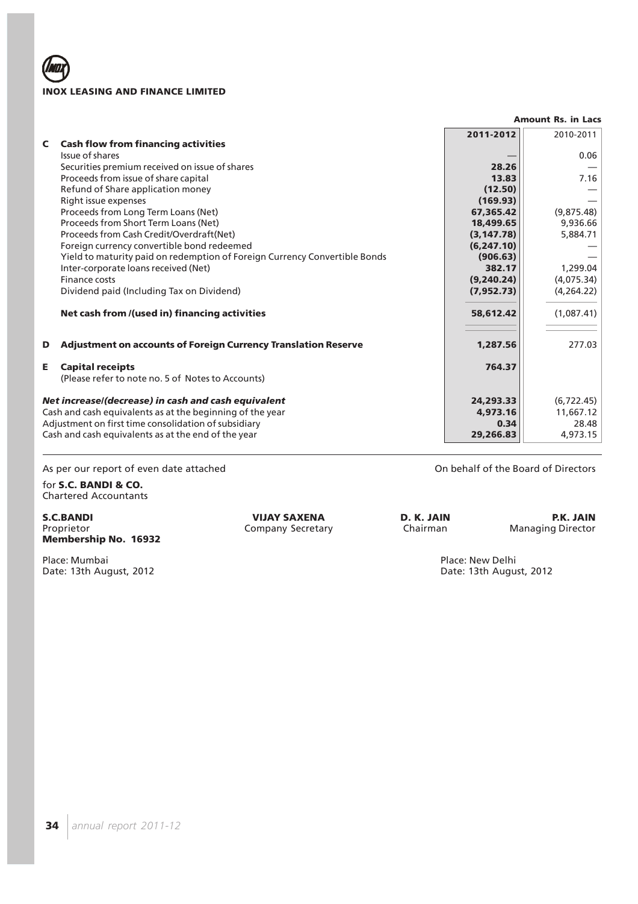**INOX LEASING AND FINANCE LIMITED**

**Amount Rs. in Lacs**

| | | 2011-2012 | 2010-2011 |
|---|---|---|---|
| **C** | **Cash flow from financing activities** | | |
| | Issue of shares | — | 0.06 |
| | Securities premium received on issue of shares | 28.26 | — |
| | Proceeds from issue of share capital | 13.83 | 7.16 |
| | Refund of Share application money | (12.50) | — |
| | Right issue expenses | (169.93) | — |
| | Proceeds from Long Term Loans (Net) | 67,365.42 | (9,875.48) |
| | Proceeds from Short Term Loans (Net) | 18,499.65 | 9,936.66 |
| | Proceeds from Cash Credit/Overdraft(Net) | (3,147.78) | 5,884.71 |
| | Foreign currency convertible bond redeemed | (6,247.10) | — |
| | Yield to maturity paid on redemption of Foreign Currency Convertible Bonds | (906.63) | — |
| | Inter-corporate loans received (Net) | 382.17 | 1,299.04 |
| | Finance costs | (9,240.24) | (4,075.34) |
| | Dividend paid (Including Tax on Dividend) | (7,952.73) | (4,264.22) |
| | **Net cash from /(used in) financing activities** | 58,612.42 | (1,087.41) |
| **D** | **Adjustment on accounts of Foreign Currency Translation Reserve** | 1,287.56 | 277.03 |
| **E** | **Capital receipts** (Please refer to note no. 5 of Notes to Accounts) | 764.37 | |
| | ***Net increase/(decrease) in cash and cash equivalent*** | 24,293.33 | (6,722.45) |
| | Cash and cash equivalents as at the beginning of the year | 4,973.16 | 11,667.12 |
| | Adjustment on first time consolidation of subsidiary | 0.34 | 28.48 |
| | Cash and cash equivalents as at the end of the year | 29,266.83 | 4,973.15 |

As per our report of even date attached

for **S.C. BANDI & CO.**
Chartered Accountants

**S.C.BANDI**
Proprietor
**Membership No. 16932**

Place: Mumbai
Date: 13th August, 2012

On behalf of the Board of Directors

**VIJAY SAXENA**
Company Secretary

**D. K. JAIN**
Chairman

**P.K. JAIN**
Managing Director

Place: New Delhi
Date: 13th August, 2012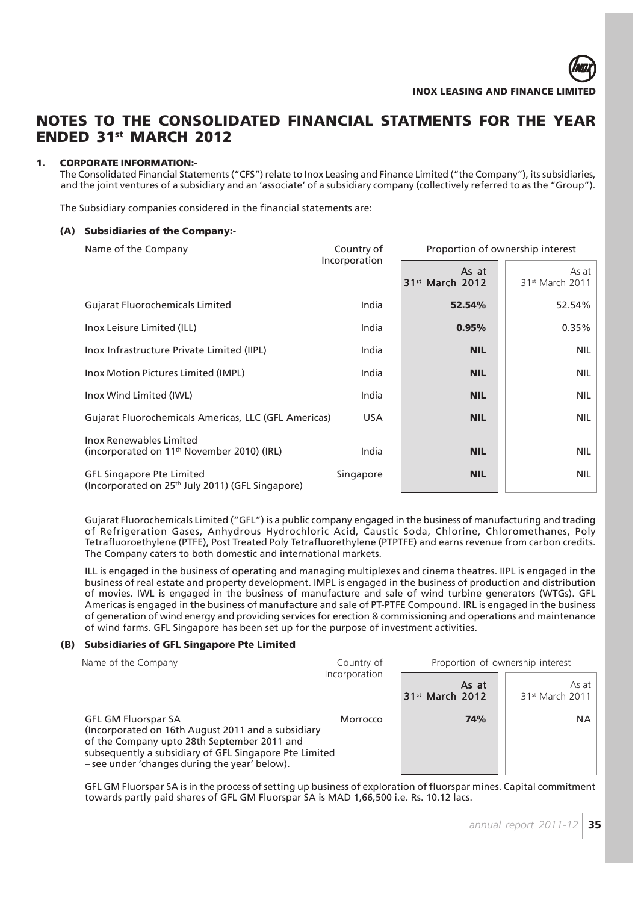# NOTES TO THE CONSOLIDATED FINANCIAL STATMENTS FOR THE YEAR ENDED 31st MARCH 2012

## 1. CORPORATE INFORMATION:-

The Consolidated Financial Statements ("CFS") relate to Inox Leasing and Finance Limited ("the Company"), its subsidiaries, and the joint ventures of a subsidiary and an 'associate' of a subsidiary company (collectively referred to as the "Group").

The Subsidiary companies considered in the financial statements are:

### (A) Subsidiaries of the Company:-

| Name of the Company | Country of Incorporation | Proportion of ownership interest | |
|---|---|---|---|
| | | As at 31st March 2012 | As at 31st March 2011 |
| Gujarat Fluorochemicals Limited | India | **52.54%** | 52.54% |
| Inox Leisure Limited (ILL) | India | **0.95%** | 0.35% |
| Inox Infrastructure Private Limited (IIPL) | India | **NIL** | NIL |
| Inox Motion Pictures Limited (IMPL) | India | **NIL** | NIL |
| Inox Wind Limited (IWL) | India | **NIL** | NIL |
| Gujarat Fluorochemicals Americas, LLC (GFL Americas) | USA | **NIL** | NIL |
| Inox Renewables Limited (incorporated on 11th November 2010) (IRL) | India | **NIL** | NIL |
| GFL Singapore Pte Limited (Incorporated on 25th July 2011) (GFL Singapore) | Singapore | **NIL** | NIL |

Gujarat Fluorochemicals Limited ("GFL") is a public company engaged in the business of manufacturing and trading of Refrigeration Gases, Anhydrous Hydrochloric Acid, Caustic Soda, Chlorine, Chloromethanes, Poly Tetrafluoroethylene (PTFE), Post Treated Poly Tetrafluorethylene (PTPTFE) and earns revenue from carbon credits. The Company caters to both domestic and international markets.

ILL is engaged in the business of operating and managing multiplexes and cinema theatres. IIPL is engaged in the business of real estate and property development. IMPL is engaged in the business of production and distribution of movies. IWL is engaged in the business of manufacture and sale of wind turbine generators (WTGs). GFL Americas is engaged in the business of manufacture and sale of PT-PTFE Compound. IRL is engaged in the business of generation of wind energy and providing services for erection & commissioning and operations and maintenance of wind farms. GFL Singapore has been set up for the purpose of investment activities.

### (B) Subsidiaries of GFL Singapore Pte Limited

| Name of the Company | Country of Incorporation | Proportion of ownership interest | |
|---|---|---|---|
| | | As at 31st March 2012 | As at 31st March 2011 |
| GFL GM Fluorspar SA (Incorporated on 16th August 2011 and a subsidiary of the Company upto 28th September 2011 and subsequently a subsidiary of GFL Singapore Pte Limited – see under 'changes during the year' below). | Morrocco | **74%** | NA |

GFL GM Fluorspar SA is in the process of setting up business of exploration of fluorspar mines. Capital commitment towards partly paid shares of GFL GM Fluorspar SA is MAD 1,66,500 i.e. Rs. 10.12 lacs.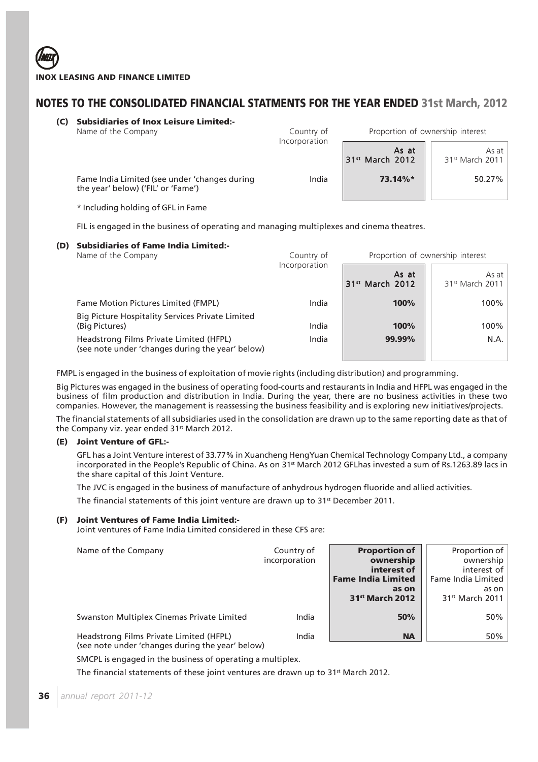## NOTES TO THE CONSOLIDATED FINANCIAL STATMENTS FOR THE YEAR ENDED 31st March, 2012

**(C) Subsidiaries of Inox Leisure Limited:-**

| Name of the Company | Country of Incorporation | Proportion of ownership interest | |
|---|---|---|---|
| | | **As at 31st March 2012** | As at 31st March 2011 |
| Fame India Limited (see under 'changes during the year' below) ('FIL' or 'Fame') | India | **73.14%*** | 50.27% |

\* Including holding of GFL in Fame

FIL is engaged in the business of operating and managing multiplexes and cinema theatres.

**(D) Subsidiaries of Fame India Limited:-**

| Name of the Company | Country of Incorporation | Proportion of ownership interest | |
|---|---|---|---|
| | | **As at 31st March 2012** | As at 31st March 2011 |
| Fame Motion Pictures Limited (FMPL) | India | **100%** | 100% |
| Big Picture Hospitality Services Private Limited (Big Pictures) | India | **100%** | 100% |
| Headstrong Films Private Limited (HFPL) (see note under 'changes during the year' below) | India | **99.99%** | N.A. |

FMPL is engaged in the business of exploitation of movie rights (including distribution) and programming.

Big Pictures was engaged in the business of operating food-courts and restaurants in India and HFPL was engaged in the business of film production and distribution in India. During the year, there are no business activities in these two companies. However, the management is reassessing the business feasibility and is exploring new initiatives/projects.

The financial statements of all subsidiaries used in the consolidation are drawn up to the same reporting date as that of the Company viz. year ended 31st March 2012.

**(E) Joint Venture of GFL:-**

GFL has a Joint Venture interest of 33.77% in Xuancheng HengYuan Chemical Technology Company Ltd., a company incorporated in the People's Republic of China. As on 31st March 2012 GFLhas invested a sum of Rs.1263.89 lacs in the share capital of this Joint Venture.

The JVC is engaged in the business of manufacture of anhydrous hydrogen fluoride and allied activities.

The financial statements of this joint venture are drawn up to 31st December 2011.

**(F) Joint Ventures of Fame India Limited:-**

Joint ventures of Fame India Limited considered in these CFS are:

| Name of the Company | Country of incorporation | **Proportion of ownership interest of Fame India Limited as on 31st March 2012** | Proportion of ownership interest of Fame India Limited as on 31st March 2011 |
|---|---|---|---|
| Swanston Multiplex Cinemas Private Limited | India | **50%** | 50% |
| Headstrong Films Private Limited (HFPL) (see note under 'changes during the year' below) | India | **NA** | 50% |

SMCPL is engaged in the business of operating a multiplex.

The financial statements of these joint ventures are drawn up to 31st March 2012.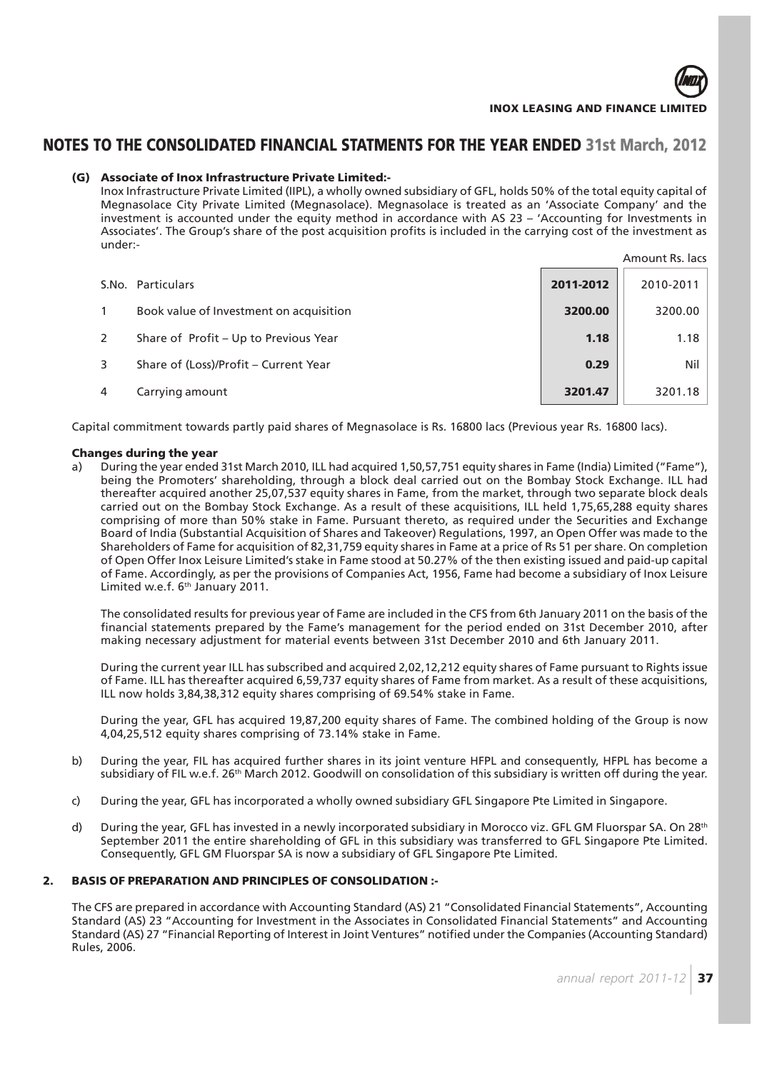# NOTES TO THE CONSOLIDATED FINANCIAL STATMENTS FOR THE YEAR ENDED 31st March, 2012

### (G) Associate of Inox Infrastructure Private Limited:-

Inox Infrastructure Private Limited (IIPL), a wholly owned subsidiary of GFL, holds 50% of the total equity capital of Megnasolace City Private Limited (Megnasolace). Megnasolace is treated as an 'Associate Company' and the investment is accounted under the equity method in accordance with AS 23 – 'Accounting for Investments in Associates'. The Group's share of the post acquisition profits is included in the carrying cost of the investment as under:-

Amount Rs. lacs

| S.No. | Particulars | 2011-2012 | 2010-2011 |
|---|---|---|---|
| 1 | Book value of Investment on acquisition | **3200.00** | 3200.00 |
| 2 | Share of Profit – Up to Previous Year | **1.18** | 1.18 |
| 3 | Share of (Loss)/Profit – Current Year | **0.29** | Nil |
| 4 | Carrying amount | **3201.47** | 3201.18 |

Capital commitment towards partly paid shares of Megnasolace is Rs. 16800 lacs (Previous year Rs. 16800 lacs).

#### Changes during the year

a) During the year ended 31st March 2010, ILL had acquired 1,50,57,751 equity shares in Fame (India) Limited ("Fame"), being the Promoters' shareholding, through a block deal carried out on the Bombay Stock Exchange. ILL had thereafter acquired another 25,07,537 equity shares in Fame, from the market, through two separate block deals carried out on the Bombay Stock Exchange. As a result of these acquisitions, ILL held 1,75,65,288 equity shares comprising of more than 50% stake in Fame. Pursuant thereto, as required under the Securities and Exchange Board of India (Substantial Acquisition of Shares and Takeover) Regulations, 1997, an Open Offer was made to the Shareholders of Fame for acquisition of 82,31,759 equity shares in Fame at a price of Rs 51 per share. On completion of Open Offer Inox Leisure Limited's stake in Fame stood at 50.27% of the then existing issued and paid-up capital of Fame. Accordingly, as per the provisions of Companies Act, 1956, Fame had become a subsidiary of Inox Leisure Limited w.e.f. 6th January 2011.

   The consolidated results for previous year of Fame are included in the CFS from 6th January 2011 on the basis of the financial statements prepared by the Fame's management for the period ended on 31st December 2010, after making necessary adjustment for material events between 31st December 2010 and 6th January 2011.

   During the current year ILL has subscribed and acquired 2,02,12,212 equity shares of Fame pursuant to Rights issue of Fame. ILL has thereafter acquired 6,59,737 equity shares of Fame from market. As a result of these acquisitions, ILL now holds 3,84,38,312 equity shares comprising of 69.54% stake in Fame.

   During the year, GFL has acquired 19,87,200 equity shares of Fame. The combined holding of the Group is now 4,04,25,512 equity shares comprising of 73.14% stake in Fame.

b) During the year, FIL has acquired further shares in its joint venture HFPL and consequently, HFPL has become a subsidiary of FIL w.e.f. 26th March 2012. Goodwill on consolidation of this subsidiary is written off during the year.

c) During the year, GFL has incorporated a wholly owned subsidiary GFL Singapore Pte Limited in Singapore.

d) During the year, GFL has invested in a newly incorporated subsidiary in Morocco viz. GFL GM Fluorspar SA. On 28th September 2011 the entire shareholding of GFL in this subsidiary was transferred to GFL Singapore Pte Limited. Consequently, GFL GM Fluorspar SA is now a subsidiary of GFL Singapore Pte Limited.

## 2. BASIS OF PREPARATION AND PRINCIPLES OF CONSOLIDATION :-

The CFS are prepared in accordance with Accounting Standard (AS) 21 "Consolidated Financial Statements", Accounting Standard (AS) 23 "Accounting for Investment in the Associates in Consolidated Financial Statements" and Accounting Standard (AS) 27 "Financial Reporting of Interest in Joint Ventures" notified under the Companies (Accounting Standard) Rules, 2006.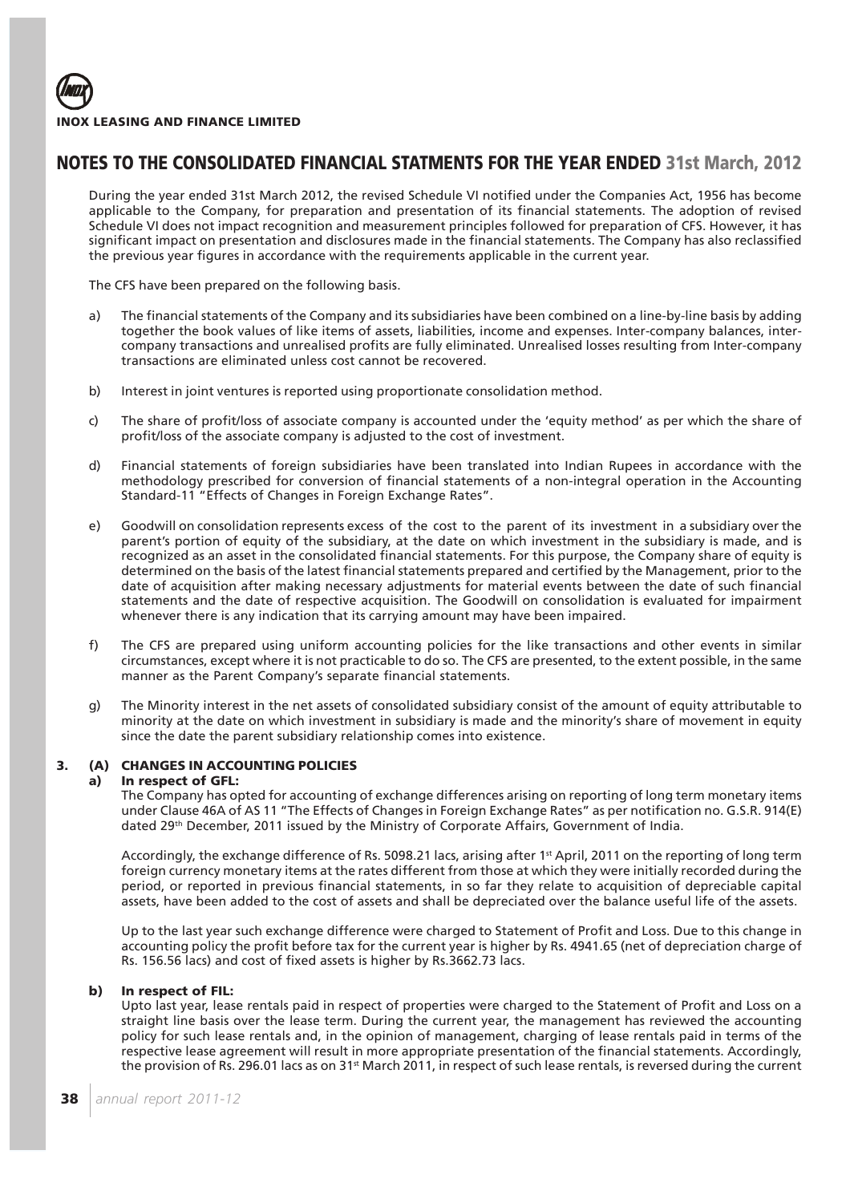## NOTES TO THE CONSOLIDATED FINANCIAL STATMENTS FOR THE YEAR ENDED 31st March, 2012

During the year ended 31st March 2012, the revised Schedule VI notified under the Companies Act, 1956 has become applicable to the Company, for preparation and presentation of its financial statements. The adoption of revised Schedule VI does not impact recognition and measurement principles followed for preparation of CFS. However, it has significant impact on presentation and disclosures made in the financial statements. The Company has also reclassified the previous year figures in accordance with the requirements applicable in the current year.

The CFS have been prepared on the following basis.

a) The financial statements of the Company and its subsidiaries have been combined on a line-by-line basis by adding together the book values of like items of assets, liabilities, income and expenses. Inter-company balances, inter-company transactions and unrealised profits are fully eliminated. Unrealised losses resulting from Inter-company transactions are eliminated unless cost cannot be recovered.

b) Interest in joint ventures is reported using proportionate consolidation method.

c) The share of profit/loss of associate company is accounted under the 'equity method' as per which the share of profit/loss of the associate company is adjusted to the cost of investment.

d) Financial statements of foreign subsidiaries have been translated into Indian Rupees in accordance with the methodology prescribed for conversion of financial statements of a non-integral operation in the Accounting Standard-11 "Effects of Changes in Foreign Exchange Rates".

e) Goodwill on consolidation represents excess of the cost to the parent of its investment in a subsidiary over the parent's portion of equity of the subsidiary, at the date on which investment in the subsidiary is made, and is recognized as an asset in the consolidated financial statements. For this purpose, the Company share of equity is determined on the basis of the latest financial statements prepared and certified by the Management, prior to the date of acquisition after making necessary adjustments for material events between the date of such financial statements and the date of respective acquisition. The Goodwill on consolidation is evaluated for impairment whenever there is any indication that its carrying amount may have been impaired.

f) The CFS are prepared using uniform accounting policies for the like transactions and other events in similar circumstances, except where it is not practicable to do so. The CFS are presented, to the extent possible, in the same manner as the Parent Company's separate financial statements.

g) The Minority interest in the net assets of consolidated subsidiary consist of the amount of equity attributable to minority at the date on which investment in subsidiary is made and the minority's share of movement in equity since the date the parent subsidiary relationship comes into existence.

### 3. (A) CHANGES IN ACCOUNTING POLICIES

#### a) In respect of GFL:

The Company has opted for accounting of exchange differences arising on reporting of long term monetary items under Clause 46A of AS 11 "The Effects of Changes in Foreign Exchange Rates" as per notification no. G.S.R. 914(E) dated 29th December, 2011 issued by the Ministry of Corporate Affairs, Government of India.

Accordingly, the exchange difference of Rs. 5098.21 lacs, arising after 1st April, 2011 on the reporting of long term foreign currency monetary items at the rates different from those at which they were initially recorded during the period, or reported in previous financial statements, in so far they relate to acquisition of depreciable capital assets, have been added to the cost of assets and shall be depreciated over the balance useful life of the assets.

Up to the last year such exchange difference were charged to Statement of Profit and Loss. Due to this change in accounting policy the profit before tax for the current year is higher by Rs. 4941.65 (net of depreciation charge of Rs. 156.56 lacs) and cost of fixed assets is higher by Rs.3662.73 lacs.

#### b) In respect of FIL:

Upto last year, lease rentals paid in respect of properties were charged to the Statement of Profit and Loss on a straight line basis over the lease term. During the current year, the management has reviewed the accounting policy for such lease rentals and, in the opinion of management, charging of lease rentals paid in terms of the respective lease agreement will result in more appropriate presentation of the financial statements. Accordingly, the provision of Rs. 296.01 lacs as on 31st March 2011, in respect of such lease rentals, is reversed during the current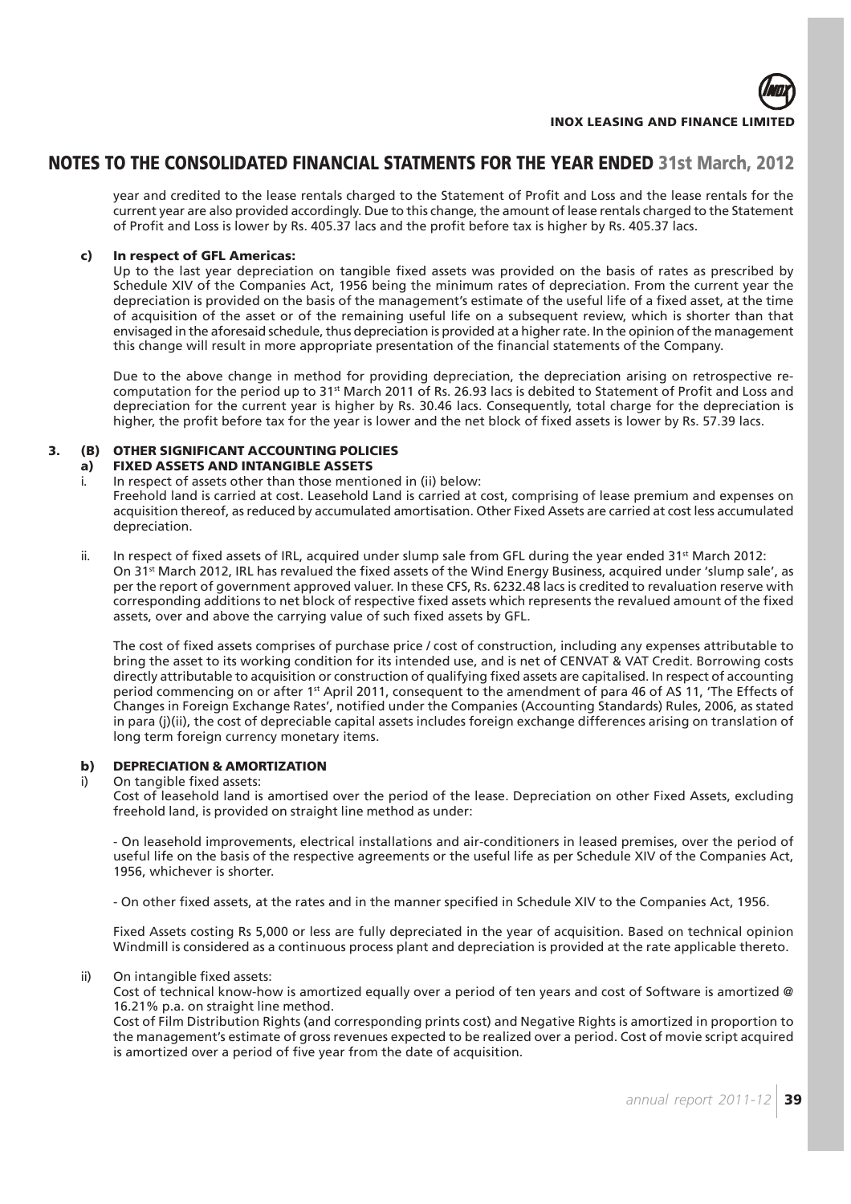## NOTES TO THE CONSOLIDATED FINANCIAL STATMENTS FOR THE YEAR ENDED 31st March, 2012

year and credited to the lease rentals charged to the Statement of Profit and Loss and the lease rentals for the current year are also provided accordingly. Due to this change, the amount of lease rentals charged to the Statement of Profit and Loss is lower by Rs. 405.37 lacs and the profit before tax is higher by Rs. 405.37 lacs.

**c) In respect of GFL Americas:**

Up to the last year depreciation on tangible fixed assets was provided on the basis of rates as prescribed by Schedule XIV of the Companies Act, 1956 being the minimum rates of depreciation. From the current year the depreciation is provided on the basis of the management's estimate of the useful life of a fixed asset, at the time of acquisition of the asset or of the remaining useful life on a subsequent review, which is shorter than that envisaged in the aforesaid schedule, thus depreciation is provided at a higher rate. In the opinion of the management this change will result in more appropriate presentation of the financial statements of the Company.

Due to the above change in method for providing depreciation, the depreciation arising on retrospective re-computation for the period up to 31st March 2011 of Rs. 26.93 lacs is debited to Statement of Profit and Loss and depreciation for the current year is higher by Rs. 30.46 lacs. Consequently, total charge for the depreciation is higher, the profit before tax for the year is lower and the net block of fixed assets is lower by Rs. 57.39 lacs.

**3. (B) OTHER SIGNIFICANT ACCOUNTING POLICIES**

**a) FIXED ASSETS AND INTANGIBLE ASSETS**

i. In respect of assets other than those mentioned in (ii) below:
Freehold land is carried at cost. Leasehold Land is carried at cost, comprising of lease premium and expenses on acquisition thereof, as reduced by accumulated amortisation. Other Fixed Assets are carried at cost less accumulated depreciation.

ii. In respect of fixed assets of IRL, acquired under slump sale from GFL during the year ended 31st March 2012:
On 31st March 2012, IRL has revalued the fixed assets of the Wind Energy Business, acquired under 'slump sale', as per the report of government approved valuer. In these CFS, Rs. 6232.48 lacs is credited to revaluation reserve with corresponding additions to net block of respective fixed assets which represents the revalued amount of the fixed assets, over and above the carrying value of such fixed assets by GFL.

The cost of fixed assets comprises of purchase price / cost of construction, including any expenses attributable to bring the asset to its working condition for its intended use, and is net of CENVAT & VAT Credit. Borrowing costs directly attributable to acquisition or construction of qualifying fixed assets are capitalised. In respect of accounting period commencing on or after 1st April 2011, consequent to the amendment of para 46 of AS 11, 'The Effects of Changes in Foreign Exchange Rates', notified under the Companies (Accounting Standards) Rules, 2006, as stated in para (j)(ii), the cost of depreciable capital assets includes foreign exchange differences arising on translation of long term foreign currency monetary items.

**b) DEPRECIATION & AMORTIZATION**

i) On tangible fixed assets:
Cost of leasehold land is amortised over the period of the lease. Depreciation on other Fixed Assets, excluding freehold land, is provided on straight line method as under:

- On leasehold improvements, electrical installations and air-conditioners in leased premises, over the period of useful life on the basis of the respective agreements or the useful life as per Schedule XIV of the Companies Act, 1956, whichever is shorter.

- On other fixed assets, at the rates and in the manner specified in Schedule XIV to the Companies Act, 1956.

Fixed Assets costing Rs 5,000 or less are fully depreciated in the year of acquisition. Based on technical opinion Windmill is considered as a continuous process plant and depreciation is provided at the rate applicable thereto.

ii) On intangible fixed assets:
Cost of technical know-how is amortized equally over a period of ten years and cost of Software is amortized @ 16.21% p.a. on straight line method.
Cost of Film Distribution Rights (and corresponding prints cost) and Negative Rights is amortized in proportion to the management's estimate of gross revenues expected to be realized over a period. Cost of movie script acquired is amortized over a period of five year from the date of acquisition.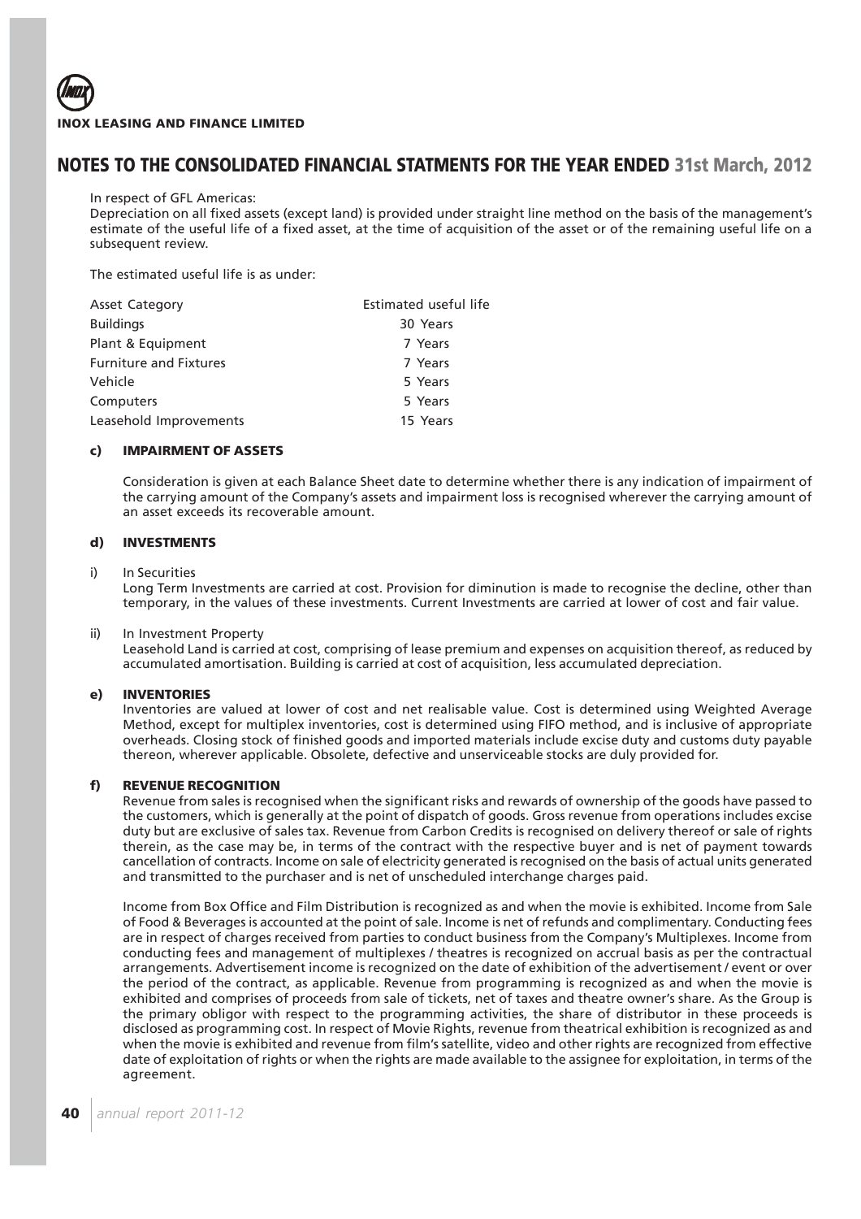## NOTES TO THE CONSOLIDATED FINANCIAL STATMENTS FOR THE YEAR ENDED 31st March, 2012

In respect of GFL Americas:

Depreciation on all fixed assets (except land) is provided under straight line method on the basis of the management's estimate of the useful life of a fixed asset, at the time of acquisition of the asset or of the remaining useful life on a subsequent review.

The estimated useful life is as under:

| Asset Category | Estimated useful life |
|---|---|
| Buildings | 30 Years |
| Plant & Equipment | 7 Years |
| Furniture and Fixtures | 7 Years |
| Vehicle | 5 Years |
| Computers | 5 Years |
| Leasehold Improvements | 15 Years |

### c) IMPAIRMENT OF ASSETS

Consideration is given at each Balance Sheet date to determine whether there is any indication of impairment of the carrying amount of the Company's assets and impairment loss is recognised wherever the carrying amount of an asset exceeds its recoverable amount.

### d) INVESTMENTS

i) In Securities

Long Term Investments are carried at cost. Provision for diminution is made to recognise the decline, other than temporary, in the values of these investments. Current Investments are carried at lower of cost and fair value.

ii) In Investment Property

Leasehold Land is carried at cost, comprising of lease premium and expenses on acquisition thereof, as reduced by accumulated amortisation. Building is carried at cost of acquisition, less accumulated depreciation.

### e) INVENTORIES

Inventories are valued at lower of cost and net realisable value. Cost is determined using Weighted Average Method, except for multiplex inventories, cost is determined using FIFO method, and is inclusive of appropriate overheads. Closing stock of finished goods and imported materials include excise duty and customs duty payable thereon, wherever applicable. Obsolete, defective and unserviceable stocks are duly provided for.

### f) REVENUE RECOGNITION

Revenue from sales is recognised when the significant risks and rewards of ownership of the goods have passed to the customers, which is generally at the point of dispatch of goods. Gross revenue from operations includes excise duty but are exclusive of sales tax. Revenue from Carbon Credits is recognised on delivery thereof or sale of rights therein, as the case may be, in terms of the contract with the respective buyer and is net of payment towards cancellation of contracts. Income on sale of electricity generated is recognised on the basis of actual units generated and transmitted to the purchaser and is net of unscheduled interchange charges paid.

Income from Box Office and Film Distribution is recognized as and when the movie is exhibited. Income from Sale of Food & Beverages is accounted at the point of sale. Income is net of refunds and complimentary. Conducting fees are in respect of charges received from parties to conduct business from the Company's Multiplexes. Income from conducting fees and management of multiplexes / theatres is recognized on accrual basis as per the contractual arrangements. Advertisement income is recognized on the date of exhibition of the advertisement / event or over the period of the contract, as applicable. Revenue from programming is recognized as and when the movie is exhibited and comprises of proceeds from sale of tickets, net of taxes and theatre owner's share. As the Group is the primary obligor with respect to the programming activities, the share of distributor in these proceeds is disclosed as programming cost. In respect of Movie Rights, revenue from theatrical exhibition is recognized as and when the movie is exhibited and revenue from film's satellite, video and other rights are recognized from effective date of exploitation of rights or when the rights are made available to the assignee for exploitation, in terms of the agreement.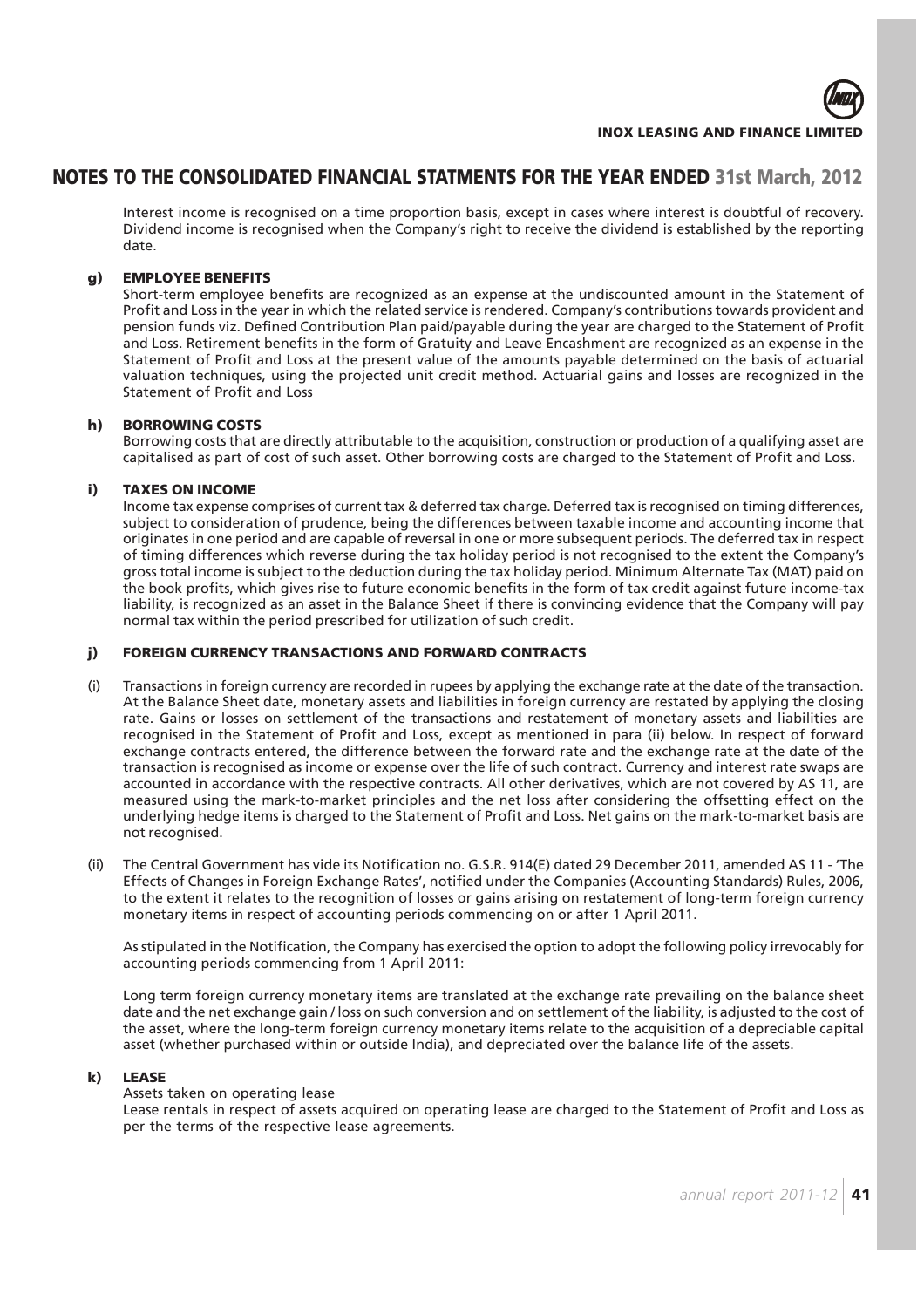## NOTES TO THE CONSOLIDATED FINANCIAL STATMENTS FOR THE YEAR ENDED 31st March, 2012

Interest income is recognised on a time proportion basis, except in cases where interest is doubtful of recovery. Dividend income is recognised when the Company's right to receive the dividend is established by the reporting date.

### g) EMPLOYEE BENEFITS

Short-term employee benefits are recognized as an expense at the undiscounted amount in the Statement of Profit and Loss in the year in which the related service is rendered. Company's contributions towards provident and pension funds viz. Defined Contribution Plan paid/payable during the year are charged to the Statement of Profit and Loss. Retirement benefits in the form of Gratuity and Leave Encashment are recognized as an expense in the Statement of Profit and Loss at the present value of the amounts payable determined on the basis of actuarial valuation techniques, using the projected unit credit method. Actuarial gains and losses are recognized in the Statement of Profit and Loss

### h) BORROWING COSTS

Borrowing costs that are directly attributable to the acquisition, construction or production of a qualifying asset are capitalised as part of cost of such asset. Other borrowing costs are charged to the Statement of Profit and Loss.

### i) TAXES ON INCOME

Income tax expense comprises of current tax & deferred tax charge. Deferred tax is recognised on timing differences, subject to consideration of prudence, being the differences between taxable income and accounting income that originates in one period and are capable of reversal in one or more subsequent periods. The deferred tax in respect of timing differences which reverse during the tax holiday period is not recognised to the extent the Company's gross total income is subject to the deduction during the tax holiday period. Minimum Alternate Tax (MAT) paid on the book profits, which gives rise to future economic benefits in the form of tax credit against future income-tax liability, is recognized as an asset in the Balance Sheet if there is convincing evidence that the Company will pay normal tax within the period prescribed for utilization of such credit.

### j) FOREIGN CURRENCY TRANSACTIONS AND FORWARD CONTRACTS

(i) Transactions in foreign currency are recorded in rupees by applying the exchange rate at the date of the transaction. At the Balance Sheet date, monetary assets and liabilities in foreign currency are restated by applying the closing rate. Gains or losses on settlement of the transactions and restatement of monetary assets and liabilities are recognised in the Statement of Profit and Loss, except as mentioned in para (ii) below. In respect of forward exchange contracts entered, the difference between the forward rate and the exchange rate at the date of the transaction is recognised as income or expense over the life of such contract. Currency and interest rate swaps are accounted in accordance with the respective contracts. All other derivatives, which are not covered by AS 11, are measured using the mark-to-market principles and the net loss after considering the offsetting effect on the underlying hedge items is charged to the Statement of Profit and Loss. Net gains on the mark-to-market basis are not recognised.

(ii) The Central Government has vide its Notification no. G.S.R. 914(E) dated 29 December 2011, amended AS 11 - 'The Effects of Changes in Foreign Exchange Rates', notified under the Companies (Accounting Standards) Rules, 2006, to the extent it relates to the recognition of losses or gains arising on restatement of long-term foreign currency monetary items in respect of accounting periods commencing on or after 1 April 2011.

As stipulated in the Notification, the Company has exercised the option to adopt the following policy irrevocably for accounting periods commencing from 1 April 2011:

Long term foreign currency monetary items are translated at the exchange rate prevailing on the balance sheet date and the net exchange gain / loss on such conversion and on settlement of the liability, is adjusted to the cost of the asset, where the long-term foreign currency monetary items relate to the acquisition of a depreciable capital asset (whether purchased within or outside India), and depreciated over the balance life of the assets.

### k) LEASE

Assets taken on operating lease

Lease rentals in respect of assets acquired on operating lease are charged to the Statement of Profit and Loss as per the terms of the respective lease agreements.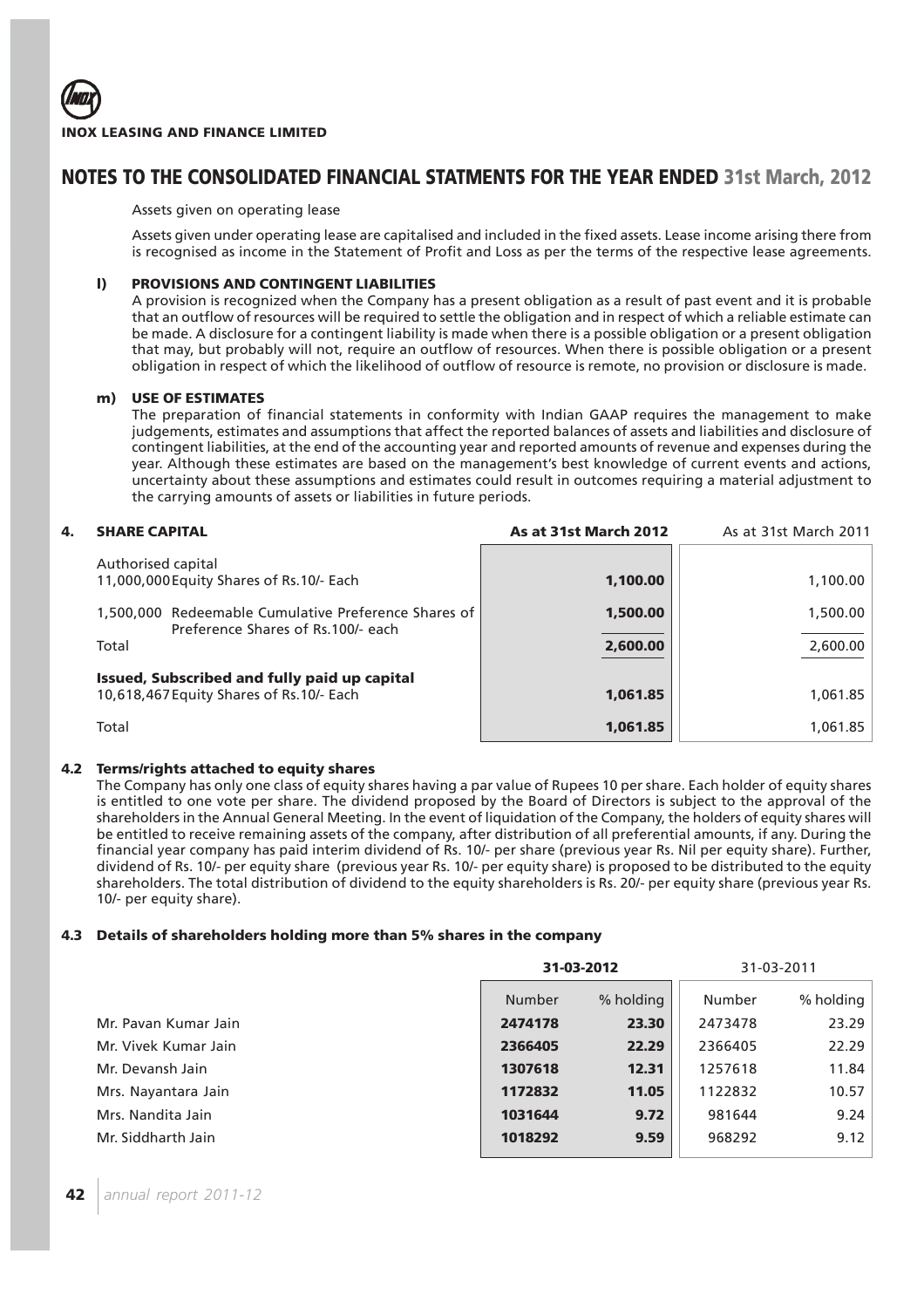## NOTES TO THE CONSOLIDATED FINANCIAL STATMENTS FOR THE YEAR ENDED 31st March, 2012

Assets given on operating lease

Assets given under operating lease are capitalised and included in the fixed assets. Lease income arising there from is recognised as income in the Statement of Profit and Loss as per the terms of the respective lease agreements.

### l) PROVISIONS AND CONTINGENT LIABILITIES

A provision is recognized when the Company has a present obligation as a result of past event and it is probable that an outflow of resources will be required to settle the obligation and in respect of which a reliable estimate can be made. A disclosure for a contingent liability is made when there is a possible obligation or a present obligation that may, but probably will not, require an outflow of resources. When there is possible obligation or a present obligation in respect of which the likelihood of outflow of resource is remote, no provision or disclosure is made.

### m) USE OF ESTIMATES

The preparation of financial statements in conformity with Indian GAAP requires the management to make judgements, estimates and assumptions that affect the reported balances of assets and liabilities and disclosure of contingent liabilities, at the end of the accounting year and reported amounts of revenue and expenses during the year. Although these estimates are based on the management's best knowledge of current events and actions, uncertainty about these assumptions and estimates could result in outcomes requiring a material adjustment to the carrying amounts of assets or liabilities in future periods.

### 4. SHARE CAPITAL

| | As at 31st March 2012 | As at 31st March 2011 |
|---|---|---|
| Authorised capital | | |
| 11,000,000 Equity Shares of Rs.10/- Each | **1,100.00** | 1,100.00 |
| 1,500,000 Redeemable Cumulative Preference Shares of Preference Shares of Rs.100/- each | **1,500.00** | 1,500.00 |
| Total | **2,600.00** | 2,600.00 |
| **Issued, Subscribed and fully paid up capital** | | |
| 10,618,467 Equity Shares of Rs.10/- Each | **1,061.85** | 1,061.85 |
| Total | **1,061.85** | 1,061.85 |

### 4.2 Terms/rights attached to equity shares

The Company has only one class of equity shares having a par value of Rupees 10 per share. Each holder of equity shares is entitled to one vote per share. The dividend proposed by the Board of Directors is subject to the approval of the shareholders in the Annual General Meeting. In the event of liquidation of the Company, the holders of equity shares will be entitled to receive remaining assets of the company, after distribution of all preferential amounts, if any. During the financial year company has paid interim dividend of Rs. 10/- per share (previous year Rs. Nil per equity share). Further, dividend of Rs. 10/- per equity share (previous year Rs. 10/- per equity share) is proposed to be distributed to the equity shareholders. The total distribution of dividend to the equity shareholders is Rs. 20/- per equity share (previous year Rs. 10/- per equity share).

### 4.3 Details of shareholders holding more than 5% shares in the company

| | 31-03-2012 | | 31-03-2011 | |
|---|---|---|---|---|
| | Number | % holding | Number | % holding |
| Mr. Pavan Kumar Jain | **2474178** | **23.30** | 2473478 | 23.29 |
| Mr. Vivek Kumar Jain | **2366405** | **22.29** | 2366405 | 22.29 |
| Mr. Devansh Jain | **1307618** | **12.31** | 1257618 | 11.84 |
| Mrs. Nayantara Jain | **1172832** | **11.05** | 1122832 | 10.57 |
| Mrs. Nandita Jain | **1031644** | **9.72** | 981644 | 9.24 |
| Mr. Siddharth Jain | **1018292** | **9.59** | 968292 | 9.12 |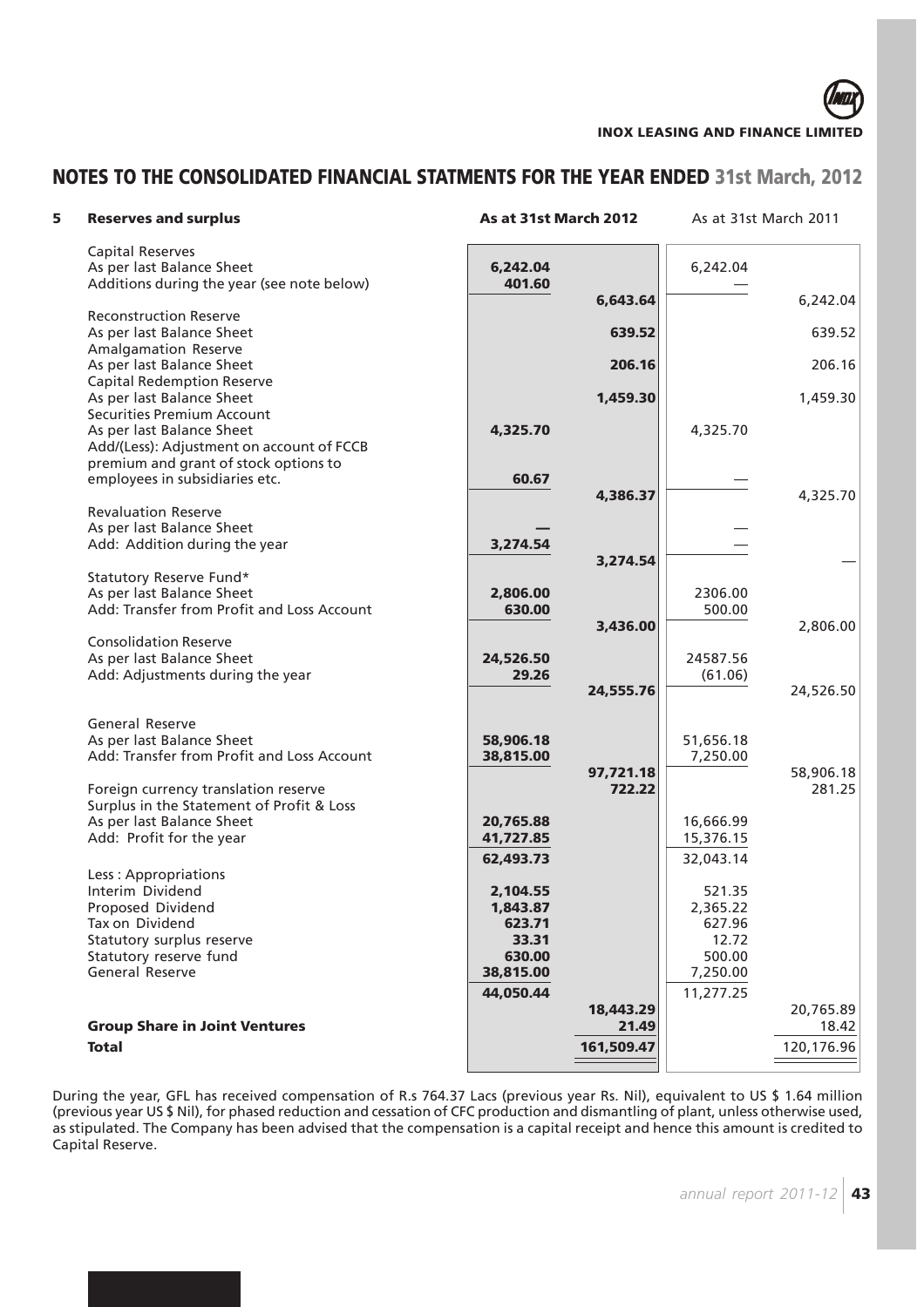# NOTES TO THE CONSOLIDATED FINANCIAL STATMENTS FOR THE YEAR ENDED 31st March, 2012

| **5 Reserves and surplus** | **As at 31st March 2012** | | As at 31st March 2011 | |
|---|---|---|---|---|
| Capital Reserves | | | | |
| As per last Balance Sheet | **6,242.04** | | 6,242.04 | |
| Additions during the year (see note below) | **401.60** | | — | |
| | | **6,643.64** | | 6,242.04 |
| Reconstruction Reserve | | | | |
| As per last Balance Sheet | | **639.52** | | 639.52 |
| Amalgamation Reserve | | | | |
| As per last Balance Sheet | | **206.16** | | 206.16 |
| Capital Redemption Reserve | | | | |
| As per last Balance Sheet | | **1,459.30** | | 1,459.30 |
| Securities Premium Account | | | | |
| As per last Balance Sheet | **4,325.70** | | 4,325.70 | |
| Add/(Less): Adjustment on account of FCCB premium and grant of stock options to employees in subsidiaries etc. | **60.67** | | — | |
| | | **4,386.37** | | 4,325.70 |
| Revaluation Reserve | | | | |
| As per last Balance Sheet | **—** | | — | |
| Add: Addition during the year | **3,274.54** | | — | |
| | | **3,274.54** | | — |
| Statutory Reserve Fund* | | | | |
| As per last Balance Sheet | **2,806.00** | | 2306.00 | |
| Add: Transfer from Profit and Loss Account | **630.00** | | 500.00 | |
| | | **3,436.00** | | 2,806.00 |
| Consolidation Reserve | | | | |
| As per last Balance Sheet | **24,526.50** | | 24587.56 | |
| Add: Adjustments during the year | **29.26** | | (61.06) | |
| | | **24,555.76** | | 24,526.50 |
| General Reserve | | | | |
| As per last Balance Sheet | **58,906.18** | | 51,656.18 | |
| Add: Transfer from Profit and Loss Account | **38,815.00** | | 7,250.00 | |
| | | **97,721.18** | | 58,906.18 |
| Foreign currency translation reserve | | **722.22** | | 281.25 |
| Surplus in the Statement of Profit & Loss | | | | |
| As per last Balance Sheet | **20,765.88** | | 16,666.99 | |
| Add: Profit for the year | **41,727.85** | | 15,376.15 | |
| | **62,493.73** | | 32,043.14 | |
| Less : Appropriations | | | | |
| Interim Dividend | **2,104.55** | | 521.35 | |
| Proposed Dividend | **1,843.87** | | 2,365.22 | |
| Tax on Dividend | **623.71** | | 627.96 | |
| Statutory surplus reserve | **33.31** | | 12.72 | |
| Statutory reserve fund | **630.00** | | 500.00 | |
| General Reserve | **38,815.00** | | 7,250.00 | |
| | **44,050.44** | | 11,277.25 | |
| | | **18,443.29** | | 20,765.89 |
| **Group Share in Joint Ventures** | | **21.49** | | 18.42 |
| **Total** | | **161,509.47** | | 120,176.96 |

During the year, GFL has received compensation of R.s 764.37 Lacs (previous year Rs. Nil), equivalent to US $ 1.64 million (previous year US $ Nil), for phased reduction and cessation of CFC production and dismantling of plant, unless otherwise used, as stipulated. The Company has been advised that the compensation is a capital receipt and hence this amount is credited to Capital Reserve.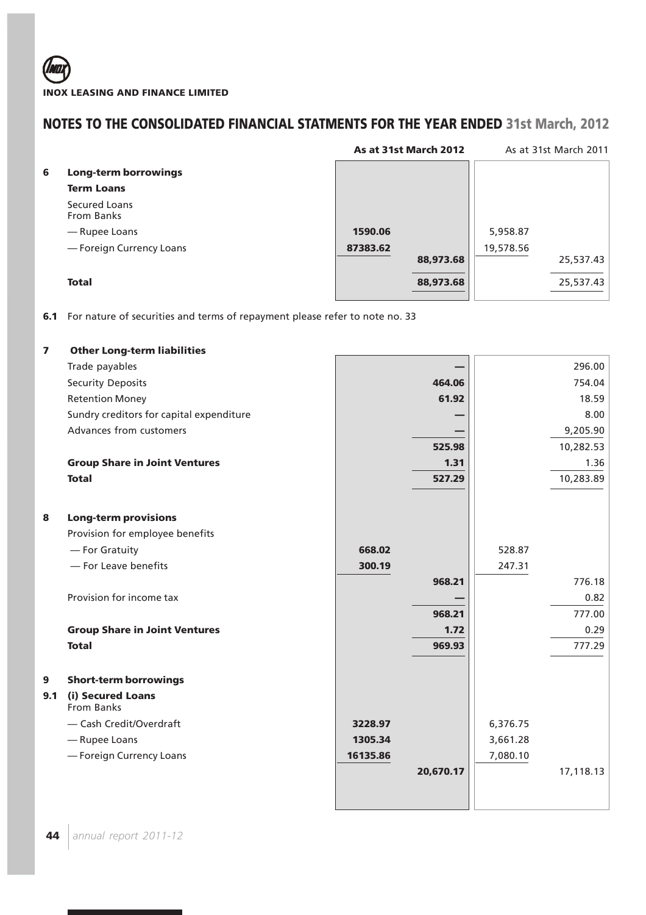## NOTES TO THE CONSOLIDATED FINANCIAL STATMENTS FOR THE YEAR ENDED 31st March, 2012

| | | As at 31st March 2012 | | As at 31st March 2011 | |
|---|---|---|---|---|---|
| **6** | **Long-term borrowings** | | | | |
| | **Term Loans** | | | | |
| | Secured Loans From Banks | | | | |
| | — Rupee Loans | **1590.06** | | 5,958.87 | |
| | — Foreign Currency Loans | **87383.62** | | 19,578.56 | |
| | | | **88,973.68** | | 25,537.43 |
| | **Total** | | **88,973.68** | | 25,537.43 |

**6.1** For nature of securities and terms of repayment please refer to note no. 33

| | | As at 31st March 2012 | | As at 31st March 2011 | |
|---|---|---|---|---|---|
| **7** | **Other Long-term liabilities** | | | | |
| | Trade payables | | **—** | | 296.00 |
| | Security Deposits | | **464.06** | | 754.04 |
| | Retention Money | | **61.92** | | 18.59 |
| | Sundry creditors for capital expenditure | | **—** | | 8.00 |
| | Advances from customers | | **—** | | 9,205.90 |
| | | | **525.98** | | 10,282.53 |
| | **Group Share in Joint Ventures** | | **1.31** | | 1.36 |
| | **Total** | | **527.29** | | 10,283.89 |
| **8** | **Long-term provisions** | | | | |
| | Provision for employee benefits | | | | |
| | — For Gratuity | **668.02** | | 528.87 | |
| | — For Leave benefits | **300.19** | | 247.31 | |
| | | | **968.21** | | 776.18 |
| | Provision for income tax | | **—** | | 0.82 |
| | | | **968.21** | | 777.00 |
| | **Group Share in Joint Ventures** | | **1.72** | | 0.29 |
| | **Total** | | **969.93** | | 777.29 |
| **9** | **Short-term borrowings** | | | | |
| **9.1** | **(i) Secured Loans** From Banks | | | | |
| | — Cash Credit/Overdraft | **3228.97** | | 6,376.75 | |
| | — Rupee Loans | **1305.34** | | 3,661.28 | |
| | — Foreign Currency Loans | **16135.86** | | 7,080.10 | |
| | | | **20,670.17** | | 17,118.13 |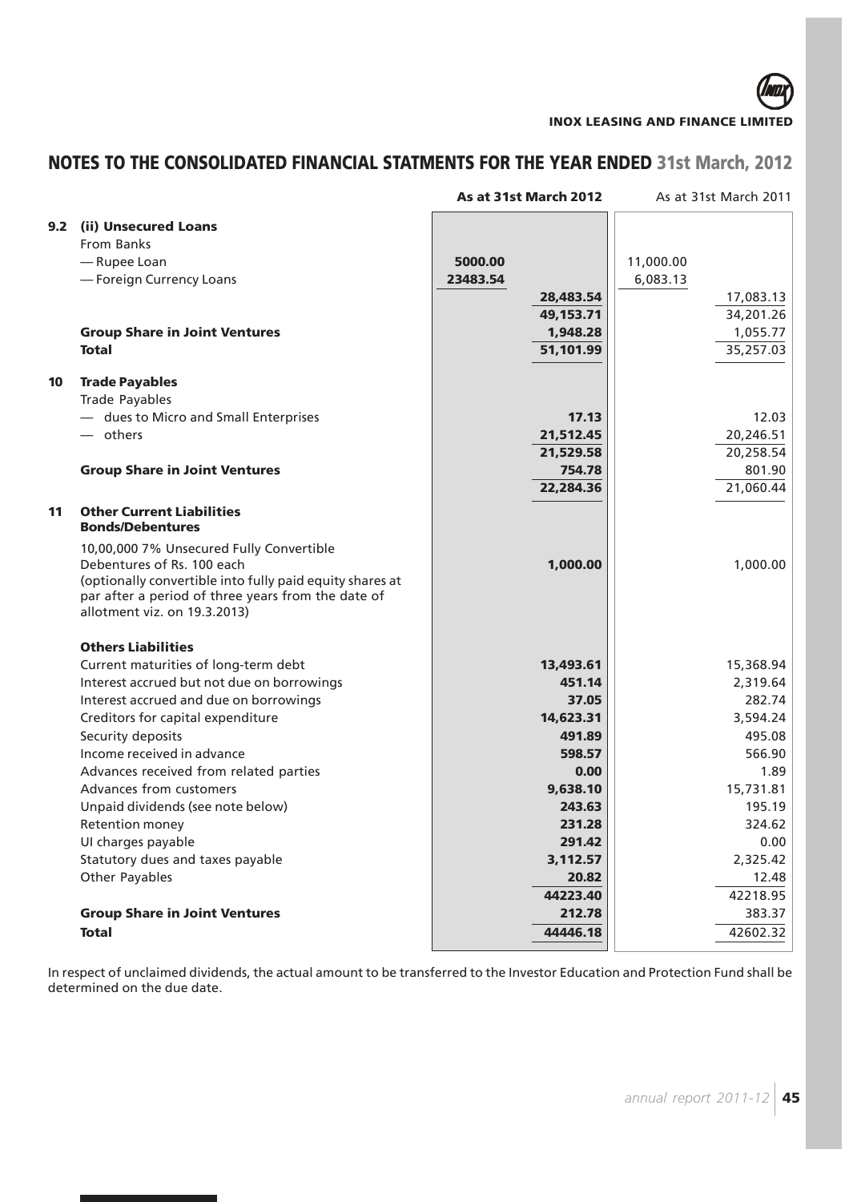## NOTES TO THE CONSOLIDATED FINANCIAL STATMENTS FOR THE YEAR ENDED 31st March, 2012

| | | As at 31st March 2012 | | As at 31st March 2011 | |
|---|---|---|---|---|---|
| **9.2** | **(ii) Unsecured Loans** | | | | |
| | From Banks | | | | |
| | — Rupee Loan | 5000.00 | | 11,000.00 | |
| | — Foreign Currency Loans | 23483.54 | | 6,083.13 | |
| | | | 28,483.54 | | 17,083.13 |
| | | | 49,153.71 | | 34,201.26 |
| | **Group Share in Joint Ventures** | | 1,948.28 | | 1,055.77 |
| | **Total** | | 51,101.99 | | 35,257.03 |
| **10** | **Trade Payables** | | | | |
| | Trade Payables | | | | |
| | — dues to Micro and Small Enterprises | | 17.13 | | 12.03 |
| | — others | | 21,512.45 | | 20,246.51 |
| | | | 21,529.58 | | 20,258.54 |
| | **Group Share in Joint Ventures** | | 754.78 | | 801.90 |
| | | | 22,284.36 | | 21,060.44 |
| **11** | **Other Current Liabilities** | | | | |
| | **Bonds/Debentures** | | | | |
| | 10,00,000 7% Unsecured Fully Convertible Debentures of Rs. 100 each (optionally convertible into fully paid equity shares at par after a period of three years from the date of allotment viz. on 19.3.2013) | | 1,000.00 | | 1,000.00 |
| | **Others Liabilities** | | | | |
| | Current maturities of long-term debt | | 13,493.61 | | 15,368.94 |
| | Interest accrued but not due on borrowings | | 451.14 | | 2,319.64 |
| | Interest accrued and due on borrowings | | 37.05 | | 282.74 |
| | Creditors for capital expenditure | | 14,623.31 | | 3,594.24 |
| | Security deposits | | 491.89 | | 495.08 |
| | Income received in advance | | 598.57 | | 566.90 |
| | Advances received from related parties | | 0.00 | | 1.89 |
| | Advances from customers | | 9,638.10 | | 15,731.81 |
| | Unpaid dividends (see note below) | | 243.63 | | 195.19 |
| | Retention money | | 231.28 | | 324.62 |
| | UI charges payable | | 291.42 | | 0.00 |
| | Statutory dues and taxes payable | | 3,112.57 | | 2,325.42 |
| | Other Payables | | 20.82 | | 12.48 |
| | | | 44223.40 | | 42218.95 |
| | **Group Share in Joint Ventures** | | 212.78 | | 383.37 |
| | **Total** | | 44446.18 | | 42602.32 |

In respect of unclaimed dividends, the actual amount to be transferred to the Investor Education and Protection Fund shall be determined on the due date.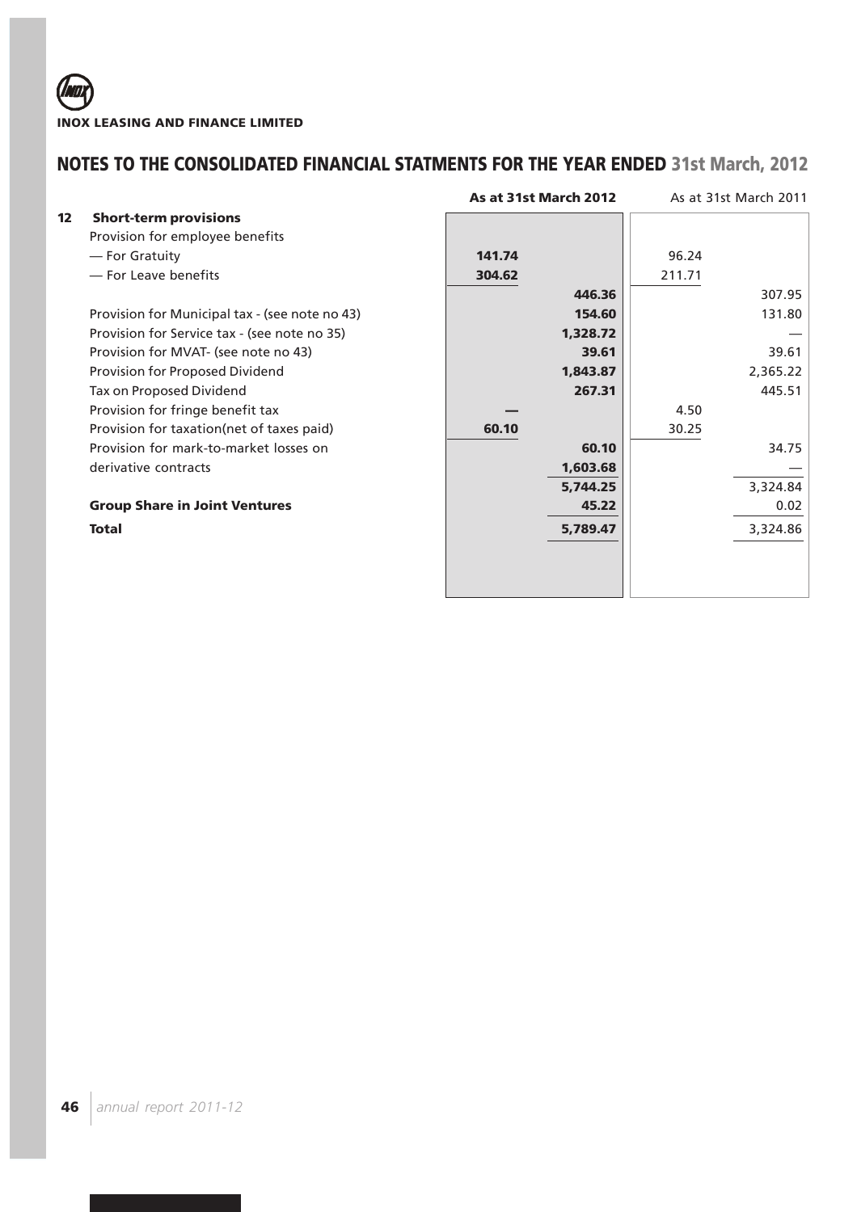**INOX LEASING AND FINANCE LIMITED**

## NOTES TO THE CONSOLIDATED FINANCIAL STATMENTS FOR THE YEAR ENDED 31st March, 2012

| | | As at 31st March 2012 | | As at 31st March 2011 | |
|---|---|---|---|---|---|
| **12** | **Short-term provisions** | | | | |
| | Provision for employee benefits | | | | |
| | — For Gratuity | **141.74** | | 96.24 | |
| | — For Leave benefits | **304.62** | | 211.71 | |
| | | | **446.36** | | 307.95 |
| | Provision for Municipal tax - (see note no 43) | | **154.60** | | 131.80 |
| | Provision for Service tax - (see note no 35) | | **1,328.72** | | — |
| | Provision for MVAT- (see note no 43) | | **39.61** | | 39.61 |
| | Provision for Proposed Dividend | | **1,843.87** | | 2,365.22 |
| | Tax on Proposed Dividend | | **267.31** | | 445.51 |
| | Provision for fringe benefit tax | **—** | | 4.50 | |
| | Provision for taxation(net of taxes paid) | **60.10** | | 30.25 | |
| | | | **60.10** | | 34.75 |
| | Provision for mark-to-market losses on derivative contracts | | **1,603.68** | | — |
| | | | **5,744.25** | | 3,324.84 |
| | **Group Share in Joint Ventures** | | **45.22** | | 0.02 |
| | **Total** | | **5,789.47** | | 3,324.86 |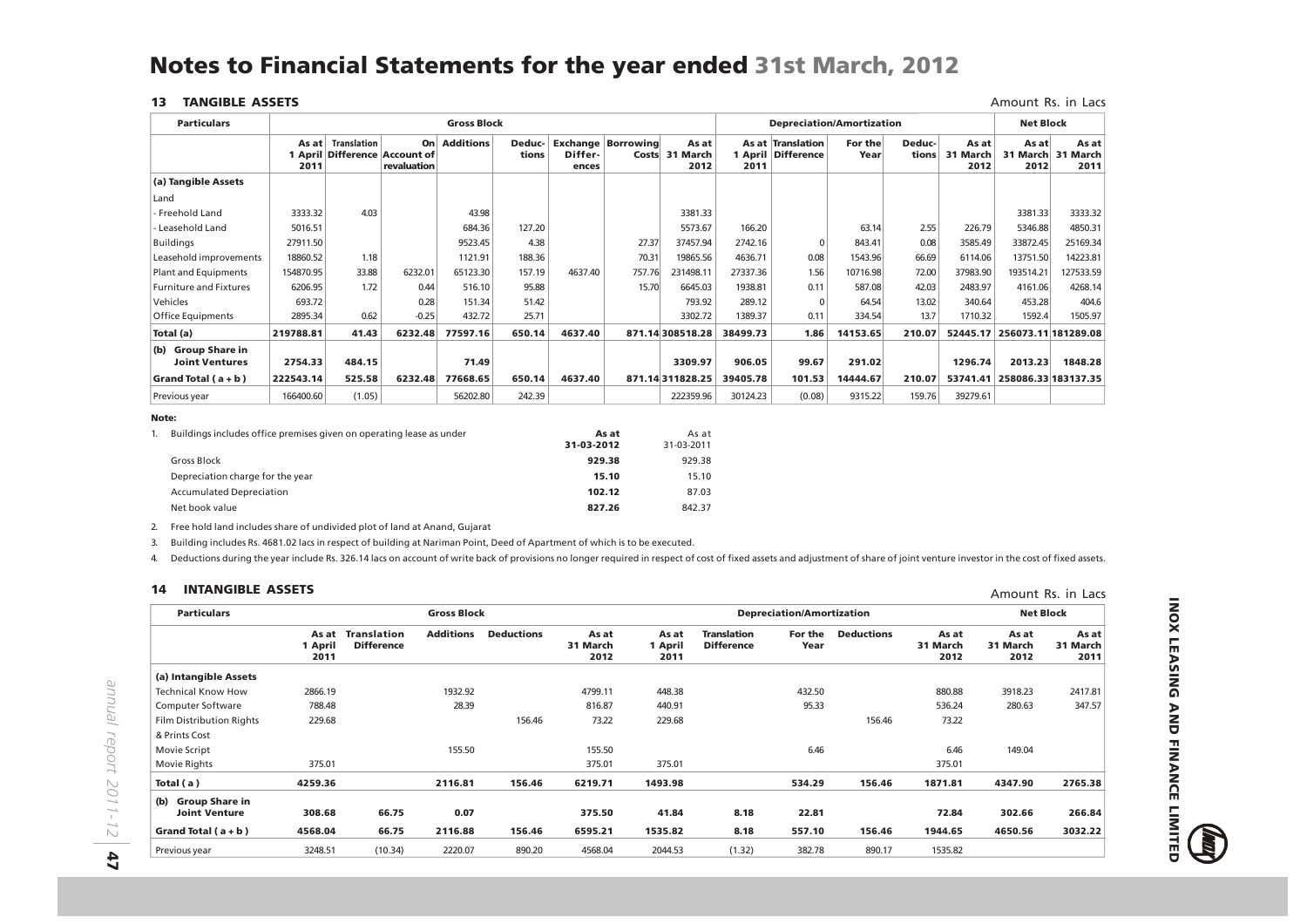# Notes to Financial Statements for the year ended 31st March, 2012

## 13 TANGIBLE ASSETS

Amount Rs. in Lacs

| Particulars | Gross Block | | | | | | | | Depreciation/Amortization | | | | | Net Block | |
|---|---|---|---|---|---|---|---|---|---|---|---|---|---|---|---|
| | As at 1 April 2011 | Translation Difference | On Account of revaluation | Additions | Deductions | Exchange Differences | Borrowing Costs | As at 31 March 2012 | As at 1 April 2011 | Translation Difference | For the Year | Deductions | As at 31 March 2012 | As at 31 March 2012 | As at 31 March 2011 |
| **(a) Tangible Assets** | | | | | | | | | | | | | | | |
| Land | | | | | | | | | | | | | | | |
| - Freehold Land | 3333.32 | 4.03 | | 43.98 | | | | 3381.33 | | | | | | 3381.33 | 3333.32 |
| - Leasehold Land | 5016.51 | | | 684.36 | 127.20 | | | 5573.67 | 166.20 | | 63.14 | 2.55 | 226.79 | 5346.88 | 4850.31 |
| Buildings | 27911.50 | | | 9523.45 | 4.38 | | 27.37 | 37457.94 | 2742.16 | 0 | 843.41 | 0.08 | 3585.49 | 33872.45 | 25169.34 |
| Leasehold improvements | 18860.52 | 1.18 | | 1121.91 | 188.36 | | 70.31 | 19865.56 | 4636.71 | 0.08 | 1543.96 | 66.69 | 6114.06 | 13751.50 | 14223.81 |
| Plant and Equipments | 154870.95 | 33.88 | 6232.01 | 65123.30 | 157.19 | 4637.40 | 757.76 | 231498.11 | 27337.36 | 1.56 | 10716.98 | 72.00 | 37983.90 | 193514.21 | 127533.59 |
| Furniture and Fixtures | 6206.95 | 1.72 | 0.44 | 516.10 | 95.88 | | 15.70 | 6645.03 | 1938.81 | 0.11 | 587.08 | 42.03 | 2483.97 | 4161.06 | 4268.14 |
| Vehicles | 693.72 | | 0.28 | 151.34 | 51.42 | | | 793.92 | 289.12 | 0 | 64.54 | 13.02 | 340.64 | 453.28 | 404.6 |
| Office Equipments | 2895.34 | 0.62 | -0.25 | 432.72 | 25.71 | | | 3302.72 | 1389.37 | 0.11 | 334.54 | 13.7 | 1710.32 | 1592.4 | 1505.97 |
| **Total (a)** | **219788.81** | **41.43** | **6232.48** | **77597.16** | **650.14** | **4637.40** | **871.14** | **308518.28** | **38499.73** | **1.86** | **14153.65** | **210.07** | **52445.17** | **256073.11** | **181289.08** |
| **(b) Group Share in Joint Ventures** | **2754.33** | **484.15** | | **71.49** | | | | **3309.97** | **906.05** | **99.67** | **291.02** | | **1296.74** | **2013.23** | **1848.28** |
| **Grand Total ( a + b )** | **222543.14** | **525.58** | **6232.48** | **77668.65** | **650.14** | **4637.40** | **871.14** | **311828.25** | **39405.78** | **101.53** | **14444.67** | **210.07** | **53741.41** | **258086.33** | **183137.35** |
| Previous year | 166400.60 | (1.05) | | 56202.80 | 242.39 | | | 222359.96 | 30124.23 | (0.08) | 9315.22 | 159.76 | 39279.61 | | |

**Note:**

1. Buildings includes office premises given on operating lease as under

| | As at 31-03-2012 | As at 31-03-2011 |
|---|---|---|
| Gross Block | **929.38** | 929.38 |
| Depreciation charge for the year | **15.10** | 15.10 |
| Accumulated Depreciation | **102.12** | 87.03 |
| Net book value | **827.26** | 842.37 |

2. Free hold land includes share of undivided plot of land at Anand, Gujarat
3. Building includes Rs. 4681.02 lacs in respect of building at Nariman Point, Deed of Apartment of which is to be executed.
4. Deductions during the year include Rs. 326.14 lacs on account of write back of provisions no longer required in respect of cost of fixed assets and adjustment of share of joint venture investor in the cost of fixed assets.

## 14 INTANGIBLE ASSETS

Amount Rs. in Lacs

| Particulars | Gross Block | | | | | Depreciation/Amortization | | | | | Net Block | |
|---|---|---|---|---|---|---|---|---|---|---|---|---|
| | As at 1 April 2011 | Translation Difference | Additions | Deductions | As at 31 March 2012 | As at 1 April 2011 | Translation Difference | For the Year | Deductions | As at 31 March 2012 | As at 31 March 2012 | As at 31 March 2011 |
| **(a) Intangible Assets** | | | | | | | | | | | | |
| Technical Know How | 2866.19 | | 1932.92 | | 4799.11 | 448.38 | | 432.50 | | 880.88 | 3918.23 | 2417.81 |
| Computer Software | 788.48 | | 28.39 | | 816.87 | 440.91 | | 95.33 | | 536.24 | 280.63 | 347.57 |
| Film Distribution Rights & Prints Cost | 229.68 | | | 156.46 | 73.22 | 229.68 | | | 156.46 | 73.22 | | |
| Movie Script | | | 155.50 | | 155.50 | | | 6.46 | | 6.46 | 149.04 | |
| Movie Rights | 375.01 | | | | 375.01 | 375.01 | | | | 375.01 | | |
| **Total ( a )** | **4259.36** | | **2116.81** | **156.46** | **6219.71** | **1493.98** | | **534.29** | **156.46** | **1871.81** | **4347.90** | **2765.38** |
| **(b) Group Share in Joint Venture** | **308.68** | **66.75** | **0.07** | | **375.50** | **41.84** | **8.18** | **22.81** | | **72.84** | **302.66** | **266.84** |
| **Grand Total ( a + b )** | **4568.04** | **66.75** | **2116.88** | **156.46** | **6595.21** | **1535.82** | **8.18** | **557.10** | **156.46** | **1944.65** | **4650.56** | **3032.22** |
| Previous year | 3248.51 | (10.34) | 2220.07 | 890.20 | 4568.04 | 2044.53 | (1.32) | 382.78 | 890.17 | 1535.82 | | |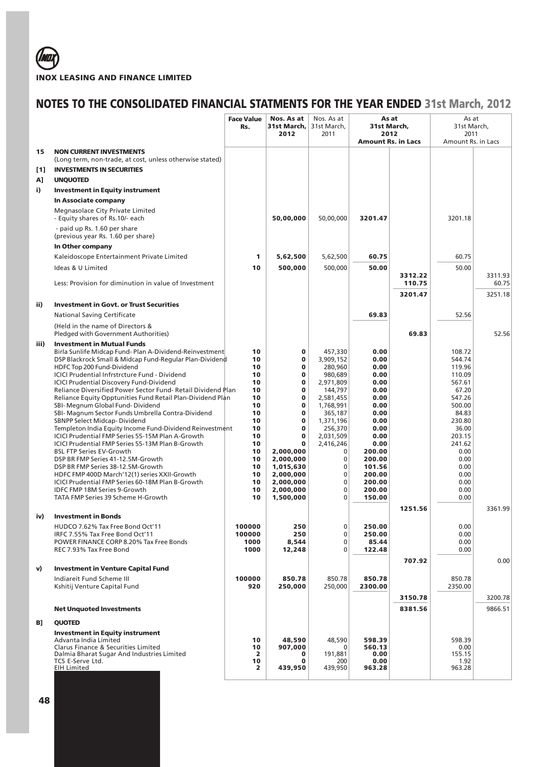INOX LEASING AND FINANCE LIMITED

# NOTES TO THE CONSOLIDATED FINANCIAL STATMENTS FOR THE YEAR ENDED 31st March, 2012

| | | Face Value Rs. | Nos. As at 31st March, 2012 | Nos. As at 31st March, 2011 | As at 31st March, 2012 Amount Rs. in Lacs | | As at 31st March, 2011 Amount Rs. in Lacs | |
|---|---|---|---|---|---|---|---|---|
| **15** | **NON CURRENT INVESTMENTS** (Long term, non-trade, at cost, unless otherwise stated) | | | | | | | |
| **[1]** | **INVESTMENTS IN SECURITIES** | | | | | | | |
| **A]** | **UNQUOTED** | | | | | | | |
| **i)** | **Investment in Equity instrument** | | | | | | | |
| | **In Associate company** | | | | | | | |
| | Megnasolace City Private Limited - Equity shares of Rs.10/- each | | **50,00,000** | 50,00,000 | **3201.47** | | 3201.18 | |
| | - paid up Rs. 1.60 per share (previous year Rs. 1.60 per share) | | | | | | | |
| | **In Other company** | | | | | | | |
| | Kaleidoscope Entertainment Private Limited | **1** | **5,62,500** | 5,62,500 | **60.75** | | 60.75 | |
| | Ideas & U Limited | **10** | **500,000** | 500,000 | **50.00** | | 50.00 | |
| | | | | | | **3312.22** | | 3311.93 |
| | Less: Provision for diminution in value of Investment | | | | | **110.75** | | 60.75 |
| | | | | | | **3201.47** | | 3251.18 |
| **ii)** | **Investment in Govt. or Trust Securities** | | | | | | | |
| | National Saving Certificate | | | | **69.83** | | 52.56 | |
| | (Held in the name of Directors & Pledged with Government Authorities) | | | | | **69.83** | | 52.56 |
| **iii)** | **Investment in Mutual Funds** | | | | | | | |
| | Birla Sunlife Midcap Fund- Plan A-Dividend-Reinvestment | **10** | **0** | 457,330 | **0.00** | | 108.72 | |
| | DSP Blackrock Small & Midcap Fund-Regular Plan-Dividend | **10** | **0** | 3,909,152 | **0.00** | | 544.74 | |
| | HDFC Top 200 Fund-Dividend | **10** | **0** | 280,960 | **0.00** | | 119.96 | |
| | ICICI Prudential Infrstrcture Fund - Dividend | **10** | **0** | 980,689 | **0.00** | | 110.09 | |
| | ICICI Prudential Discovery Fund-Dividend | **10** | **0** | 2,971,809 | **0.00** | | 567.61 | |
| | Reliance Diversified Power Sector Fund- Retail Dividend Plan | **10** | **0** | 144,797 | **0.00** | | 67.20 | |
| | Reliance Equity Opptunities Fund Retail Plan-Dividend Plan | **10** | **0** | 2,581,455 | **0.00** | | 547.26 | |
| | SBI- Megnum Global Fund- Dividend | **10** | **0** | 1,768,991 | **0.00** | | 500.00 | |
| | SBI- Magnum Sector Funds Umbrella Contra-Dividend | **10** | **0** | 365,187 | **0.00** | | 84.83 | |
| | SBNPP Select Midcap- Dividend | **10** | **0** | 1,371,196 | **0.00** | | 230.80 | |
| | Templeton India Equity Income Fund-Dividend Reinvestment | **10** | **0** | 256,370 | **0.00** | | 36.00 | |
| | ICICI Prudential FMP Series 55-15M Plan A-Growth | **10** | **0** | 2,031,509 | **0.00** | | 203.15 | |
| | ICICI Prudential FMP Series 55-13M Plan B-Growth | **10** | **0** | 2,416,246 | **0.00** | | 241.62 | |
| | BSL FTP Series EV-Growth | **10** | **2,000,000** | 0 | **200.00** | | 0.00 | |
| | DSP BR FMP Series 41-12.5M-Growth | **10** | **2,000,000** | 0 | **200.00** | | 0.00 | |
| | DSP BR FMP Series 38-12.5M-Growth | **10** | **1,015,630** | 0 | **101.56** | | 0.00 | |
| | HDFC FMP 400D March'12(1) series XXII-Growth | **10** | **2,000,000** | 0 | **200.00** | | 0.00 | |
| | ICICI Prudential FMP Series 60-18M Plan B-Growth | **10** | **2,000,000** | 0 | **200.00** | | 0.00 | |
| | IDFC FMP 18M Series 9-Growth | **10** | **2,000,000** | 0 | **200.00** | | 0.00 | |
| | TATA FMP Series 39 Scheme H-Growth | **10** | **1,500,000** | 0 | **150.00** | | 0.00 | |
| | | | | | | **1251.56** | | 3361.99 |
| **iv)** | **Investment in Bonds** | | | | | | | |
| | HUDCO 7.62% Tax Free Bond Oct'11 | **100000** | **250** | 0 | **250.00** | | 0.00 | |
| | IRFC 7.55% Tax Free Bond Oct'11 | **100000** | **250** | 0 | **250.00** | | 0.00 | |
| | POWER FINANCE CORP 8.20% Tax Free Bonds | **1000** | **8,544** | 0 | **85.44** | | 0.00 | |
| | REC 7.93% Tax Free Bond | **1000** | **12,248** | 0 | **122.48** | | 0.00 | |
| | | | | | | **707.92** | | 0.00 |
| **v)** | **Investment in Venture Capital Fund** | | | | | | | |
| | Indiareit Fund Scheme III | **100000** | **850.78** | 850.78 | **850.78** | | 850.78 | |
| | Kshitij Venture Capital Fund | **920** | **250,000** | 250,000 | **2300.00** | | 2350.00 | |
| | | | | | | **3150.78** | | 3200.78 |
| | **Net Unquoted Investments** | | | | | **8381.56** | | 9866.51 |
| **B]** | **QUOTED** | | | | | | | |
| | **Investment in Equity instrument** | | | | | | | |
| | Advanta India Limited | **10** | **48,590** | 48,590 | **598.39** | | 598.39 | |
| | Clarus Finance & Securities Limited | **10** | **907,000** | 0 | **560.13** | | 0.00 | |
| | Dalmia Bharat Sugar And Industries Limited | **2** | **0** | 191,881 | **0.00** | | 155.15 | |
| | TCS E-Serve Ltd. | **10** | **0** | 200 | **0.00** | | 1.92 | |
| | EIH Limited | **2** | **439,950** | 439,950 | **963.28** | | 963.28 | |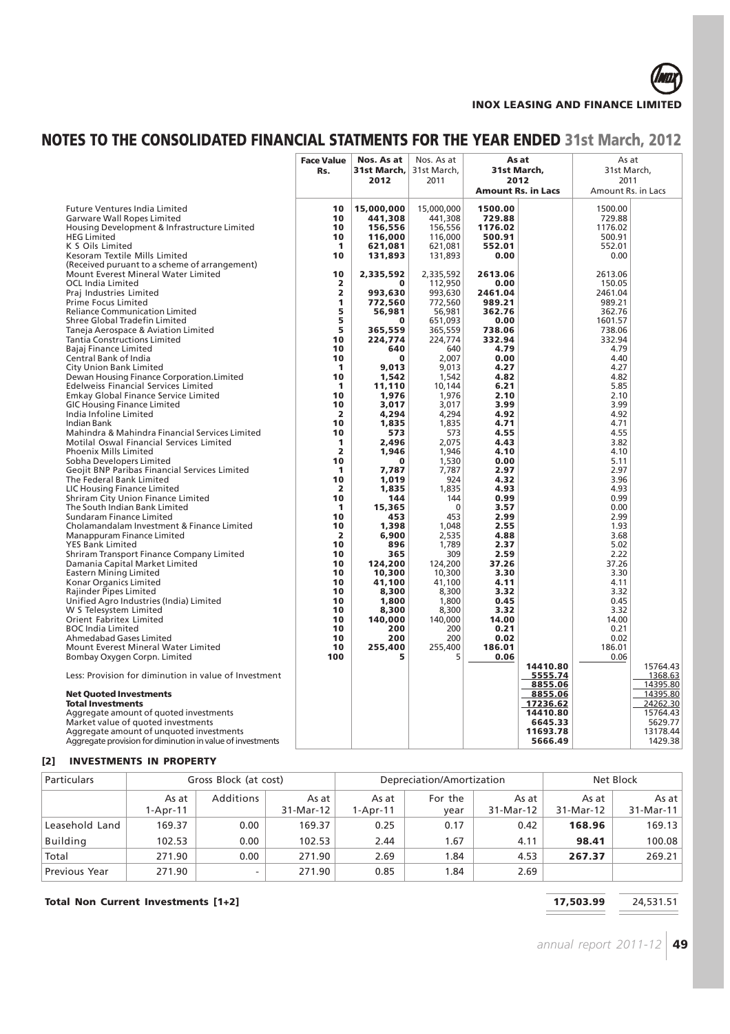# NOTES TO THE CONSOLIDATED FINANCIAL STATMENTS FOR THE YEAR ENDED 31st March, 2012

| | Face Value Rs. | Nos. As at 31st March, 2012 | Nos. As at 31st March, 2011 | As at 31st March, 2012 Amount Rs. in Lacs | | As at 31st March, 2011 Amount Rs. in Lacs | |
|---|---|---|---|---|---|---|---|
| Future Ventures India Limited | 10 | 15,000,000 | 15,000,000 | 1500.00 | | 1500.00 | |
| Garware Wall Ropes Limited | 10 | 441,308 | 441,308 | 729.88 | | 729.88 | |
| Housing Development & Infrastructure Limited | 10 | 156,556 | 156,556 | 1176.02 | | 1176.02 | |
| HEG Limited | 10 | 116,000 | 116,000 | 500.91 | | 500.91 | |
| K S Oils Limited | 1 | 621,081 | 621,081 | 552.01 | | 552.01 | |
| Kesoram Textile Mills Limited (Received puruant to a scheme of arrangement) | 10 | 131,893 | 131,893 | 0.00 | | 0.00 | |
| Mount Everest Mineral Water Limited | 10 | 2,335,592 | 2,335,592 | 2613.06 | | 2613.06 | |
| OCL India Limited | 2 | 0 | 112,950 | 0.00 | | 150.05 | |
| Praj Industries Limited | 2 | 993,630 | 993,630 | 2461.04 | | 2461.04 | |
| Prime Focus Limited | 1 | 772,560 | 772,560 | 989.21 | | 989.21 | |
| Reliance Communication Limited | 5 | 56,981 | 56,981 | 362.76 | | 362.76 | |
| Shree Global Tradefin Limited | 5 | 0 | 651,093 | 0.00 | | 1601.57 | |
| Taneja Aerospace & Aviation Limited | 5 | 365,559 | 365,559 | 738.06 | | 738.06 | |
| Tantia Constructions Limited | 10 | 224,774 | 224,774 | 332.94 | | 332.94 | |
| Bajaj Finance Limited | 10 | 640 | 640 | 4.79 | | 4.79 | |
| Central Bank of India | 10 | 0 | 2,007 | 0.00 | | 4.40 | |
| City Union Bank Limited | 1 | 9,013 | 9,013 | 4.27 | | 4.27 | |
| Dewan Housing Finance Corporation.Limited | 10 | 1,542 | 1,542 | 4.82 | | 4.82 | |
| Edelweiss Financial Services Limited | 1 | 11,110 | 10,144 | 6.21 | | 5.85 | |
| Emkay Global Finance Service Limited | 10 | 1,976 | 1,976 | 2.10 | | 2.10 | |
| GIC Housing Finance Limited | 10 | 3,017 | 3,017 | 3.99 | | 3.99 | |
| India Infoline Limited | 2 | 4,294 | 4,294 | 4.92 | | 4.92 | |
| Indian Bank | 10 | 1,835 | 1,835 | 4.71 | | 4.71 | |
| Mahindra & Mahindra Financial Services Limited | 10 | 573 | 573 | 4.55 | | 4.55 | |
| Motilal Oswal Financial Services Limited | 1 | 2,496 | 2,075 | 4.43 | | 3.82 | |
| Phoenix Mills Limited | 2 | 1,946 | 1,946 | 4.10 | | 4.10 | |
| Sobha Developers Limited | 10 | 0 | 1,530 | 0.00 | | 5.11 | |
| Geojit BNP Paribas Financial Services Limited | 1 | 7,787 | 7,787 | 2.97 | | 2.97 | |
| The Federal Bank Limited | 10 | 1,019 | 924 | 4.32 | | 3.96 | |
| LIC Housing Finance Limited | 2 | 1,835 | 1,835 | 4.93 | | 4.93 | |
| Shriram City Union Finance Limited | 10 | 144 | 144 | 0.99 | | 0.99 | |
| The South Indian Bank Limited | 1 | 15,365 | 0 | 3.57 | | 0.00 | |
| Sundaram Finance Limited | 10 | 453 | 453 | 2.99 | | 2.99 | |
| Cholamandalam Investment & Finance Limited | 10 | 1,398 | 1,048 | 2.55 | | 1.93 | |
| Manappuram Finance Limited | 2 | 6,900 | 2,535 | 4.88 | | 3.68 | |
| YES Bank Limited | 10 | 896 | 1,789 | 2.37 | | 5.02 | |
| Shriram Transport Finance Company Limited | 10 | 365 | 309 | 2.59 | | 2.22 | |
| Damania Capital Market Limited | 10 | 124,200 | 124,200 | 37.26 | | 37.26 | |
| Eastern Mining Limited | 10 | 10,300 | 10,300 | 3.30 | | 3.30 | |
| Konar Organics Limited | 10 | 41,100 | 41,100 | 4.11 | | 4.11 | |
| Rajinder Pipes Limited | 10 | 8,300 | 8,300 | 3.32 | | 3.32 | |
| Unified Agro Industries (India) Limited | 10 | 1,800 | 1,800 | 0.45 | | 0.45 | |
| W S Telesystem Limited | 10 | 8,300 | 8,300 | 3.32 | | 3.32 | |
| Orient Fabritex Limited | 10 | 140,000 | 140,000 | 14.00 | | 14.00 | |
| BOC India Limited | 10 | 200 | 200 | 0.21 | | 0.21 | |
| Ahmedabad Gases Limited | 10 | 200 | 200 | 0.02 | | 0.02 | |
| Mount Everest Mineral Water Limited | 10 | 255,400 | 255,400 | 186.01 | | 186.01 | |
| Bombay Oxygen Corpn. Limited | 100 | 5 | 5 | 0.06 | | 0.06 | |
| | | | | | 14410.80 | | 15764.43 |
| Less: Provision for diminution in value of Investment | | | | | 5555.74 | | 1368.63 |
| | | | | | 8855.06 | | 14395.80 |
| **Net Quoted Investments** | | | | | 8855.06 | | 14395.80 |
| **Total Investments** | | | | | 17236.62 | | 24262.30 |
| Aggregate amount of quoted investments | | | | | 14410.80 | | 15764.43 |
| Market value of quoted investments | | | | | 6645.33 | | 5629.77 |
| Aggregate amount of unquoted investments | | | | | 11693.78 | | 13178.44 |
| Aggregate provision for diminution in value of investments | | | | | 5666.49 | | 1429.38 |

**[2] INVESTMENTS IN PROPERTY**

| Particulars | Gross Block (at cost) | | | Depreciation/Amortization | | | Net Block | |
|---|---|---|---|---|---|---|---|---|
| | As at 1-Apr-11 | Additions | As at 31-Mar-12 | As at 1-Apr-11 | For the year | As at 31-Mar-12 | As at 31-Mar-12 | As at 31-Mar-11 |
| Leasehold Land | 169.37 | 0.00 | 169.37 | 0.25 | 0.17 | 0.42 | **168.96** | 169.13 |
| Building | 102.53 | 0.00 | 102.53 | 2.44 | 1.67 | 4.11 | **98.41** | 100.08 |
| Total | 271.90 | 0.00 | 271.90 | 2.69 | 1.84 | 4.53 | **267.37** | 269.21 |
| Previous Year | 271.90 | - | 271.90 | 0.85 | 1.84 | 2.69 | | |

**Total Non Current Investments [1+2]** **17,503.99** 24,531.51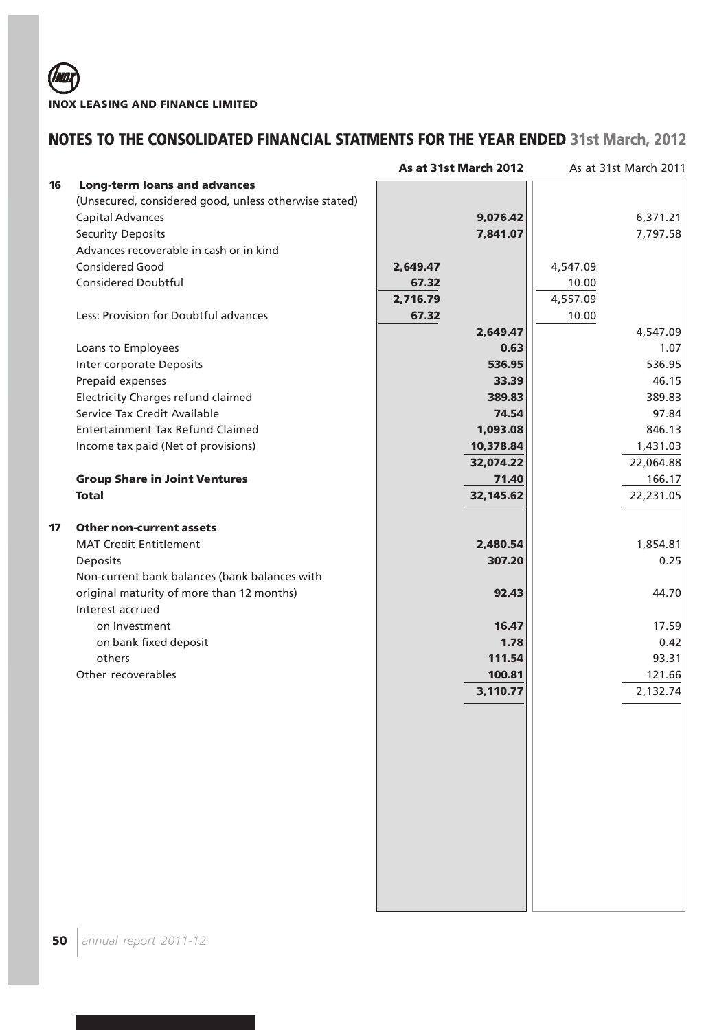## NOTES TO THE CONSOLIDATED FINANCIAL STATMENTS FOR THE YEAR ENDED 31st March, 2012

| | | As at 31st March 2012 | | As at 31st March 2011 | |
|---|---|---|---|---|---|
| **16** | **Long-term loans and advances** | | | | |
| | (Unsecured, considered good, unless otherwise stated) | | | | |
| | Capital Advances | | **9,076.42** | | 6,371.21 |
| | Security Deposits | | **7,841.07** | | 7,797.58 |
| | Advances recoverable in cash or in kind | | | | |
| | Considered Good | **2,649.47** | | 4,547.09 | |
| | Considered Doubtful | **67.32** | | 10.00 | |
| | | **2,716.79** | | 4,557.09 | |
| | Less: Provision for Doubtful advances | **67.32** | | 10.00 | |
| | | | **2,649.47** | | 4,547.09 |
| | Loans to Employees | | **0.63** | | 1.07 |
| | Inter corporate Deposits | | **536.95** | | 536.95 |
| | Prepaid expenses | | **33.39** | | 46.15 |
| | Electricity Charges refund claimed | | **389.83** | | 389.83 |
| | Service Tax Credit Available | | **74.54** | | 97.84 |
| | Entertainment Tax Refund Claimed | | **1,093.08** | | 846.13 |
| | Income tax paid (Net of provisions) | | **10,378.84** | | 1,431.03 |
| | | | **32,074.22** | | 22,064.88 |
| | **Group Share in Joint Ventures** | | **71.40** | | 166.17 |
| | **Total** | | **32,145.62** | | 22,231.05 |
| **17** | **Other non-current assets** | | | | |
| | MAT Credit Entitlement | | **2,480.54** | | 1,854.81 |
| | Deposits | | **307.20** | | 0.25 |
| | Non-current bank balances (bank balances with original maturity of more than 12 months) | | **92.43** | | 44.70 |
| | Interest accrued | | | | |
| | on Investment | | **16.47** | | 17.59 |
| | on bank fixed deposit | | **1.78** | | 0.42 |
| | others | | **111.54** | | 93.31 |
| | Other recoverables | | **100.81** | | 121.66 |
| | | | **3,110.77** | | 2,132.74 |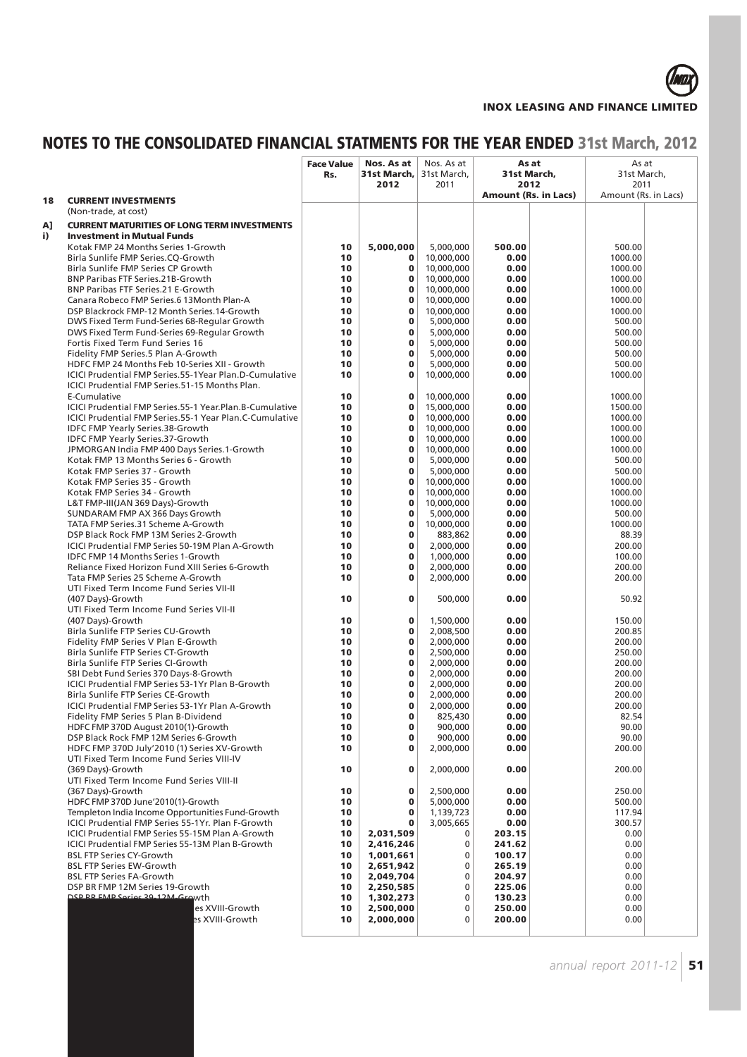## NOTES TO THE CONSOLIDATED FINANCIAL STATMENTS FOR THE YEAR ENDED 31st March, 2012

| | | Face Value Rs. | Nos. As at 31st March, 2012 | Nos. As at 31st March, 2011 | As at 31st March, 2012 Amount (Rs. in Lacs) | | As at 31st March, 2011 Amount (Rs. in Lacs) | |
|---|---|---|---|---|---|---|---|---|
| **18** | **CURRENT INVESTMENTS** | | | | | | | |
| | (Non-trade, at cost) | | | | | | | |
| **A]** | **CURRENT MATURITIES OF LONG TERM INVESTMENTS** | | | | | | | |
| **i)** | **Investment in Mutual Funds** | | | | | | | |
| | Kotak FMP 24 Months Series 1-Growth | 10 | **5,000,000** | 5,000,000 | **500.00** | | 500.00 | |
| | Birla Sunlife FMP Series.CQ-Growth | 10 | **0** | 10,000,000 | **0.00** | | 1000.00 | |
| | Birla Sunlife FMP Series CP Growth | 10 | **0** | 10,000,000 | **0.00** | | 1000.00 | |
| | BNP Paribas FTF Series.21B-Growth | 10 | **0** | 10,000,000 | **0.00** | | 1000.00 | |
| | BNP Paribas FTF Series.21 E-Growth | 10 | **0** | 10,000,000 | **0.00** | | 1000.00 | |
| | Canara Robeco FMP Series.6 13Month Plan-A | 10 | **0** | 10,000,000 | **0.00** | | 1000.00 | |
| | DSP Blackrock FMP-12 Month Series.14-Growth | 10 | **0** | 10,000,000 | **0.00** | | 1000.00 | |
| | DWS Fixed Term Fund-Series 68-Regular Growth | 10 | **0** | 5,000,000 | **0.00** | | 500.00 | |
| | DWS Fixed Term Fund-Series 69-Regular Growth | 10 | **0** | 5,000,000 | **0.00** | | 500.00 | |
| | Fortis Fixed Term Fund Series 16 | 10 | **0** | 5,000,000 | **0.00** | | 500.00 | |
| | Fidelity FMP Series.5 Plan A-Growth | 10 | **0** | 5,000,000 | **0.00** | | 500.00 | |
| | HDFC FMP 24 Months Feb 10-Series XII - Growth | 10 | **0** | 5,000,000 | **0.00** | | 500.00 | |
| | ICICI Prudential FMP Series.55-1Year Plan.D-Cumulative | 10 | **0** | 10,000,000 | **0.00** | | 1000.00 | |
| | ICICI Prudential FMP Series.51-15 Months Plan. E-Cumulative | 10 | **0** | 10,000,000 | **0.00** | | 1000.00 | |
| | ICICI Prudential FMP Series.55-1 Year.Plan.B-Cumulative | 10 | **0** | 15,000,000 | **0.00** | | 1500.00 | |
| | ICICI Prudential FMP Series.55-1 Year Plan.C-Cumulative | 10 | **0** | 10,000,000 | **0.00** | | 1000.00 | |
| | IDFC FMP Yearly Series.38-Growth | 10 | **0** | 10,000,000 | **0.00** | | 1000.00 | |
| | IDFC FMP Yearly Series.37-Growth | 10 | **0** | 10,000,000 | **0.00** | | 1000.00 | |
| | JPMORGAN India FMP 400 Days Series.1-Growth | 10 | **0** | 10,000,000 | **0.00** | | 1000.00 | |
| | Kotak FMP 13 Months Series 6 - Growth | 10 | **0** | 5,000,000 | **0.00** | | 500.00 | |
| | Kotak FMP Series 37 - Growth | 10 | **0** | 5,000,000 | **0.00** | | 500.00 | |
| | Kotak FMP Series 35 - Growth | 10 | **0** | 10,000,000 | **0.00** | | 1000.00 | |
| | Kotak FMP Series 34 - Growth | 10 | **0** | 10,000,000 | **0.00** | | 1000.00 | |
| | L&T FMP-III(JAN 369 Days)-Growth | 10 | **0** | 10,000,000 | **0.00** | | 1000.00 | |
| | SUNDARAM FMP AX 366 Days Growth | 10 | **0** | 5,000,000 | **0.00** | | 500.00 | |
| | TATA FMP Series.31 Scheme A-Growth | 10 | **0** | 10,000,000 | **0.00** | | 1000.00 | |
| | DSP Black Rock FMP 13M Series 2-Growth | 10 | **0** | 883,862 | **0.00** | | 88.39 | |
| | ICICI Prudential FMP Series 50-19M Plan A-Growth | 10 | **0** | 2,000,000 | **0.00** | | 200.00 | |
| | IDFC FMP 14 Months Series 1-Growth | 10 | **0** | 1,000,000 | **0.00** | | 100.00 | |
| | Reliance Fixed Horizon Fund XIII Series 6-Growth | 10 | **0** | 2,000,000 | **0.00** | | 200.00 | |
| | Tata FMP Series 25 Scheme A-Growth | 10 | **0** | 2,000,000 | **0.00** | | 200.00 | |
| | UTI Fixed Term Income Fund Series VII-II (407 Days)-Growth | 10 | **0** | 500,000 | **0.00** | | 50.92 | |
| | UTI Fixed Term Income Fund Series VII-II (407 Days)-Growth | 10 | **0** | 1,500,000 | **0.00** | | 150.00 | |
| | Birla Sunlife FTP Series CU-Growth | 10 | **0** | 2,008,500 | **0.00** | | 200.85 | |
| | Fidelity FMP Series V Plan E-Growth | 10 | **0** | 2,000,000 | **0.00** | | 200.00 | |
| | Birla Sunlife FTP Series CT-Growth | 10 | **0** | 2,500,000 | **0.00** | | 250.00 | |
| | Birla Sunlife FTP Series CI-Growth | 10 | **0** | 2,000,000 | **0.00** | | 200.00 | |
| | SBI Debt Fund Series 370 Days-8-Growth | 10 | **0** | 2,000,000 | **0.00** | | 200.00 | |
| | ICICI Prudential FMP Series 53-1Yr Plan B-Growth | 10 | **0** | 2,000,000 | **0.00** | | 200.00 | |
| | Birla Sunlife FTP Series CE-Growth | 10 | **0** | 2,000,000 | **0.00** | | 200.00 | |
| | ICICI Prudential FMP Series 53-1Yr Plan A-Growth | 10 | **0** | 2,000,000 | **0.00** | | 200.00 | |
| | Fidelity FMP Series 5 Plan B-Dividend | 10 | **0** | 825,430 | **0.00** | | 82.54 | |
| | HDFC FMP 370D August 2010(1)-Growth | 10 | **0** | 900,000 | **0.00** | | 90.00 | |
| | DSP Black Rock FMP 12M Series 6-Growth | 10 | **0** | 900,000 | **0.00** | | 90.00 | |
| | HDFC FMP 370D July'2010 (1) Series XV-Growth | 10 | **0** | 2,000,000 | **0.00** | | 200.00 | |
| | UTI Fixed Term Income Fund Series VIII-IV (369 Days)-Growth | 10 | **0** | 2,000,000 | **0.00** | | 200.00 | |
| | UTI Fixed Term Income Fund Series VIII-II (367 Days)-Growth | 10 | **0** | 2,500,000 | **0.00** | | 250.00 | |
| | HDFC FMP 370D June'2010(1)-Growth | 10 | **0** | 5,000,000 | **0.00** | | 500.00 | |
| | Templeton India Income Opportunities Fund-Growth | 10 | **0** | 1,139,723 | **0.00** | | 117.94 | |
| | ICICI Prudential FMP Series 55-1Yr. Plan F-Growth | 10 | **0** | 3,005,665 | **0.00** | | 300.57 | |
| | ICICI Prudential FMP Series 55-15M Plan A-Growth | 10 | **2,031,509** | 0 | **203.15** | | 0.00 | |
| | ICICI Prudential FMP Series 55-13M Plan B-Growth | 10 | **2,416,246** | 0 | **241.62** | | 0.00 | |
| | BSL FTP Series CY-Growth | 10 | **1,001,661** | 0 | **100.17** | | 0.00 | |
| | BSL FTP Series EW-Growth | 10 | **2,651,942** | 0 | **265.19** | | 0.00 | |
| | BSL FTP Series FA-Growth | 10 | **2,049,704** | 0 | **204.97** | | 0.00 | |
| | DSP BR FMP 12M Series 19-Growth | 10 | **2,250,585** | 0 | **225.06** | | 0.00 | |
| | DSP BR FMP Series 39-12M-Growth | 10 | **1,302,273** | 0 | **130.23** | | 0.00 | |
| | ...es XVIII-Growth | 10 | **2,500,000** | 0 | **250.00** | | 0.00 | |
| | ...es XVIII-Growth | 10 | **2,000,000** | 0 | **200.00** | | 0.00 | |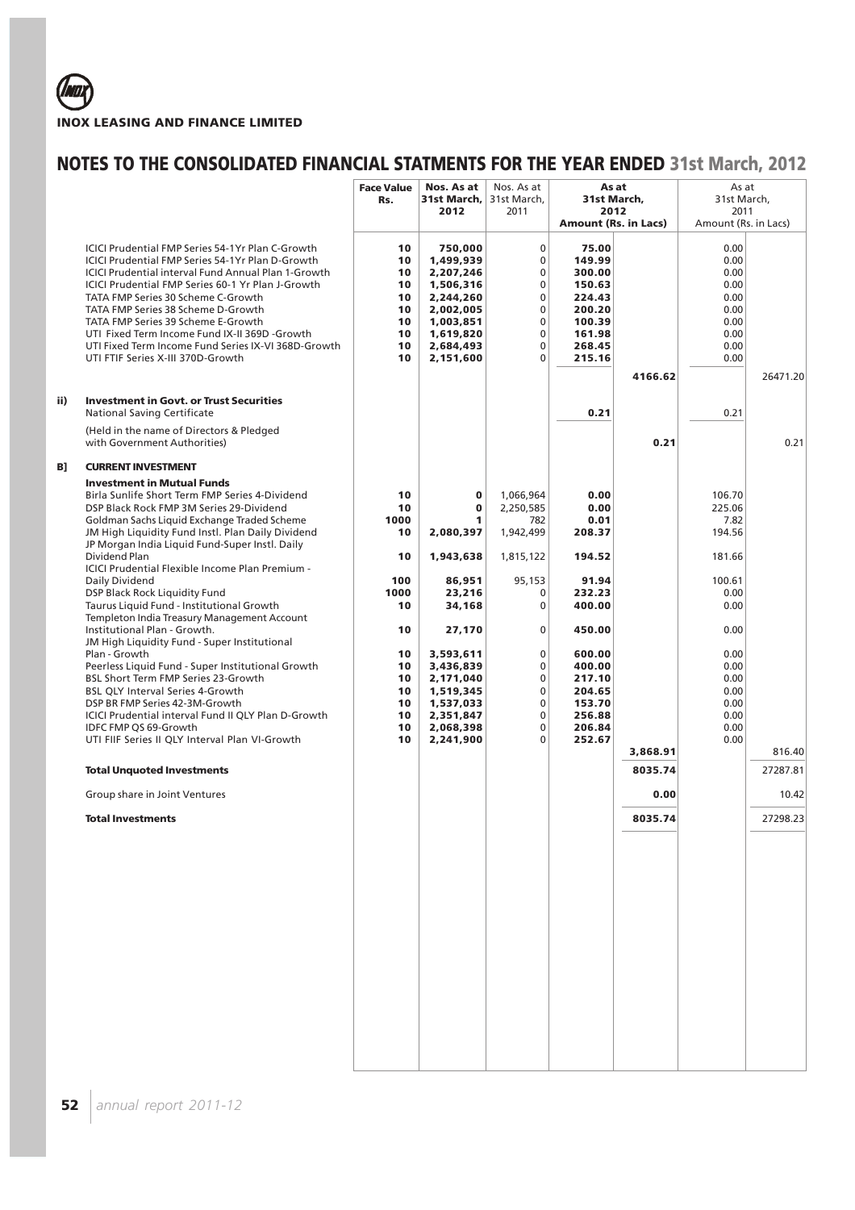## NOTES TO THE CONSOLIDATED FINANCIAL STATMENTS FOR THE YEAR ENDED 31st March, 2012

| | | Face Value Rs. | Nos. As at 31st March, 2012 | Nos. As at 31st March, 2011 | As at 31st March, 2012 Amount (Rs. in Lacs) | | As at 31st March, 2011 Amount (Rs. in Lacs) | |
|---|---|---|---|---|---|---|---|---|
| | ICICI Prudential FMP Series 54-1Yr Plan C-Growth | 10 | 750,000 | 0 | 75.00 | | 0.00 | |
| | ICICI Prudential FMP Series 54-1Yr Plan D-Growth | 10 | 1,499,939 | 0 | 149.99 | | 0.00 | |
| | ICICI Prudential interval Fund Annual Plan 1-Growth | 10 | 2,207,246 | 0 | 300.00 | | 0.00 | |
| | ICICI Prudential FMP Series 60-1 Yr Plan J-Growth | 10 | 1,506,316 | 0 | 150.63 | | 0.00 | |
| | TATA FMP Series 30 Scheme C-Growth | 10 | 2,244,260 | 0 | 224.43 | | 0.00 | |
| | TATA FMP Series 38 Scheme D-Growth | 10 | 2,002,005 | 0 | 200.20 | | 0.00 | |
| | TATA FMP Series 39 Scheme E-Growth | 10 | 1,003,851 | 0 | 100.39 | | 0.00 | |
| | UTI Fixed Term Income Fund IX-II 369D -Growth | 10 | 1,619,820 | 0 | 161.98 | | 0.00 | |
| | UTI Fixed Term Income Fund Series IX-VI 368D-Growth | 10 | 2,684,493 | 0 | 268.45 | | 0.00 | |
| | UTI FTIF Series X-III 370D-Growth | 10 | 2,151,600 | 0 | 215.16 | | 0.00 | |
| | | | | | | 4166.62 | | 26471.20 |
| ii) | **Investment in Govt. or Trust Securities** | | | | | | | |
| | National Saving Certificate | | | | 0.21 | | 0.21 | |
| | (Held in the name of Directors & Pledged with Government Authorities) | | | | | 0.21 | | 0.21 |
| B] | **CURRENT INVESTMENT** | | | | | | | |
| | **Investment in Mutual Funds** | | | | | | | |
| | Birla Sunlife Short Term FMP Series 4-Dividend | 10 | 0 | 1,066,964 | 0.00 | | 106.70 | |
| | DSP Black Rock FMP 3M Series 29-Dividend | 10 | 0 | 2,250,585 | 0.00 | | 225.06 | |
| | Goldman Sachs Liquid Exchange Traded Scheme | 1000 | 1 | 782 | 0.01 | | 7.82 | |
| | JM High Liquidity Fund Instl. Plan Daily Dividend | 10 | 2,080,397 | 1,942,499 | 208.37 | | 194.56 | |
| | JP Morgan India Liquid Fund-Super Instl. Daily Dividend Plan | 10 | 1,943,638 | 1,815,122 | 194.52 | | 181.66 | |
| | ICICI Prudential Flexible Income Plan Premium - Daily Dividend | 100 | 86,951 | 95,153 | 91.94 | | 100.61 | |
| | DSP Black Rock Liquidity Fund | 1000 | 23,216 | 0 | 232.23 | | 0.00 | |
| | Taurus Liquid Fund - Institutional Growth | 10 | 34,168 | 0 | 400.00 | | 0.00 | |
| | Templeton India Treasury Management Account Institutional Plan - Growth. | 10 | 27,170 | 0 | 450.00 | | 0.00 | |
| | JM High Liquidity Fund - Super Institutional Plan - Growth | 10 | 3,593,611 | 0 | 600.00 | | 0.00 | |
| | Peerless Liquid Fund - Super Institutional Growth | 10 | 3,436,839 | 0 | 400.00 | | 0.00 | |
| | BSL Short Term FMP Series 23-Growth | 10 | 2,171,040 | 0 | 217.10 | | 0.00 | |
| | BSL QLY Interval Series 4-Growth | 10 | 1,519,345 | 0 | 204.65 | | 0.00 | |
| | DSP BR FMP Series 42-3M-Growth | 10 | 1,537,033 | 0 | 153.70 | | 0.00 | |
| | ICICI Prudential interval Fund II QLY Plan D-Growth | 10 | 2,351,847 | 0 | 256.88 | | 0.00 | |
| | IDFC FMP QS 69-Growth | 10 | 2,068,398 | 0 | 206.84 | | 0.00 | |
| | UTI FIIF Series II QLY Interval Plan VI-Growth | 10 | 2,241,900 | 0 | 252.67 | | 0.00 | |
| | | | | | | 3,868.91 | | 816.40 |
| | **Total Unquoted Investments** | | | | | 8035.74 | | 27287.81 |
| | Group share in Joint Ventures | | | | | 0.00 | | 10.42 |
| | **Total Investments** | | | | | 8035.74 | | 27298.23 |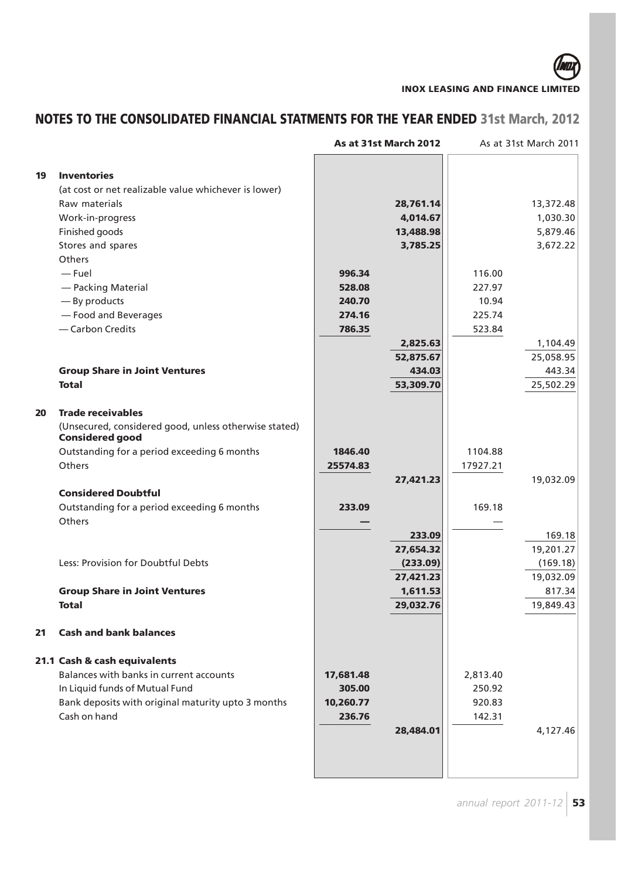## NOTES TO THE CONSOLIDATED FINANCIAL STATMENTS FOR THE YEAR ENDED 31st March, 2012

| | | As at 31st March 2012 | | As at 31st March 2011 | |
|---|---|---|---|---|---|
| **19** | **Inventories** | | | | |
| | (at cost or net realizable value whichever is lower) | | | | |
| | Raw materials | | **28,761.14** | | 13,372.48 |
| | Work-in-progress | | **4,014.67** | | 1,030.30 |
| | Finished goods | | **13,488.98** | | 5,879.46 |
| | Stores and spares | | **3,785.25** | | 3,672.22 |
| | Others | | | | |
| | — Fuel | **996.34** | | 116.00 | |
| | — Packing Material | **528.08** | | 227.97 | |
| | — By products | **240.70** | | 10.94 | |
| | — Food and Beverages | **274.16** | | 225.74 | |
| | — Carbon Credits | **786.35** | | 523.84 | |
| | | | **2,825.63** | | 1,104.49 |
| | | | **52,875.67** | | 25,058.95 |
| | **Group Share in Joint Ventures** | | **434.03** | | 443.34 |
| | **Total** | | **53,309.70** | | 25,502.29 |
| **20** | **Trade receivables** | | | | |
| | (Unsecured, considered good, unless otherwise stated) | | | | |
| | **Considered good** | | | | |
| | Outstanding for a period exceeding 6 months | **1846.40** | | 1104.88 | |
| | Others | **25574.83** | | 17927.21 | |
| | | | **27,421.23** | | 19,032.09 |
| | **Considered Doubtful** | | | | |
| | Outstanding for a period exceeding 6 months | **233.09** | | 169.18 | |
| | Others | **—** | | — | |
| | | | **233.09** | | 169.18 |
| | | | **27,654.32** | | 19,201.27 |
| | Less: Provision for Doubtful Debts | | **(233.09)** | | (169.18) |
| | | | **27,421.23** | | 19,032.09 |
| | **Group Share in Joint Ventures** | | **1,611.53** | | 817.34 |
| | **Total** | | **29,032.76** | | 19,849.43 |
| **21** | **Cash and bank balances** | | | | |
| **21.1** | **Cash & cash equivalents** | | | | |
| | Balances with banks in current accounts | **17,681.48** | | 2,813.40 | |
| | In Liquid funds of Mutual Fund | **305.00** | | 250.92 | |
| | Bank deposits with original maturity upto 3 months | **10,260.77** | | 920.83 | |
| | Cash on hand | **236.76** | | 142.31 | |
| | | | **28,484.01** | | 4,127.46 |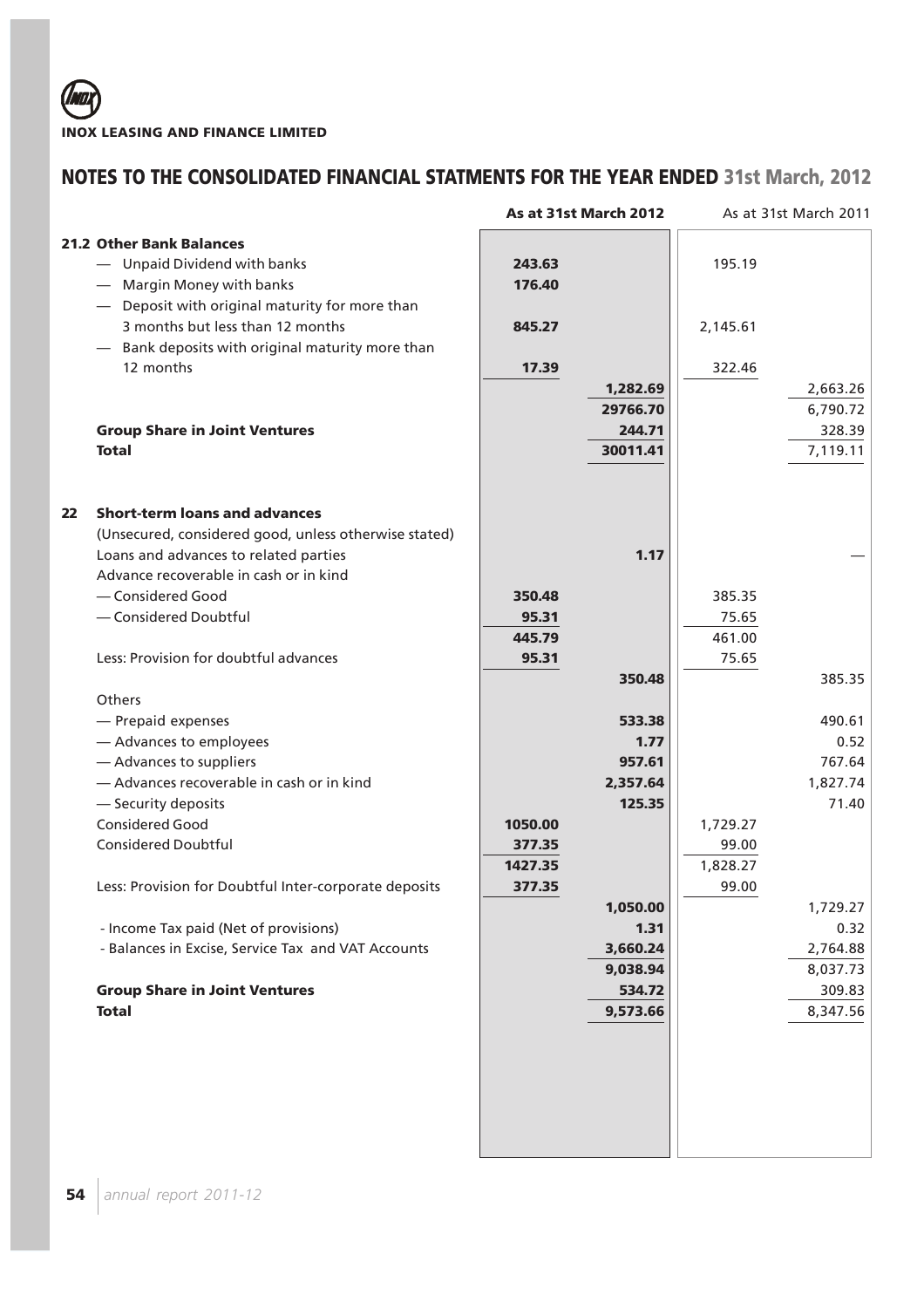# NOTES TO THE CONSOLIDATED FINANCIAL STATMENTS FOR THE YEAR ENDED 31st March, 2012

| | | As at 31st March 2012 | | As at 31st March 2011 | |
|---|---|---|---|---|---|
| **21.2** | **Other Bank Balances** | | | | |
| | — Unpaid Dividend with banks | 243.63 | | 195.19 | |
| | — Margin Money with banks | 176.40 | | | |
| | — Deposit with original maturity for more than 3 months but less than 12 months | 845.27 | | 2,145.61 | |
| | — Bank deposits with original maturity more than 12 months | 17.39 | | 322.46 | |
| | | | 1,282.69 | | 2,663.26 |
| | | | 29766.70 | | 6,790.72 |
| | **Group Share in Joint Ventures** | | 244.71 | | 328.39 |
| | **Total** | | 30011.41 | | 7,119.11 |
| **22** | **Short-term loans and advances** | | | | |
| | (Unsecured, considered good, unless otherwise stated) | | | | |
| | Loans and advances to related parties | | 1.17 | | — |
| | Advance recoverable in cash or in kind | | | | |
| | — Considered Good | 350.48 | | 385.35 | |
| | — Considered Doubtful | 95.31 | | 75.65 | |
| | | 445.79 | | 461.00 | |
| | Less: Provision for doubtful advances | 95.31 | | 75.65 | |
| | | | 350.48 | | 385.35 |
| | Others | | | | |
| | — Prepaid expenses | | 533.38 | | 490.61 |
| | — Advances to employees | | 1.77 | | 0.52 |
| | — Advances to suppliers | | 957.61 | | 767.64 |
| | — Advances recoverable in cash or in kind | | 2,357.64 | | 1,827.74 |
| | — Security deposits | | 125.35 | | 71.40 |
| | Considered Good | 1050.00 | | 1,729.27 | |
| | Considered Doubtful | 377.35 | | 99.00 | |
| | | 1427.35 | | 1,828.27 | |
| | Less: Provision for Doubtful Inter-corporate deposits | 377.35 | | 99.00 | |
| | | | 1,050.00 | | 1,729.27 |
| | - Income Tax paid (Net of provisions) | | 1.31 | | 0.32 |
| | - Balances in Excise, Service Tax and VAT Accounts | | 3,660.24 | | 2,764.88 |
| | | | 9,038.94 | | 8,037.73 |
| | **Group Share in Joint Ventures** | | 534.72 | | 309.83 |
| | **Total** | | 9,573.66 | | 8,347.56 |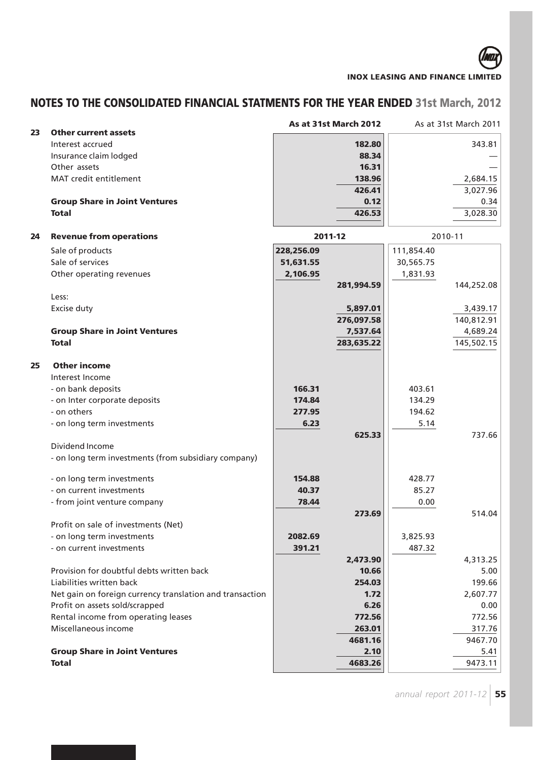## NOTES TO THE CONSOLIDATED FINANCIAL STATMENTS FOR THE YEAR ENDED 31st March, 2012

| | | | As at 31st March 2012 | | As at 31st March 2011 |
|---|---|---|---|---|---|
| **23** | **Other current assets** | | | | |
| | Interest accrued | | 182.80 | | 343.81 |
| | Insurance claim lodged | | 88.34 | | — |
| | Other assets | | 16.31 | | — |
| | MAT credit entitlement | | 138.96 | | 2,684.15 |
| | | | 426.41 | | 3,027.96 |
| | **Group Share in Joint Ventures** | | 0.12 | | 0.34 |
| | **Total** | | 426.53 | | 3,028.30 |
| **24** | **Revenue from operations** | **2011-12** | | 2010-11 | |
| | Sale of products | 228,256.09 | | 111,854.40 | |
| | Sale of services | 51,631.55 | | 30,565.75 | |
| | Other operating revenues | 2,106.95 | | 1,831.93 | |
| | | | 281,994.59 | | 144,252.08 |
| | Less: | | | | |
| | Excise duty | | 5,897.01 | | 3,439.17 |
| | | | 276,097.58 | | 140,812.91 |
| | **Group Share in Joint Ventures** | | 7,537.64 | | 4,689.24 |
| | **Total** | | 283,635.22 | | 145,502.15 |
| **25** | **Other income** | | | | |
| | Interest Income | | | | |
| | - on bank deposits | 166.31 | | 403.61 | |
| | - on Inter corporate deposits | 174.84 | | 134.29 | |
| | - on others | 277.95 | | 194.62 | |
| | - on long term investments | 6.23 | | 5.14 | |
| | | | 625.33 | | 737.66 |
| | Dividend Income | | | | |
| | - on long term investments (from subsidiary company) | | | | |
| | - on long term investments | 154.88 | | 428.77 | |
| | - on current investments | 40.37 | | 85.27 | |
| | - from joint venture company | 78.44 | | 0.00 | |
| | | | 273.69 | | 514.04 |
| | Profit on sale of investments (Net) | | | | |
| | - on long term investments | 2082.69 | | 3,825.93 | |
| | - on current investments | 391.21 | | 487.32 | |
| | | | 2,473.90 | | 4,313.25 |
| | Provision for doubtful debts written back | | 10.66 | | 5.00 |
| | Liabilities written back | | 254.03 | | 199.66 |
| | Net gain on foreign currency translation and transaction | | 1.72 | | 2,607.77 |
| | Profit on assets sold/scrapped | | 6.26 | | 0.00 |
| | Rental income from operating leases | | 772.56 | | 772.56 |
| | Miscellaneous income | | 263.01 | | 317.76 |
| | | | 4681.16 | | 9467.70 |
| | **Group Share in Joint Ventures** | | 2.10 | | 5.41 |
| | **Total** | | 4683.26 | | 9473.11 |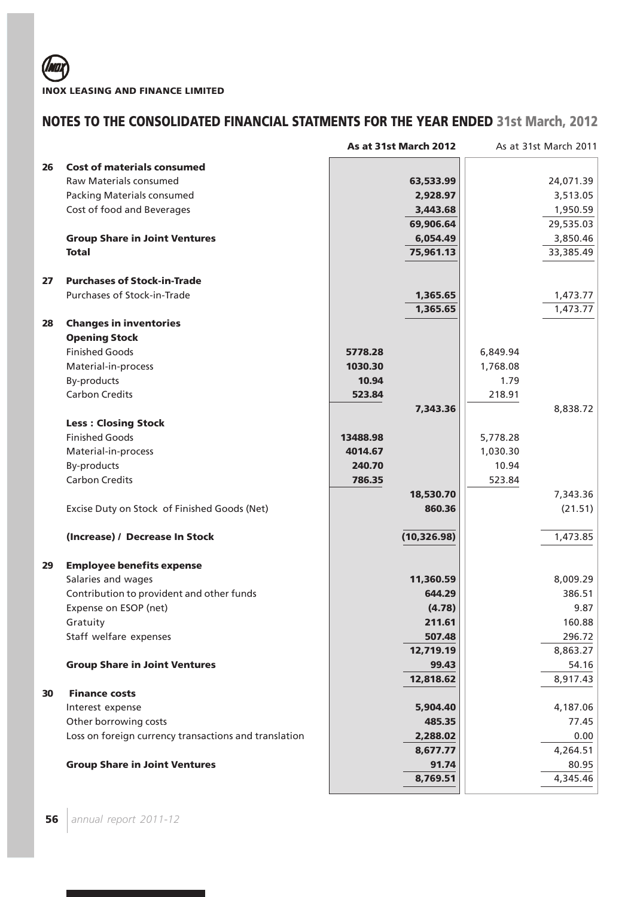## NOTES TO THE CONSOLIDATED FINANCIAL STATMENTS FOR THE YEAR ENDED 31st March, 2012

| | | As at 31st March 2012 | | As at 31st March 2011 | |
|---|---|---|---|---|---|
| **26** | **Cost of materials consumed** | | | | |
| | Raw Materials consumed | | **63,533.99** | | 24,071.39 |
| | Packing Materials consumed | | **2,928.97** | | 3,513.05 |
| | Cost of food and Beverages | | **3,443.68** | | 1,950.59 |
| | | | **69,906.64** | | 29,535.03 |
| | **Group Share in Joint Ventures** | | **6,054.49** | | 3,850.46 |
| | **Total** | | **75,961.13** | | 33,385.49 |
| **27** | **Purchases of Stock-in-Trade** | | | | |
| | Purchases of Stock-in-Trade | | **1,365.65** | | 1,473.77 |
| | | | **1,365.65** | | 1,473.77 |
| **28** | **Changes in inventories** | | | | |
| | **Opening Stock** | | | | |
| | Finished Goods | **5778.28** | | 6,849.94 | |
| | Material-in-process | **1030.30** | | 1,768.08 | |
| | By-products | **10.94** | | 1.79 | |
| | Carbon Credits | **523.84** | | 218.91 | |
| | | | **7,343.36** | | 8,838.72 |
| | **Less : Closing Stock** | | | | |
| | Finished Goods | **13488.98** | | 5,778.28 | |
| | Material-in-process | **4014.67** | | 1,030.30 | |
| | By-products | **240.70** | | 10.94 | |
| | Carbon Credits | **786.35** | | 523.84 | |
| | | | **18,530.70** | | 7,343.36 |
| | Excise Duty on Stock of Finished Goods (Net) | | **860.36** | | (21.51) |
| | **(Increase) / Decrease In Stock** | | **(10,326.98)** | | 1,473.85 |
| **29** | **Employee benefits expense** | | | | |
| | Salaries and wages | | **11,360.59** | | 8,009.29 |
| | Contribution to provident and other funds | | **644.29** | | 386.51 |
| | Expense on ESOP (net) | | **(4.78)** | | 9.87 |
| | Gratuity | | **211.61** | | 160.88 |
| | Staff welfare expenses | | **507.48** | | 296.72 |
| | | | **12,719.19** | | 8,863.27 |
| | **Group Share in Joint Ventures** | | **99.43** | | 54.16 |
| | | | **12,818.62** | | 8,917.43 |
| **30** | **Finance costs** | | | | |
| | Interest expense | | **5,904.40** | | 4,187.06 |
| | Other borrowing costs | | **485.35** | | 77.45 |
| | Loss on foreign currency transactions and translation | | **2,288.02** | | 0.00 |
| | | | **8,677.77** | | 4,264.51 |
| | **Group Share in Joint Ventures** | | **91.74** | | 80.95 |
| | | | **8,769.51** | | 4,345.46 |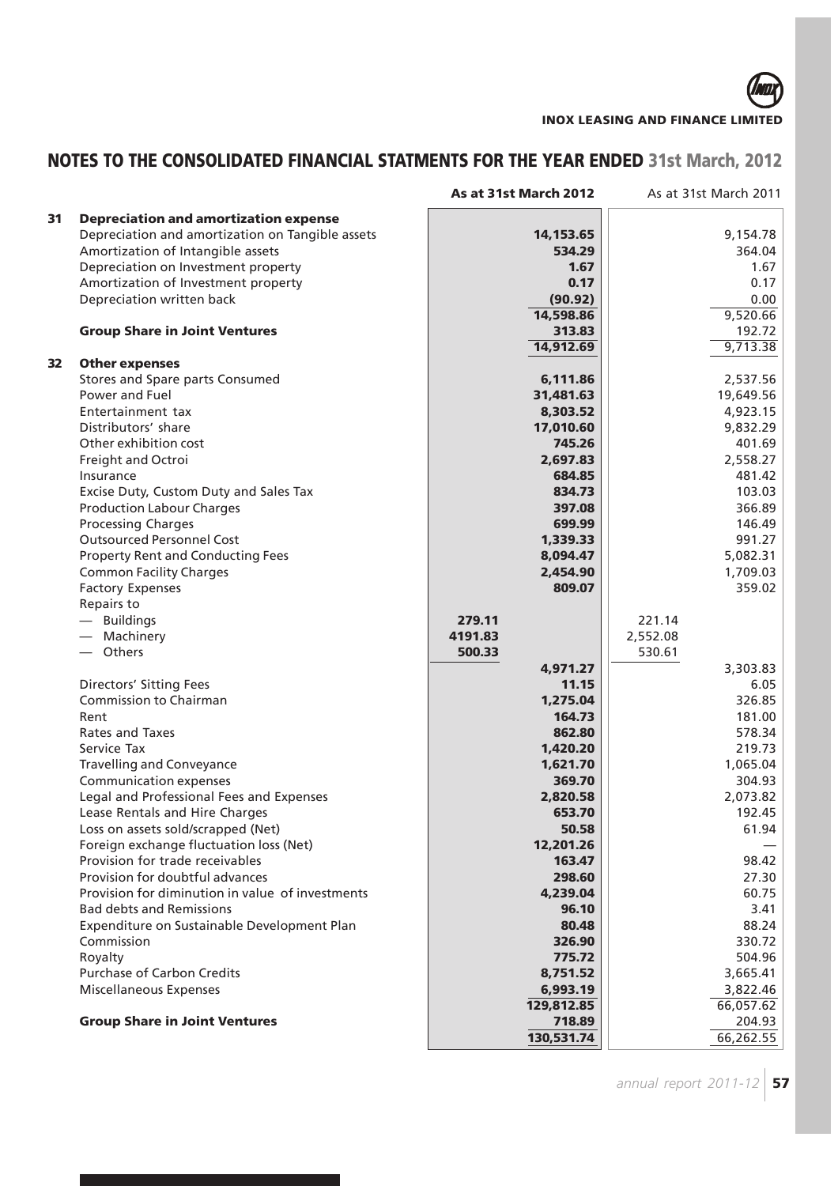## NOTES TO THE CONSOLIDATED FINANCIAL STATMENTS FOR THE YEAR ENDED 31st March, 2012

| | | As at 31st March 2012 | | As at 31st March 2011 | |
|---|---|---|---|---|---|
| **31** | **Depreciation and amortization expense** | | | | |
| | Depreciation and amortization on Tangible assets | | **14,153.65** | | 9,154.78 |
| | Amortization of Intangible assets | | **534.29** | | 364.04 |
| | Depreciation on Investment property | | **1.67** | | 1.67 |
| | Amortization of Investment property | | **0.17** | | 0.17 |
| | Depreciation written back | | **(90.92)** | | 0.00 |
| | | | **14,598.86** | | 9,520.66 |
| | **Group Share in Joint Ventures** | | **313.83** | | 192.72 |
| | | | **14,912.69** | | 9,713.38 |
| **32** | **Other expenses** | | | | |
| | Stores and Spare parts Consumed | | **6,111.86** | | 2,537.56 |
| | Power and Fuel | | **31,481.63** | | 19,649.56 |
| | Entertainment tax | | **8,303.52** | | 4,923.15 |
| | Distributors' share | | **17,010.60** | | 9,832.29 |
| | Other exhibition cost | | **745.26** | | 401.69 |
| | Freight and Octroi | | **2,697.83** | | 2,558.27 |
| | Insurance | | **684.85** | | 481.42 |
| | Excise Duty, Custom Duty and Sales Tax | | **834.73** | | 103.03 |
| | Production Labour Charges | | **397.08** | | 366.89 |
| | Processing Charges | | **699.99** | | 146.49 |
| | Outsourced Personnel Cost | | **1,339.33** | | 991.27 |
| | Property Rent and Conducting Fees | | **8,094.47** | | 5,082.31 |
| | Common Facility Charges | | **2,454.90** | | 1,709.03 |
| | Factory Expenses | | **809.07** | | 359.02 |
| | Repairs to | | | | |
| | — Buildings | **279.11** | | 221.14 | |
| | — Machinery | **4191.83** | | 2,552.08 | |
| | — Others | **500.33** | | 530.61 | |
| | | | **4,971.27** | | 3,303.83 |
| | Directors' Sitting Fees | | **11.15** | | 6.05 |
| | Commission to Chairman | | **1,275.04** | | 326.85 |
| | Rent | | **164.73** | | 181.00 |
| | Rates and Taxes | | **862.80** | | 578.34 |
| | Service Tax | | **1,420.20** | | 219.73 |
| | Travelling and Conveyance | | **1,621.70** | | 1,065.04 |
| | Communication expenses | | **369.70** | | 304.93 |
| | Legal and Professional Fees and Expenses | | **2,820.58** | | 2,073.82 |
| | Lease Rentals and Hire Charges | | **653.70** | | 192.45 |
| | Loss on assets sold/scrapped (Net) | | **50.58** | | 61.94 |
| | Foreign exchange fluctuation loss (Net) | | **12,201.26** | | — |
| | Provision for trade receivables | | **163.47** | | 98.42 |
| | Provision for doubtful advances | | **298.60** | | 27.30 |
| | Provision for diminution in value of investments | | **4,239.04** | | 60.75 |
| | Bad debts and Remissions | | **96.10** | | 3.41 |
| | Expenditure on Sustainable Development Plan | | **80.48** | | 88.24 |
| | Commission | | **326.90** | | 330.72 |
| | Royalty | | **775.72** | | 504.96 |
| | Purchase of Carbon Credits | | **8,751.52** | | 3,665.41 |
| | Miscellaneous Expenses | | **6,993.19** | | 3,822.46 |
| | | | **129,812.85** | | 66,057.62 |
| | **Group Share in Joint Ventures** | | **718.89** | | 204.93 |
| | | | **130,531.74** | | 66,262.55 |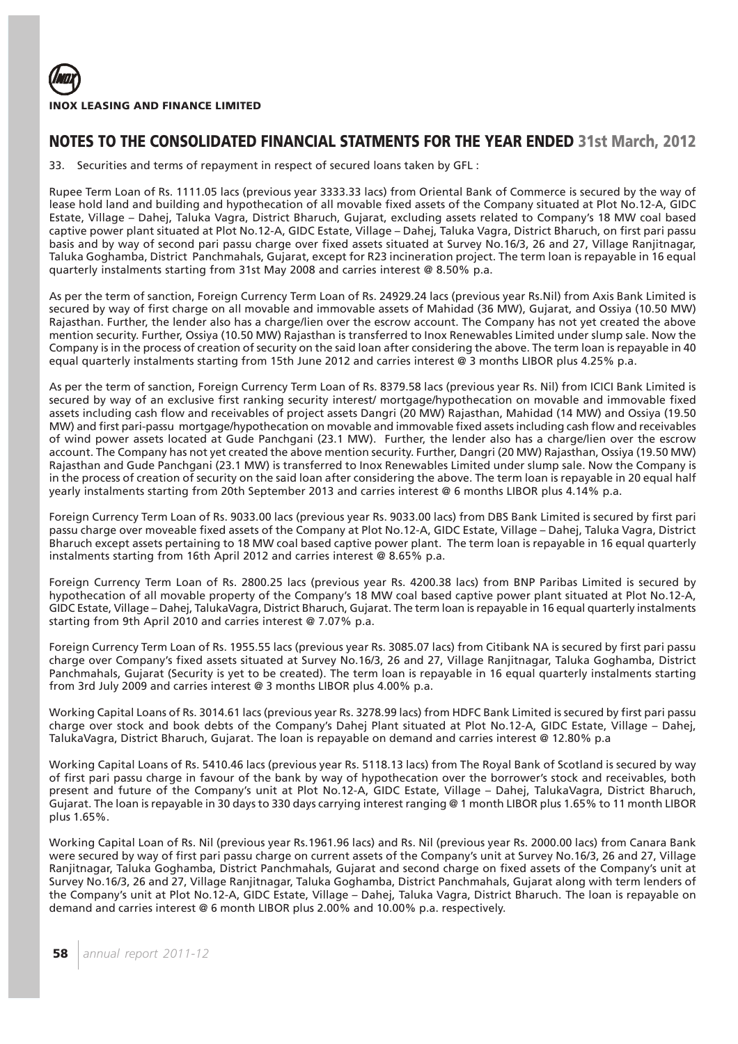# NOTES TO THE CONSOLIDATED FINANCIAL STATMENTS FOR THE YEAR ENDED 31st March, 2012

33. Securities and terms of repayment in respect of secured loans taken by GFL :

Rupee Term Loan of Rs. 1111.05 lacs (previous year 3333.33 lacs) from Oriental Bank of Commerce is secured by the way of lease hold land and building and hypothecation of all movable fixed assets of the Company situated at Plot No.12-A, GIDC Estate, Village – Dahej, Taluka Vagra, District Bharuch, Gujarat, excluding assets related to Company's 18 MW coal based captive power plant situated at Plot No.12-A, GIDC Estate, Village – Dahej, Taluka Vagra, District Bharuch, on first pari passu basis and by way of second pari passu charge over fixed assets situated at Survey No.16/3, 26 and 27, Village Ranjitnagar, Taluka Goghamba, District Panchmahals, Gujarat, except for R23 incineration project. The term loan is repayable in 16 equal quarterly instalments starting from 31st May 2008 and carries interest @ 8.50% p.a.

As per the term of sanction, Foreign Currency Term Loan of Rs. 24929.24 lacs (previous year Rs.Nil) from Axis Bank Limited is secured by way of first charge on all movable and immovable assets of Mahidad (36 MW), Gujarat, and Ossiya (10.50 MW) Rajasthan. Further, the lender also has a charge/lien over the escrow account. The Company has not yet created the above mention security. Further, Ossiya (10.50 MW) Rajasthan is transferred to Inox Renewables Limited under slump sale. Now the Company is in the process of creation of security on the said loan after considering the above. The term loan is repayable in 40 equal quarterly instalments starting from 15th June 2012 and carries interest @ 3 months LIBOR plus 4.25% p.a.

As per the term of sanction, Foreign Currency Term Loan of Rs. 8379.58 lacs (previous year Rs. Nil) from ICICI Bank Limited is secured by way of an exclusive first ranking security interest/ mortgage/hypothecation on movable and immovable fixed assets including cash flow and receivables of project assets Dangri (20 MW) Rajasthan, Mahidad (14 MW) and Ossiya (19.50 MW) and first pari-passu mortgage/hypothecation on movable and immovable fixed assets including cash flow and receivables of wind power assets located at Gude Panchgani (23.1 MW). Further, the lender also has a charge/lien over the escrow account. The Company has not yet created the above mention security. Further, Dangri (20 MW) Rajasthan, Ossiya (19.50 MW) Rajasthan and Gude Panchgani (23.1 MW) is transferred to Inox Renewables Limited under slump sale. Now the Company is in the process of creation of security on the said loan after considering the above. The term loan is repayable in 20 equal half yearly instalments starting from 20th September 2013 and carries interest @ 6 months LIBOR plus 4.14% p.a.

Foreign Currency Term Loan of Rs. 9033.00 lacs (previous year Rs. 9033.00 lacs) from DBS Bank Limited is secured by first pari passu charge over moveable fixed assets of the Company at Plot No.12-A, GIDC Estate, Village – Dahej, Taluka Vagra, District Bharuch except assets pertaining to 18 MW coal based captive power plant. The term loan is repayable in 16 equal quarterly instalments starting from 16th April 2012 and carries interest @ 8.65% p.a.

Foreign Currency Term Loan of Rs. 2800.25 lacs (previous year Rs. 4200.38 lacs) from BNP Paribas Limited is secured by hypothecation of all movable property of the Company's 18 MW coal based captive power plant situated at Plot No.12-A, GIDC Estate, Village – Dahej, TalukaVagra, District Bharuch, Gujarat. The term loan is repayable in 16 equal quarterly instalments starting from 9th April 2010 and carries interest @ 7.07% p.a.

Foreign Currency Term Loan of Rs. 1955.55 lacs (previous year Rs. 3085.07 lacs) from Citibank NA is secured by first pari passu charge over Company's fixed assets situated at Survey No.16/3, 26 and 27, Village Ranjitnagar, Taluka Goghamba, District Panchmahals, Gujarat (Security is yet to be created). The term loan is repayable in 16 equal quarterly instalments starting from 3rd July 2009 and carries interest @ 3 months LIBOR plus 4.00% p.a.

Working Capital Loans of Rs. 3014.61 lacs (previous year Rs. 3278.99 lacs) from HDFC Bank Limited is secured by first pari passu charge over stock and book debts of the Company's Dahej Plant situated at Plot No.12-A, GIDC Estate, Village – Dahej, TalukaVagra, District Bharuch, Gujarat. The loan is repayable on demand and carries interest @ 12.80% p.a

Working Capital Loans of Rs. 5410.46 lacs (previous year Rs. 5118.13 lacs) from The Royal Bank of Scotland is secured by way of first pari passu charge in favour of the bank by way of hypothecation over the borrower's stock and receivables, both present and future of the Company's unit at Plot No.12-A, GIDC Estate, Village – Dahej, TalukaVagra, District Bharuch, Gujarat. The loan is repayable in 30 days to 330 days carrying interest ranging @ 1 month LIBOR plus 1.65% to 11 month LIBOR plus 1.65%.

Working Capital Loan of Rs. Nil (previous year Rs.1961.96 lacs) and Rs. Nil (previous year Rs. 2000.00 lacs) from Canara Bank were secured by way of first pari passu charge on current assets of the Company's unit at Survey No.16/3, 26 and 27, Village Ranjitnagar, Taluka Goghamba, District Panchmahals, Gujarat and second charge on fixed assets of the Company's unit at Survey No.16/3, 26 and 27, Village Ranjitnagar, Taluka Goghamba, District Panchmahals, Gujarat along with term lenders of the Company's unit at Plot No.12-A, GIDC Estate, Village – Dahej, Taluka Vagra, District Bharuch. The loan is repayable on demand and carries interest @ 6 month LIBOR plus 2.00% and 10.00% p.a. respectively.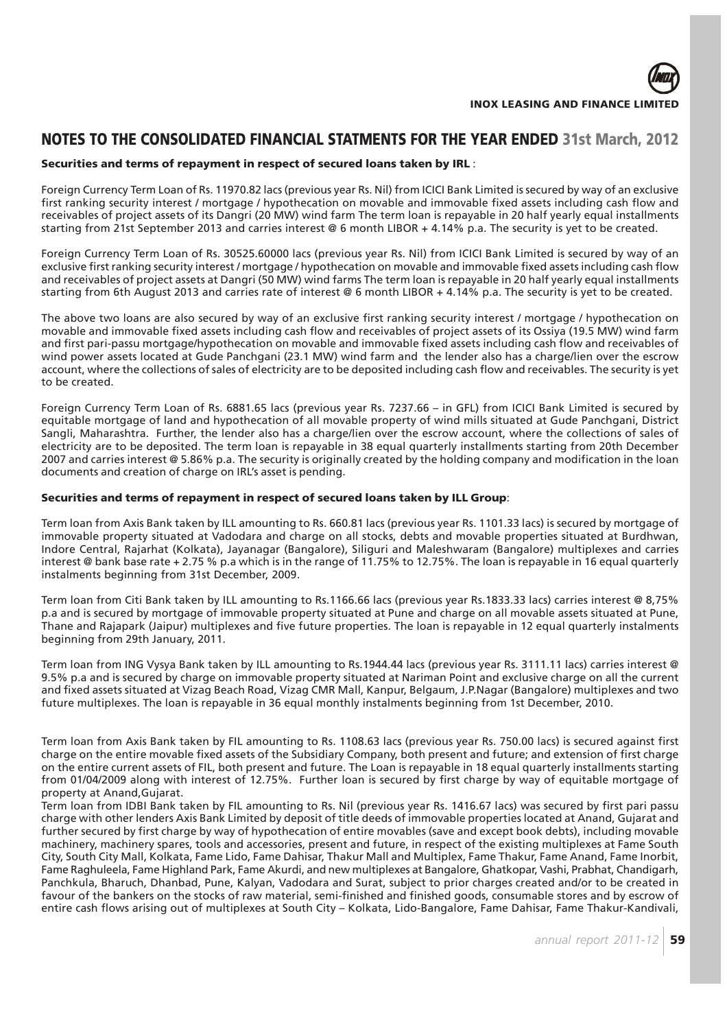## NOTES TO THE CONSOLIDATED FINANCIAL STATMENTS FOR THE YEAR ENDED 31st March, 2012

**Securities and terms of repayment in respect of secured loans taken by IRL** :

Foreign Currency Term Loan of Rs. 11970.82 lacs (previous year Rs. Nil) from ICICI Bank Limited is secured by way of an exclusive first ranking security interest / mortgage / hypothecation on movable and immovable fixed assets including cash flow and receivables of project assets of its Dangri (20 MW) wind farm The term loan is repayable in 20 half yearly equal installments starting from 21st September 2013 and carries interest @ 6 month LIBOR + 4.14% p.a. The security is yet to be created.

Foreign Currency Term Loan of Rs. 30525.60000 lacs (previous year Rs. Nil) from ICICI Bank Limited is secured by way of an exclusive first ranking security interest / mortgage / hypothecation on movable and immovable fixed assets including cash flow and receivables of project assets at Dangri (50 MW) wind farms The term loan is repayable in 20 half yearly equal installments starting from 6th August 2013 and carries rate of interest @ 6 month LIBOR + 4.14% p.a. The security is yet to be created.

The above two loans are also secured by way of an exclusive first ranking security interest / mortgage / hypothecation on movable and immovable fixed assets including cash flow and receivables of project assets of its Ossiya (19.5 MW) wind farm and first pari-passu mortgage/hypothecation on movable and immovable fixed assets including cash flow and receivables of wind power assets located at Gude Panchgani (23.1 MW) wind farm and the lender also has a charge/lien over the escrow account, where the collections of sales of electricity are to be deposited including cash flow and receivables. The security is yet to be created.

Foreign Currency Term Loan of Rs. 6881.65 lacs (previous year Rs. 7237.66 – in GFL) from ICICI Bank Limited is secured by equitable mortgage of land and hypothecation of all movable property of wind mills situated at Gude Panchgani, District Sangli, Maharashtra. Further, the lender also has a charge/lien over the escrow account, where the collections of sales of electricity are to be deposited. The term loan is repayable in 38 equal quarterly installments starting from 20th December 2007 and carries interest @ 5.86% p.a. The security is originally created by the holding company and modification in the loan documents and creation of charge on IRL's asset is pending.

**Securities and terms of repayment in respect of secured loans taken by ILL Group**:

Term loan from Axis Bank taken by ILL amounting to Rs. 660.81 lacs (previous year Rs. 1101.33 lacs) is secured by mortgage of immovable property situated at Vadodara and charge on all stocks, debts and movable properties situated at Burdhwan, Indore Central, Rajarhat (Kolkata), Jayanagar (Bangalore), Siliguri and Maleshwaram (Bangalore) multiplexes and carries interest @ bank base rate + 2.75 % p.a which is in the range of 11.75% to 12.75%. The loan is repayable in 16 equal quarterly instalments beginning from 31st December, 2009.

Term loan from Citi Bank taken by ILL amounting to Rs.1166.66 lacs (previous year Rs.1833.33 lacs) carries interest @ 8,75% p.a and is secured by mortgage of immovable property situated at Pune and charge on all movable assets situated at Pune, Thane and Rajapark (Jaipur) multiplexes and five future properties. The loan is repayable in 12 equal quarterly instalments beginning from 29th January, 2011.

Term loan from ING Vysya Bank taken by ILL amounting to Rs.1944.44 lacs (previous year Rs. 3111.11 lacs) carries interest @ 9.5% p.a and is secured by charge on immovable property situated at Nariman Point and exclusive charge on all the current and fixed assets situated at Vizag Beach Road, Vizag CMR Mall, Kanpur, Belgaum, J.P.Nagar (Bangalore) multiplexes and two future multiplexes. The loan is repayable in 36 equal monthly instalments beginning from 1st December, 2010.

Term loan from Axis Bank taken by FIL amounting to Rs. 1108.63 lacs (previous year Rs. 750.00 lacs) is secured against first charge on the entire movable fixed assets of the Subsidiary Company, both present and future; and extension of first charge on the entire current assets of FIL, both present and future. The Loan is repayable in 18 equal quarterly installments starting from 01/04/2009 along with interest of 12.75%. Further loan is secured by first charge by way of equitable mortgage of property at Anand,Gujarat.

Term loan from IDBI Bank taken by FIL amounting to Rs. Nil (previous year Rs. 1416.67 lacs) was secured by first pari passu charge with other lenders Axis Bank Limited by deposit of title deeds of immovable properties located at Anand, Gujarat and further secured by first charge by way of hypothecation of entire movables (save and except book debts), including movable machinery, machinery spares, tools and accessories, present and future, in respect of the existing multiplexes at Fame South City, South City Mall, Kolkata, Fame Lido, Fame Dahisar, Thakur Mall and Multiplex, Fame Thakur, Fame Anand, Fame Inorbit, Fame Raghuleela, Fame Highland Park, Fame Akurdi, and new multiplexes at Bangalore, Ghatkopar, Vashi, Prabhat, Chandigarh, Panchkula, Bharuch, Dhanbad, Pune, Kalyan, Vadodara and Surat, subject to prior charges created and/or to be created in favour of the bankers on the stocks of raw material, semi-finished and finished goods, consumable stores and by escrow of entire cash flows arising out of multiplexes at South City – Kolkata, Lido-Bangalore, Fame Dahisar, Fame Thakur-Kandivali,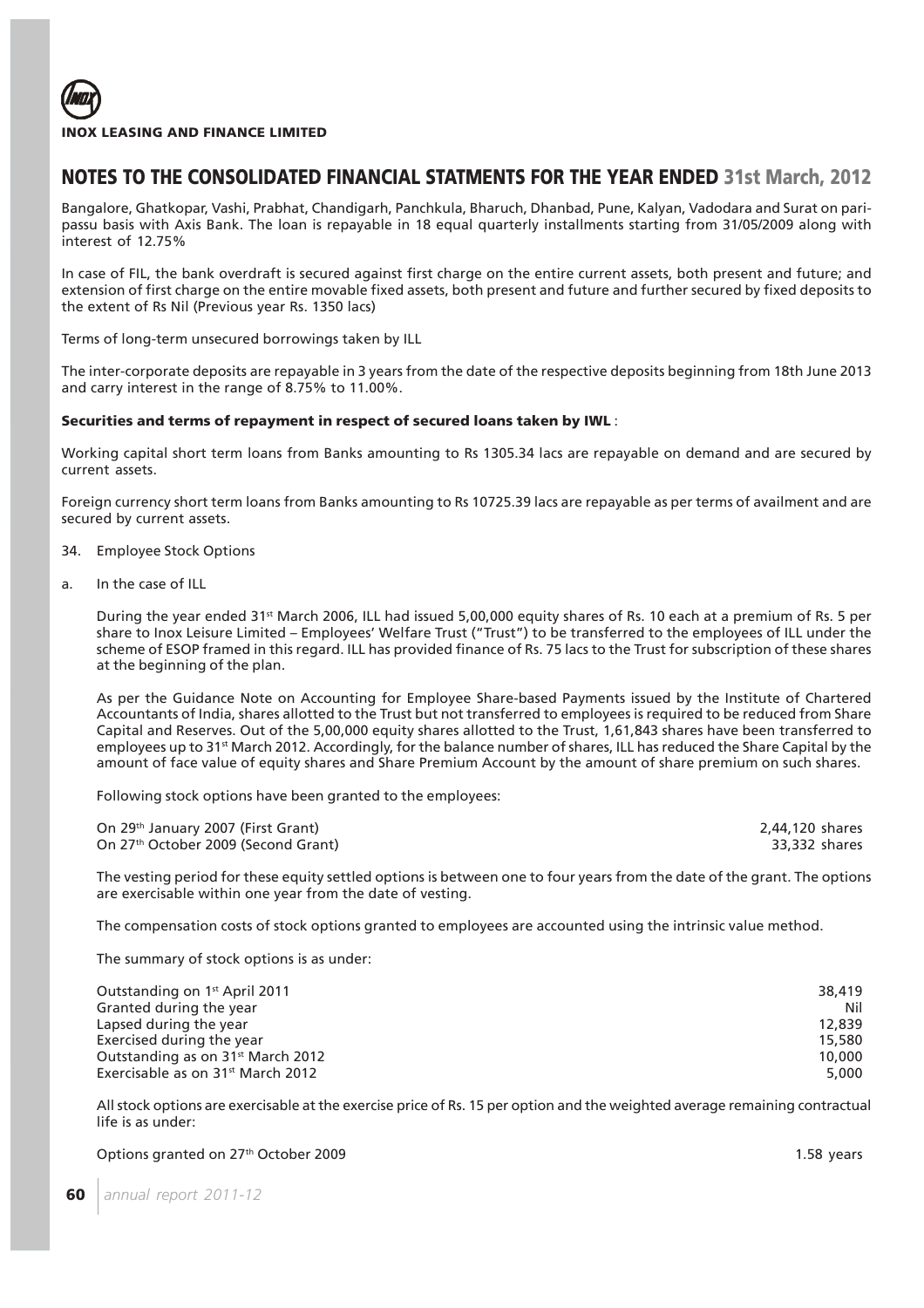## NOTES TO THE CONSOLIDATED FINANCIAL STATMENTS FOR THE YEAR ENDED 31st March, 2012

Bangalore, Ghatkopar, Vashi, Prabhat, Chandigarh, Panchkula, Bharuch, Dhanbad, Pune, Kalyan, Vadodara and Surat on pari-passu basis with Axis Bank. The loan is repayable in 18 equal quarterly installments starting from 31/05/2009 along with interest of 12.75%

In case of FIL, the bank overdraft is secured against first charge on the entire current assets, both present and future; and extension of first charge on the entire movable fixed assets, both present and future and further secured by fixed deposits to the extent of Rs Nil (Previous year Rs. 1350 lacs)

Terms of long-term unsecured borrowings taken by ILL

The inter-corporate deposits are repayable in 3 years from the date of the respective deposits beginning from 18th June 2013 and carry interest in the range of 8.75% to 11.00%.

**Securities and terms of repayment in respect of secured loans taken by IWL** :

Working capital short term loans from Banks amounting to Rs 1305.34 lacs are repayable on demand and are secured by current assets.

Foreign currency short term loans from Banks amounting to Rs 10725.39 lacs are repayable as per terms of availment and are secured by current assets.

34. Employee Stock Options

a. In the case of ILL

During the year ended 31st March 2006, ILL had issued 5,00,000 equity shares of Rs. 10 each at a premium of Rs. 5 per share to Inox Leisure Limited – Employees' Welfare Trust ("Trust") to be transferred to the employees of ILL under the scheme of ESOP framed in this regard. ILL has provided finance of Rs. 75 lacs to the Trust for subscription of these shares at the beginning of the plan.

As per the Guidance Note on Accounting for Employee Share-based Payments issued by the Institute of Chartered Accountants of India, shares allotted to the Trust but not transferred to employees is required to be reduced from Share Capital and Reserves. Out of the 5,00,000 equity shares allotted to the Trust, 1,61,843 shares have been transferred to employees up to 31st March 2012. Accordingly, for the balance number of shares, ILL has reduced the Share Capital by the amount of face value of equity shares and Share Premium Account by the amount of share premium on such shares.

Following stock options have been granted to the employees:

| | |
|---|---|
| On 29th January 2007 (First Grant) | 2,44,120 shares |
| On 27th October 2009 (Second Grant) | 33,332 shares |

The vesting period for these equity settled options is between one to four years from the date of the grant. The options are exercisable within one year from the date of vesting.

The compensation costs of stock options granted to employees are accounted using the intrinsic value method.

The summary of stock options is as under:

| | |
|---|---|
| Outstanding on 1st April 2011 | 38,419 |
| Granted during the year | Nil |
| Lapsed during the year | 12,839 |
| Exercised during the year | 15,580 |
| Outstanding as on 31st March 2012 | 10,000 |
| Exercisable as on 31st March 2012 | 5,000 |

All stock options are exercisable at the exercise price of Rs. 15 per option and the weighted average remaining contractual life is as under:

| | |
|---|---|
| Options granted on 27th October 2009 | 1.58 years |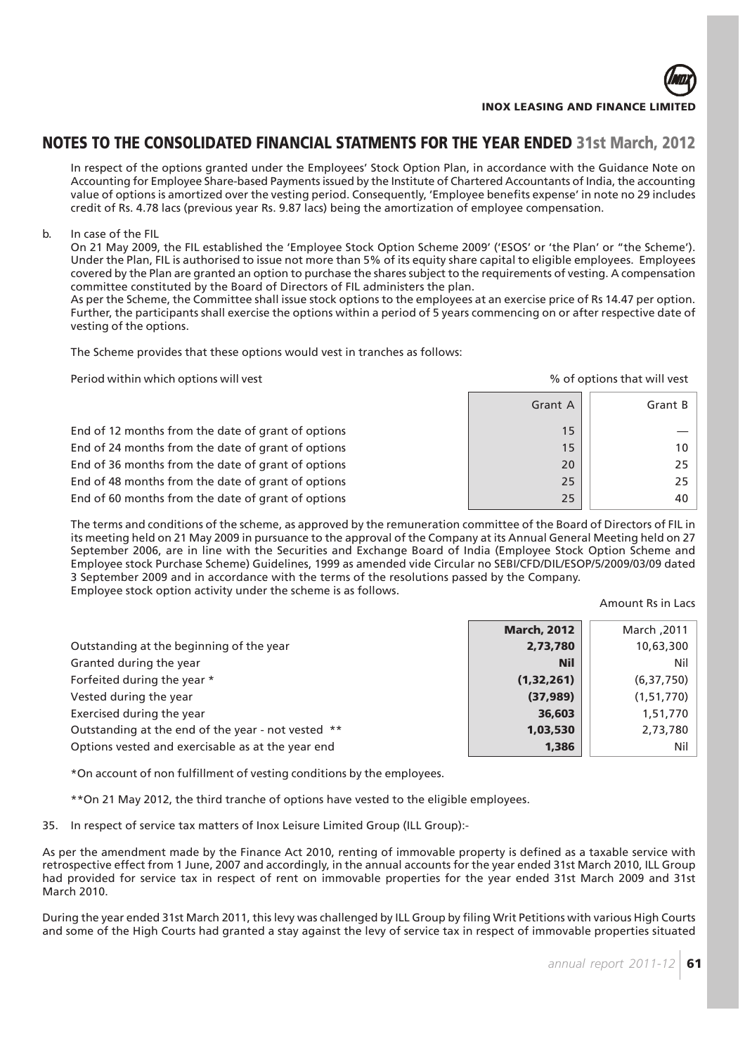# NOTES TO THE CONSOLIDATED FINANCIAL STATMENTS FOR THE YEAR ENDED 31st March, 2012

In respect of the options granted under the Employees' Stock Option Plan, in accordance with the Guidance Note on Accounting for Employee Share-based Payments issued by the Institute of Chartered Accountants of India, the accounting value of options is amortized over the vesting period. Consequently, 'Employee benefits expense' in note no 29 includes credit of Rs. 4.78 lacs (previous year Rs. 9.87 lacs) being the amortization of employee compensation.

b. In case of the FIL

On 21 May 2009, the FIL established the 'Employee Stock Option Scheme 2009' ('ESOS' or 'the Plan' or "the Scheme"). Under the Plan, FIL is authorised to issue not more than 5% of its equity share capital to eligible employees. Employees covered by the Plan are granted an option to purchase the shares subject to the requirements of vesting. A compensation committee constituted by the Board of Directors of FIL administers the plan.

As per the Scheme, the Committee shall issue stock options to the employees at an exercise price of Rs 14.47 per option. Further, the participants shall exercise the options within a period of 5 years commencing on or after respective date of vesting of the options.

The Scheme provides that these options would vest in tranches as follows:

| Period within which options will vest | % of options that will vest | |
|---|---|---|
| | Grant A | Grant B |
| End of 12 months from the date of grant of options | 15 | — |
| End of 24 months from the date of grant of options | 15 | 10 |
| End of 36 months from the date of grant of options | 20 | 25 |
| End of 48 months from the date of grant of options | 25 | 25 |
| End of 60 months from the date of grant of options | 25 | 40 |

The terms and conditions of the scheme, as approved by the remuneration committee of the Board of Directors of FIL in its meeting held on 21 May 2009 in pursuance to the approval of the Company at its Annual General Meeting held on 27 September 2006, are in line with the Securities and Exchange Board of India (Employee Stock Option Scheme and Employee stock Purchase Scheme) Guidelines, 1999 as amended vide Circular no SEBI/CFD/DIL/ESOP/5/2009/03/09 dated 3 September 2009 and in accordance with the terms of the resolutions passed by the Company.

Employee stock option activity under the scheme is as follows.

Amount Rs in Lacs

| | **March, 2012** | March ,2011 |
|---|---|---|
| Outstanding at the beginning of the year | **2,73,780** | 10,63,300 |
| Granted during the year | **Nil** | Nil |
| Forfeited during the year * | **(1,32,261)** | (6,37,750) |
| Vested during the year | **(37,989)** | (1,51,770) |
| Exercised during the year | **36,603** | 1,51,770 |
| Outstanding at the end of the year - not vested ** | **1,03,530** | 2,73,780 |
| Options vested and exercisable as at the year end | **1,386** | Nil |

*On account of non fulfillment of vesting conditions by the employees.

**On 21 May 2012, the third tranche of options have vested to the eligible employees.

35. In respect of service tax matters of Inox Leisure Limited Group (ILL Group):-

As per the amendment made by the Finance Act 2010, renting of immovable property is defined as a taxable service with retrospective effect from 1 June, 2007 and accordingly, in the annual accounts for the year ended 31st March 2010, ILL Group had provided for service tax in respect of rent on immovable properties for the year ended 31st March 2009 and 31st March 2010.

During the year ended 31st March 2011, this levy was challenged by ILL Group by filing Writ Petitions with various High Courts and some of the High Courts had granted a stay against the levy of service tax in respect of immovable properties situated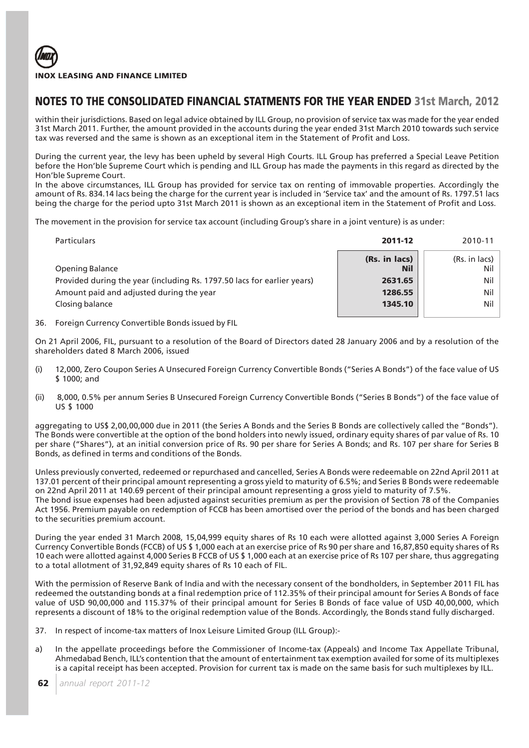## NOTES TO THE CONSOLIDATED FINANCIAL STATMENTS FOR THE YEAR ENDED 31st March, 2012

within their jurisdictions. Based on legal advice obtained by ILL Group, no provision of service tax was made for the year ended 31st March 2011. Further, the amount provided in the accounts during the year ended 31st March 2010 towards such service tax was reversed and the same is shown as an exceptional item in the Statement of Profit and Loss.

During the current year, the levy has been upheld by several High Courts. ILL Group has preferred a Special Leave Petition before the Hon'ble Supreme Court which is pending and ILL Group has made the payments in this regard as directed by the Hon'ble Supreme Court.

In the above circumstances, ILL Group has provided for service tax on renting of immovable properties. Accordingly the amount of Rs. 834.14 lacs being the charge for the current year is included in 'Service tax' and the amount of Rs. 1797.51 lacs being the charge for the period upto 31st March 2011 is shown as an exceptional item in the Statement of Profit and Loss.

The movement in the provision for service tax account (including Group's share in a joint venture) is as under:

| Particulars | 2011-12 | 2010-11 |
|---|---|---|
| | (Rs. in lacs) | (Rs. in lacs) |
| Opening Balance | Nil | Nil |
| Provided during the year (including Rs. 1797.50 lacs for earlier years) | 2631.65 | Nil |
| Amount paid and adjusted during the year | 1286.55 | Nil |
| Closing balance | 1345.10 | Nil |

36. Foreign Currency Convertible Bonds issued by FIL

On 21 April 2006, FIL, pursuant to a resolution of the Board of Directors dated 28 January 2006 and by a resolution of the shareholders dated 8 March 2006, issued

(i) 12,000, Zero Coupon Series A Unsecured Foreign Currency Convertible Bonds ("Series A Bonds") of the face value of US $ 1000; and

(ii) 8,000, 0.5% per annum Series B Unsecured Foreign Currency Convertible Bonds ("Series B Bonds") of the face value of US $ 1000

aggregating to US$ 2,00,00,000 due in 2011 (the Series A Bonds and the Series B Bonds are collectively called the "Bonds"). The Bonds were convertible at the option of the bond holders into newly issued, ordinary equity shares of par value of Rs. 10 per share ("Shares"), at an initial conversion price of Rs. 90 per share for Series A Bonds; and Rs. 107 per share for Series B Bonds, as defined in terms and conditions of the Bonds.

Unless previously converted, redeemed or repurchased and cancelled, Series A Bonds were redeemable on 22nd April 2011 at 137.01 percent of their principal amount representing a gross yield to maturity of 6.5%; and Series B Bonds were redeemable on 22nd April 2011 at 140.69 percent of their principal amount representing a gross yield to maturity of 7.5%.

The bond issue expenses had been adjusted against securities premium as per the provision of Section 78 of the Companies Act 1956. Premium payable on redemption of FCCB has been amortised over the period of the bonds and has been charged to the securities premium account.

During the year ended 31 March 2008, 15,04,999 equity shares of Rs 10 each were allotted against 3,000 Series A Foreign Currency Convertible Bonds (FCCB) of US $ 1,000 each at an exercise price of Rs 90 per share and 16,87,850 equity shares of Rs 10 each were allotted against 4,000 Series B FCCB of US $ 1,000 each at an exercise price of Rs 107 per share, thus aggregating to a total allotment of 31,92,849 equity shares of Rs 10 each of FIL.

With the permission of Reserve Bank of India and with the necessary consent of the bondholders, in September 2011 FIL has redeemed the outstanding bonds at a final redemption price of 112.35% of their principal amount for Series A Bonds of face value of USD 90,00,000 and 115.37% of their principal amount for Series B Bonds of face value of USD 40,00,000, which represents a discount of 18% to the original redemption value of the Bonds. Accordingly, the Bonds stand fully discharged.

37. In respect of income-tax matters of Inox Leisure Limited Group (ILL Group):-

a) In the appellate proceedings before the Commissioner of Income-tax (Appeals) and Income Tax Appellate Tribunal, Ahmedabad Bench, ILL's contention that the amount of entertainment tax exemption availed for some of its multiplexes is a capital receipt has been accepted. Provision for current tax is made on the same basis for such multiplexes by ILL.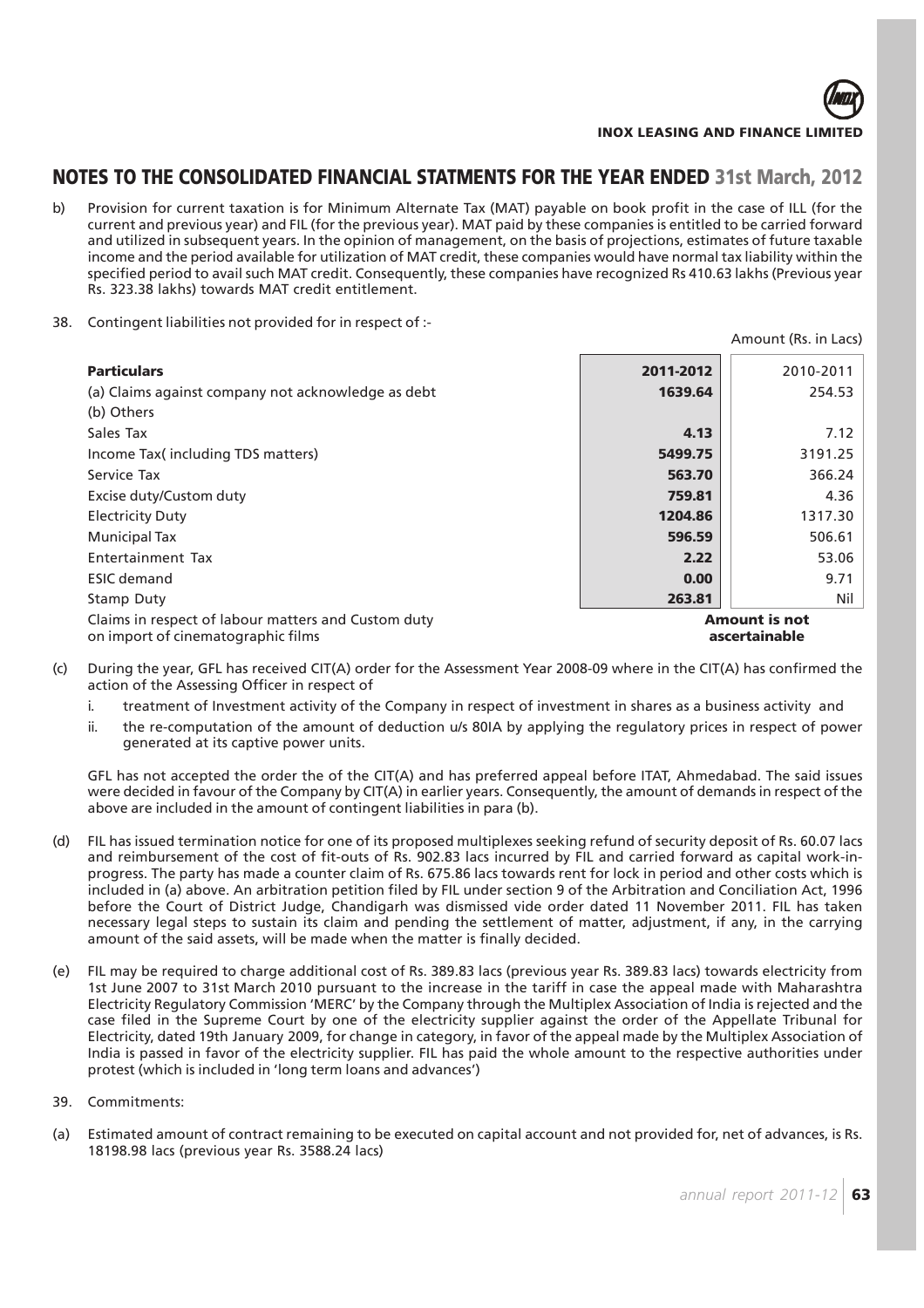## NOTES TO THE CONSOLIDATED FINANCIAL STATMENTS FOR THE YEAR ENDED 31st March, 2012

b) Provision for current taxation is for Minimum Alternate Tax (MAT) payable on book profit in the case of ILL (for the current and previous year) and FIL (for the previous year). MAT paid by these companies is entitled to be carried forward and utilized in subsequent years. In the opinion of management, on the basis of projections, estimates of future taxable income and the period available for utilization of MAT credit, these companies would have normal tax liability within the specified period to avail such MAT credit. Consequently, these companies have recognized Rs 410.63 lakhs (Previous year Rs. 323.38 lakhs) towards MAT credit entitlement.

38. Contingent liabilities not provided for in respect of :-

Amount (Rs. in Lacs)

| Particulars | 2011-2012 | 2010-2011 |
|---|---|---|
| (a) Claims against company not acknowledge as debt | **1639.64** | 254.53 |
| (b) Others | | |
| Sales Tax | **4.13** | 7.12 |
| Income Tax( including TDS matters) | **5499.75** | 3191.25 |
| Service Tax | **563.70** | 366.24 |
| Excise duty/Custom duty | **759.81** | 4.36 |
| Electricity Duty | **1204.86** | 1317.30 |
| Municipal Tax | **596.59** | 506.61 |
| Entertainment Tax | **2.22** | 53.06 |
| ESIC demand | **0.00** | 9.71 |
| Stamp Duty | **263.81** | Nil |
| Claims in respect of labour matters and Custom duty on import of cinematographic films | **Amount is not ascertainable** | |

(c) During the year, GFL has received CIT(A) order for the Assessment Year 2008-09 where in the CIT(A) has confirmed the action of the Assessing Officer in respect of

i. treatment of Investment activity of the Company in respect of investment in shares as a business activity and

ii. the re-computation of the amount of deduction u/s 80IA by applying the regulatory prices in respect of power generated at its captive power units.

GFL has not accepted the order the of the CIT(A) and has preferred appeal before ITAT, Ahmedabad. The said issues were decided in favour of the Company by CIT(A) in earlier years. Consequently, the amount of demands in respect of the above are included in the amount of contingent liabilities in para (b).

(d) FIL has issued termination notice for one of its proposed multiplexes seeking refund of security deposit of Rs. 60.07 lacs and reimbursement of the cost of fit-outs of Rs. 902.83 lacs incurred by FIL and carried forward as capital work-in-progress. The party has made a counter claim of Rs. 675.86 lacs towards rent for lock in period and other costs which is included in (a) above. An arbitration petition filed by FIL under section 9 of the Arbitration and Conciliation Act, 1996 before the Court of District Judge, Chandigarh was dismissed vide order dated 11 November 2011. FIL has taken necessary legal steps to sustain its claim and pending the settlement of matter, adjustment, if any, in the carrying amount of the said assets, will be made when the matter is finally decided.

(e) FIL may be required to charge additional cost of Rs. 389.83 lacs (previous year Rs. 389.83 lacs) towards electricity from 1st June 2007 to 31st March 2010 pursuant to the increase in the tariff in case the appeal made with Maharashtra Electricity Regulatory Commission 'MERC' by the Company through the Multiplex Association of India is rejected and the case filed in the Supreme Court by one of the electricity supplier against the order of the Appellate Tribunal for Electricity, dated 19th January 2009, for change in category, in favor of the appeal made by the Multiplex Association of India is passed in favor of the electricity supplier. FIL has paid the whole amount to the respective authorities under protest (which is included in 'long term loans and advances')

39. Commitments:

(a) Estimated amount of contract remaining to be executed on capital account and not provided for, net of advances, is Rs. 18198.98 lacs (previous year Rs. 3588.24 lacs)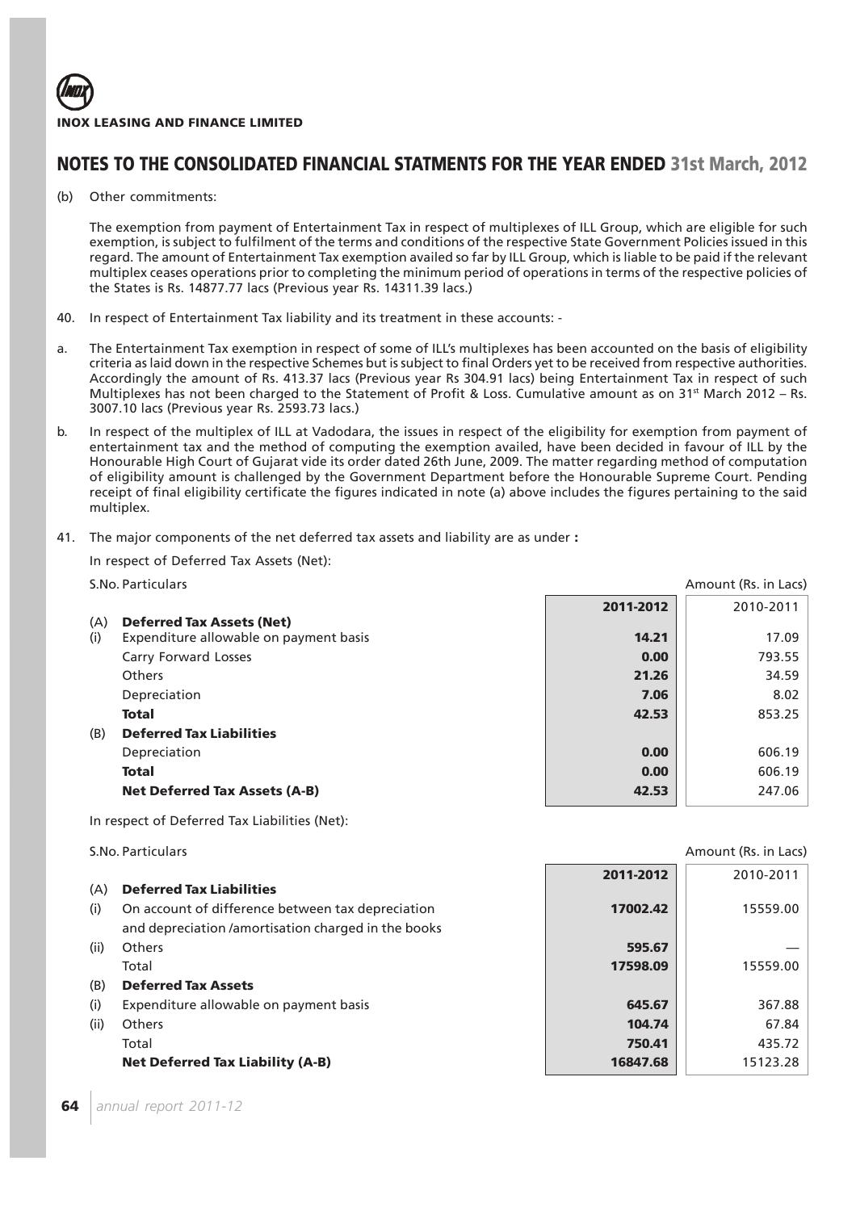## NOTES TO THE CONSOLIDATED FINANCIAL STATMENTS FOR THE YEAR ENDED 31st March, 2012

(b) Other commitments:

The exemption from payment of Entertainment Tax in respect of multiplexes of ILL Group, which are eligible for such exemption, is subject to fulfilment of the terms and conditions of the respective State Government Policies issued in this regard. The amount of Entertainment Tax exemption availed so far by ILL Group, which is liable to be paid if the relevant multiplex ceases operations prior to completing the minimum period of operations in terms of the respective policies of the States is Rs. 14877.77 lacs (Previous year Rs. 14311.39 lacs.)

40. In respect of Entertainment Tax liability and its treatment in these accounts: -

a. The Entertainment Tax exemption in respect of some of ILL's multiplexes has been accounted on the basis of eligibility criteria as laid down in the respective Schemes but is subject to final Orders yet to be received from respective authorities. Accordingly the amount of Rs. 413.37 lacs (Previous year Rs 304.91 lacs) being Entertainment Tax in respect of such Multiplexes has not been charged to the Statement of Profit & Loss. Cumulative amount as on 31st March 2012 – Rs. 3007.10 lacs (Previous year Rs. 2593.73 lacs.)

b. In respect of the multiplex of ILL at Vadodara, the issues in respect of the eligibility for exemption from payment of entertainment tax and the method of computing the exemption availed, have been decided in favour of ILL by the Honourable High Court of Gujarat vide its order dated 26th June, 2009. The matter regarding method of computation of eligibility amount is challenged by the Government Department before the Honourable Supreme Court. Pending receipt of final eligibility certificate the figures indicated in note (a) above includes the figures pertaining to the said multiplex.

41. The major components of the net deferred tax assets and liability are as under **:**

In respect of Deferred Tax Assets (Net):

| S.No. | Particulars | 2011-2012 | 2010-2011 |
|---|---|---|---|
| | | | Amount (Rs. in Lacs) |
| (A) | **Deferred Tax Assets (Net)** | | |
| (i) | Expenditure allowable on payment basis | **14.21** | 17.09 |
| | Carry Forward Losses | **0.00** | 793.55 |
| | Others | **21.26** | 34.59 |
| | Depreciation | **7.06** | 8.02 |
| | **Total** | **42.53** | 853.25 |
| (B) | **Deferred Tax Liabilities** | | |
| | Depreciation | **0.00** | 606.19 |
| | **Total** | **0.00** | 606.19 |
| | **Net Deferred Tax Assets (A-B)** | **42.53** | 247.06 |

In respect of Deferred Tax Liabilities (Net):

| S.No. | Particulars | 2011-2012 | 2010-2011 |
|---|---|---|---|
| | | | Amount (Rs. in Lacs) |
| (A) | **Deferred Tax Liabilities** | | |
| (i) | On account of difference between tax depreciation and depreciation /amortisation charged in the books | **17002.42** | 15559.00 |
| (ii) | Others | **595.67** | — |
| | Total | **17598.09** | 15559.00 |
| (B) | **Deferred Tax Assets** | | |
| (i) | Expenditure allowable on payment basis | **645.67** | 367.88 |
| (ii) | Others | **104.74** | 67.84 |
| | Total | **750.41** | 435.72 |
| | **Net Deferred Tax Liability (A-B)** | **16847.68** | 15123.28 |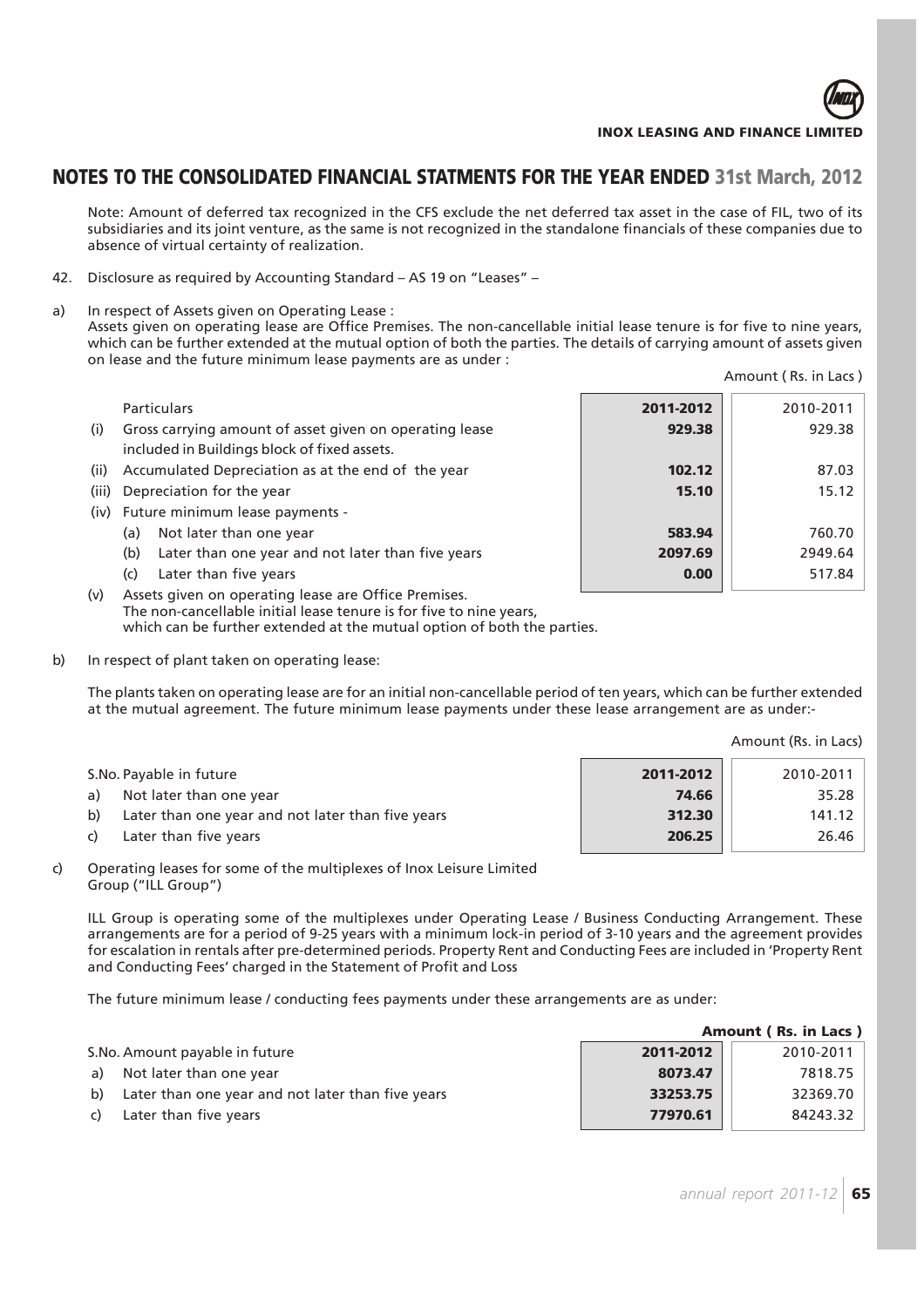## NOTES TO THE CONSOLIDATED FINANCIAL STATMENTS FOR THE YEAR ENDED 31st March, 2012

Note: Amount of deferred tax recognized in the CFS exclude the net deferred tax asset in the case of FIL, two of its subsidiaries and its joint venture, as the same is not recognized in the standalone financials of these companies due to absence of virtual certainty of realization.

42. Disclosure as required by Accounting Standard – AS 19 on "Leases" –

a) In respect of Assets given on Operating Lease :

Assets given on operating lease are Office Premises. The non-cancellable initial lease tenure is for five to nine years, which can be further extended at the mutual option of both the parties. The details of carrying amount of assets given on lease and the future minimum lease payments are as under :

Amount ( Rs. in Lacs )

| | Particulars | 2011-2012 | 2010-2011 |
|---|---|---|---|
| (i) | Gross carrying amount of asset given on operating lease included in Buildings block of fixed assets. | **929.38** | 929.38 |
| (ii) | Accumulated Depreciation as at the end of the year | **102.12** | 87.03 |
| (iii) | Depreciation for the year | **15.10** | 15.12 |
| (iv) | Future minimum lease payments - | | |
| | (a) Not later than one year | **583.94** | 760.70 |
| | (b) Later than one year and not later than five years | **2097.69** | 2949.64 |
| | (c) Later than five years | **0.00** | 517.84 |

(v) Assets given on operating lease are Office Premises. The non-cancellable initial lease tenure is for five to nine years, which can be further extended at the mutual option of both the parties.

b) In respect of plant taken on operating lease:

The plants taken on operating lease are for an initial non-cancellable period of ten years, which can be further extended at the mutual agreement. The future minimum lease payments under these lease arrangement are as under:-

Amount (Rs. in Lacs)

| S.No. | Payable in future | 2011-2012 | 2010-2011 |
|---|---|---|---|
| a) | Not later than one year | **74.66** | 35.28 |
| b) | Later than one year and not later than five years | **312.30** | 141.12 |
| c) | Later than five years | **206.25** | 26.46 |

c) Operating leases for some of the multiplexes of Inox Leisure Limited Group ("ILL Group")

ILL Group is operating some of the multiplexes under Operating Lease / Business Conducting Arrangement. These arrangements are for a period of 9-25 years with a minimum lock-in period of 3-10 years and the agreement provides for escalation in rentals after pre-determined periods. Property Rent and Conducting Fees are included in 'Property Rent and Conducting Fees' charged in the Statement of Profit and Loss

The future minimum lease / conducting fees payments under these arrangements are as under:

**Amount ( Rs. in Lacs )**

| S.No. | Amount payable in future | 2011-2012 | 2010-2011 |
|---|---|---|---|
| a) | Not later than one year | **8073.47** | 7818.75 |
| b) | Later than one year and not later than five years | **33253.75** | 32369.70 |
| c) | Later than five years | **77970.61** | 84243.32 |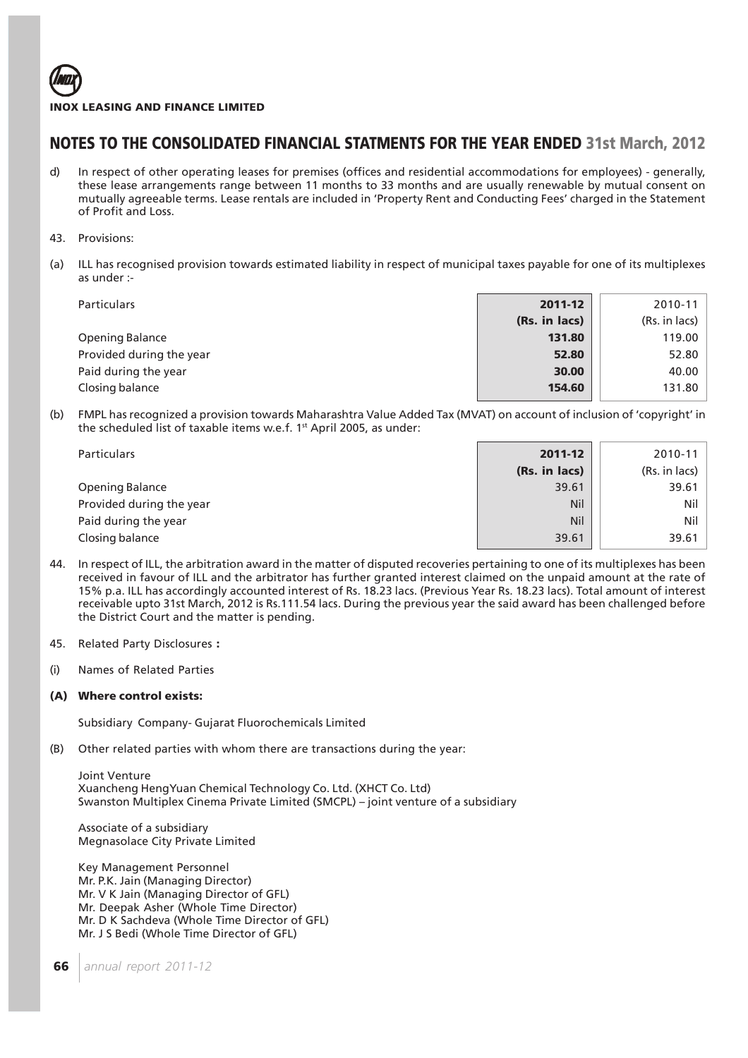## NOTES TO THE CONSOLIDATED FINANCIAL STATMENTS FOR THE YEAR ENDED 31st March, 2012

d) In respect of other operating leases for premises (offices and residential accommodations for employees) - generally, these lease arrangements range between 11 months to 33 months and are usually renewable by mutual consent on mutually agreeable terms. Lease rentals are included in 'Property Rent and Conducting Fees' charged in the Statement of Profit and Loss.

43. Provisions:

(a) ILL has recognised provision towards estimated liability in respect of municipal taxes payable for one of its multiplexes as under :-

| Particulars | **2011-12 (Rs. in lacs)** | 2010-11 (Rs. in lacs) |
|---|---|---|
| Opening Balance | **131.80** | 119.00 |
| Provided during the year | **52.80** | 52.80 |
| Paid during the year | **30.00** | 40.00 |
| Closing balance | **154.60** | 131.80 |

(b) FMPL has recognized a provision towards Maharashtra Value Added Tax (MVAT) on account of inclusion of 'copyright' in the scheduled list of taxable items w.e.f. 1st April 2005, as under:

| Particulars | **2011-12 (Rs. in lacs)** | 2010-11 (Rs. in lacs) |
|---|---|---|
| Opening Balance | 39.61 | 39.61 |
| Provided during the year | Nil | Nil |
| Paid during the year | Nil | Nil |
| Closing balance | 39.61 | 39.61 |

44. In respect of ILL, the arbitration award in the matter of disputed recoveries pertaining to one of its multiplexes has been received in favour of ILL and the arbitrator has further granted interest claimed on the unpaid amount at the rate of 15% p.a. ILL has accordingly accounted interest of Rs. 18.23 lacs. (Previous Year Rs. 18.23 lacs). Total amount of interest receivable upto 31st March, 2012 is Rs.111.54 lacs. During the previous year the said award has been challenged before the District Court and the matter is pending.

45. Related Party Disclosures **:**

(i) Names of Related Parties

**(A) Where control exists:**

Subsidiary Company- Gujarat Fluorochemicals Limited

(B) Other related parties with whom there are transactions during the year:

Joint Venture
Xuancheng HengYuan Chemical Technology Co. Ltd. (XHCT Co. Ltd)
Swanston Multiplex Cinema Private Limited (SMCPL) – joint venture of a subsidiary

Associate of a subsidiary
Megnasolace City Private Limited

Key Management Personnel
Mr. P.K. Jain (Managing Director)
Mr. V K Jain (Managing Director of GFL)
Mr. Deepak Asher (Whole Time Director)
Mr. D K Sachdeva (Whole Time Director of GFL)
Mr. J S Bedi (Whole Time Director of GFL)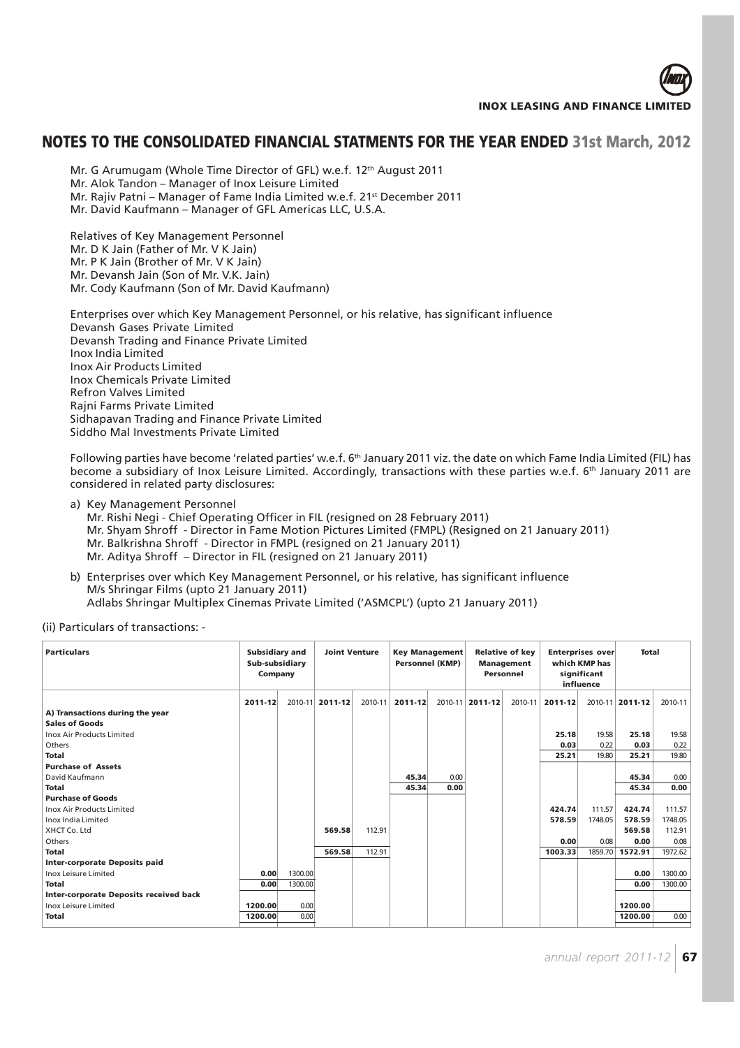## NOTES TO THE CONSOLIDATED FINANCIAL STATMENTS FOR THE YEAR ENDED 31st March, 2012

Mr. G Arumugam (Whole Time Director of GFL) w.e.f. 12th August 2011
Mr. Alok Tandon – Manager of Inox Leisure Limited
Mr. Rajiv Patni – Manager of Fame India Limited w.e.f. 21st December 2011
Mr. David Kaufmann – Manager of GFL Americas LLC, U.S.A.

Relatives of Key Management Personnel
Mr. D K Jain (Father of Mr. V K Jain)
Mr. P K Jain (Brother of Mr. V K Jain)
Mr. Devansh Jain (Son of Mr. V.K. Jain)
Mr. Cody Kaufmann (Son of Mr. David Kaufmann)

Enterprises over which Key Management Personnel, or his relative, has significant influence
Devansh Gases Private Limited
Devansh Trading and Finance Private Limited
Inox India Limited
Inox Air Products Limited
Inox Chemicals Private Limited
Refron Valves Limited
Rajni Farms Private Limited
Sidhapavan Trading and Finance Private Limited
Siddho Mal Investments Private Limited

Following parties have become 'related parties' w.e.f. 6th January 2011 viz. the date on which Fame India Limited (FIL) has become a subsidiary of Inox Leisure Limited. Accordingly, transactions with these parties w.e.f. 6th January 2011 are considered in related party disclosures:

a) Key Management Personnel
   Mr. Rishi Negi - Chief Operating Officer in FIL (resigned on 28 February 2011)
   Mr. Shyam Shroff - Director in Fame Motion Pictures Limited (FMPL) (Resigned on 21 January 2011)
   Mr. Balkrishna Shroff - Director in FMPL (resigned on 21 January 2011)
   Mr. Aditya Shroff – Director in FIL (resigned on 21 January 2011)

b) Enterprises over which Key Management Personnel, or his relative, has significant influence
   M/s Shringar Films (upto 21 January 2011)
   Adlabs Shringar Multiplex Cinemas Private Limited ('ASMCPL') (upto 21 January 2011)

(ii) Particulars of transactions: -

| Particulars | Subsidiary and Sub-subsidiary Company | | Joint Venture | | Key Management Personnel (KMP) | | Relative of key Management Personnel | | Enterprises over which KMP has significant influence | | Total | |
|---|---|---|---|---|---|---|---|---|---|---|---|---|
| | 2011-12 | 2010-11 | 2011-12 | 2010-11 | 2011-12 | 2010-11 | 2011-12 | 2010-11 | 2011-12 | 2010-11 | 2011-12 | 2010-11 |
| **A) Transactions during the year** | | | | | | | | | | | | |
| **Sales of Goods** | | | | | | | | | | | | |
| Inox Air Products Limited | | | | | | | | | 25.18 | 19.58 | 25.18 | 19.58 |
| Others | | | | | | | | | 0.03 | 0.22 | 0.03 | 0.22 |
| **Total** | | | | | | | | | 25.21 | 19.80 | 25.21 | 19.80 |
| **Purchase of Assets** | | | | | | | | | | | | |
| David Kaufmann | | | | | 45.34 | 0.00 | | | | | 45.34 | 0.00 |
| **Total** | | | | | 45.34 | 0.00 | | | | | 45.34 | 0.00 |
| **Purchase of Goods** | | | | | | | | | | | | |
| Inox Air Products Limited | | | | | | | | | 424.74 | 111.57 | 424.74 | 111.57 |
| Inox India Limited | | | | | | | | | 578.59 | 1748.05 | 578.59 | 1748.05 |
| XHCT Co. Ltd | | | 569.58 | 112.91 | | | | | | | 569.58 | 112.91 |
| Others | | | | | | | | | 0.00 | 0.08 | 0.00 | 0.08 |
| **Total** | | | 569.58 | 112.91 | | | | | 1003.33 | 1859.70 | 1572.91 | 1972.62 |
| **Inter-corporate Deposits paid** | | | | | | | | | | | | |
| Inox Leisure Limited | 0.00 | 1300.00 | | | | | | | | | 0.00 | 1300.00 |
| **Total** | 0.00 | 1300.00 | | | | | | | | | 0.00 | 1300.00 |
| **Inter-corporate Deposits received back** | | | | | | | | | | | | |
| Inox Leisure Limited | 1200.00 | 0.00 | | | | | | | | | 1200.00 | |
| **Total** | 1200.00 | 0.00 | | | | | | | | | 1200.00 | 0.00 |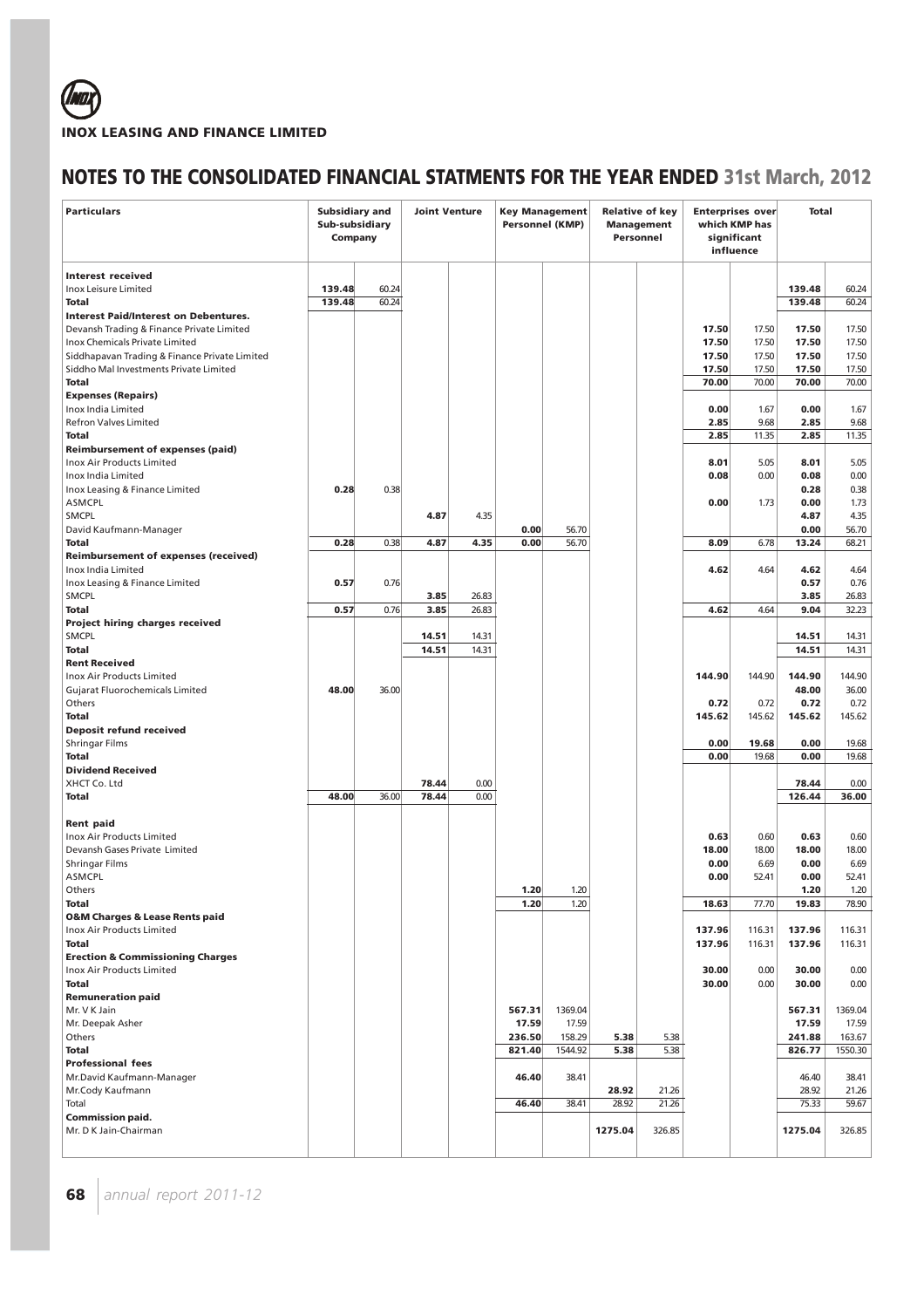# NOTES TO THE CONSOLIDATED FINANCIAL STATMENTS FOR THE YEAR ENDED 31st March, 2012

| Particulars | Subsidiary and Sub-subsidiary Company | | Joint Venture | | Key Management Personnel (KMP) | | Relative of key Management Personnel | | Enterprises over which KMP has significant influence | | Total | |
|---|---|---|---|---|---|---|---|---|---|---|---|---|
| **Interest received** | | | | | | | | | | | | |
| Inox Leisure Limited | **139.48** | 60.24 | | | | | | | | | **139.48** | 60.24 |
| **Total** | **139.48** | 60.24 | | | | | | | | | **139.48** | 60.24 |
| **Interest Paid/Interest on Debentures.** | | | | | | | | | | | | |
| Devansh Trading & Finance Private Limited | | | | | | | | | **17.50** | 17.50 | **17.50** | 17.50 |
| Inox Chemicals Private Limited | | | | | | | | | **17.50** | 17.50 | **17.50** | 17.50 |
| Siddhapavan Trading & Finance Private Limited | | | | | | | | | **17.50** | 17.50 | **17.50** | 17.50 |
| Siddho Mal Investments Private Limited | | | | | | | | | **17.50** | 17.50 | **17.50** | 17.50 |
| **Total** | | | | | | | | | **70.00** | 70.00 | **70.00** | 70.00 |
| **Expenses (Repairs)** | | | | | | | | | | | | |
| Inox India Limited | | | | | | | | | **0.00** | 1.67 | **0.00** | 1.67 |
| Refron Valves Limited | | | | | | | | | **2.85** | 9.68 | **2.85** | 9.68 |
| **Total** | | | | | | | | | **2.85** | 11.35 | **2.85** | 11.35 |
| **Reimbursement of expenses (paid)** | | | | | | | | | | | | |
| Inox Air Products Limited | | | | | | | | | **8.01** | 5.05 | **8.01** | 5.05 |
| Inox India Limited | | | | | | | | | **0.08** | 0.00 | **0.08** | 0.00 |
| Inox Leasing & Finance Limited | **0.28** | 0.38 | | | | | | | | | **0.28** | 0.38 |
| ASMCPL | | | | | | | | | **0.00** | 1.73 | **0.00** | 1.73 |
| SMCPL | | | **4.87** | 4.35 | | | | | | | **4.87** | 4.35 |
| David Kaufmann-Manager | | | | | **0.00** | 56.70 | | | | | **0.00** | 56.70 |
| **Total** | **0.28** | 0.38 | **4.87** | **4.35** | **0.00** | 56.70 | | | **8.09** | 6.78 | **13.24** | 68.21 |
| **Reimbursement of expenses (received)** | | | | | | | | | | | | |
| Inox India Limited | | | | | | | | | **4.62** | 4.64 | **4.62** | 4.64 |
| Inox Leasing & Finance Limited | **0.57** | 0.76 | | | | | | | | | **0.57** | 0.76 |
| SMCPL | | | **3.85** | 26.83 | | | | | | | **3.85** | 26.83 |
| **Total** | **0.57** | 0.76 | **3.85** | 26.83 | | | | | **4.62** | 4.64 | **9.04** | 32.23 |
| **Project hiring charges received** | | | | | | | | | | | | |
| SMCPL | | | **14.51** | 14.31 | | | | | | | **14.51** | 14.31 |
| **Total** | | | **14.51** | 14.31 | | | | | | | **14.51** | 14.31 |
| **Rent Received** | | | | | | | | | | | | |
| Inox Air Products Limited | | | | | | | | | **144.90** | 144.90 | **144.90** | 144.90 |
| Gujarat Fluorochemicals Limited | **48.00** | 36.00 | | | | | | | | | **48.00** | 36.00 |
| Others | | | | | | | | | **0.72** | 0.72 | **0.72** | 0.72 |
| **Total** | | | | | | | | | **145.62** | 145.62 | **145.62** | 145.62 |
| **Deposit refund received** | | | | | | | | | | | | |
| Shringar Films | | | | | | | | | **0.00** | **19.68** | **0.00** | 19.68 |
| **Total** | | | | | | | | | **0.00** | 19.68 | **0.00** | 19.68 |
| **Dividend Received** | | | | | | | | | | | | |
| XHCT Co. Ltd | | | **78.44** | 0.00 | | | | | | | **78.44** | 0.00 |
| **Total** | **48.00** | 36.00 | **78.44** | 0.00 | | | | | | | **126.44** | **36.00** |
| **Rent paid** | | | | | | | | | | | | |
| Inox Air Products Limited | | | | | | | | | **0.63** | 0.60 | **0.63** | 0.60 |
| Devansh Gases Private Limited | | | | | | | | | **18.00** | 18.00 | **18.00** | 18.00 |
| Shringar Films | | | | | | | | | **0.00** | 6.69 | **0.00** | 6.69 |
| ASMCPL | | | | | | | | | **0.00** | 52.41 | **0.00** | 52.41 |
| Others | | | | | **1.20** | 1.20 | | | | | **1.20** | 1.20 |
| **Total** | | | | | **1.20** | 1.20 | | | **18.63** | 77.70 | **19.83** | 78.90 |
| **O&M Charges & Lease Rents paid** | | | | | | | | | | | | |
| Inox Air Products Limited | | | | | | | | | **137.96** | 116.31 | **137.96** | 116.31 |
| **Total** | | | | | | | | | **137.96** | 116.31 | **137.96** | 116.31 |
| **Erection & Commissioning Charges** | | | | | | | | | | | | |
| Inox Air Products Limited | | | | | | | | | **30.00** | 0.00 | **30.00** | 0.00 |
| **Total** | | | | | | | | | **30.00** | 0.00 | **30.00** | 0.00 |
| **Remuneration paid** | | | | | | | | | | | | |
| Mr. V K Jain | | | | | **567.31** | 1369.04 | | | | | **567.31** | 1369.04 |
| Mr. Deepak Asher | | | | | **17.59** | 17.59 | | | | | **17.59** | 17.59 |
| Others | | | | | **236.50** | 158.29 | **5.38** | 5.38 | | | **241.88** | 163.67 |
| **Total** | | | | | **821.40** | 1544.92 | **5.38** | 5.38 | | | **826.77** | 1550.30 |
| **Professional fees** | | | | | | | | | | | | |
| Mr.David Kaufmann-Manager | | | | | **46.40** | 38.41 | | | | | 46.40 | 38.41 |
| Mr.Cody Kaufmann | | | | | | | **28.92** | 21.26 | | | 28.92 | 21.26 |
| Total | | | | | **46.40** | 38.41 | 28.92 | 21.26 | | | 75.33 | 59.67 |
| **Commission paid.** | | | | | | | | | | | | |
| Mr. D K Jain-Chairman | | | | | | | **1275.04** | 326.85 | | | **1275.04** | 326.85 |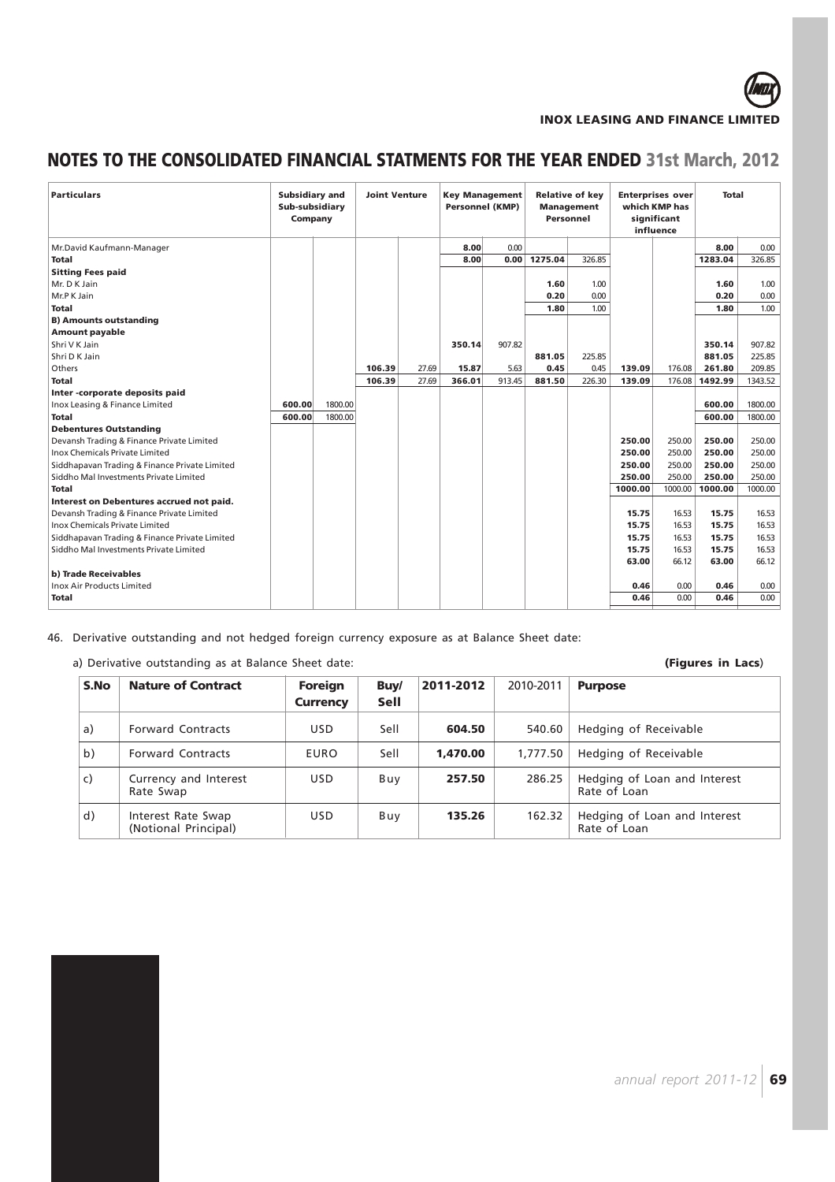# NOTES TO THE CONSOLIDATED FINANCIAL STATMENTS FOR THE YEAR ENDED 31st March, 2012

| Particulars | Subsidiary and Sub-subsidiary Company | | Joint Venture | | Key Management Personnel (KMP) | | Relative of key Management Personnel | | Enterprises over which KMP has significant influence | | Total | |
|---|---|---|---|---|---|---|---|---|---|---|---|---|
| Mr.David Kaufmann-Manager | | | | | **8.00** | 0.00 | | | | | **8.00** | 0.00 |
| **Total** | | | | | **8.00** | **0.00** | **1275.04** | 326.85 | | | **1283.04** | 326.85 |
| **Sitting Fees paid** | | | | | | | | | | | | |
| Mr. D K Jain | | | | | | | **1.60** | 1.00 | | | **1.60** | 1.00 |
| Mr.P K Jain | | | | | | | **0.20** | 0.00 | | | **0.20** | 0.00 |
| **Total** | | | | | | | **1.80** | 1.00 | | | **1.80** | 1.00 |
| **B) Amounts outstanding** | | | | | | | | | | | | |
| **Amount payable** | | | | | | | | | | | | |
| Shri V K Jain | | | | | **350.14** | 907.82 | | | | | **350.14** | 907.82 |
| Shri D K Jain | | | | | | | **881.05** | 225.85 | | | **881.05** | 225.85 |
| Others | | | **106.39** | 27.69 | **15.87** | 5.63 | **0.45** | 0.45 | **139.09** | 176.08 | **261.80** | 209.85 |
| **Total** | | | **106.39** | 27.69 | **366.01** | 913.45 | **881.50** | 226.30 | **139.09** | 176.08 | **1492.99** | 1343.52 |
| **Inter -corporate deposits paid** | | | | | | | | | | | | |
| Inox Leasing & Finance Limited | **600.00** | 1800.00 | | | | | | | | | **600.00** | 1800.00 |
| **Total** | **600.00** | 1800.00 | | | | | | | | | **600.00** | 1800.00 |
| **Debentures Outstanding** | | | | | | | | | | | | |
| Devansh Trading & Finance Private Limited | | | | | | | | | **250.00** | 250.00 | **250.00** | 250.00 |
| Inox Chemicals Private Limited | | | | | | | | | **250.00** | 250.00 | **250.00** | 250.00 |
| Siddhapavan Trading & Finance Private Limited | | | | | | | | | **250.00** | 250.00 | **250.00** | 250.00 |
| Siddho Mal Investments Private Limited | | | | | | | | | **250.00** | 250.00 | **250.00** | 250.00 |
| **Total** | | | | | | | | | **1000.00** | 1000.00 | **1000.00** | 1000.00 |
| **Interest on Debentures accrued not paid.** | | | | | | | | | | | | |
| Devansh Trading & Finance Private Limited | | | | | | | | | **15.75** | 16.53 | **15.75** | 16.53 |
| Inox Chemicals Private Limited | | | | | | | | | **15.75** | 16.53 | **15.75** | 16.53 |
| Siddhapavan Trading & Finance Private Limited | | | | | | | | | **15.75** | 16.53 | **15.75** | 16.53 |
| Siddho Mal Investments Private Limited | | | | | | | | | **15.75** | 16.53 | **15.75** | 16.53 |
| | | | | | | | | | **63.00** | 66.12 | **63.00** | 66.12 |
| **b) Trade Receivables** | | | | | | | | | | | | |
| Inox Air Products Limited | | | | | | | | | **0.46** | 0.00 | **0.46** | 0.00 |
| **Total** | | | | | | | | | **0.46** | 0.00 | **0.46** | 0.00 |

46. Derivative outstanding and not hedged foreign currency exposure as at Balance Sheet date:

a) Derivative outstanding as at Balance Sheet date: **(Figures in Lacs)**

| S.No | Nature of Contract | Foreign Currency | Buy/ Sell | 2011-2012 | 2010-2011 | Purpose |
|---|---|---|---|---|---|---|
| a) | Forward Contracts | USD | Sell | **604.50** | 540.60 | Hedging of Receivable |
| b) | Forward Contracts | EURO | Sell | **1,470.00** | 1,777.50 | Hedging of Receivable |
| c) | Currency and Interest Rate Swap | USD | Buy | **257.50** | 286.25 | Hedging of Loan and Interest Rate of Loan |
| d) | Interest Rate Swap (Notional Principal) | USD | Buy | **135.26** | 162.32 | Hedging of Loan and Interest Rate of Loan |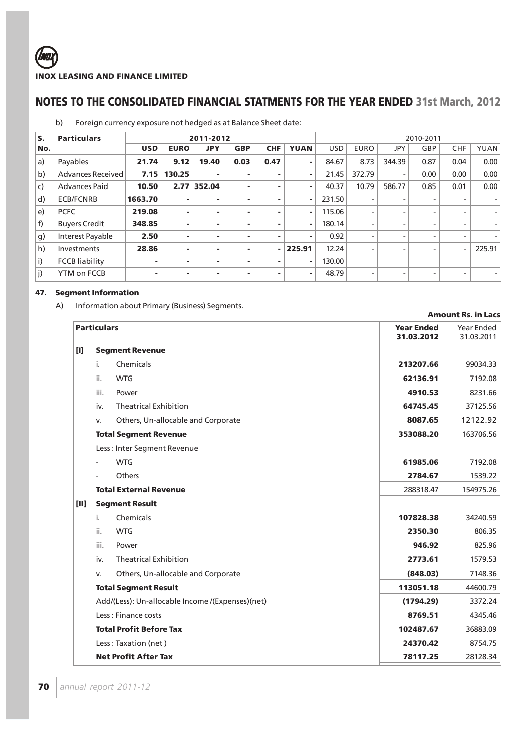## NOTES TO THE CONSOLIDATED FINANCIAL STATMENTS FOR THE YEAR ENDED 31st March, 2012

b) Foreign currency exposure not hedged as at Balance Sheet date:

| S. No. | Particulars | 2011-2012 | | | | | | 2010-2011 | | | | | |
|---|---|---|---|---|---|---|---|---|---|---|---|---|---|
| | | **USD** | **EURO** | **JPY** | **GBP** | **CHF** | **YUAN** | USD | EURO | JPY | GBP | CHF | YUAN |
| a) | Payables | **21.74** | **9.12** | **19.40** | **0.03** | **0.47** | **-** | 84.67 | 8.73 | 344.39 | 0.87 | 0.04 | 0.00 |
| b) | Advances Received | **7.15** | **130.25** | **-** | **-** | **-** | **-** | 21.45 | 372.79 | - | 0.00 | 0.00 | 0.00 |
| c) | Advances Paid | **10.50** | **2.77** | **352.04** | **-** | **-** | **-** | 40.37 | 10.79 | 586.77 | 0.85 | 0.01 | 0.00 |
| d) | ECB/FCNRB | **1663.70** | **-** | **-** | **-** | **-** | **-** | 231.50 | - | - | - | - | - |
| e) | PCFC | **219.08** | **-** | **-** | **-** | **-** | **-** | 115.06 | - | - | - | - | - |
| f) | Buyers Credit | **348.85** | **-** | **-** | **-** | **-** | **-** | 180.14 | - | - | - | - | - |
| g) | Interest Payable | **2.50** | **-** | **-** | **-** | **-** | **-** | 0.92 | - | - | - | - | - |
| h) | Investments | **28.86** | **-** | **-** | **-** | **-** | **225.91** | 12.24 | - | - | - | - | 225.91 |
| i) | FCCB liability | **-** | **-** | **-** | **-** | **-** | **-** | 130.00 | | | | | |
| j) | YTM on FCCB | **-** | **-** | **-** | **-** | **-** | **-** | 48.79 | - | - | - | - | - |

### 47. Segment Information

A) Information about Primary (Business) Segments.

**Amount Rs. in Lacs**

| | Particulars | Year Ended 31.03.2012 | Year Ended 31.03.2011 |
|---|---|---|---|
| **[I]** | **Segment Revenue** | | |
| | i. Chemicals | **213207.66** | 99034.33 |
| | ii. WTG | **62136.91** | 7192.08 |
| | iii. Power | **4910.53** | 8231.66 |
| | iv. Theatrical Exhibition | **64745.45** | 37125.56 |
| | v. Others, Un-allocable and Corporate | **8087.65** | 12122.92 |
| | **Total Segment Revenue** | **353088.20** | 163706.56 |
| | Less : Inter Segment Revenue | | |
| | - WTG | **61985.06** | 7192.08 |
| | - Others | **2784.67** | 1539.22 |
| | **Total External Revenue** | 288318.47 | 154975.26 |
| **[II]** | **Segment Result** | | |
| | i. Chemicals | **107828.38** | 34240.59 |
| | ii. WTG | **2350.30** | 806.35 |
| | iii. Power | **946.92** | 825.96 |
| | iv. Theatrical Exhibition | **2773.61** | 1579.53 |
| | v. Others, Un-allocable and Corporate | **(848.03)** | 7148.36 |
| | **Total Segment Result** | **113051.18** | 44600.79 |
| | Add/(Less): Un-allocable Income /(Expenses)(net) | **(1794.29)** | 3372.24 |
| | Less : Finance costs | **8769.51** | 4345.46 |
| | **Total Profit Before Tax** | **102487.67** | 36883.09 |
| | Less : Taxation (net ) | **24370.42** | 8754.75 |
| | **Net Profit After Tax** | **78117.25** | 28128.34 |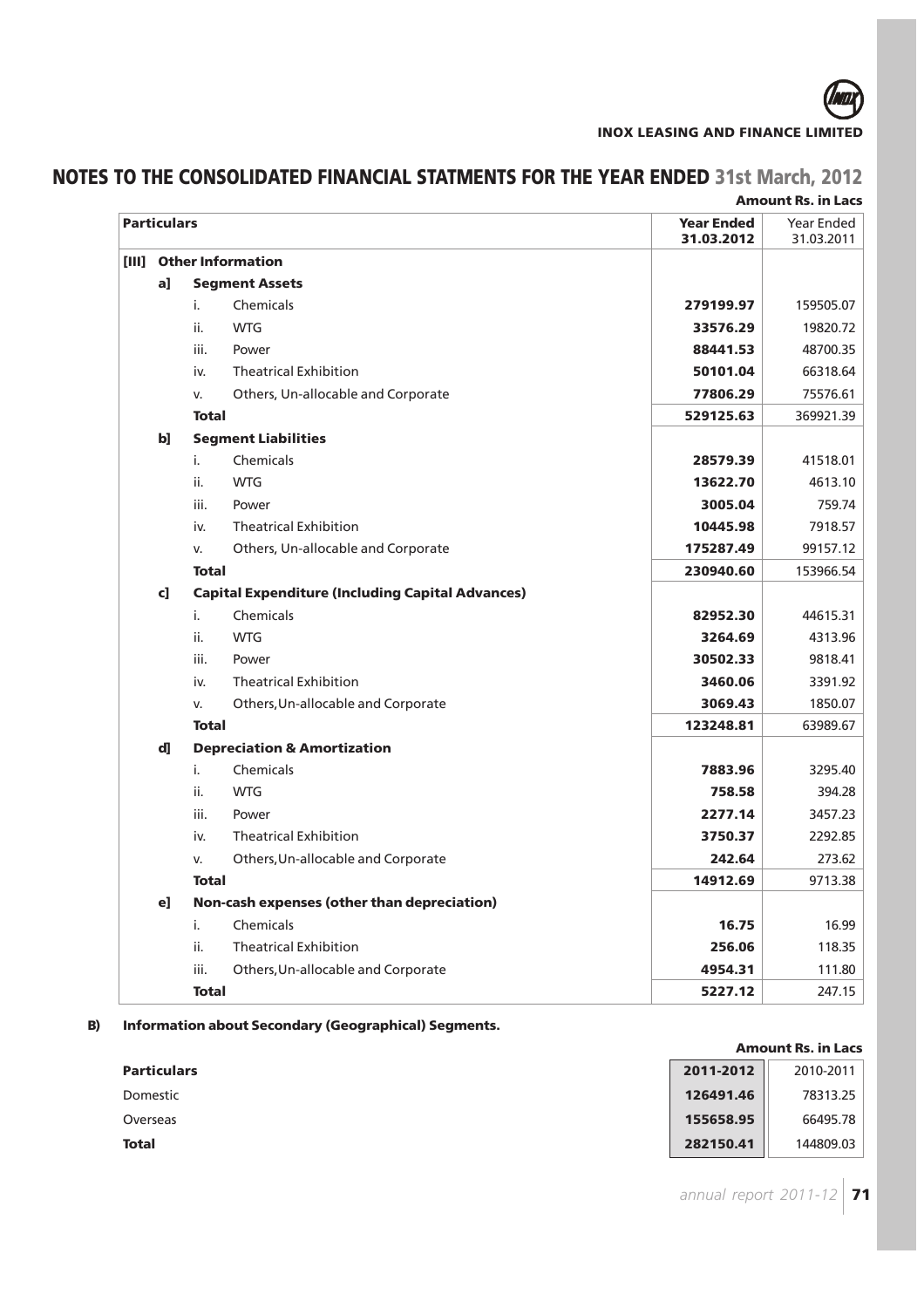## NOTES TO THE CONSOLIDATED FINANCIAL STATMENTS FOR THE YEAR ENDED 31st March, 2012

**Amount Rs. in Lacs**

| **Particulars** | | | | **Year Ended 31.03.2012** | Year Ended 31.03.2011 |
|---|---|---|---|---|---|
| **[III]** | **Other Information** | | | | |
| | **a]** | **Segment Assets** | | | |
| | | i. | Chemicals | **279199.97** | 159505.07 |
| | | ii. | WTG | **33576.29** | 19820.72 |
| | | iii. | Power | **88441.53** | 48700.35 |
| | | iv. | Theatrical Exhibition | **50101.04** | 66318.64 |
| | | v. | Others, Un-allocable and Corporate | **77806.29** | 75576.61 |
| | | **Total** | | **529125.63** | 369921.39 |
| | **b]** | **Segment Liabilities** | | | |
| | | i. | Chemicals | **28579.39** | 41518.01 |
| | | ii. | WTG | **13622.70** | 4613.10 |
| | | iii. | Power | **3005.04** | 759.74 |
| | | iv. | Theatrical Exhibition | **10445.98** | 7918.57 |
| | | v. | Others, Un-allocable and Corporate | **175287.49** | 99157.12 |
| | | **Total** | | **230940.60** | 153966.54 |
| | **c]** | **Capital Expenditure (Including Capital Advances)** | | | |
| | | i. | Chemicals | **82952.30** | 44615.31 |
| | | ii. | WTG | **3264.69** | 4313.96 |
| | | iii. | Power | **30502.33** | 9818.41 |
| | | iv. | Theatrical Exhibition | **3460.06** | 3391.92 |
| | | v. | Others,Un-allocable and Corporate | **3069.43** | 1850.07 |
| | | **Total** | | **123248.81** | 63989.67 |
| | **d]** | **Depreciation & Amortization** | | | |
| | | i. | Chemicals | **7883.96** | 3295.40 |
| | | ii. | WTG | **758.58** | 394.28 |
| | | iii. | Power | **2277.14** | 3457.23 |
| | | iv. | Theatrical Exhibition | **3750.37** | 2292.85 |
| | | v. | Others,Un-allocable and Corporate | **242.64** | 273.62 |
| | | **Total** | | **14912.69** | 9713.38 |
| | **e]** | **Non-cash expenses (other than depreciation)** | | | |
| | | i. | Chemicals | **16.75** | 16.99 |
| | | ii. | Theatrical Exhibition | **256.06** | 118.35 |
| | | iii. | Others,Un-allocable and Corporate | **4954.31** | 111.80 |
| | | **Total** | | **5227.12** | 247.15 |

**B) Information about Secondary (Geographical) Segments.**

**Amount Rs. in Lacs**

| **Particulars** | **2011-2012** | 2010-2011 |
|---|---|---|
| Domestic | **126491.46** | 78313.25 |
| Overseas | **155658.95** | 66495.78 |
| **Total** | **282150.41** | 144809.03 |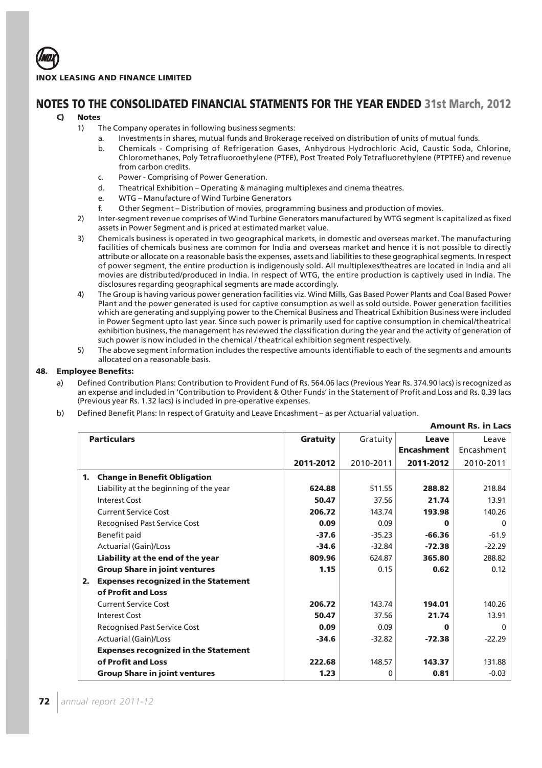**INOX LEASING AND FINANCE LIMITED**

# NOTES TO THE CONSOLIDATED FINANCIAL STATMENTS FOR THE YEAR ENDED 31st March, 2012

**C) Notes**

1) The Company operates in following business segments:
   a. Investments in shares, mutual funds and Brokerage received on distribution of units of mutual funds.
   b. Chemicals - Comprising of Refrigeration Gases, Anhydrous Hydrochloric Acid, Caustic Soda, Chlorine, Chloromethanes, Poly Tetrafluoroethylene (PTFE), Post Treated Poly Tetrafluorethylene (PTPTFE) and revenue from carbon credits.
   c. Power - Comprising of Power Generation.
   d. Theatrical Exhibition – Operating & managing multiplexes and cinema theatres.
   e. WTG – Manufacture of Wind Turbine Generators
   f. Other Segment – Distribution of movies, programming business and production of movies.
2) Inter-segment revenue comprises of Wind Turbine Generators manufactured by WTG segment is capitalized as fixed assets in Power Segment and is priced at estimated market value.
3) Chemicals business is operated in two geographical markets, in domestic and overseas market. The manufacturing facilities of chemicals business are common for India and overseas market and hence it is not possible to directly attribute or allocate on a reasonable basis the expenses, assets and liabilities to these geographical segments. In respect of power segment, the entire production is indigenously sold. All multiplexes/theatres are located in India and all movies are distributed/produced in India. In respect of WTG, the entire production is captively used in India. The disclosures regarding geographical segments are made accordingly.
4) The Group is having various power generation facilities viz. Wind Mills, Gas Based Power Plants and Coal Based Power Plant and the power generated is used for captive consumption as well as sold outside. Power generation facilities which are generating and supplying power to the Chemical Business and Theatrical Exhibition Business were included in Power Segment upto last year. Since such power is primarily used for captive consumption in chemical/theatrical exhibition business, the management has reviewed the classification during the year and the activity of generation of such power is now included in the chemical / theatrical exhibition segment respectively.
5) The above segment information includes the respective amounts identifiable to each of the segments and amounts allocated on a reasonable basis.

## 48. Employee Benefits:

a) Defined Contribution Plans: Contribution to Provident Fund of Rs. 564.06 lacs (Previous Year Rs. 374.90 lacs) is recognized as an expense and included in 'Contribution to Provident & Other Funds' in the Statement of Profit and Loss and Rs. 0.39 lacs (Previous year Rs. 1.32 lacs) is included in pre-operative expenses.

b) Defined Benefit Plans: In respect of Gratuity and Leave Encashment – as per Actuarial valuation.

**Amount Rs. in Lacs**

| Particulars | Gratuity 2011-2012 | Gratuity 2010-2011 | Leave Encashment 2011-2012 | Leave Encashment 2010-2011 |
|---|---|---|---|---|
| **1. Change in Benefit Obligation** | | | | |
| Liability at the beginning of the year | **624.88** | 511.55 | **288.82** | 218.84 |
| Interest Cost | **50.47** | 37.56 | **21.74** | 13.91 |
| Current Service Cost | **206.72** | 143.74 | **193.98** | 140.26 |
| Recognised Past Service Cost | **0.09** | 0.09 | **0** | 0 |
| Benefit paid | **-37.6** | -35.23 | **-66.36** | -61.9 |
| Actuarial (Gain)/Loss | **-34.6** | -32.84 | **-72.38** | -22.29 |
| **Liability at the end of the year** | **809.96** | 624.87 | **365.80** | 288.82 |
| **Group Share in joint ventures** | **1.15** | 0.15 | **0.62** | 0.12 |
| **2. Expenses recognized in the Statement of Profit and Loss** | | | | |
| Current Service Cost | **206.72** | 143.74 | **194.01** | 140.26 |
| Interest Cost | **50.47** | 37.56 | **21.74** | 13.91 |
| Recognised Past Service Cost | **0.09** | 0.09 | **0** | 0 |
| Actuarial (Gain)/Loss | **-34.6** | -32.82 | **-72.38** | -22.29 |
| **Expenses recognized in the Statement of Profit and Loss** | **222.68** | 148.57 | **143.37** | 131.88 |
| **Group Share in joint ventures** | **1.23** | 0 | **0.81** | -0.03 |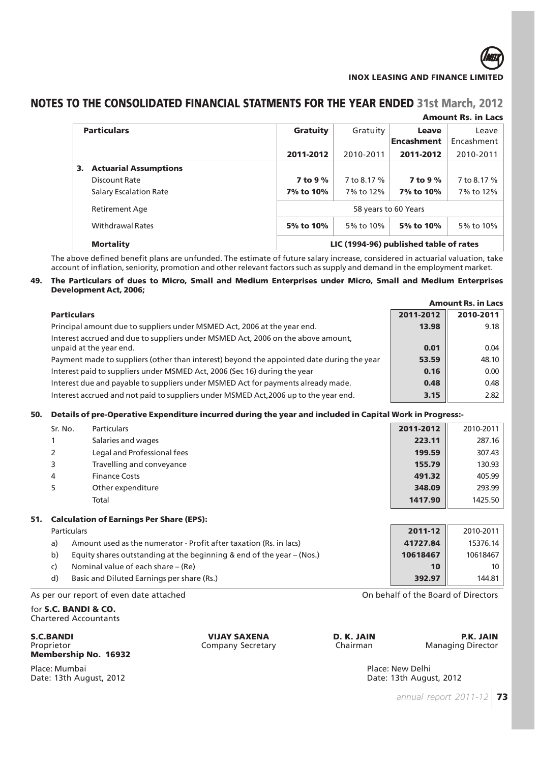## NOTES TO THE CONSOLIDATED FINANCIAL STATMENTS FOR THE YEAR ENDED 31st March, 2012

**Amount Rs. in Lacs**

| Particulars | Gratuity | Gratuity | Leave Encashment | Leave Encashment |
|---|---|---|---|---|
| | **2011-2012** | 2010-2011 | **2011-2012** | 2010-2011 |
| **3. Actuarial Assumptions** | | | | |
| Discount Rate | **7 to 9 %** | 7 to 8.17 % | **7 to 9 %** | 7 to 8.17 % |
| Salary Escalation Rate | **7% to 10%** | 7% to 12% | **7% to 10%** | 7% to 12% |
| Retirement Age | 58 years to 60 Years | | | |
| Withdrawal Rates | **5% to 10%** | 5% to 10% | **5% to 10%** | 5% to 10% |
| **Mortality** | **LIC (1994-96) published table of rates** | | | |

The above defined benefit plans are unfunded. The estimate of future salary increase, considered in actuarial valuation, take account of inflation, seniority, promotion and other relevant factors such as supply and demand in the employment market.

**49. The Particulars of dues to Micro, Small and Medium Enterprises under Micro, Small and Medium Enterprises Development Act, 2006;**

**Amount Rs. in Lacs**

| Particulars | 2011-2012 | 2010-2011 |
|---|---|---|
| Principal amount due to suppliers under MSMED Act, 2006 at the year end. | **13.98** | 9.18 |
| Interest accrued and due to suppliers under MSMED Act, 2006 on the above amount, unpaid at the year end. | **0.01** | 0.04 |
| Payment made to suppliers (other than interest) beyond the appointed date during the year | **53.59** | 48.10 |
| Interest paid to suppliers under MSMED Act, 2006 (Sec 16) during the year | **0.16** | 0.00 |
| Interest due and payable to suppliers under MSMED Act for payments already made. | **0.48** | 0.48 |
| Interest accrued and not paid to suppliers under MSMED Act,2006 up to the year end. | **3.15** | 2.82 |

**50. Details of pre-Operative Expenditure incurred during the year and included in Capital Work in Progress:-**

| Sr. No. | Particulars | 2011-2012 | 2010-2011 |
|---|---|---|---|
| 1 | Salaries and wages | **223.11** | 287.16 |
| 2 | Legal and Professional fees | **199.59** | 307.43 |
| 3 | Travelling and conveyance | **155.79** | 130.93 |
| 4 | Finance Costs | **491.32** | 405.99 |
| 5 | Other expenditure | **348.09** | 293.99 |
| | Total | **1417.90** | 1425.50 |

**51. Calculation of Earnings Per Share (EPS):**

| | Particulars | 2011-12 | 2010-2011 |
|---|---|---|---|
| a) | Amount used as the numerator - Profit after taxation (Rs. in lacs) | **41727.84** | 15376.14 |
| b) | Equity shares outstanding at the beginning & end of the year – (Nos.) | **10618467** | 10618467 |
| c) | Nominal value of each share – (Re) | **10** | 10 |
| d) | Basic and Diluted Earnings per share (Rs.) | **392.97** | 144.81 |

As per our report of even date attached

On behalf of the Board of Directors

for **S.C. BANDI & CO.**
Chartered Accountants

**S.C.BANDI**
Proprietor
**Membership No. 16932**

**VIJAY SAXENA**
Company Secretary

**D. K. JAIN**
Chairman

**P.K. JAIN**
Managing Director

Place: Mumbai
Date: 13th August, 2012

Place: New Delhi
Date: 13th August, 2012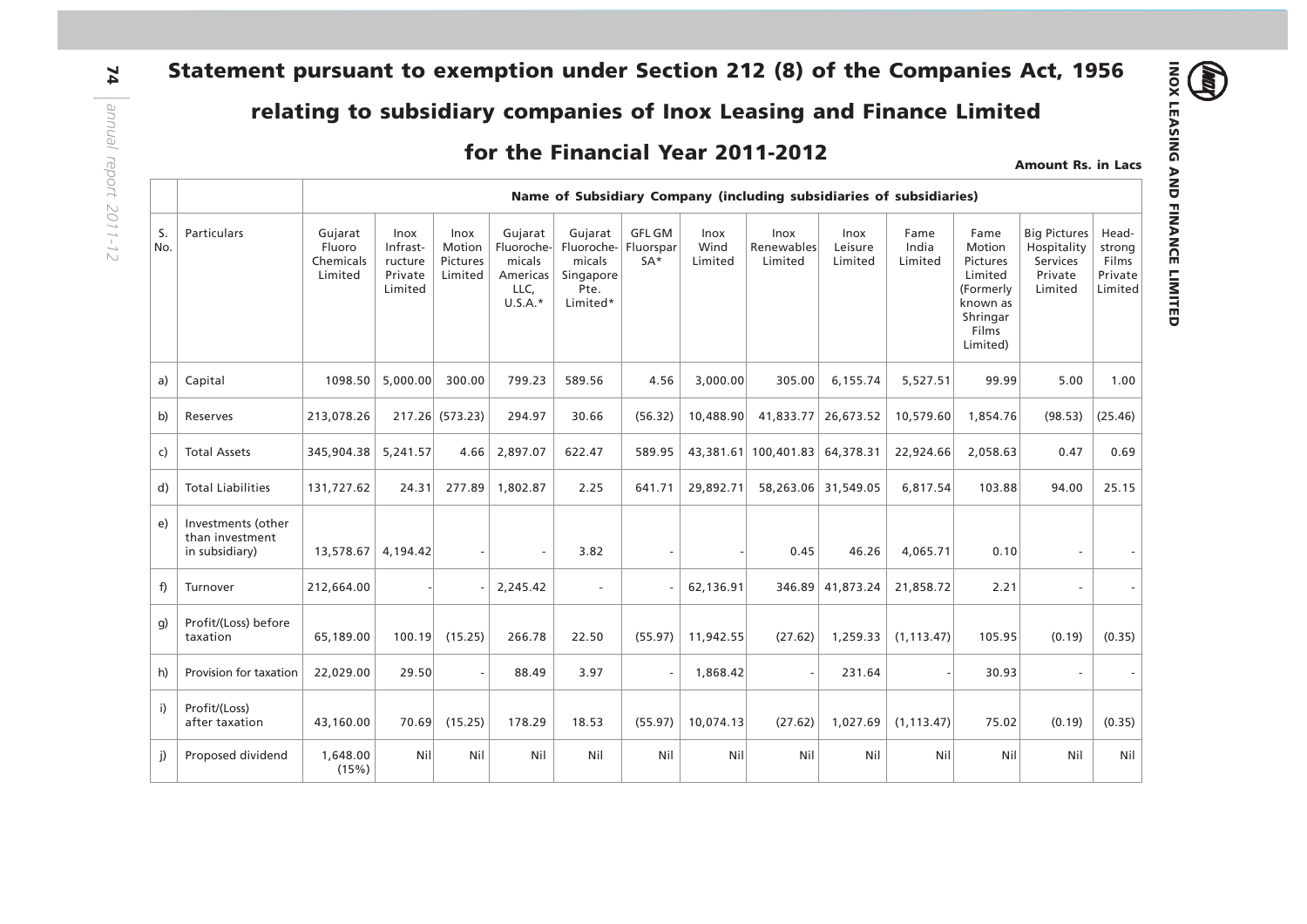# Statement pursuant to exemption under Section 212 (8) of the Companies Act, 1956

## relating to subsidiary companies of Inox Leasing and Finance Limited

## for the Financial Year 2011-2012

**Amount Rs. in Lacs**

| | | Name of Subsidiary Company (including subsidiaries of subsidiaries) | | | | | | | | | | | | |
|---|---|---|---|---|---|---|---|---|---|---|---|---|---|---|
| S. No. | Particulars | Gujarat Fluoro Chemicals Limited | Inox Infrastructure Private Limited | Inox Motion Pictures Limited | Gujarat Fluorochemicals Americas LLC, U.S.A.* | Gujarat Fluorochemicals Singapore Pte. Limited* | GFL GM Fluorspar SA* | Inox Wind Limited | Inox Renewables Limited | Inox Leisure Limited | Fame India Limited | Fame Motion Pictures Limited (Formerly known as Shringar Films Limited) | Big Pictures Hospitality Services Private Limited | Headstrong Films Private Limited |
| a) | Capital | 1098.50 | 5,000.00 | 300.00 | 799.23 | 589.56 | 4.56 | 3,000.00 | 305.00 | 6,155.74 | 5,527.51 | 99.99 | 5.00 | 1.00 |
| b) | Reserves | 213,078.26 | 217.26 | (573.23) | 294.97 | 30.66 | (56.32) | 10,488.90 | 41,833.77 | 26,673.52 | 10,579.60 | 1,854.76 | (98.53) | (25.46) |
| c) | Total Assets | 345,904.38 | 5,241.57 | 4.66 | 2,897.07 | 622.47 | 589.95 | 43,381.61 | 100,401.83 | 64,378.31 | 22,924.66 | 2,058.63 | 0.47 | 0.69 |
| d) | Total Liabilities | 131,727.62 | 24.31 | 277.89 | 1,802.87 | 2.25 | 641.71 | 29,892.71 | 58,263.06 | 31,549.05 | 6,817.54 | 103.88 | 94.00 | 25.15 |
| e) | Investments (other than investment in subsidiary) | 13,578.67 | 4,194.42 | - | - | 3.82 | - | - | 0.45 | 46.26 | 4,065.71 | 0.10 | - | - |
| f) | Turnover | 212,664.00 | - | - | 2,245.42 | - | - | 62,136.91 | 346.89 | 41,873.24 | 21,858.72 | 2.21 | - | - |
| g) | Profit/(Loss) before taxation | 65,189.00 | 100.19 | (15.25) | 266.78 | 22.50 | (55.97) | 11,942.55 | (27.62) | 1,259.33 | (1,113.47) | 105.95 | (0.19) | (0.35) |
| h) | Provision for taxation | 22,029.00 | 29.50 | - | 88.49 | 3.97 | - | 1,868.42 | - | 231.64 | - | 30.93 | - | - |
| i) | Profit/(Loss) after taxation | 43,160.00 | 70.69 | (15.25) | 178.29 | 18.53 | (55.97) | 10,074.13 | (27.62) | 1,027.69 | (1,113.47) | 75.02 | (0.19) | (0.35) |
| j) | Proposed dividend | 1,648.00 (15%) | Nil | Nil | Nil | Nil | Nil | Nil | Nil | Nil | Nil | Nil | Nil | Nil |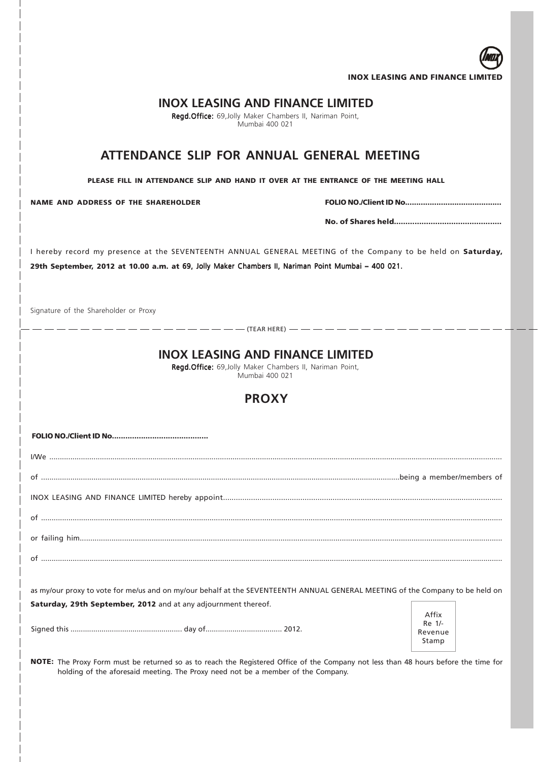# INOX LEASING AND FINANCE LIMITED

**Regd.Office:** 69,Jolly Maker Chambers II, Nariman Point, Mumbai 400 021

## ATTENDANCE SLIP FOR ANNUAL GENERAL MEETING

**PLEASE FILL IN ATTENDANCE SLIP AND HAND IT OVER AT THE ENTRANCE OF THE MEETING HALL**

**NAME AND ADDRESS OF THE SHAREHOLDER**

**FOLIO NO./Client ID No..........................................**

**No. of Shares held..............................................**

I hereby record my presence at the SEVENTEENTH ANNUAL GENERAL MEETING of the Company to be held on **Saturday, 29th September, 2012 at 10.00 a.m. at 69, Jolly Maker Chambers II, Nariman Point Mumbai – 400 021.**

Signature of the Shareholder or Proxy

(TEAR HERE)

# INOX LEASING AND FINANCE LIMITED

**Regd.Office:** 69,Jolly Maker Chambers II, Nariman Point, Mumbai 400 021

## PROXY

**FOLIO NO./Client ID No..........................................**

I/We ..................................................................................................................................................................................................

of ..........................................................................................................................................................being a member/members of

INOX LEASING AND FINANCE LIMITED hereby appoint.................................................................................................................................

of ..................................................................................................................................................................................................

or failing him..................................................................................................................................................................................................

of ..................................................................................................................................................................................................

as my/our proxy to vote for me/us and on my/our behalf at the SEVENTEENTH ANNUAL GENERAL MEETING of the Company to be held on **Saturday, 29th September, 2012** and at any adjournment thereof.

Signed this ...................................................... day of..................................... 2012.

Affix Re 1/- Revenue Stamp

**NOTE:** The Proxy Form must be returned so as to reach the Registered Office of the Company not less than 48 hours before the time for holding of the aforesaid meeting. The Proxy need not be a member of the Company.